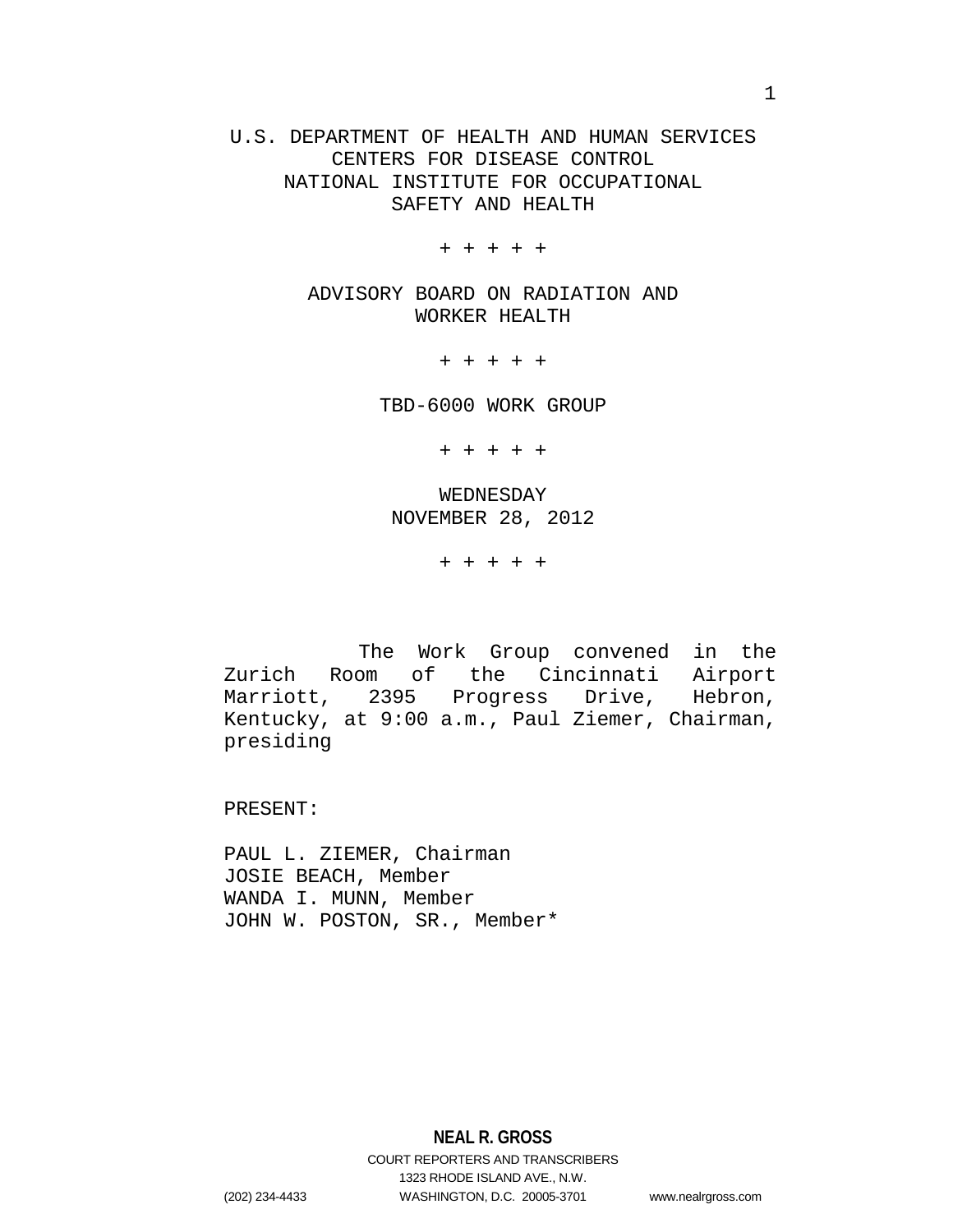U.S. DEPARTMENT OF HEALTH AND HUMAN SERVICES
CENTERS FOR DISEASE CONTROL
NATIONAL INSTITUTE FOR OCCUPATIONAL
SAFETY AND HEALTH

+ + + + +

ADVISORY BOARD ON RADIATION AND
WORKER HEALTH

+ + + + +

TBD-6000 WORK GROUP

+ + + + +

WEDNESDAY
NOVEMBER 28, 2012

+ + + + +

The Work Group convened in the Zurich Room of the Cincinnati Airport Marriott, 2395 Progress Drive, Hebron, Kentucky, at 9:00 a.m., Paul Ziemer, Chairman, presiding

PRESENT:

PAUL L. ZIEMER, Chairman
JOSIE BEACH, Member
WANDA I. MUNN, Member
JOHN W. POSTON, SR., Member*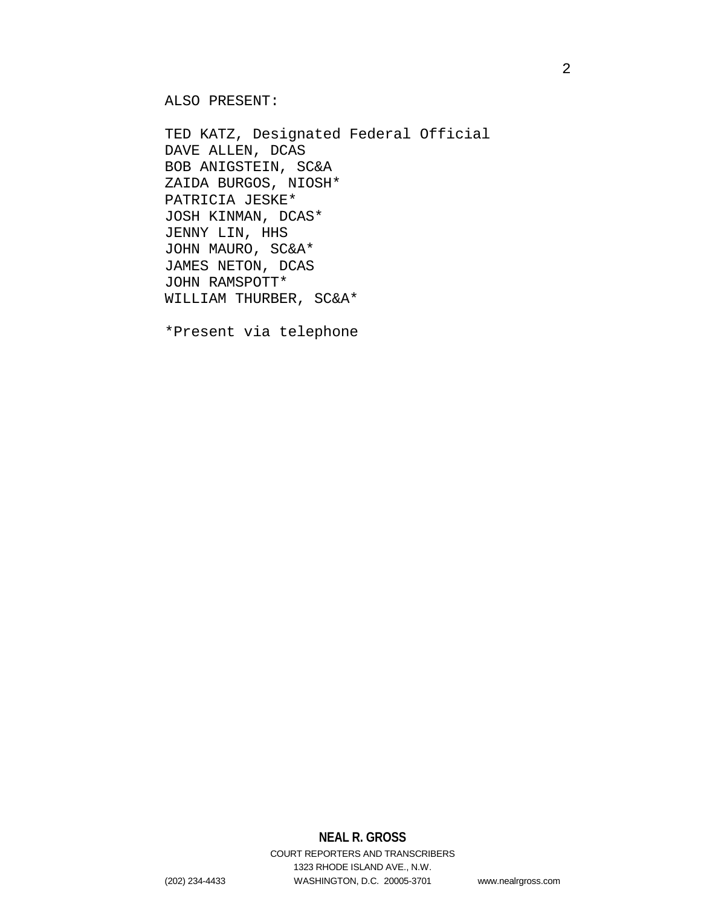ALSO PRESENT:

TED KATZ, Designated Federal Official
DAVE ALLEN, DCAS
BOB ANIGSTEIN, SC&A
ZAIDA BURGOS, NIOSH*
PATRICIA JESKE*
JOSH KINMAN, DCAS*
JENNY LIN, HHS
JOHN MAURO, SC&A*
JAMES NETON, DCAS
JOHN RAMSPOTT*
WILLIAM THURBER, SC&A*

*Present via telephone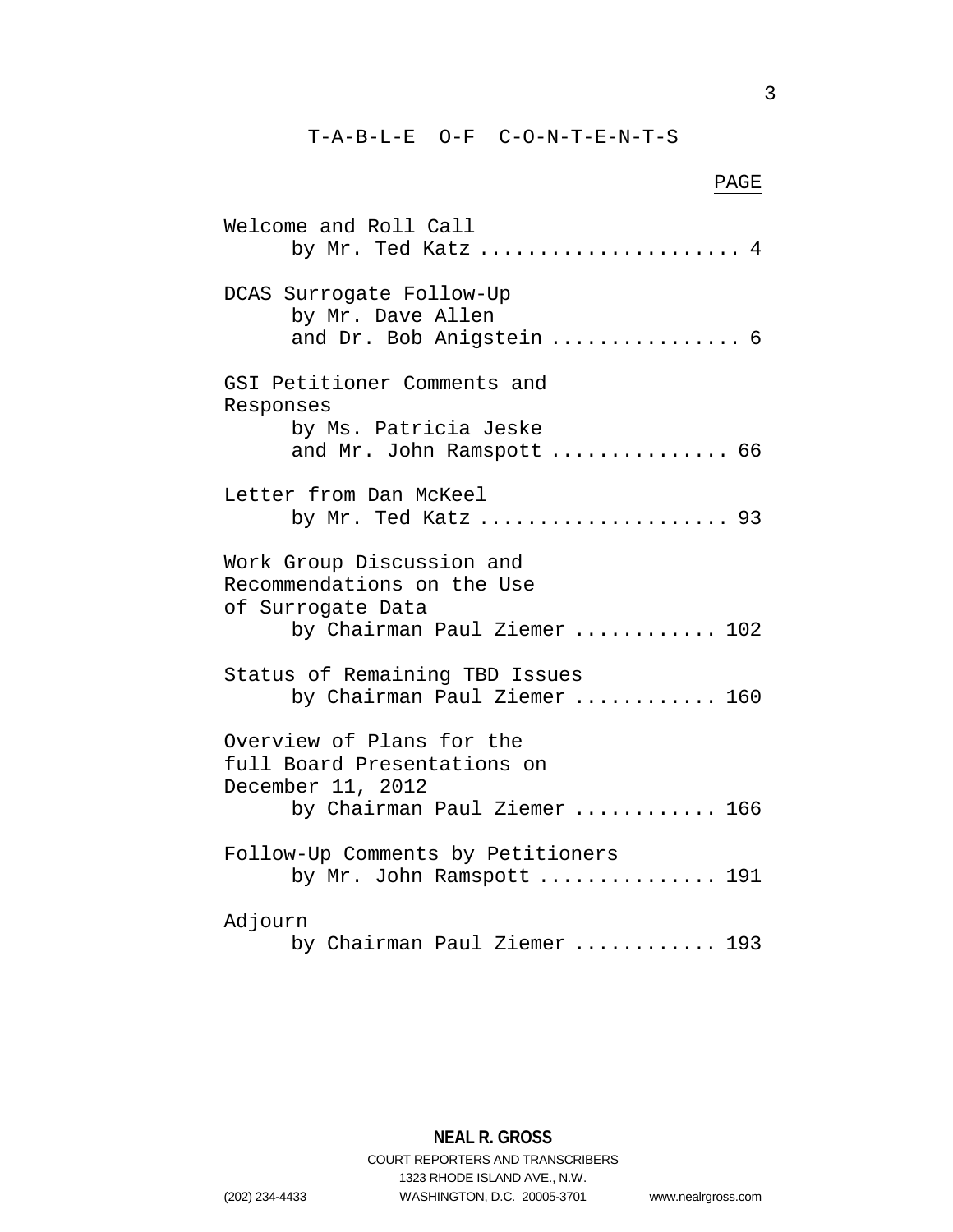# T-A-B-L-E O-F C-O-N-T-E-N-T-S

| | PAGE |
|---|---|
| Welcome and Roll Call<br>by Mr. Ted Katz | 4 |
| DCAS Surrogate Follow-Up<br>by Mr. Dave Allen<br>and Dr. Bob Anigstein | 6 |
| GSI Petitioner Comments and Responses<br>by Ms. Patricia Jeske<br>and Mr. John Ramspott | 66 |
| Letter from Dan McKeel<br>by Mr. Ted Katz | 93 |
| Work Group Discussion and Recommendations on the Use of Surrogate Data<br>by Chairman Paul Ziemer | 102 |
| Status of Remaining TBD Issues<br>by Chairman Paul Ziemer | 160 |
| Overview of Plans for the full Board Presentations on December 11, 2012<br>by Chairman Paul Ziemer | 166 |
| Follow-Up Comments by Petitioners<br>by Mr. John Ramspott | 191 |
| Adjourn<br>by Chairman Paul Ziemer | 193 |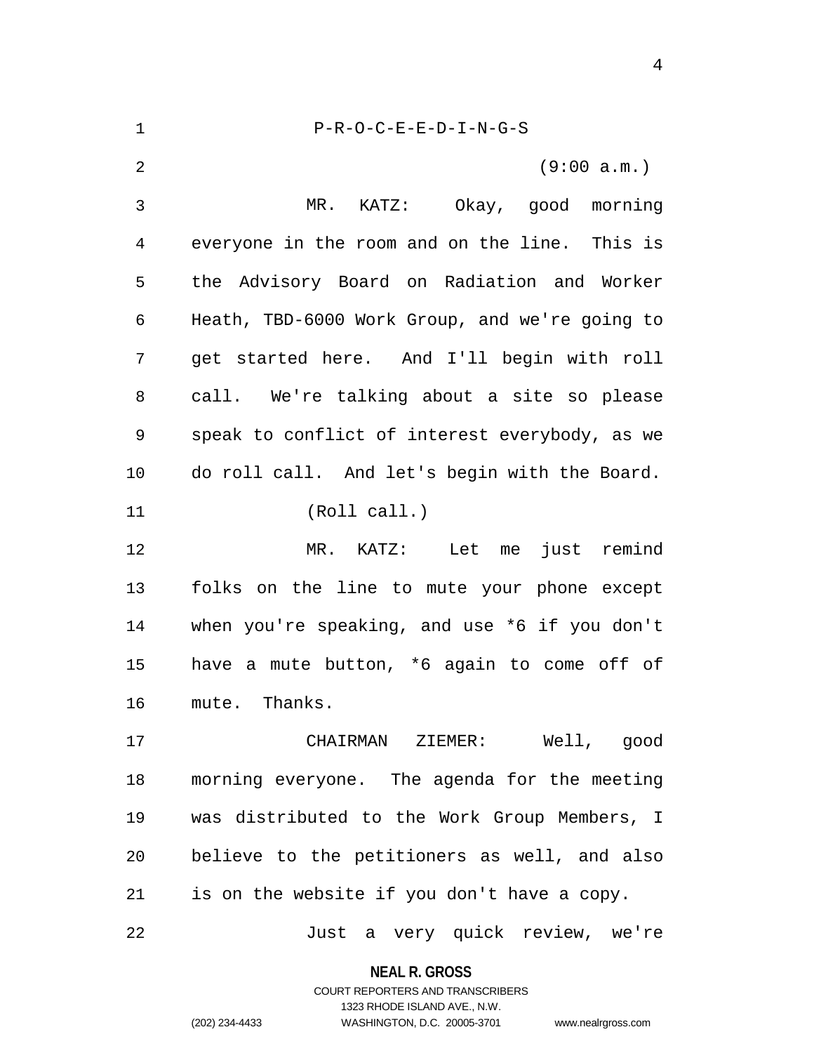P-R-O-C-E-E-D-I-N-G-S

(9:00 a.m.)

MR. KATZ: Okay, good morning everyone in the room and on the line. This is the Advisory Board on Radiation and Worker Heath, TBD-6000 Work Group, and we're going to get started here. And I'll begin with roll call. We're talking about a site so please speak to conflict of interest everybody, as we do roll call. And let's begin with the Board.

(Roll call.)

MR. KATZ: Let me just remind folks on the line to mute your phone except when you're speaking, and use *6 if you don't have a mute button, *6 again to come off of mute. Thanks.

CHAIRMAN ZIEMER: Well, good morning everyone. The agenda for the meeting was distributed to the Work Group Members, I believe to the petitioners as well, and also is on the website if you don't have a copy.

Just a very quick review, we're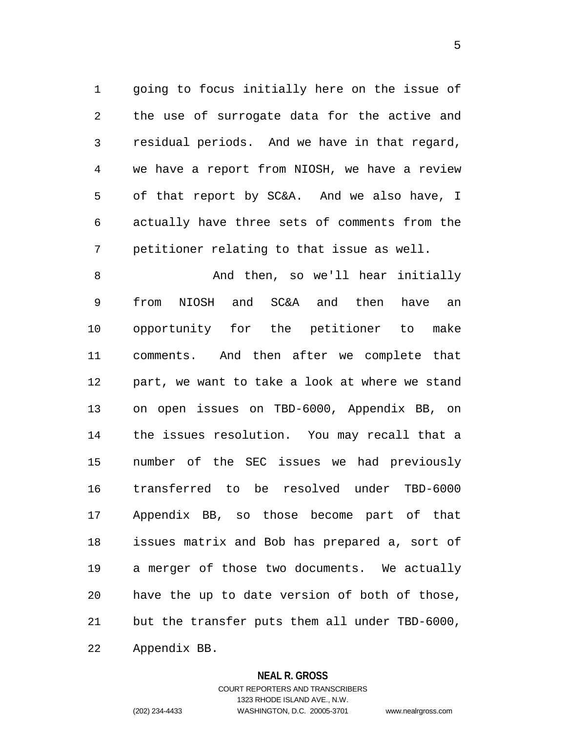going to focus initially here on the issue of the use of surrogate data for the active and residual periods. And we have in that regard, we have a report from NIOSH, we have a review of that report by SC&A. And we also have, I actually have three sets of comments from the petitioner relating to that issue as well.

And then, so we'll hear initially from NIOSH and SC&A and then have an opportunity for the petitioner to make comments. And then after we complete that part, we want to take a look at where we stand on open issues on TBD-6000, Appendix BB, on the issues resolution. You may recall that a number of the SEC issues we had previously transferred to be resolved under TBD-6000 Appendix BB, so those become part of that issues matrix and Bob has prepared a, sort of a merger of those two documents. We actually have the up to date version of both of those, but the transfer puts them all under TBD-6000, Appendix BB.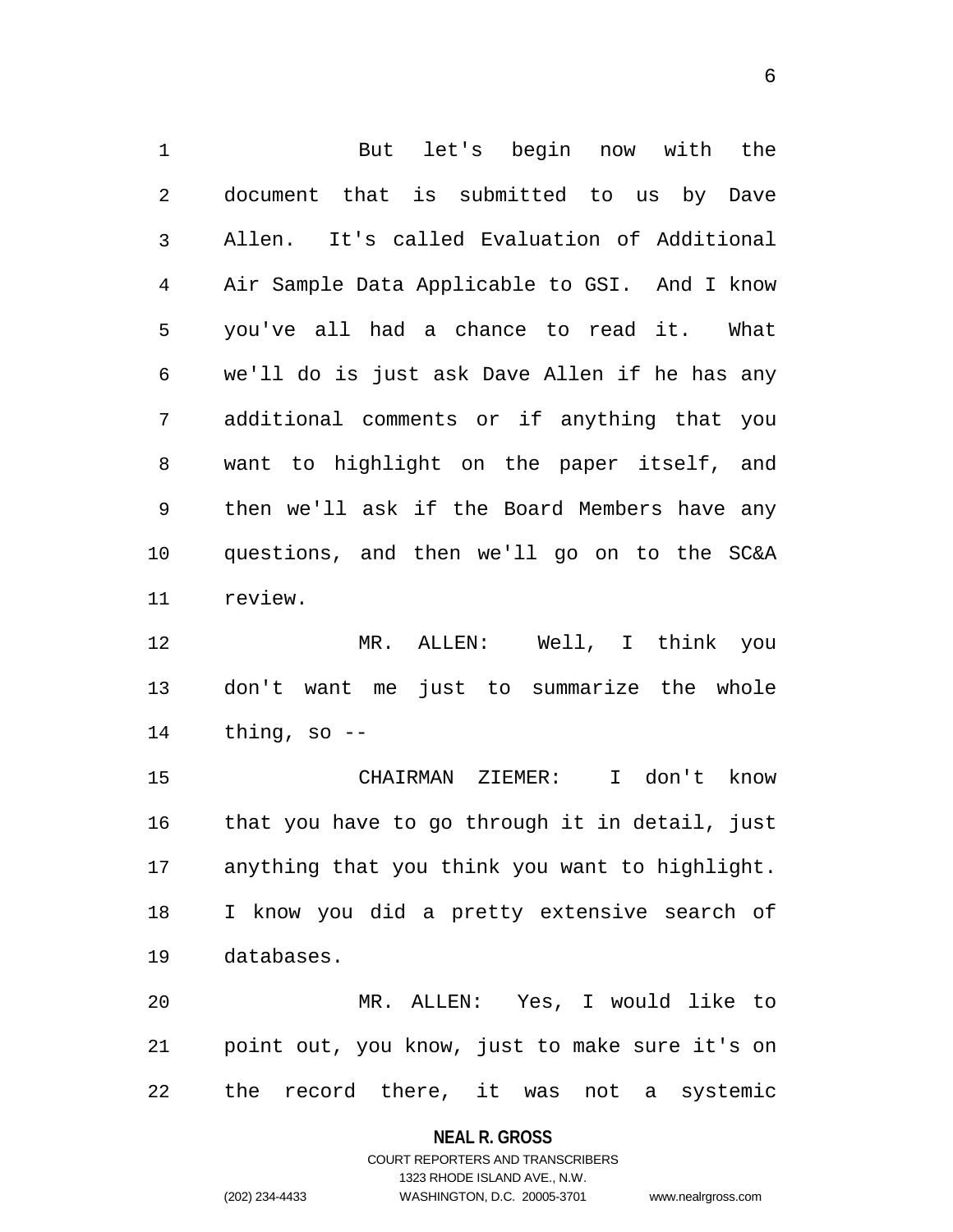But let's begin now with the document that is submitted to us by Dave Allen. It's called Evaluation of Additional Air Sample Data Applicable to GSI. And I know you've all had a chance to read it. What we'll do is just ask Dave Allen if he has any additional comments or if anything that you want to highlight on the paper itself, and then we'll ask if the Board Members have any questions, and then we'll go on to the SC&A review.

MR. ALLEN: Well, I think you don't want me just to summarize the whole thing, so --

CHAIRMAN ZIEMER: I don't know that you have to go through it in detail, just anything that you think you want to highlight. I know you did a pretty extensive search of databases.

MR. ALLEN: Yes, I would like to point out, you know, just to make sure it's on the record there, it was not a systemic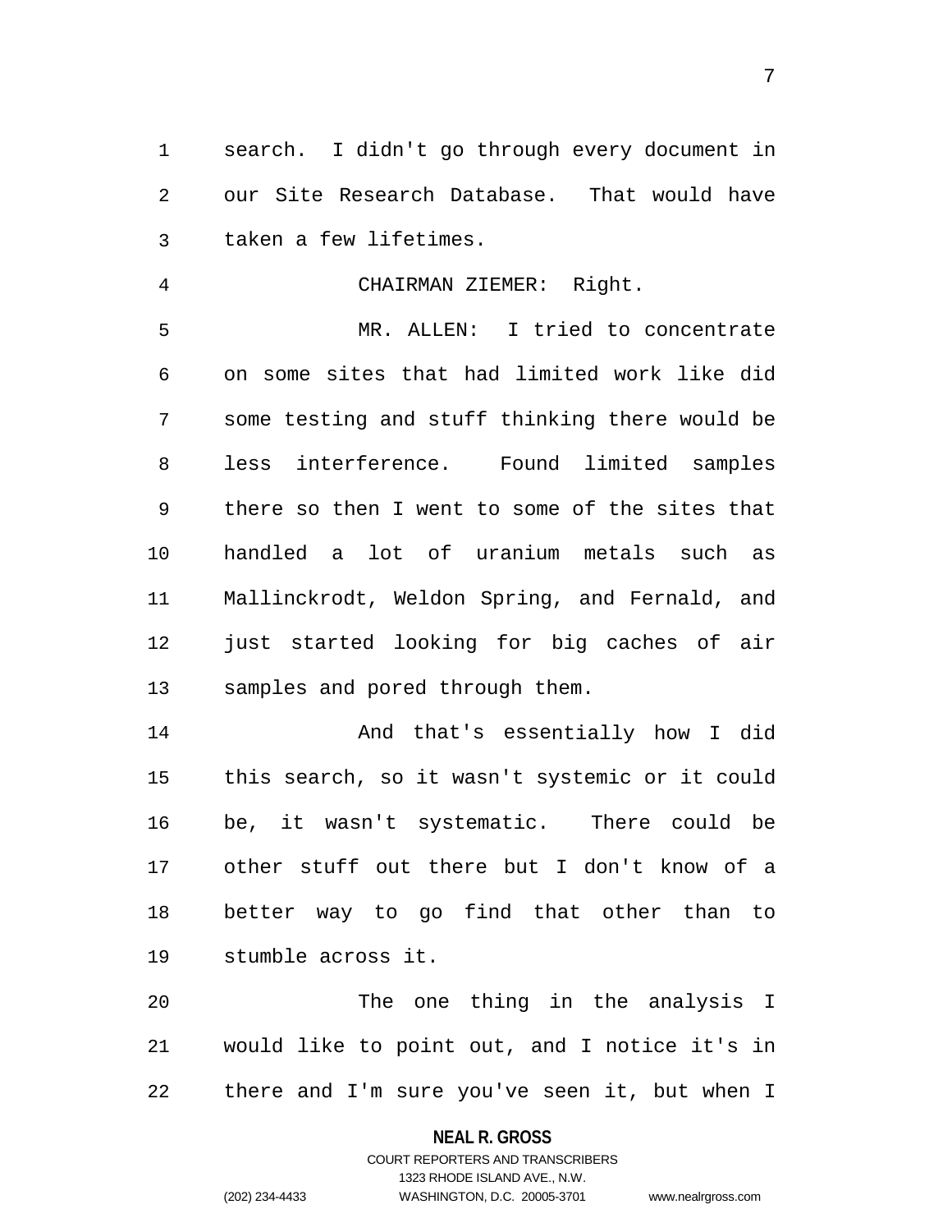search. I didn't go through every document in our Site Research Database. That would have taken a few lifetimes.

CHAIRMAN ZIEMER: Right.

MR. ALLEN: I tried to concentrate on some sites that had limited work like did some testing and stuff thinking there would be less interference. Found limited samples there so then I went to some of the sites that handled a lot of uranium metals such as Mallinckrodt, Weldon Spring, and Fernald, and just started looking for big caches of air samples and pored through them.

And that's essentially how I did this search, so it wasn't systemic or it could be, it wasn't systematic. There could be other stuff out there but I don't know of a better way to go find that other than to stumble across it.

The one thing in the analysis I would like to point out, and I notice it's in there and I'm sure you've seen it, but when I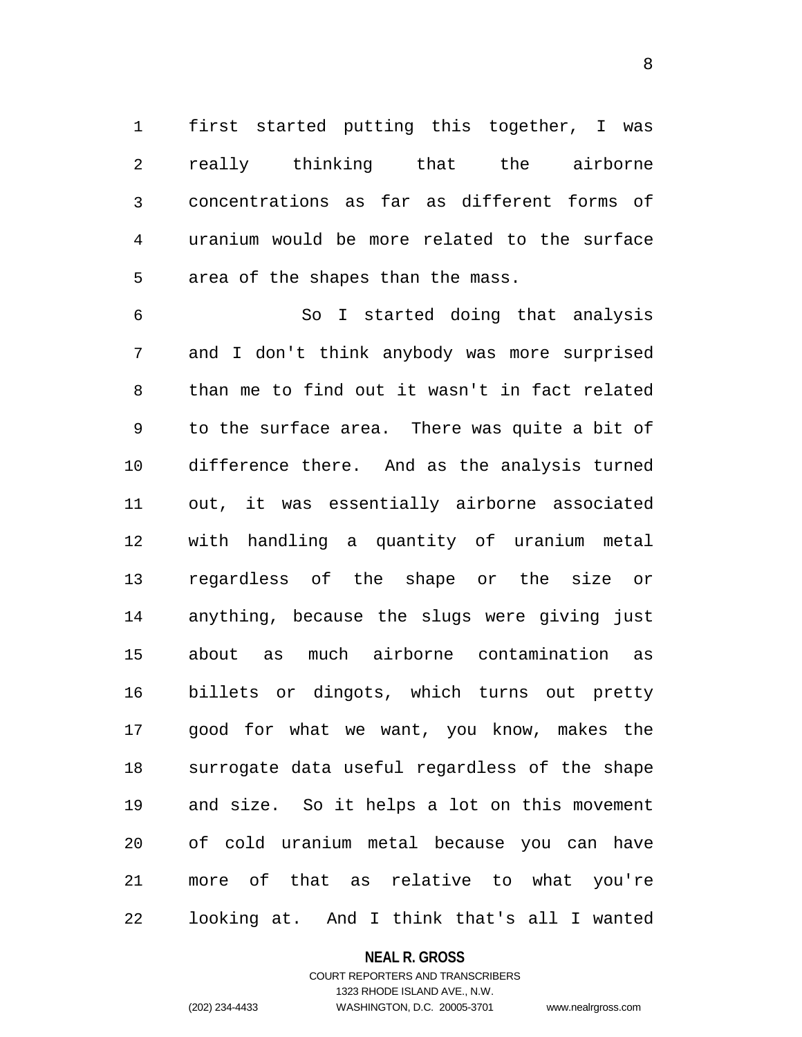first started putting this together, I was really thinking that the airborne concentrations as far as different forms of uranium would be more related to the surface area of the shapes than the mass.

So I started doing that analysis and I don't think anybody was more surprised than me to find out it wasn't in fact related to the surface area. There was quite a bit of difference there. And as the analysis turned out, it was essentially airborne associated with handling a quantity of uranium metal regardless of the shape or the size or anything, because the slugs were giving just about as much airborne contamination as billets or dingots, which turns out pretty good for what we want, you know, makes the surrogate data useful regardless of the shape and size. So it helps a lot on this movement of cold uranium metal because you can have more of that as relative to what you're looking at. And I think that's all I wanted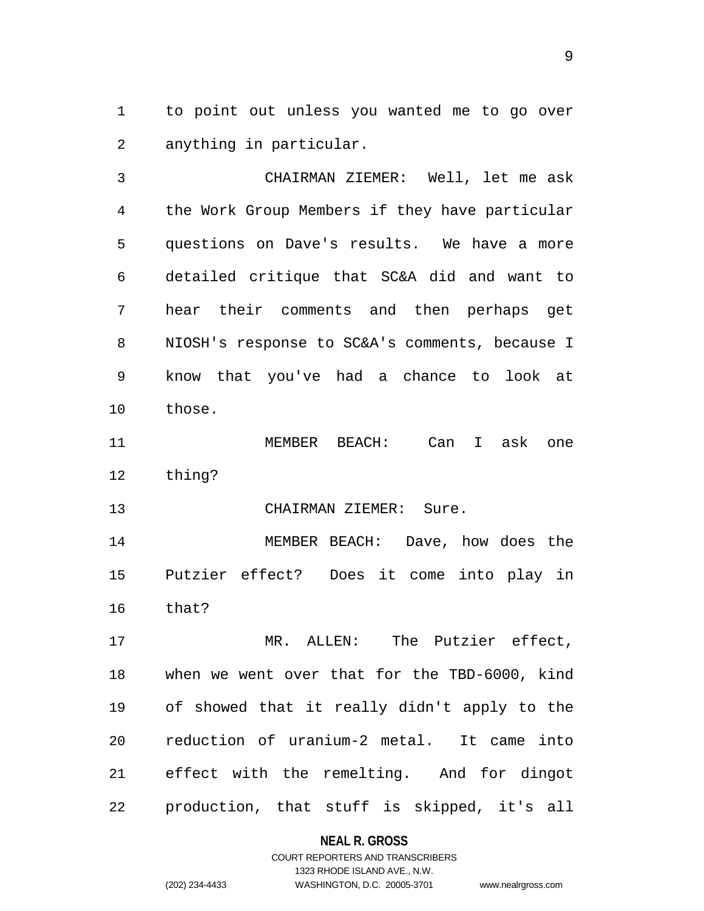to point out unless you wanted me to go over anything in particular.

CHAIRMAN ZIEMER: Well, let me ask the Work Group Members if they have particular questions on Dave's results. We have a more detailed critique that SC&A did and want to hear their comments and then perhaps get NIOSH's response to SC&A's comments, because I know that you've had a chance to look at those.

MEMBER BEACH: Can I ask one thing?

CHAIRMAN ZIEMER: Sure.

MEMBER BEACH: Dave, how does the Putzier effect? Does it come into play in that?

MR. ALLEN: The Putzier effect, when we went over that for the TBD-6000, kind of showed that it really didn't apply to the reduction of uranium-2 metal. It came into effect with the remelting. And for dingot production, that stuff is skipped, it's all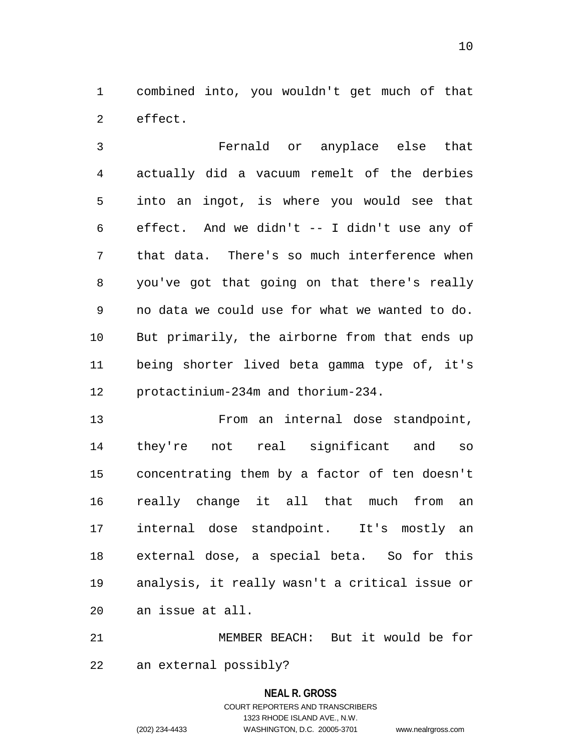combined into, you wouldn't get much of that effect.

Fernald or anyplace else that actually did a vacuum remelt of the derbies into an ingot, is where you would see that effect. And we didn't -- I didn't use any of that data. There's so much interference when you've got that going on that there's really no data we could use for what we wanted to do. But primarily, the airborne from that ends up being shorter lived beta gamma type of, it's protactinium-234m and thorium-234.

From an internal dose standpoint, they're not real significant and so concentrating them by a factor of ten doesn't really change it all that much from an internal dose standpoint. It's mostly an external dose, a special beta. So for this analysis, it really wasn't a critical issue or an issue at all.

MEMBER BEACH: But it would be for an external possibly?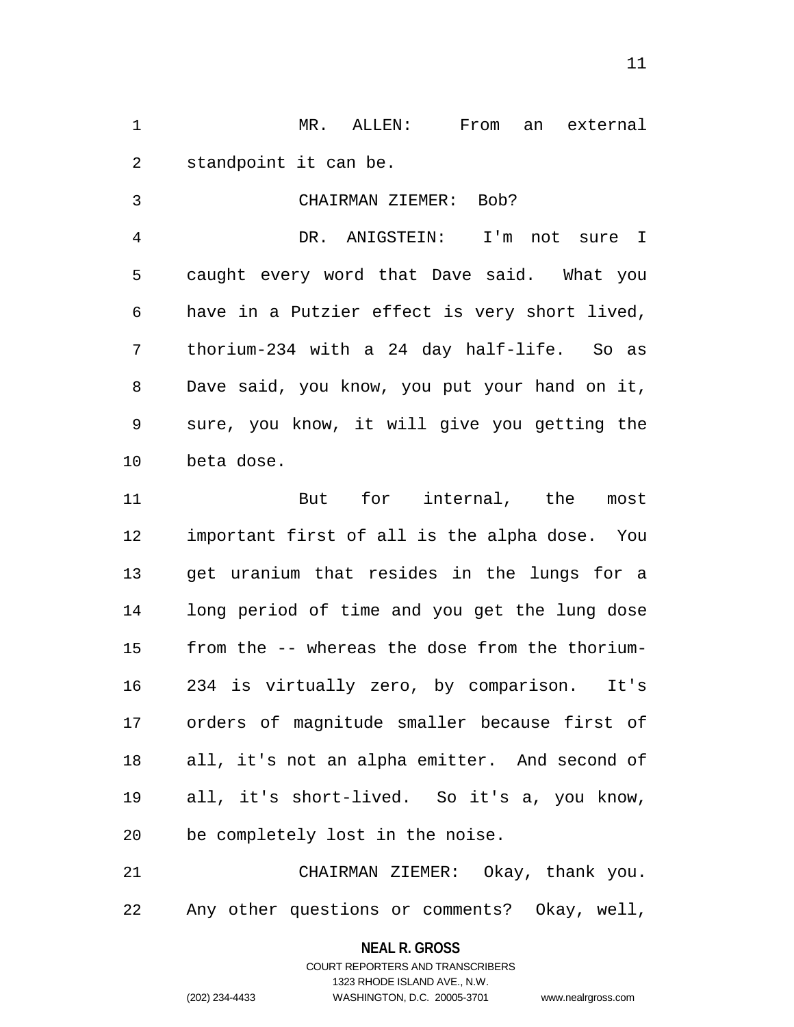MR. ALLEN: From an external standpoint it can be.

CHAIRMAN ZIEMER: Bob?

DR. ANIGSTEIN: I'm not sure I caught every word that Dave said. What you have in a Putzier effect is very short lived, thorium-234 with a 24 day half-life. So as Dave said, you know, you put your hand on it, sure, you know, it will give you getting the beta dose.

But for internal, the most important first of all is the alpha dose. You get uranium that resides in the lungs for a long period of time and you get the lung dose from the -- whereas the dose from the thorium-234 is virtually zero, by comparison. It's orders of magnitude smaller because first of all, it's not an alpha emitter. And second of all, it's short-lived. So it's a, you know, be completely lost in the noise.

CHAIRMAN ZIEMER: Okay, thank you. Any other questions or comments? Okay, well,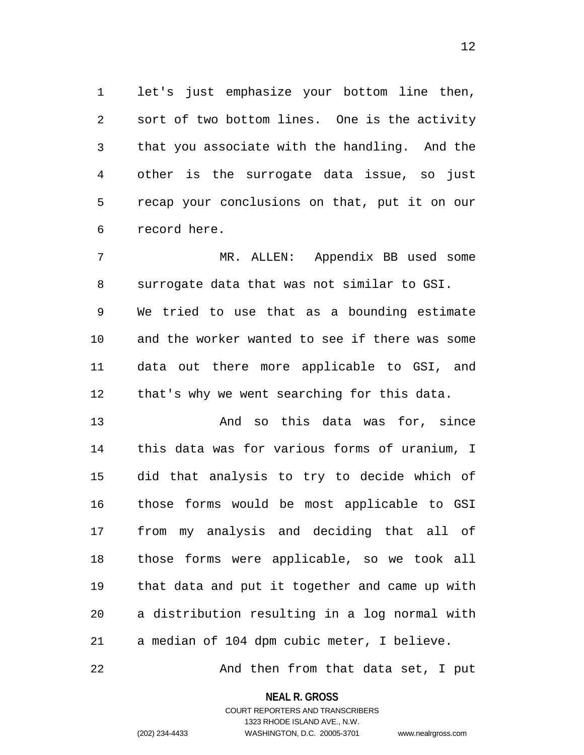let's just emphasize your bottom line then, sort of two bottom lines. One is the activity that you associate with the handling. And the other is the surrogate data issue, so just recap your conclusions on that, put it on our record here.

MR. ALLEN: Appendix BB used some surrogate data that was not similar to GSI. We tried to use that as a bounding estimate and the worker wanted to see if there was some data out there more applicable to GSI, and that's why we went searching for this data.

And so this data was for, since this data was for various forms of uranium, I did that analysis to try to decide which of those forms would be most applicable to GSI from my analysis and deciding that all of those forms were applicable, so we took all that data and put it together and came up with a distribution resulting in a log normal with a median of 104 dpm cubic meter, I believe.

And then from that data set, I put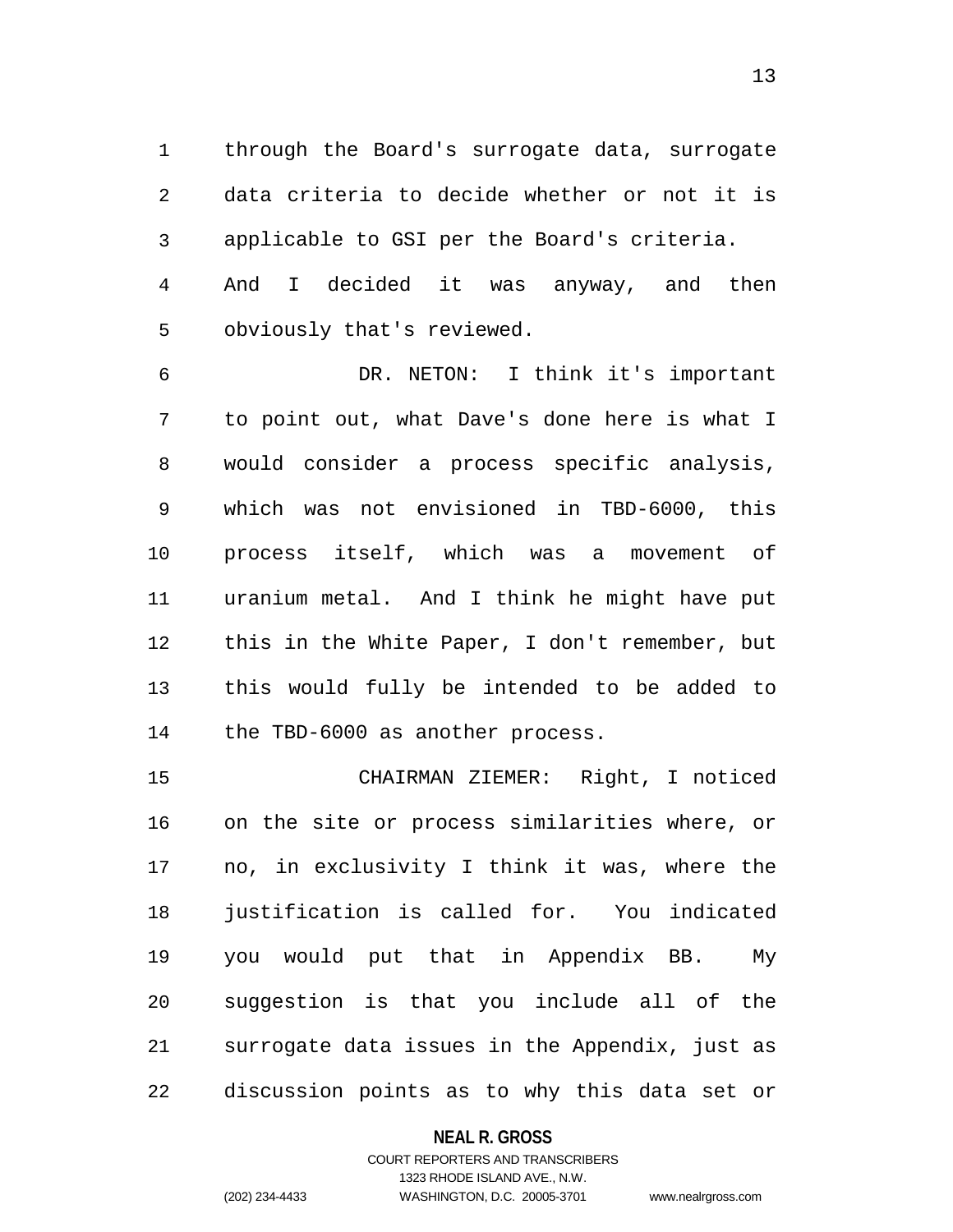through the Board's surrogate data, surrogate data criteria to decide whether or not it is applicable to GSI per the Board's criteria. And I decided it was anyway, and then obviously that's reviewed.

DR. NETON: I think it's important to point out, what Dave's done here is what I would consider a process specific analysis, which was not envisioned in TBD-6000, this process itself, which was a movement of uranium metal. And I think he might have put this in the White Paper, I don't remember, but this would fully be intended to be added to the TBD-6000 as another process.

CHAIRMAN ZIEMER: Right, I noticed on the site or process similarities where, or no, in exclusivity I think it was, where the justification is called for. You indicated you would put that in Appendix BB. My suggestion is that you include all of the surrogate data issues in the Appendix, just as discussion points as to why this data set or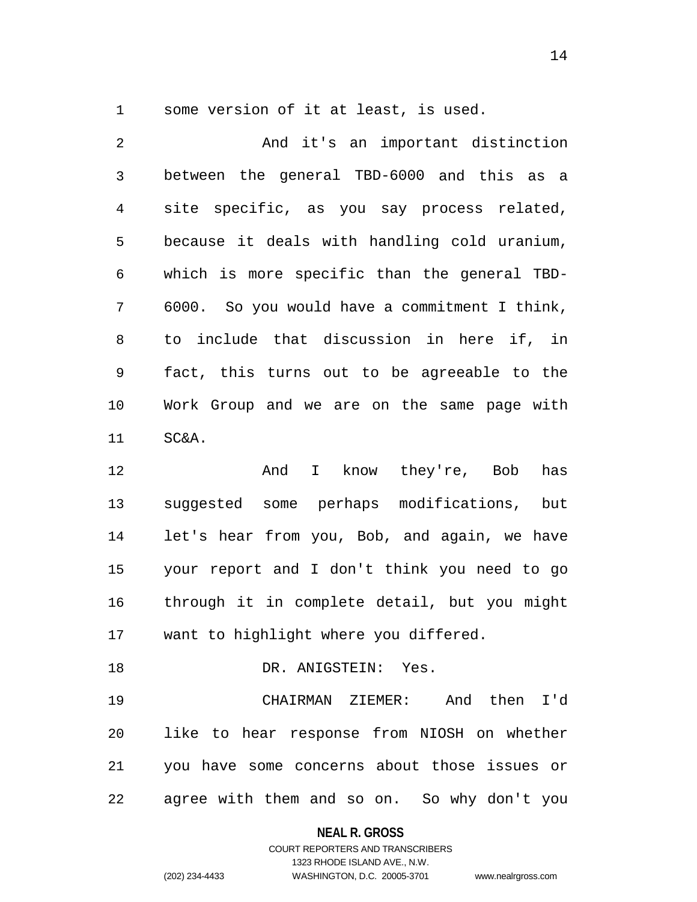some version of it at least, is used.

And it's an important distinction between the general TBD-6000 and this as a site specific, as you say process related, because it deals with handling cold uranium, which is more specific than the general TBD-6000. So you would have a commitment I think, to include that discussion in here if, in fact, this turns out to be agreeable to the Work Group and we are on the same page with SC&A.

And I know they're, Bob has suggested some perhaps modifications, but let's hear from you, Bob, and again, we have your report and I don't think you need to go through it in complete detail, but you might want to highlight where you differed.

DR. ANIGSTEIN: Yes.

CHAIRMAN ZIEMER: And then I'd like to hear response from NIOSH on whether you have some concerns about those issues or agree with them and so on. So why don't you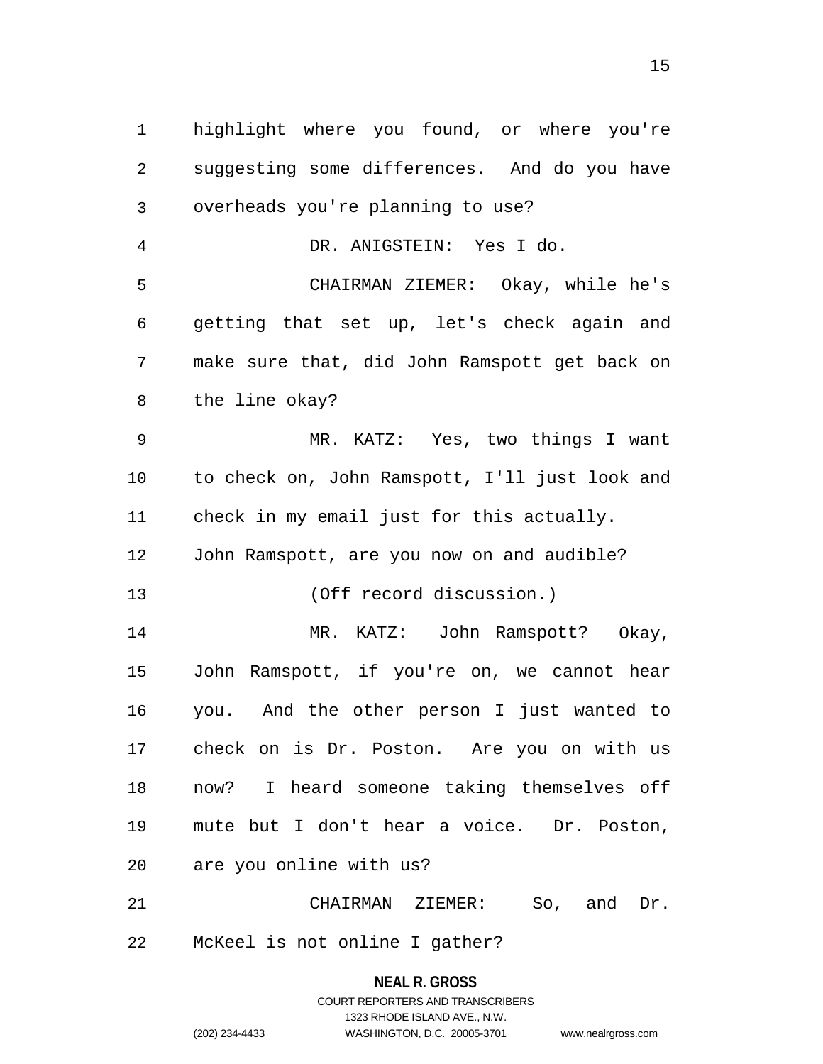highlight where you found, or where you're suggesting some differences. And do you have overheads you're planning to use?

DR. ANIGSTEIN: Yes I do.

CHAIRMAN ZIEMER: Okay, while he's getting that set up, let's check again and make sure that, did John Ramspott get back on the line okay?

MR. KATZ: Yes, two things I want to check on, John Ramspott, I'll just look and check in my email just for this actually. John Ramspott, are you now on and audible?

(Off record discussion.)

MR. KATZ: John Ramspott? Okay, John Ramspott, if you're on, we cannot hear you. And the other person I just wanted to check on is Dr. Poston. Are you on with us now? I heard someone taking themselves off mute but I don't hear a voice. Dr. Poston, are you online with us?

CHAIRMAN ZIEMER: So, and Dr. McKeel is not online I gather?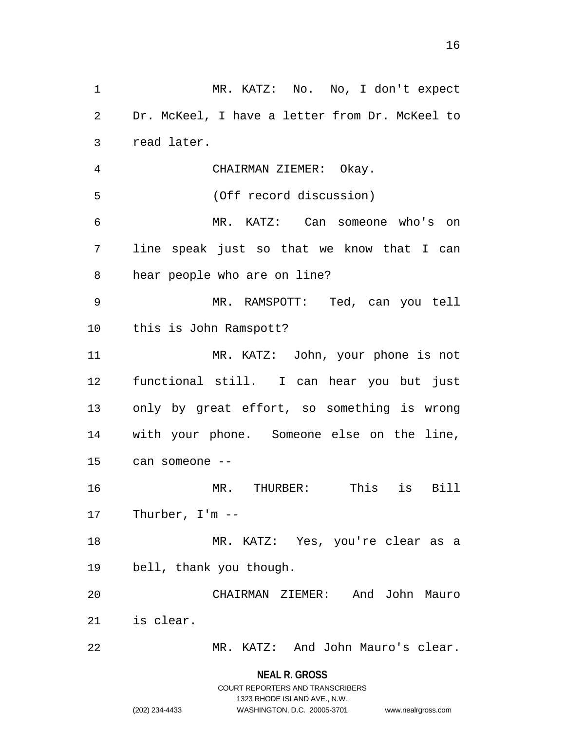MR. KATZ: No. No, I don't expect Dr. McKeel, I have a letter from Dr. McKeel to read later.

CHAIRMAN ZIEMER: Okay.

(Off record discussion)

MR. KATZ: Can someone who's on line speak just so that we know that I can hear people who are on line?

MR. RAMSPOTT: Ted, can you tell this is John Ramspott?

MR. KATZ: John, your phone is not functional still. I can hear you but just only by great effort, so something is wrong with your phone. Someone else on the line, can someone --

MR. THURBER: This is Bill Thurber, I'm --

MR. KATZ: Yes, you're clear as a bell, thank you though.

CHAIRMAN ZIEMER: And John Mauro is clear.

MR. KATZ: And John Mauro's clear.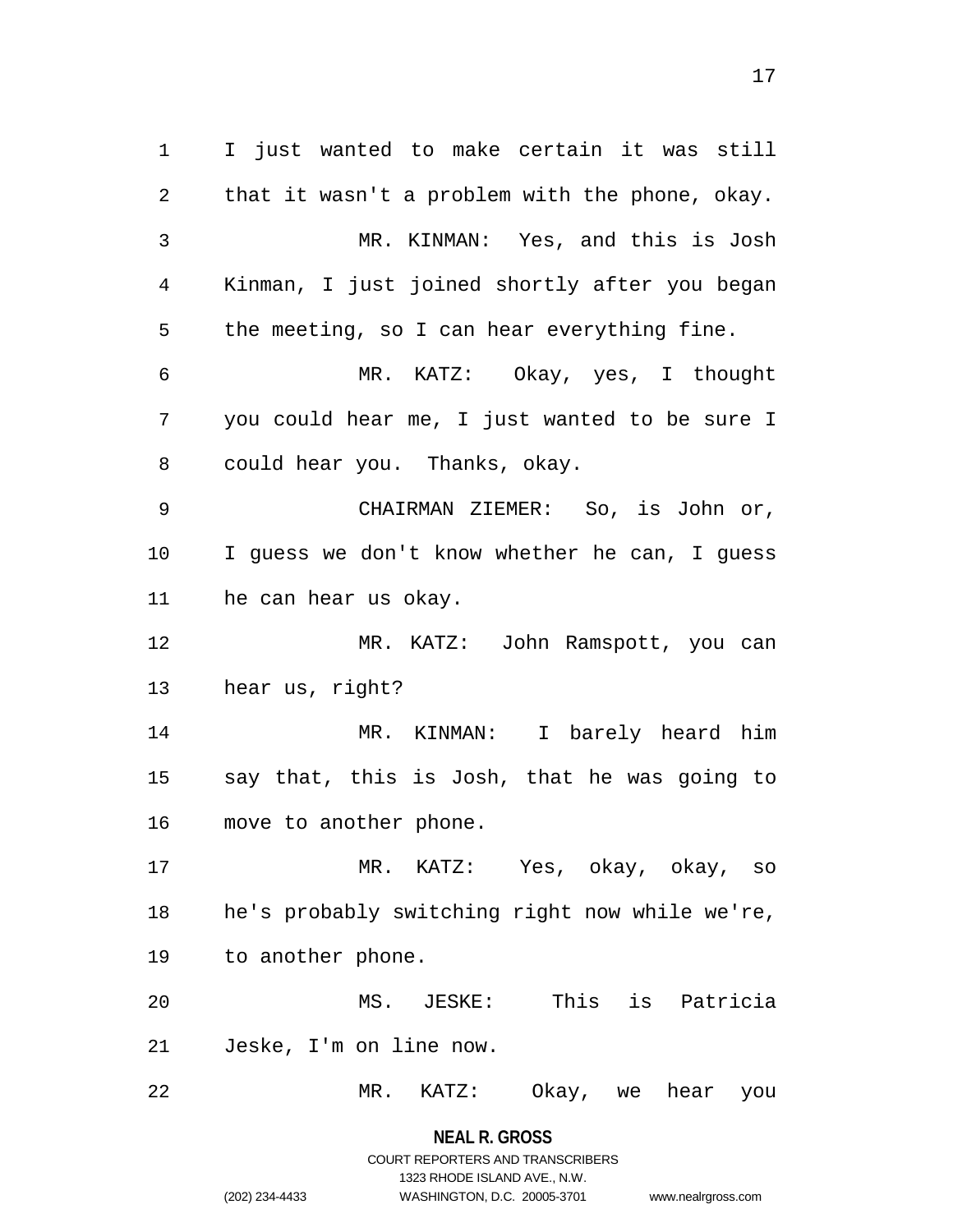I just wanted to make certain it was still that it wasn't a problem with the phone, okay.

MR. KINMAN: Yes, and this is Josh Kinman, I just joined shortly after you began the meeting, so I can hear everything fine.

MR. KATZ: Okay, yes, I thought you could hear me, I just wanted to be sure I could hear you. Thanks, okay.

CHAIRMAN ZIEMER: So, is John or, I guess we don't know whether he can, I guess he can hear us okay.

MR. KATZ: John Ramspott, you can hear us, right?

MR. KINMAN: I barely heard him say that, this is Josh, that he was going to move to another phone.

MR. KATZ: Yes, okay, okay, so he's probably switching right now while we're, to another phone.

MS. JESKE: This is Patricia Jeske, I'm on line now.

MR. KATZ: Okay, we hear you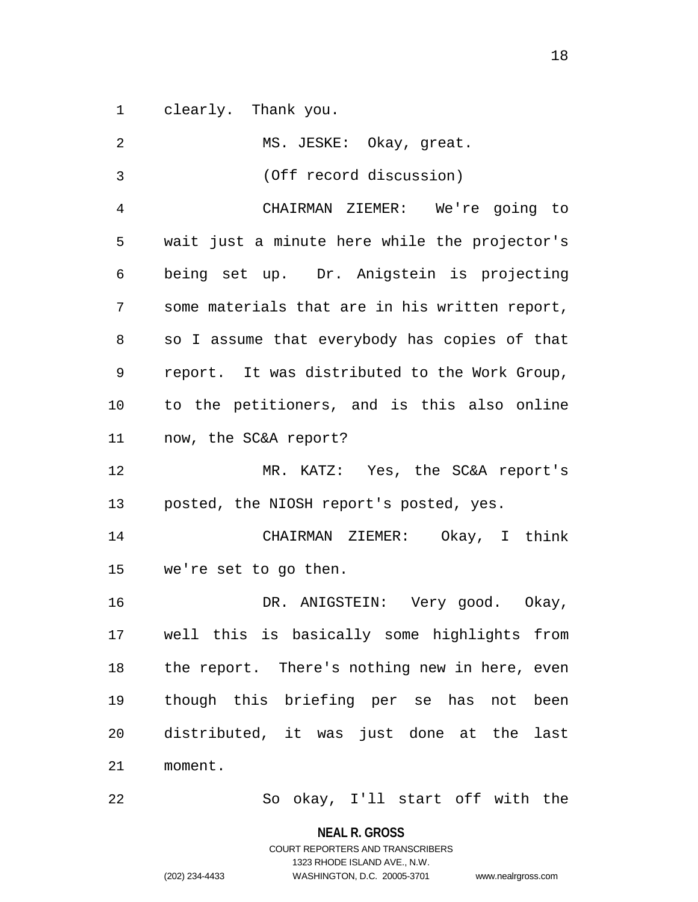clearly. Thank you.

MS. JESKE: Okay, great.

(Off record discussion)

CHAIRMAN ZIEMER: We're going to wait just a minute here while the projector's being set up. Dr. Anigstein is projecting some materials that are in his written report, so I assume that everybody has copies of that report. It was distributed to the Work Group, to the petitioners, and is this also online now, the SC&A report?

MR. KATZ: Yes, the SC&A report's posted, the NIOSH report's posted, yes.

CHAIRMAN ZIEMER: Okay, I think we're set to go then.

DR. ANIGSTEIN: Very good. Okay, well this is basically some highlights from the report. There's nothing new in here, even though this briefing per se has not been distributed, it was just done at the last moment.

So okay, I'll start off with the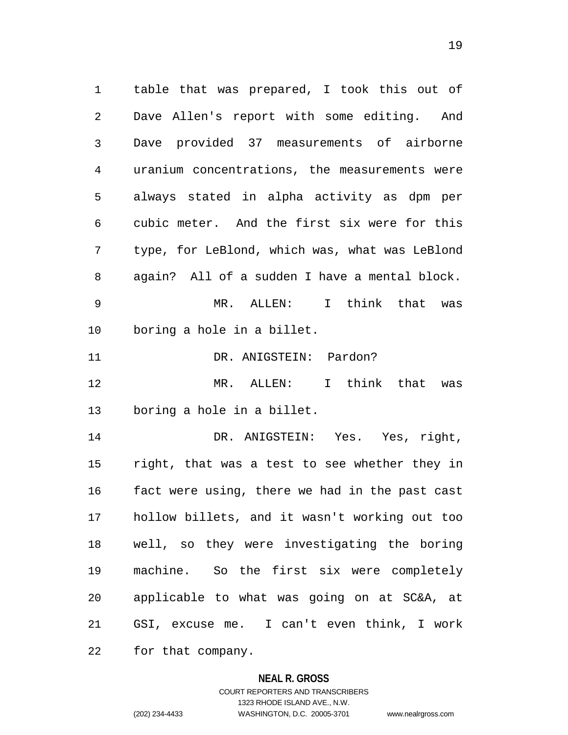table that was prepared, I took this out of Dave Allen's report with some editing. And Dave provided 37 measurements of airborne uranium concentrations, the measurements were always stated in alpha activity as dpm per cubic meter. And the first six were for this type, for LeBlond, which was, what was LeBlond again? All of a sudden I have a mental block.

MR. ALLEN: I think that was boring a hole in a billet.

DR. ANIGSTEIN: Pardon?

MR. ALLEN: I think that was boring a hole in a billet.

DR. ANIGSTEIN: Yes. Yes, right, right, that was a test to see whether they in fact were using, there we had in the past cast hollow billets, and it wasn't working out too well, so they were investigating the boring machine. So the first six were completely applicable to what was going on at SC&A, at GSI, excuse me. I can't even think, I work for that company.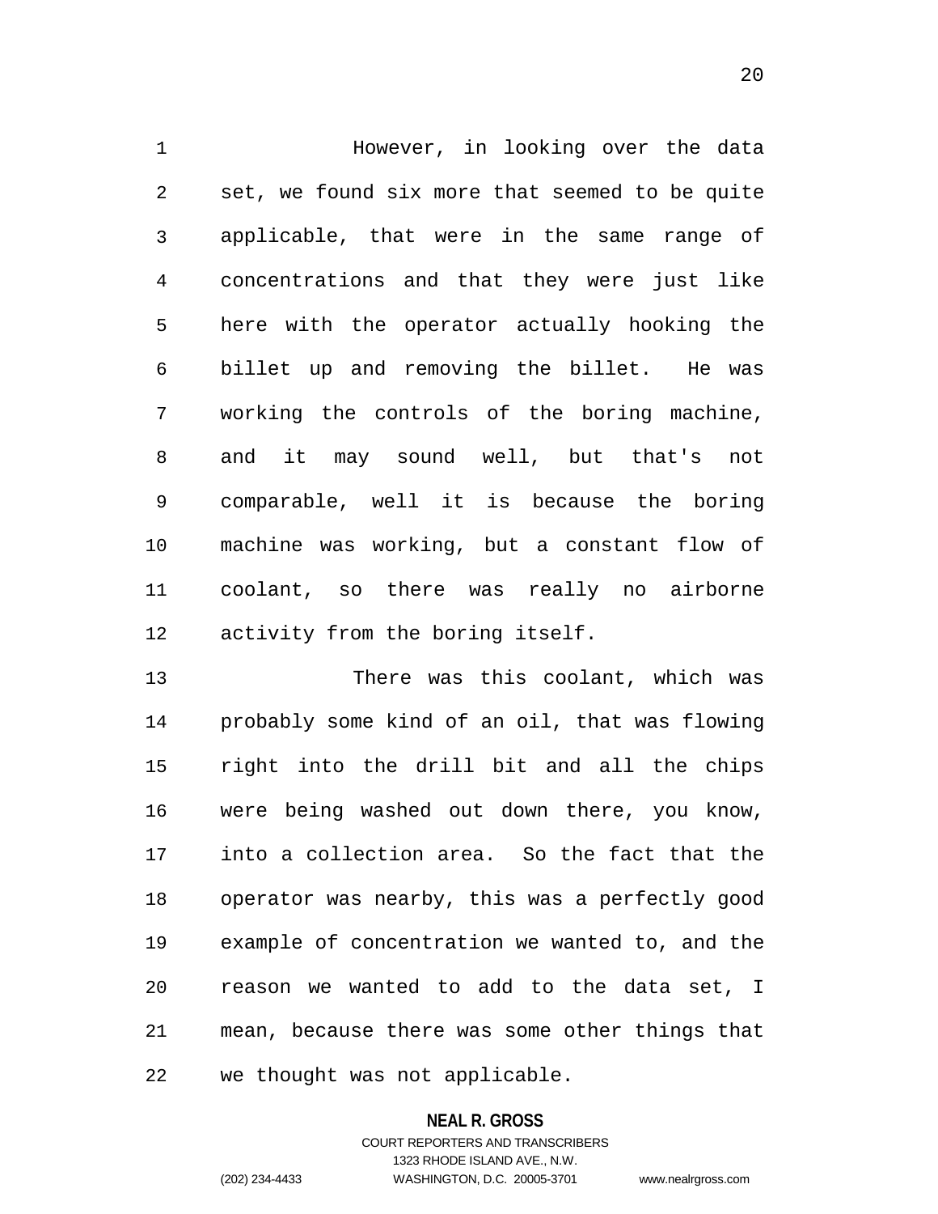However, in looking over the data set, we found six more that seemed to be quite applicable, that were in the same range of concentrations and that they were just like here with the operator actually hooking the billet up and removing the billet. He was working the controls of the boring machine, and it may sound well, but that's not comparable, well it is because the boring machine was working, but a constant flow of coolant, so there was really no airborne activity from the boring itself.

There was this coolant, which was probably some kind of an oil, that was flowing right into the drill bit and all the chips were being washed out down there, you know, into a collection area. So the fact that the operator was nearby, this was a perfectly good example of concentration we wanted to, and the reason we wanted to add to the data set, I mean, because there was some other things that we thought was not applicable.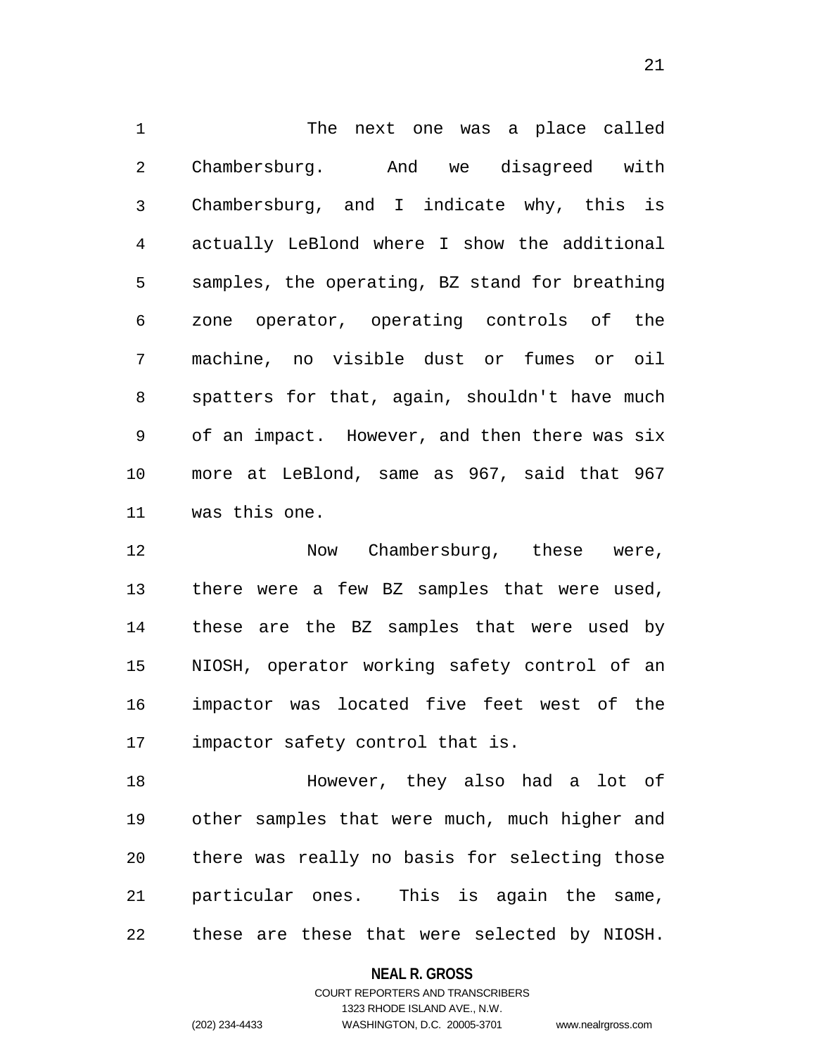The next one was a place called Chambersburg. And we disagreed with Chambersburg, and I indicate why, this is actually LeBlond where I show the additional samples, the operating, BZ stand for breathing zone operator, operating controls of the machine, no visible dust or fumes or oil spatters for that, again, shouldn't have much of an impact. However, and then there was six more at LeBlond, same as 967, said that 967 was this one.

Now Chambersburg, these were, there were a few BZ samples that were used, these are the BZ samples that were used by NIOSH, operator working safety control of an impactor was located five feet west of the impactor safety control that is.

However, they also had a lot of other samples that were much, much higher and there was really no basis for selecting those particular ones. This is again the same, these are these that were selected by NIOSH.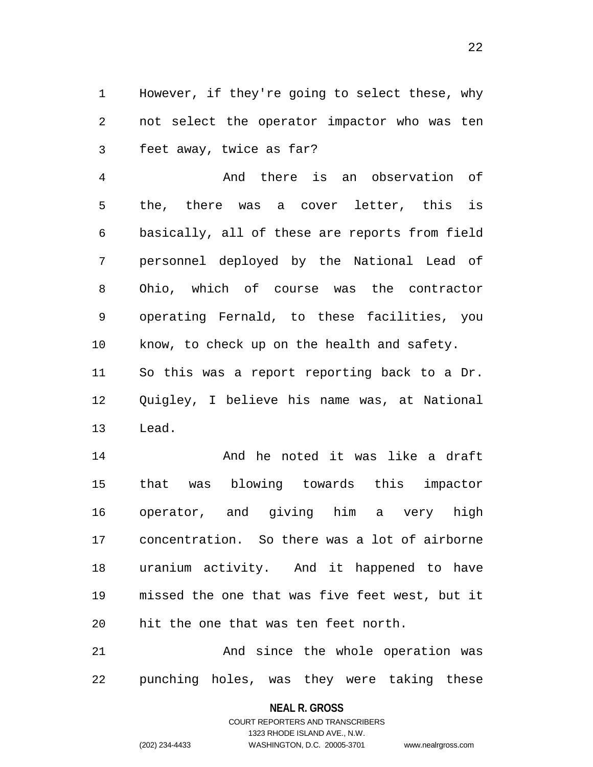However, if they're going to select these, why not select the operator impactor who was ten feet away, twice as far?

And there is an observation of the, there was a cover letter, this is basically, all of these are reports from field personnel deployed by the National Lead of Ohio, which of course was the contractor operating Fernald, to these facilities, you know, to check up on the health and safety. So this was a report reporting back to a Dr. Quigley, I believe his name was, at National Lead.

And he noted it was like a draft that was blowing towards this impactor operator, and giving him a very high concentration. So there was a lot of airborne uranium activity. And it happened to have missed the one that was five feet west, but it hit the one that was ten feet north.

And since the whole operation was punching holes, was they were taking these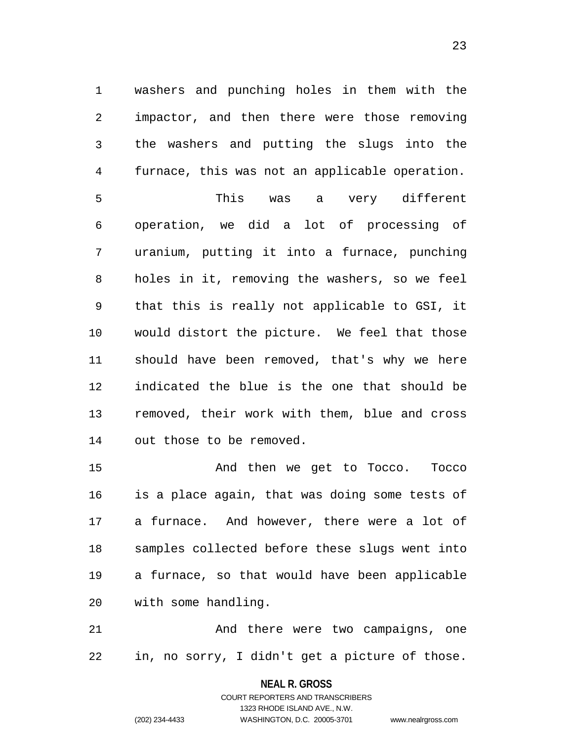washers and punching holes in them with the impactor, and then there were those removing the washers and putting the slugs into the furnace, this was not an applicable operation.

This was a very different operation, we did a lot of processing of uranium, putting it into a furnace, punching holes in it, removing the washers, so we feel that this is really not applicable to GSI, it would distort the picture. We feel that those should have been removed, that's why we here indicated the blue is the one that should be removed, their work with them, blue and cross out those to be removed.

And then we get to Tocco. Tocco is a place again, that was doing some tests of a furnace. And however, there were a lot of samples collected before these slugs went into a furnace, so that would have been applicable with some handling.

And there were two campaigns, one in, no sorry, I didn't get a picture of those.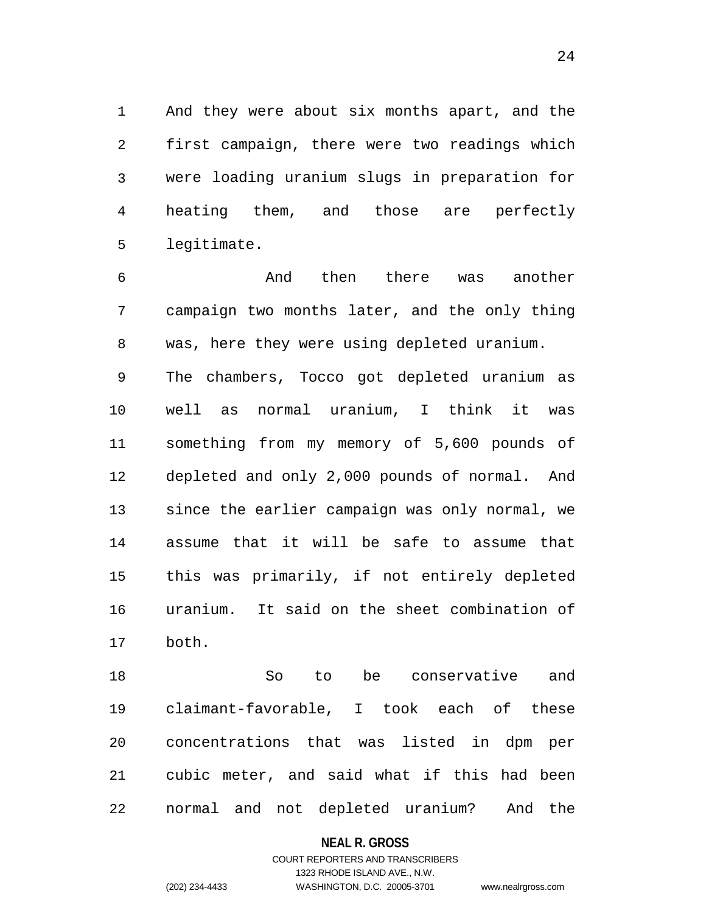And they were about six months apart, and the first campaign, there were two readings which were loading uranium slugs in preparation for heating them, and those are perfectly legitimate.

And then there was another campaign two months later, and the only thing was, here they were using depleted uranium. The chambers, Tocco got depleted uranium as well as normal uranium, I think it was something from my memory of 5,600 pounds of depleted and only 2,000 pounds of normal. And since the earlier campaign was only normal, we assume that it will be safe to assume that this was primarily, if not entirely depleted uranium. It said on the sheet combination of both.

So to be conservative and claimant-favorable, I took each of these concentrations that was listed in dpm per cubic meter, and said what if this had been normal and not depleted uranium? And the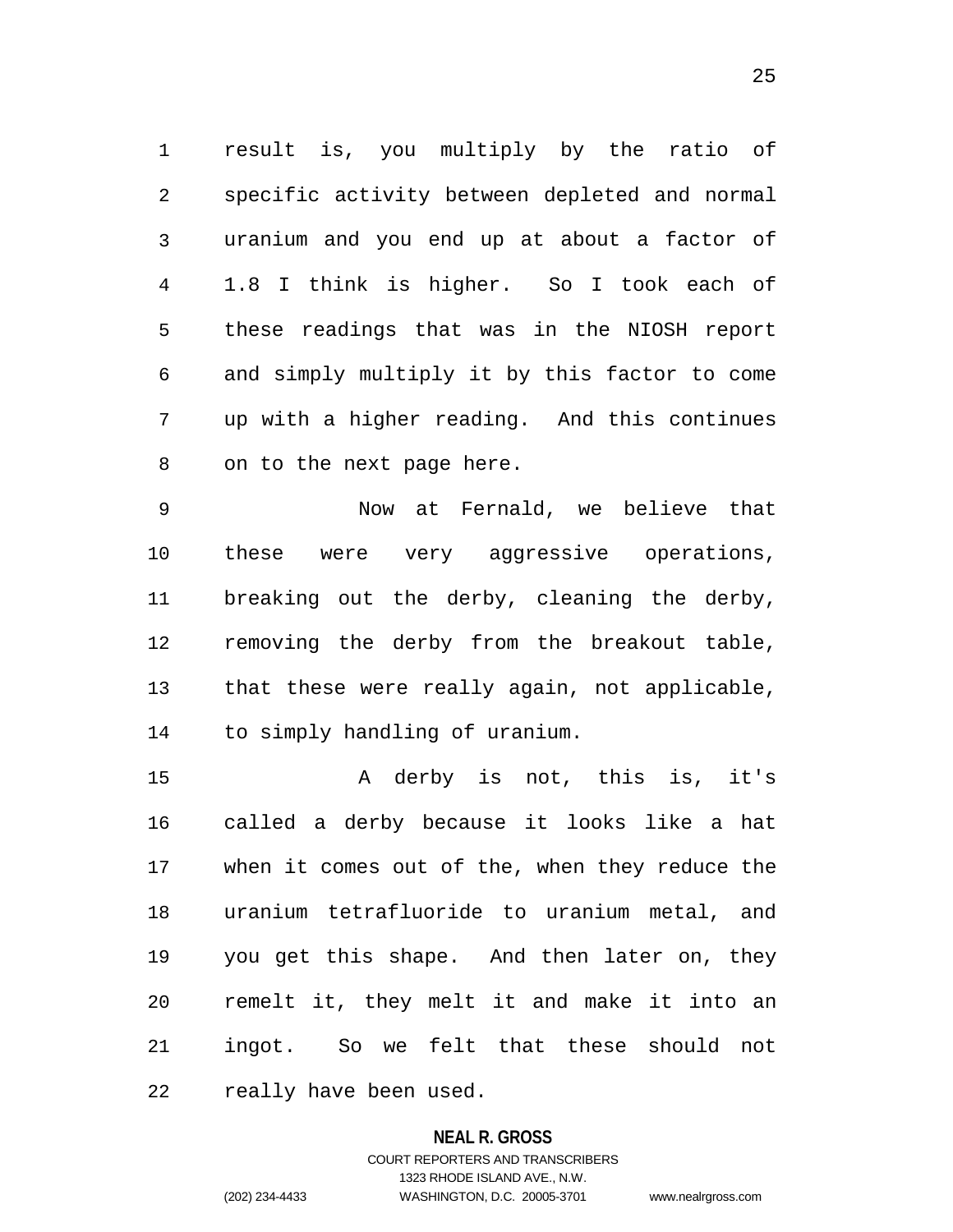result is, you multiply by the ratio of specific activity between depleted and normal uranium and you end up at about a factor of 1.8 I think is higher. So I took each of these readings that was in the NIOSH report and simply multiply it by this factor to come up with a higher reading. And this continues on to the next page here.

Now at Fernald, we believe that these were very aggressive operations, breaking out the derby, cleaning the derby, removing the derby from the breakout table, that these were really again, not applicable, to simply handling of uranium.

A derby is not, this is, it's called a derby because it looks like a hat when it comes out of the, when they reduce the uranium tetrafluoride to uranium metal, and you get this shape. And then later on, they remelt it, they melt it and make it into an ingot. So we felt that these should not really have been used.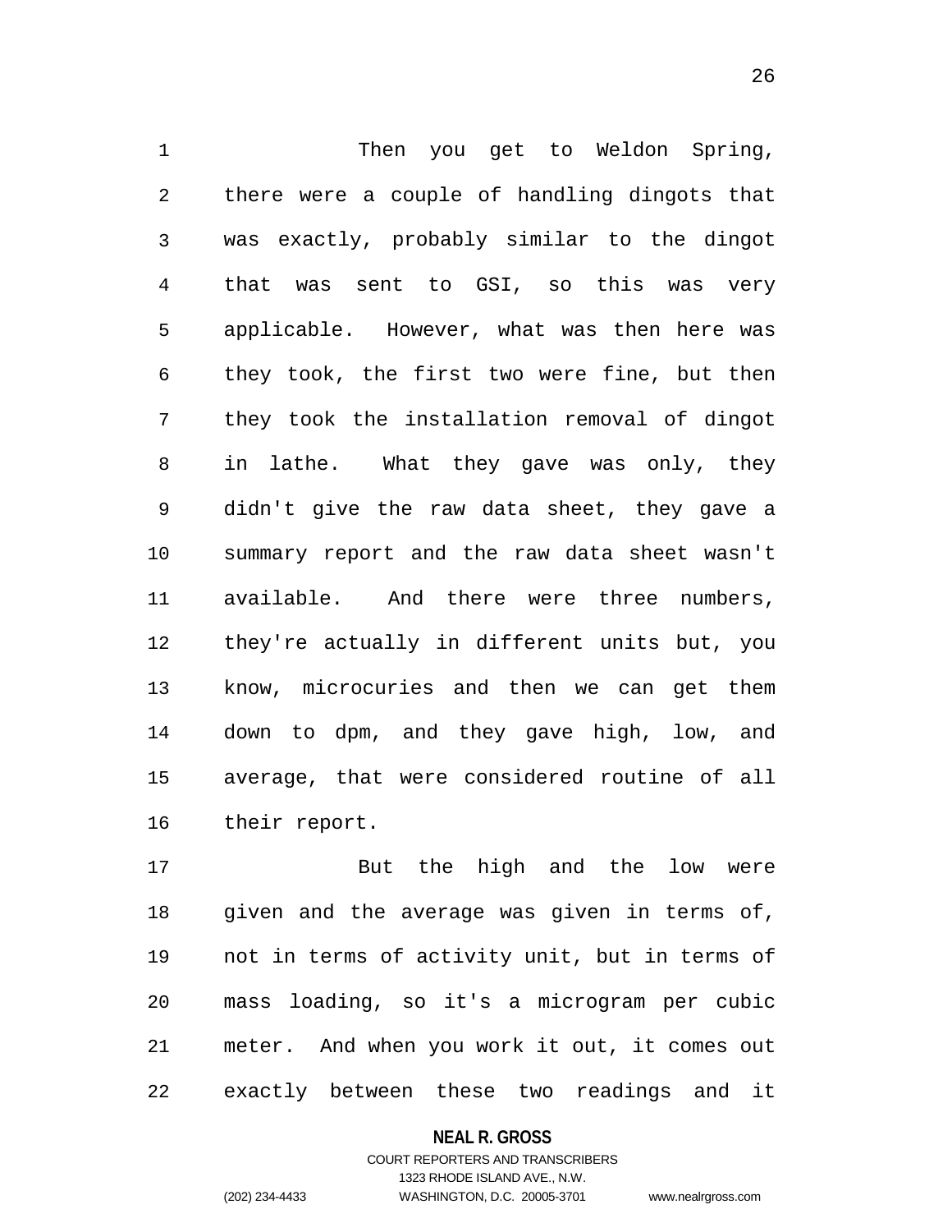Then you get to Weldon Spring, there were a couple of handling dingots that was exactly, probably similar to the dingot that was sent to GSI, so this was very applicable. However, what was then here was they took, the first two were fine, but then they took the installation removal of dingot in lathe. What they gave was only, they didn't give the raw data sheet, they gave a summary report and the raw data sheet wasn't available. And there were three numbers, they're actually in different units but, you know, microcuries and then we can get them down to dpm, and they gave high, low, and average, that were considered routine of all their report.

But the high and the low were given and the average was given in terms of, not in terms of activity unit, but in terms of mass loading, so it's a microgram per cubic meter. And when you work it out, it comes out exactly between these two readings and it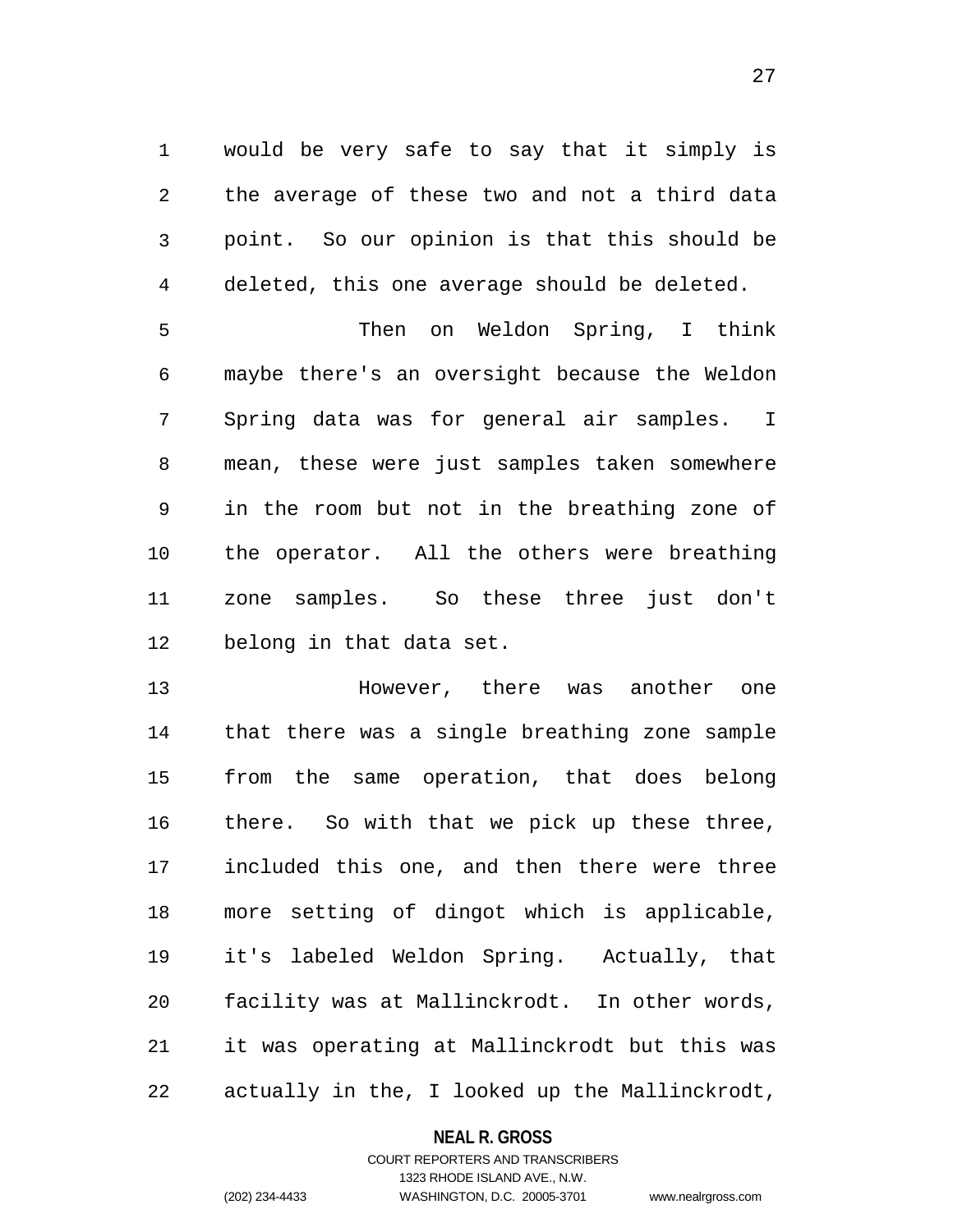would be very safe to say that it simply is the average of these two and not a third data point. So our opinion is that this should be deleted, this one average should be deleted.

Then on Weldon Spring, I think maybe there's an oversight because the Weldon Spring data was for general air samples. I mean, these were just samples taken somewhere in the room but not in the breathing zone of the operator. All the others were breathing zone samples. So these three just don't belong in that data set.

However, there was another one that there was a single breathing zone sample from the same operation, that does belong there. So with that we pick up these three, included this one, and then there were three more setting of dingot which is applicable, it's labeled Weldon Spring. Actually, that facility was at Mallinckrodt. In other words, it was operating at Mallinckrodt but this was actually in the, I looked up the Mallinckrodt,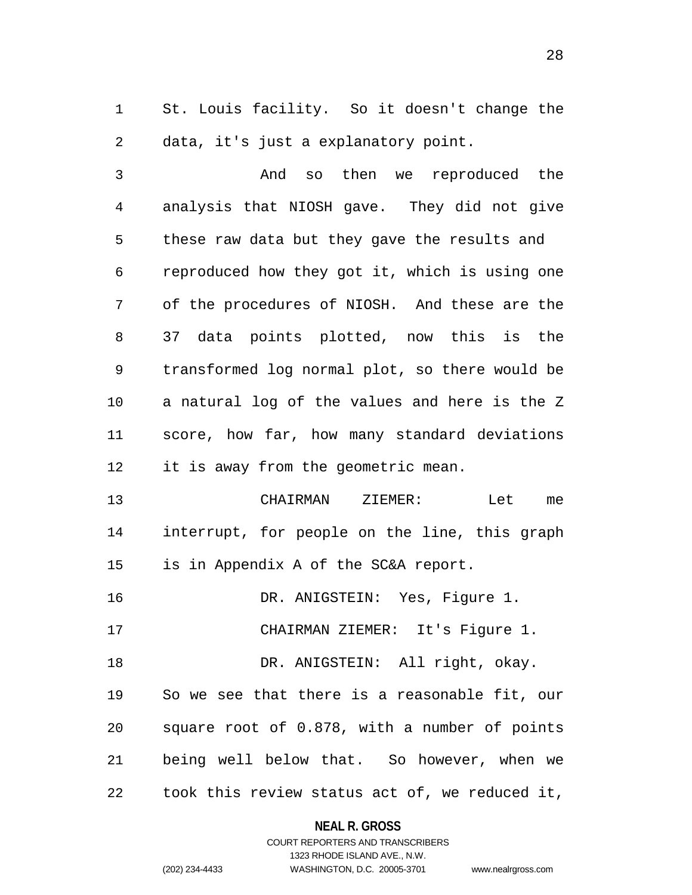St. Louis facility. So it doesn't change the data, it's just a explanatory point.

And so then we reproduced the analysis that NIOSH gave. They did not give these raw data but they gave the results and reproduced how they got it, which is using one of the procedures of NIOSH. And these are the 37 data points plotted, now this is the transformed log normal plot, so there would be a natural log of the values and here is the Z score, how far, how many standard deviations it is away from the geometric mean.

CHAIRMAN ZIEMER: Let me interrupt, for people on the line, this graph is in Appendix A of the SC&A report.

DR. ANIGSTEIN: Yes, Figure 1.

CHAIRMAN ZIEMER: It's Figure 1.

DR. ANIGSTEIN: All right, okay. So we see that there is a reasonable fit, our square root of 0.878, with a number of points being well below that. So however, when we took this review status act of, we reduced it,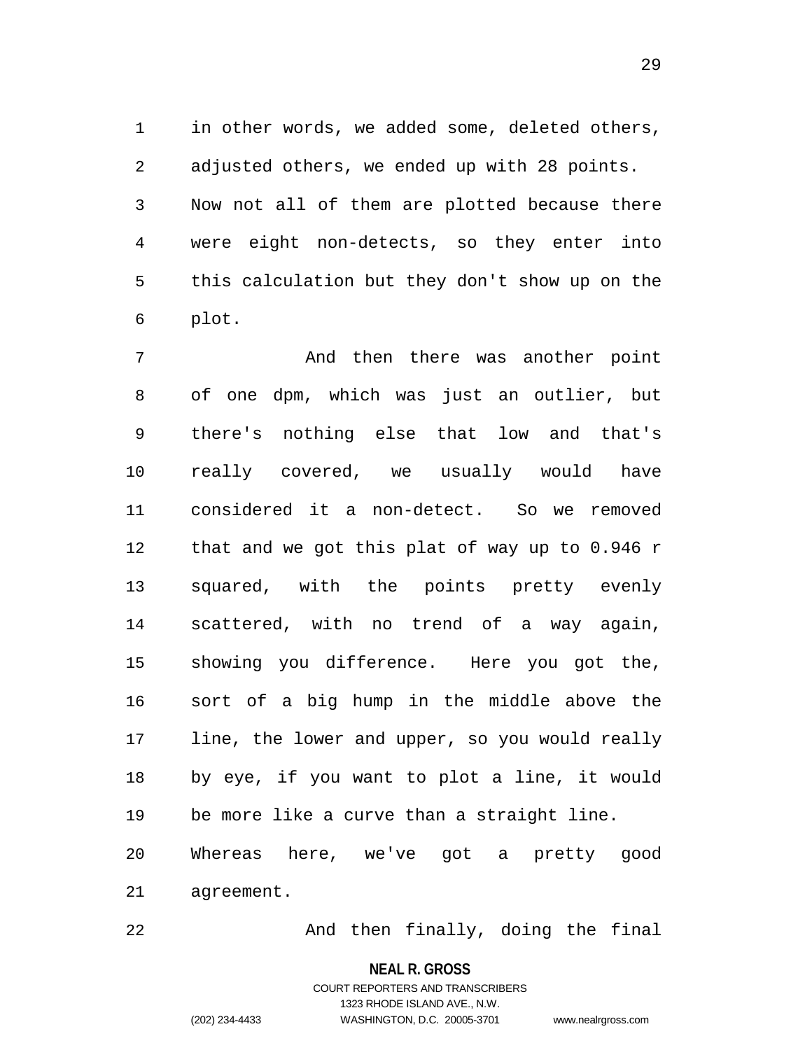in other words, we added some, deleted others, adjusted others, we ended up with 28 points. Now not all of them are plotted because there were eight non-detects, so they enter into this calculation but they don't show up on the plot.

And then there was another point of one dpm, which was just an outlier, but there's nothing else that low and that's really covered, we usually would have considered it a non-detect. So we removed that and we got this plat of way up to 0.946 r squared, with the points pretty evenly scattered, with no trend of a way again, showing you difference. Here you got the, sort of a big hump in the middle above the line, the lower and upper, so you would really by eye, if you want to plot a line, it would be more like a curve than a straight line. Whereas here, we've got a pretty good agreement.

And then finally, doing the final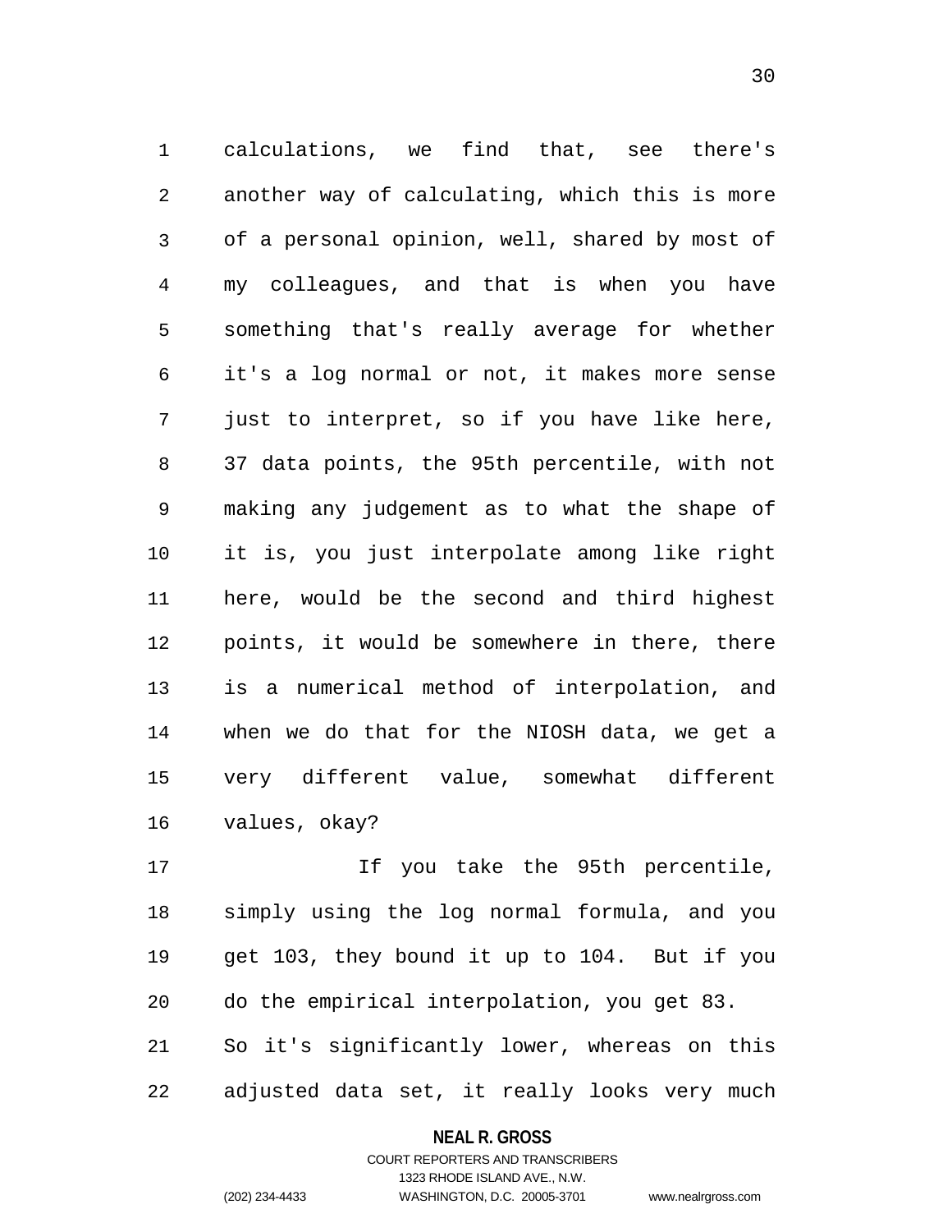calculations, we find that, see there's another way of calculating, which this is more of a personal opinion, well, shared by most of my colleagues, and that is when you have something that's really average for whether it's a log normal or not, it makes more sense just to interpret, so if you have like here, 37 data points, the 95th percentile, with not making any judgement as to what the shape of it is, you just interpolate among like right here, would be the second and third highest points, it would be somewhere in there, there is a numerical method of interpolation, and when we do that for the NIOSH data, we get a very different value, somewhat different values, okay?

If you take the 95th percentile, simply using the log normal formula, and you get 103, they bound it up to 104. But if you do the empirical interpolation, you get 83. So it's significantly lower, whereas on this adjusted data set, it really looks very much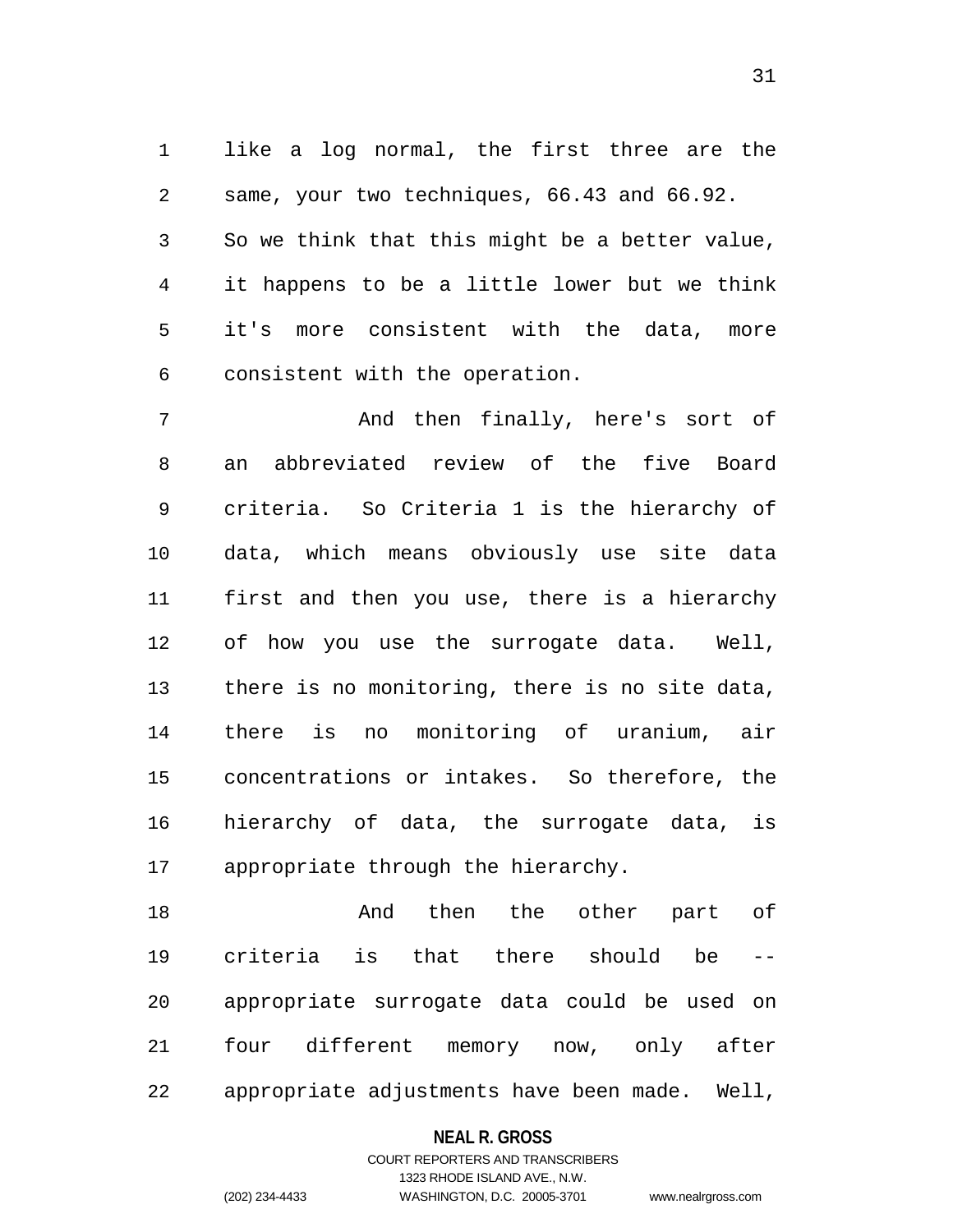like a log normal, the first three are the same, your two techniques, 66.43 and 66.92. So we think that this might be a better value, it happens to be a little lower but we think it's more consistent with the data, more consistent with the operation.

And then finally, here's sort of an abbreviated review of the five Board criteria. So Criteria 1 is the hierarchy of data, which means obviously use site data first and then you use, there is a hierarchy of how you use the surrogate data. Well, there is no monitoring, there is no site data, there is no monitoring of uranium, air concentrations or intakes. So therefore, the hierarchy of data, the surrogate data, is appropriate through the hierarchy.

And then the other part of criteria is that there should be -- appropriate surrogate data could be used on four different memory now, only after appropriate adjustments have been made. Well,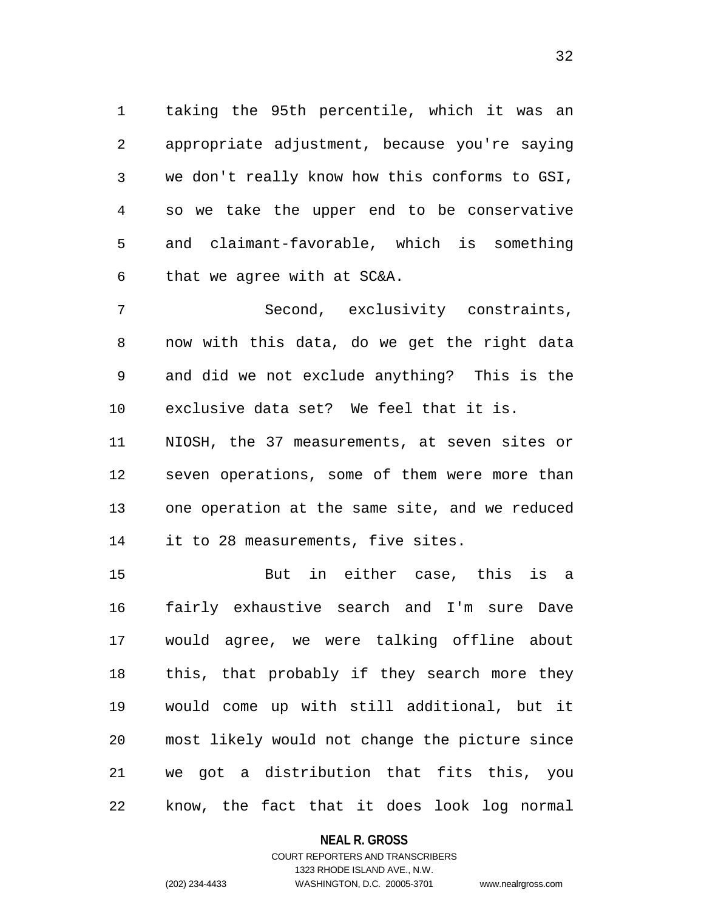taking the 95th percentile, which it was an appropriate adjustment, because you're saying we don't really know how this conforms to GSI, so we take the upper end to be conservative and claimant-favorable, which is something that we agree with at SC&A.

Second, exclusivity constraints, now with this data, do we get the right data and did we not exclude anything? This is the exclusive data set? We feel that it is. NIOSH, the 37 measurements, at seven sites or seven operations, some of them were more than one operation at the same site, and we reduced it to 28 measurements, five sites.

But in either case, this is a fairly exhaustive search and I'm sure Dave would agree, we were talking offline about this, that probably if they search more they would come up with still additional, but it most likely would not change the picture since we got a distribution that fits this, you know, the fact that it does look log normal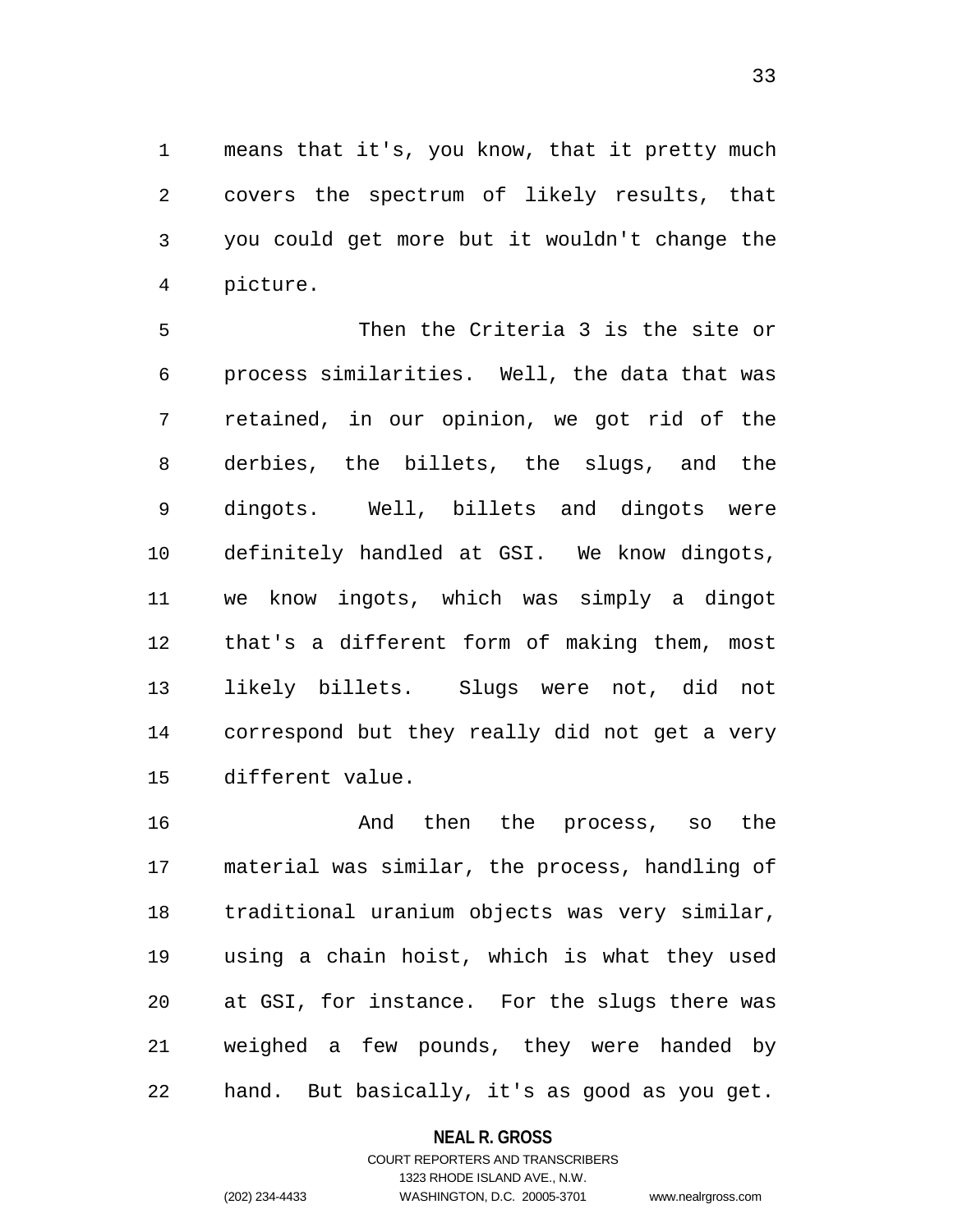means that it's, you know, that it pretty much covers the spectrum of likely results, that you could get more but it wouldn't change the picture.

Then the Criteria 3 is the site or process similarities. Well, the data that was retained, in our opinion, we got rid of the derbies, the billets, the slugs, and the dingots. Well, billets and dingots were definitely handled at GSI. We know dingots, we know ingots, which was simply a dingot that's a different form of making them, most likely billets. Slugs were not, did not correspond but they really did not get a very different value.

And then the process, so the material was similar, the process, handling of traditional uranium objects was very similar, using a chain hoist, which is what they used at GSI, for instance. For the slugs there was weighed a few pounds, they were handed by hand. But basically, it's as good as you get.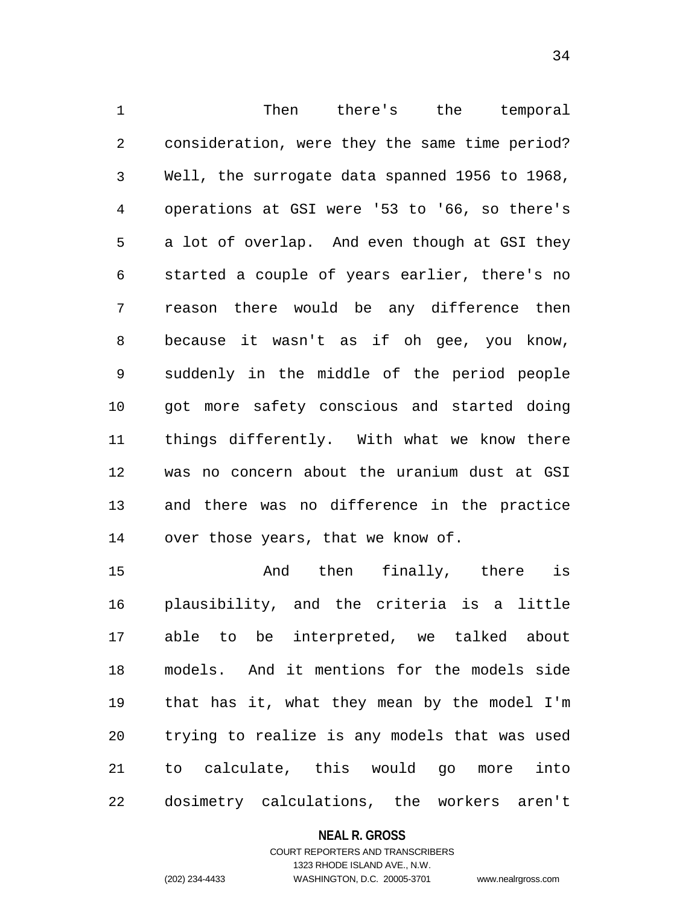Then there's the temporal consideration, were they the same time period? Well, the surrogate data spanned 1956 to 1968, operations at GSI were '53 to '66, so there's a lot of overlap. And even though at GSI they started a couple of years earlier, there's no reason there would be any difference then because it wasn't as if oh gee, you know, suddenly in the middle of the period people got more safety conscious and started doing things differently. With what we know there was no concern about the uranium dust at GSI and there was no difference in the practice over those years, that we know of.

And then finally, there is plausibility, and the criteria is a little able to be interpreted, we talked about models. And it mentions for the models side that has it, what they mean by the model I'm trying to realize is any models that was used to calculate, this would go more into dosimetry calculations, the workers aren't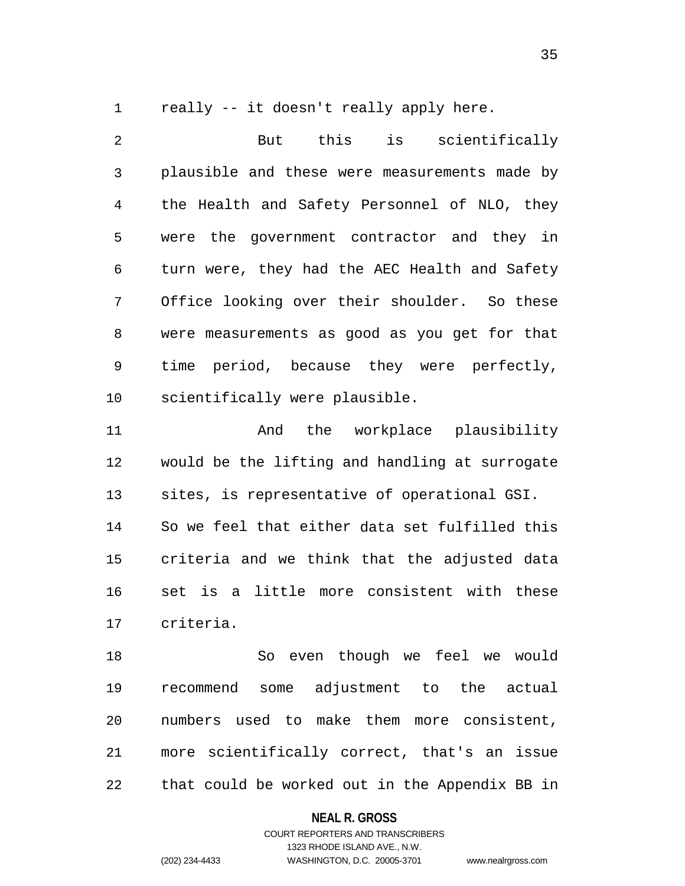really -- it doesn't really apply here.

But this is scientifically plausible and these were measurements made by the Health and Safety Personnel of NLO, they were the government contractor and they in turn were, they had the AEC Health and Safety Office looking over their shoulder. So these were measurements as good as you get for that time period, because they were perfectly, scientifically were plausible.

And the workplace plausibility would be the lifting and handling at surrogate sites, is representative of operational GSI. So we feel that either data set fulfilled this criteria and we think that the adjusted data set is a little more consistent with these criteria.

So even though we feel we would recommend some adjustment to the actual numbers used to make them more consistent, more scientifically correct, that's an issue that could be worked out in the Appendix BB in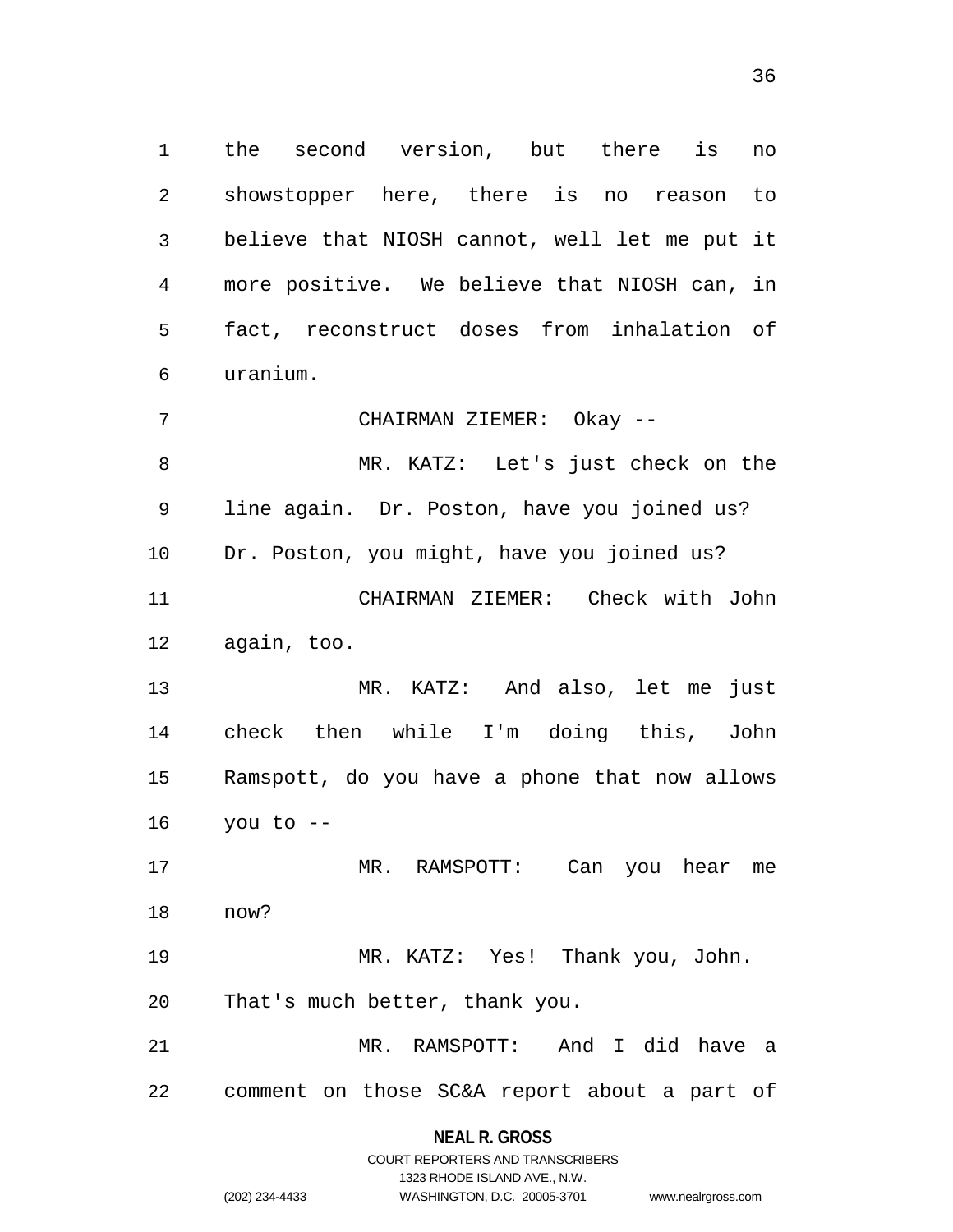the second version, but there is no showstopper here, there is no reason to believe that NIOSH cannot, well let me put it more positive. We believe that NIOSH can, in fact, reconstruct doses from inhalation of uranium.

CHAIRMAN ZIEMER: Okay --

MR. KATZ: Let's just check on the line again. Dr. Poston, have you joined us? Dr. Poston, you might, have you joined us?

CHAIRMAN ZIEMER: Check with John again, too.

MR. KATZ: And also, let me just check then while I'm doing this, John Ramspott, do you have a phone that now allows you to --

MR. RAMSPOTT: Can you hear me now?

MR. KATZ: Yes! Thank you, John. That's much better, thank you.

MR. RAMSPOTT: And I did have a comment on those SC&A report about a part of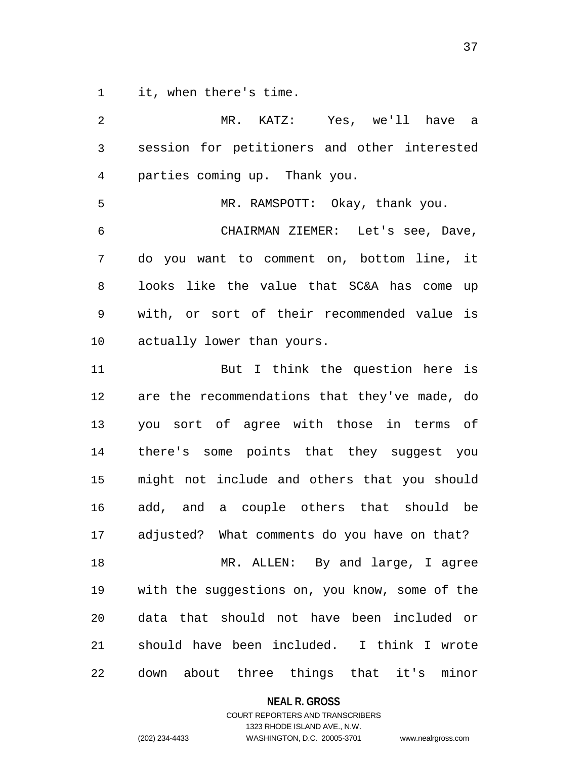it, when there's time.

MR. KATZ: Yes, we'll have a session for petitioners and other interested parties coming up. Thank you.

MR. RAMSPOTT: Okay, thank you.

CHAIRMAN ZIEMER: Let's see, Dave, do you want to comment on, bottom line, it looks like the value that SC&A has come up with, or sort of their recommended value is actually lower than yours.

But I think the question here is are the recommendations that they've made, do you sort of agree with those in terms of there's some points that they suggest you might not include and others that you should add, and a couple others that should be adjusted? What comments do you have on that?

MR. ALLEN: By and large, I agree with the suggestions on, you know, some of the data that should not have been included or should have been included. I think I wrote down about three things that it's minor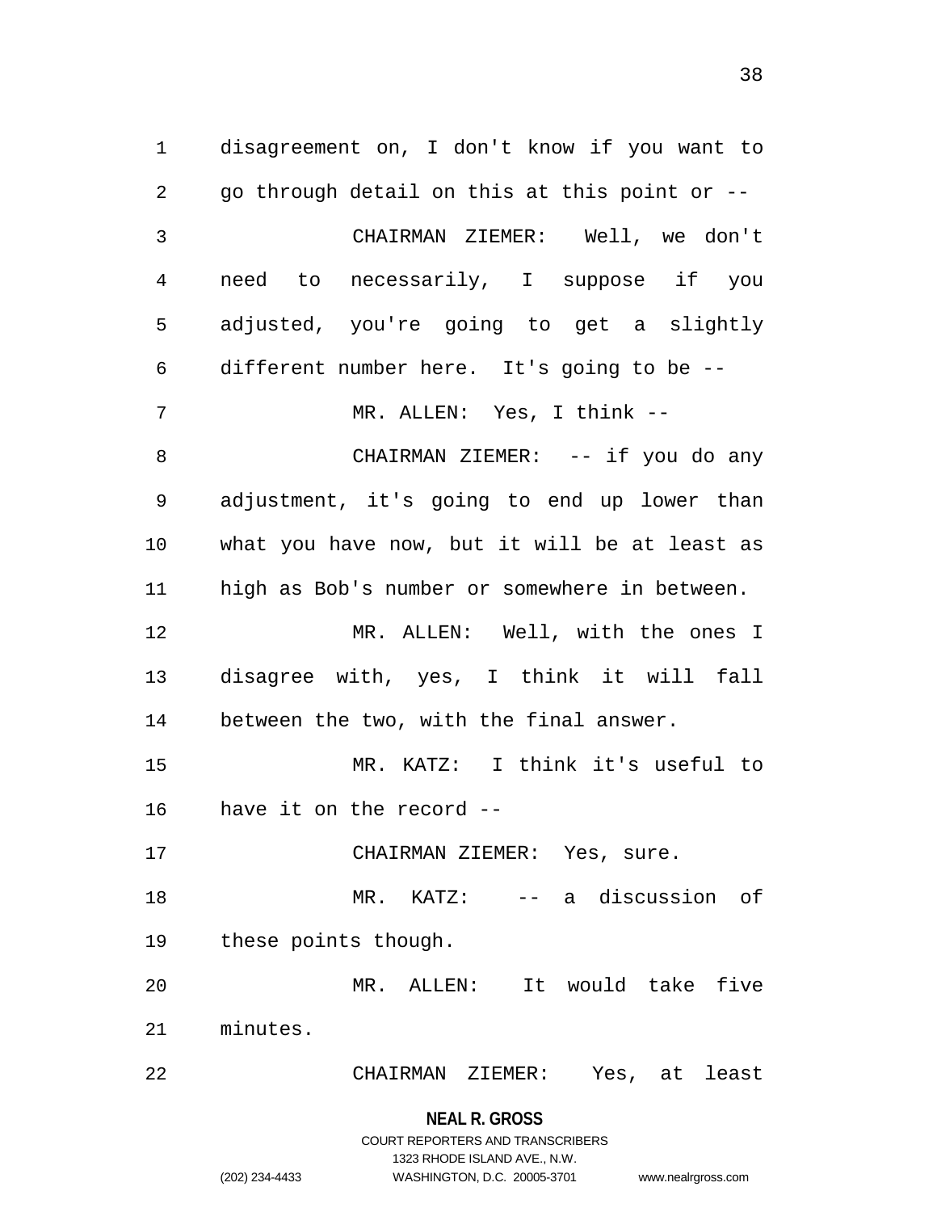disagreement on, I don't know if you want to go through detail on this at this point or --

CHAIRMAN ZIEMER: Well, we don't need to necessarily, I suppose if you adjusted, you're going to get a slightly different number here. It's going to be --

MR. ALLEN: Yes, I think --

CHAIRMAN ZIEMER: -- if you do any adjustment, it's going to end up lower than what you have now, but it will be at least as high as Bob's number or somewhere in between.

MR. ALLEN: Well, with the ones I disagree with, yes, I think it will fall between the two, with the final answer.

MR. KATZ: I think it's useful to have it on the record --

CHAIRMAN ZIEMER: Yes, sure.

MR. KATZ: -- a discussion of these points though.

MR. ALLEN: It would take five minutes.

CHAIRMAN ZIEMER: Yes, at least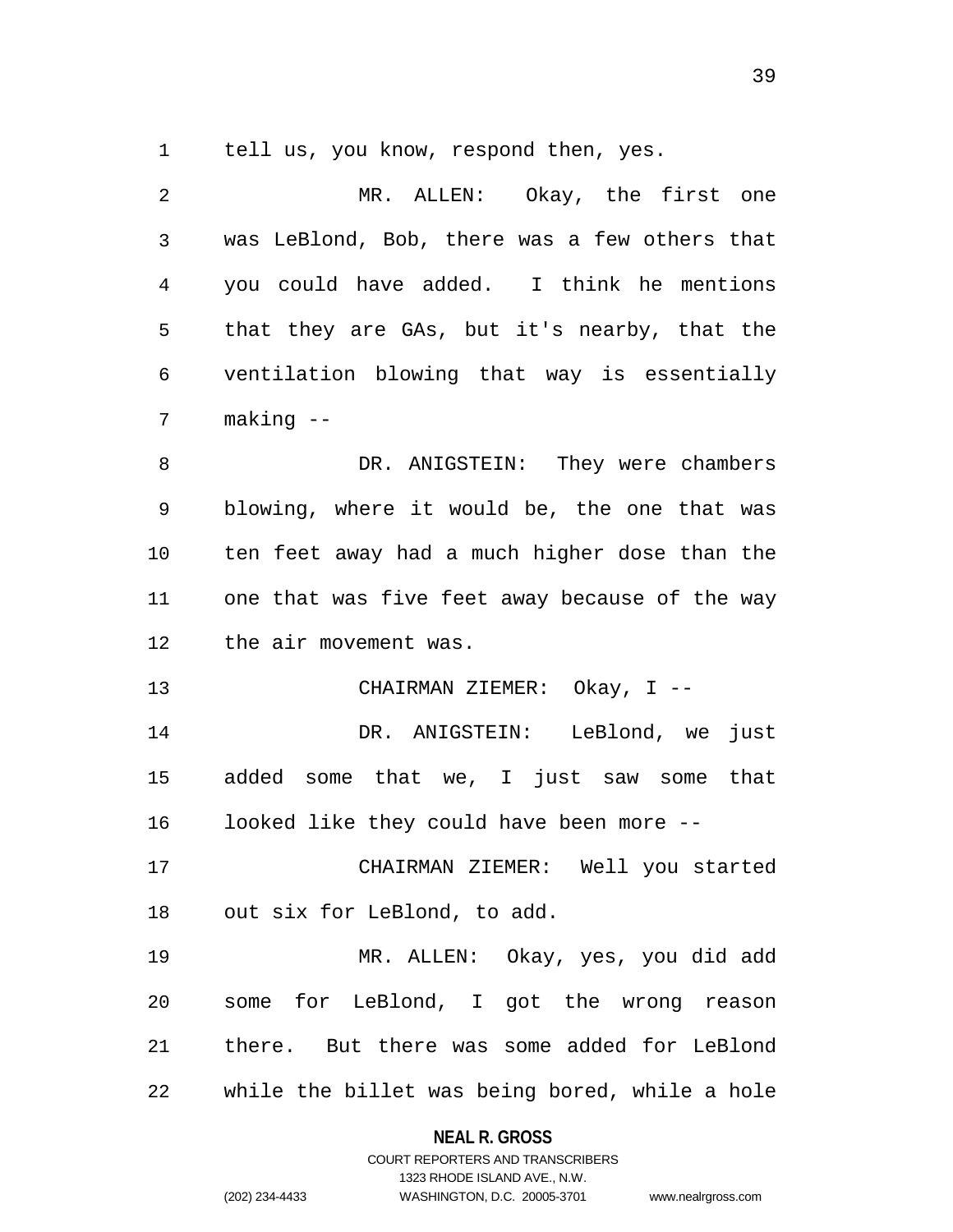tell us, you know, respond then, yes.

MR. ALLEN: Okay, the first one was LeBlond, Bob, there was a few others that you could have added. I think he mentions that they are GAs, but it's nearby, that the ventilation blowing that way is essentially making --

DR. ANIGSTEIN: They were chambers blowing, where it would be, the one that was ten feet away had a much higher dose than the one that was five feet away because of the way the air movement was.

CHAIRMAN ZIEMER: Okay, I --

DR. ANIGSTEIN: LeBlond, we just added some that we, I just saw some that looked like they could have been more --

CHAIRMAN ZIEMER: Well you started out six for LeBlond, to add.

MR. ALLEN: Okay, yes, you did add some for LeBlond, I got the wrong reason there. But there was some added for LeBlond while the billet was being bored, while a hole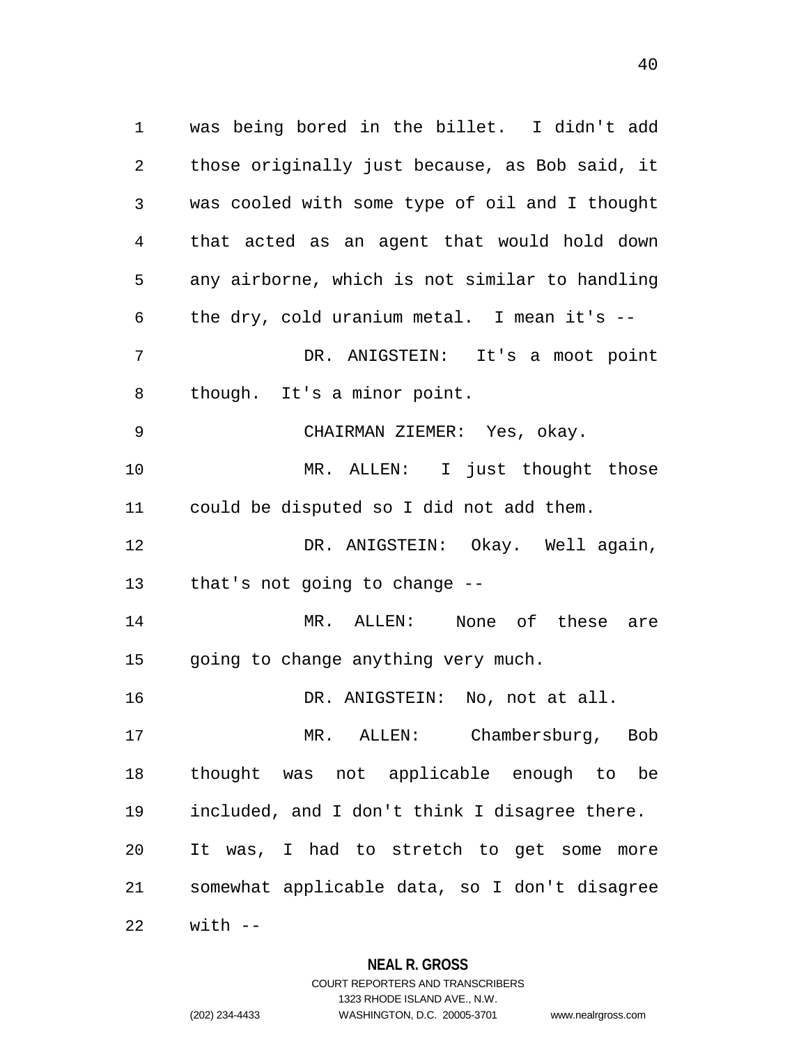was being bored in the billet. I didn't add those originally just because, as Bob said, it was cooled with some type of oil and I thought that acted as an agent that would hold down any airborne, which is not similar to handling the dry, cold uranium metal. I mean it's --

DR. ANIGSTEIN: It's a moot point though. It's a minor point.

CHAIRMAN ZIEMER: Yes, okay.

MR. ALLEN: I just thought those could be disputed so I did not add them.

DR. ANIGSTEIN: Okay. Well again, that's not going to change --

MR. ALLEN: None of these are going to change anything very much.

DR. ANIGSTEIN: No, not at all.

MR. ALLEN: Chambersburg, Bob thought was not applicable enough to be included, and I don't think I disagree there. It was, I had to stretch to get some more somewhat applicable data, so I don't disagree with --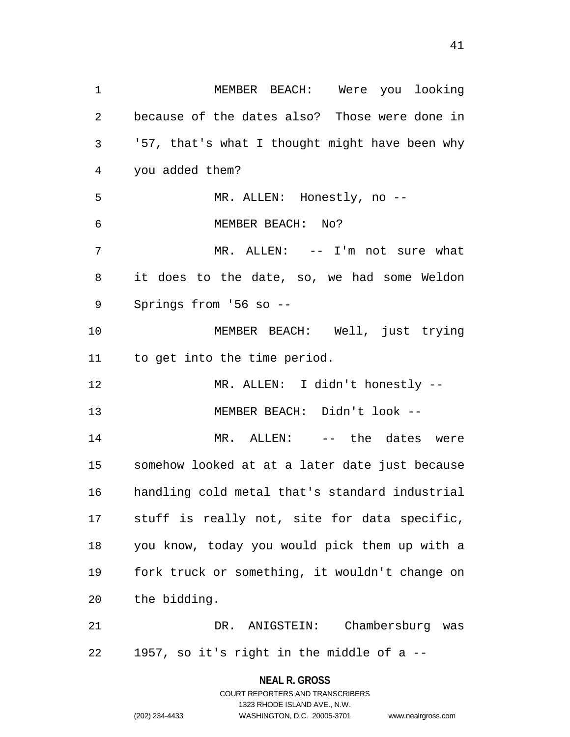MEMBER BEACH: Were you looking because of the dates also? Those were done in '57, that's what I thought might have been why you added them?

MR. ALLEN: Honestly, no --

MEMBER BEACH: No?

MR. ALLEN: -- I'm not sure what it does to the date, so, we had some Weldon Springs from '56 so --

MEMBER BEACH: Well, just trying to get into the time period.

MR. ALLEN: I didn't honestly --

MEMBER BEACH: Didn't look --

MR. ALLEN: -- the dates were somehow looked at at a later date just because handling cold metal that's standard industrial stuff is really not, site for data specific, you know, today you would pick them up with a fork truck or something, it wouldn't change on the bidding.

DR. ANIGSTEIN: Chambersburg was 1957, so it's right in the middle of a --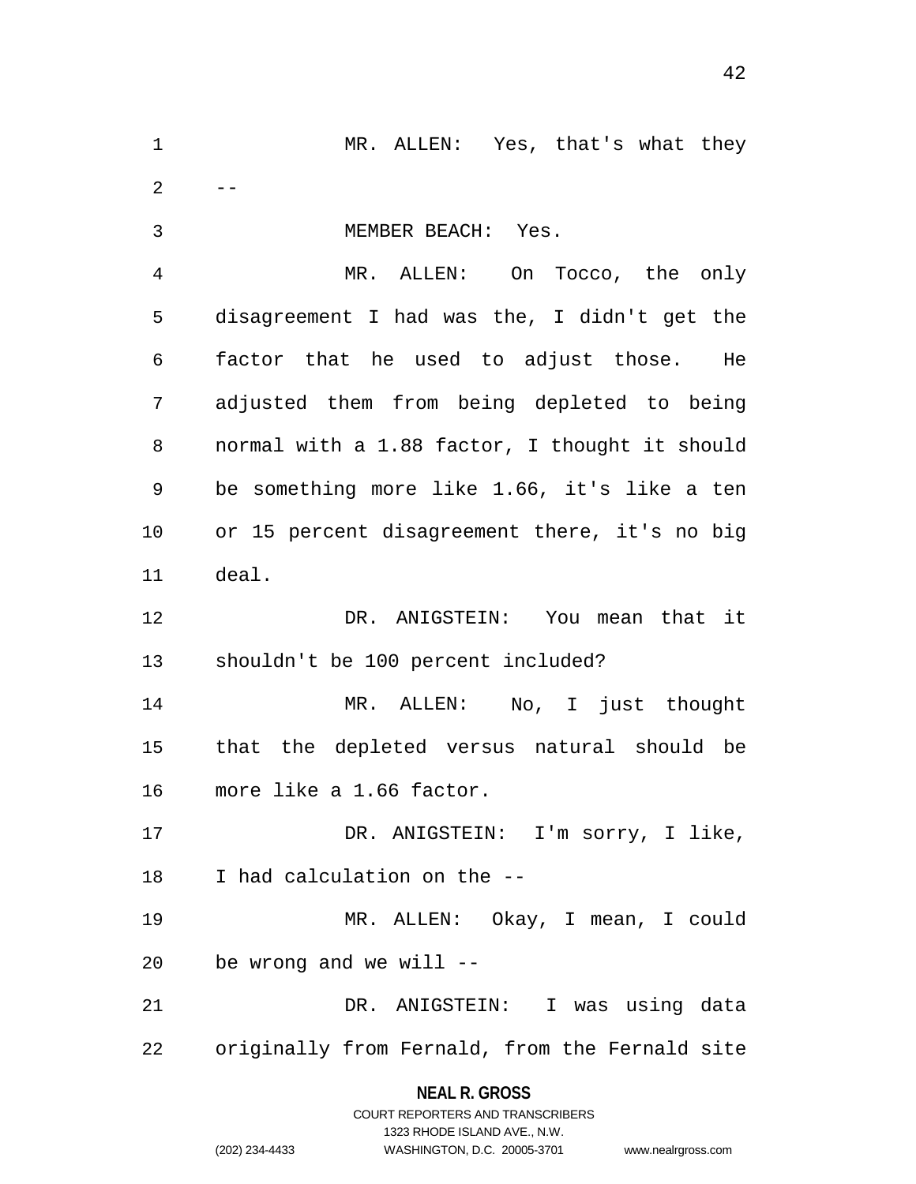MR. ALLEN: Yes, that's what they --

MEMBER BEACH: Yes.

MR. ALLEN: On Tocco, the only disagreement I had was the, I didn't get the factor that he used to adjust those. He adjusted them from being depleted to being normal with a 1.88 factor, I thought it should be something more like 1.66, it's like a ten or 15 percent disagreement there, it's no big deal.

DR. ANIGSTEIN: You mean that it shouldn't be 100 percent included?

MR. ALLEN: No, I just thought that the depleted versus natural should be more like a 1.66 factor.

DR. ANIGSTEIN: I'm sorry, I like, I had calculation on the --

MR. ALLEN: Okay, I mean, I could be wrong and we will --

DR. ANIGSTEIN: I was using data originally from Fernald, from the Fernald site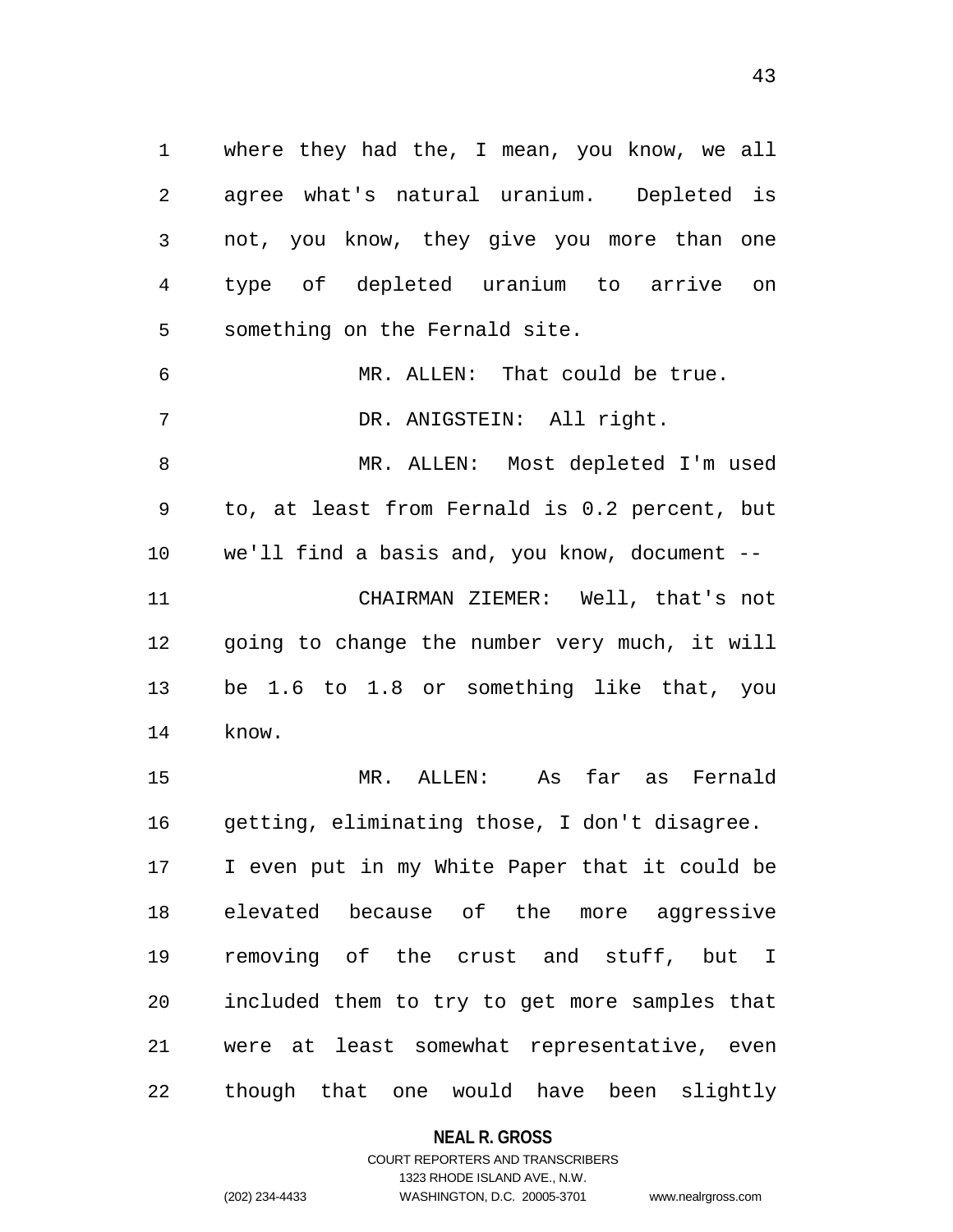where they had the, I mean, you know, we all agree what's natural uranium. Depleted is not, you know, they give you more than one type of depleted uranium to arrive on something on the Fernald site.

MR. ALLEN: That could be true.

DR. ANIGSTEIN: All right.

MR. ALLEN: Most depleted I'm used to, at least from Fernald is 0.2 percent, but we'll find a basis and, you know, document --

CHAIRMAN ZIEMER: Well, that's not going to change the number very much, it will be 1.6 to 1.8 or something like that, you know.

MR. ALLEN: As far as Fernald getting, eliminating those, I don't disagree. I even put in my White Paper that it could be elevated because of the more aggressive removing of the crust and stuff, but I included them to try to get more samples that were at least somewhat representative, even though that one would have been slightly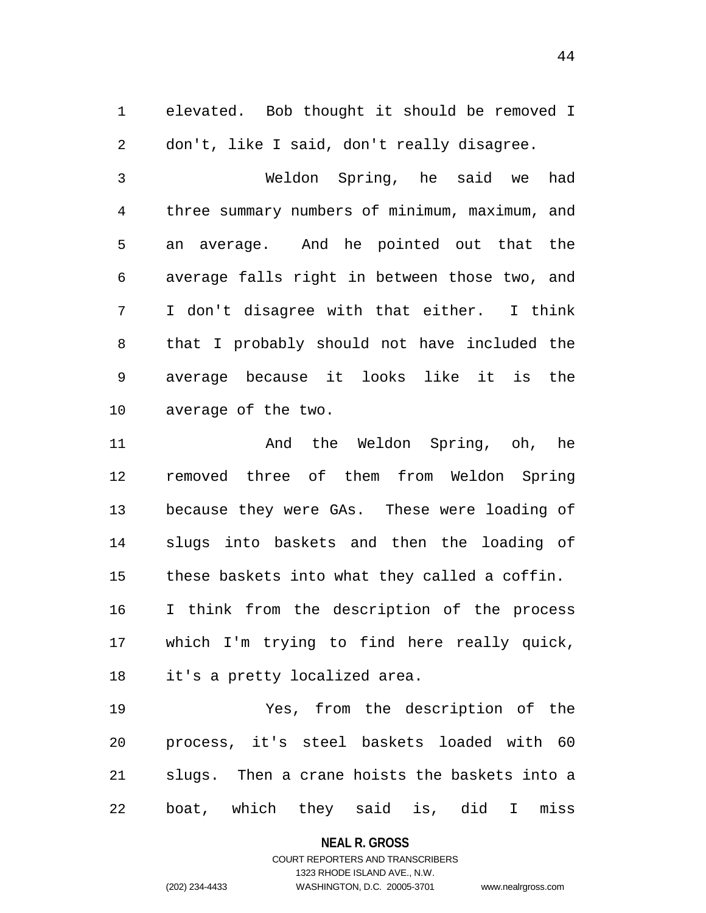elevated. Bob thought it should be removed I don't, like I said, don't really disagree.

Weldon Spring, he said we had three summary numbers of minimum, maximum, and an average. And he pointed out that the average falls right in between those two, and I don't disagree with that either. I think that I probably should not have included the average because it looks like it is the average of the two.

And the Weldon Spring, oh, he removed three of them from Weldon Spring because they were GAs. These were loading of slugs into baskets and then the loading of these baskets into what they called a coffin. I think from the description of the process which I'm trying to find here really quick, it's a pretty localized area.

Yes, from the description of the process, it's steel baskets loaded with 60 slugs. Then a crane hoists the baskets into a boat, which they said is, did I miss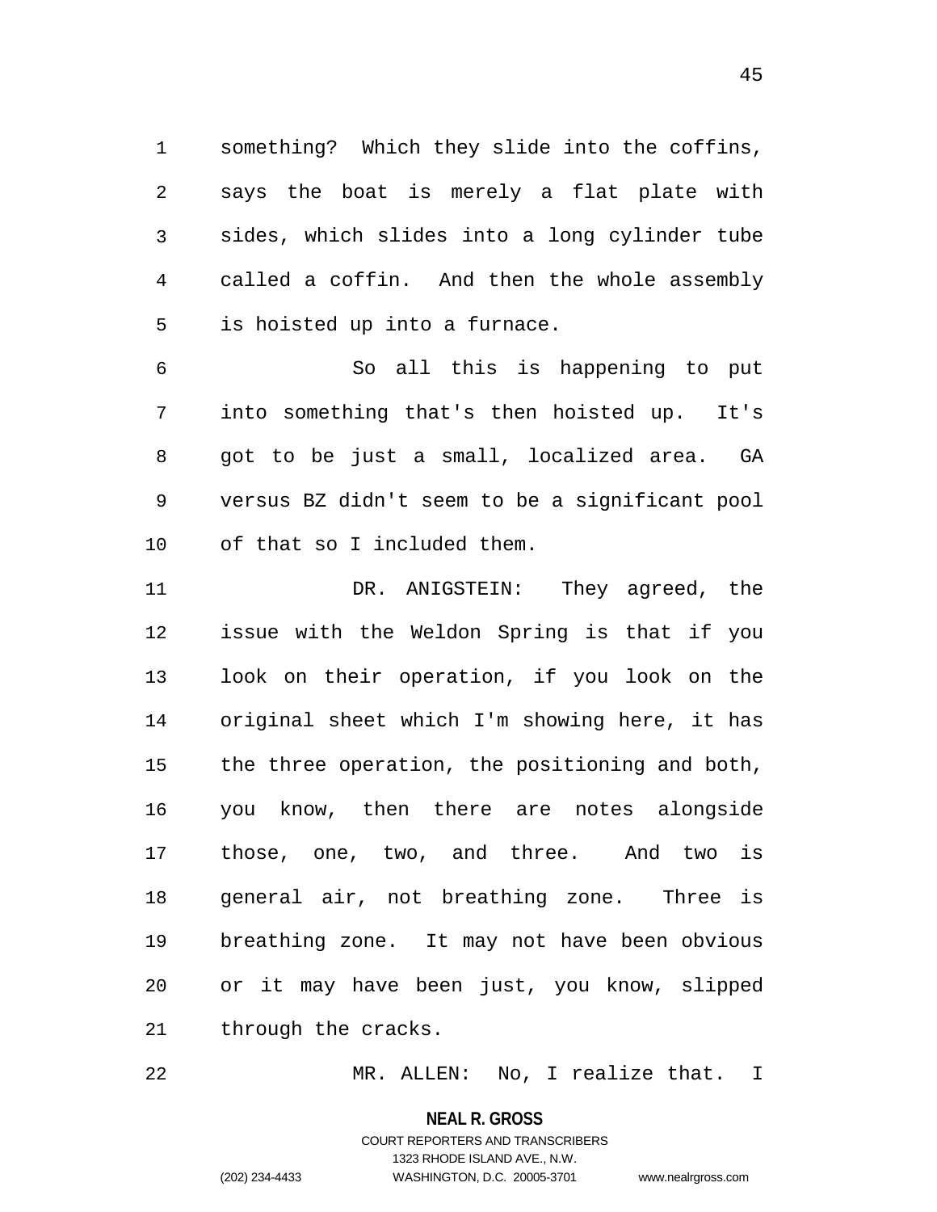something? Which they slide into the coffins, says the boat is merely a flat plate with sides, which slides into a long cylinder tube called a coffin. And then the whole assembly is hoisted up into a furnace.

So all this is happening to put into something that's then hoisted up. It's got to be just a small, localized area. GA versus BZ didn't seem to be a significant pool of that so I included them.

DR. ANIGSTEIN: They agreed, the issue with the Weldon Spring is that if you look on their operation, if you look on the original sheet which I'm showing here, it has the three operation, the positioning and both, you know, then there are notes alongside those, one, two, and three. And two is general air, not breathing zone. Three is breathing zone. It may not have been obvious or it may have been just, you know, slipped through the cracks.

MR. ALLEN: No, I realize that. I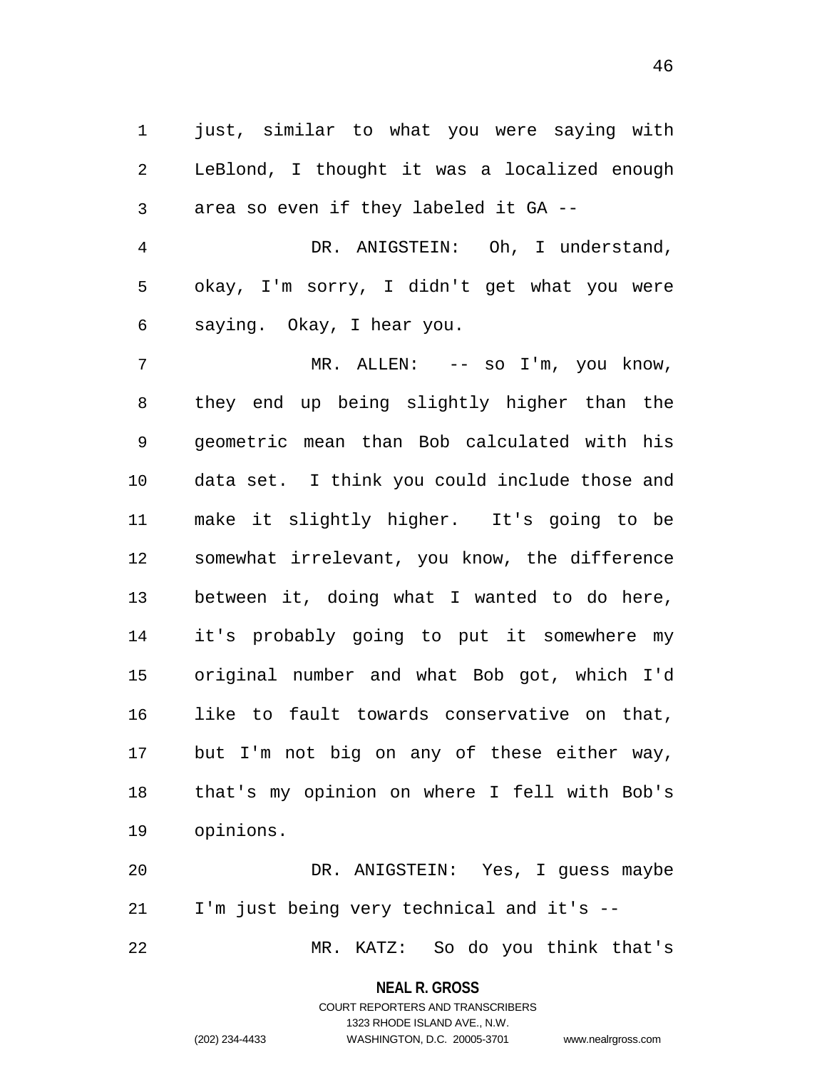just, similar to what you were saying with LeBlond, I thought it was a localized enough area so even if they labeled it GA --

DR. ANIGSTEIN: Oh, I understand, okay, I'm sorry, I didn't get what you were saying. Okay, I hear you.

MR. ALLEN: -- so I'm, you know, they end up being slightly higher than the geometric mean than Bob calculated with his data set. I think you could include those and make it slightly higher. It's going to be somewhat irrelevant, you know, the difference between it, doing what I wanted to do here, it's probably going to put it somewhere my original number and what Bob got, which I'd like to fault towards conservative on that, but I'm not big on any of these either way, that's my opinion on where I fell with Bob's opinions.

DR. ANIGSTEIN: Yes, I guess maybe I'm just being very technical and it's --

MR. KATZ: So do you think that's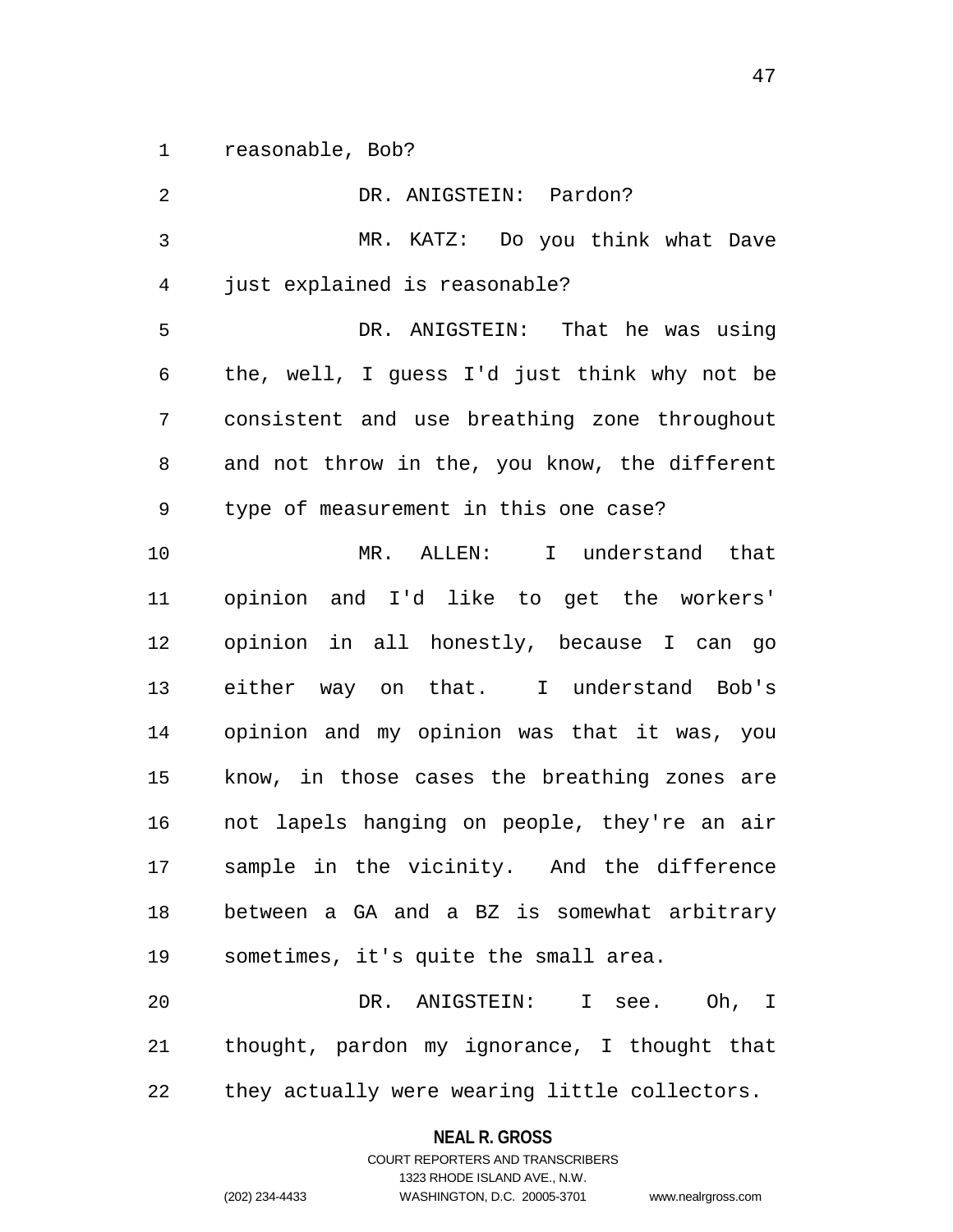reasonable, Bob?

DR. ANIGSTEIN: Pardon?

MR. KATZ: Do you think what Dave just explained is reasonable?

DR. ANIGSTEIN: That he was using the, well, I guess I'd just think why not be consistent and use breathing zone throughout and not throw in the, you know, the different type of measurement in this one case?

MR. ALLEN: I understand that opinion and I'd like to get the workers' opinion in all honestly, because I can go either way on that. I understand Bob's opinion and my opinion was that it was, you know, in those cases the breathing zones are not lapels hanging on people, they're an air sample in the vicinity. And the difference between a GA and a BZ is somewhat arbitrary sometimes, it's quite the small area.

DR. ANIGSTEIN: I see. Oh, I thought, pardon my ignorance, I thought that they actually were wearing little collectors.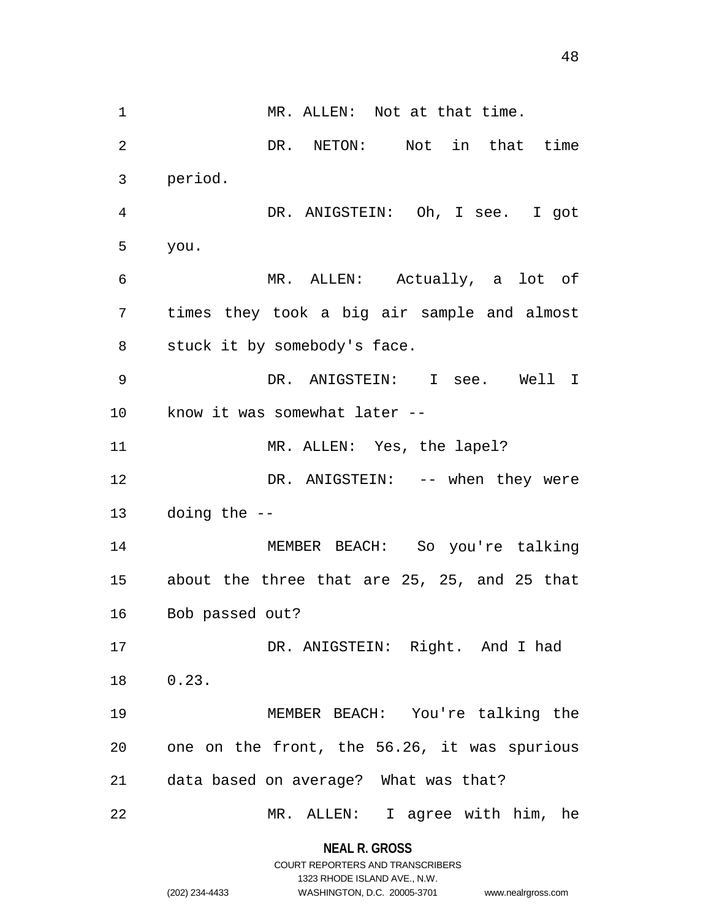MR. ALLEN: Not at that time.

DR. NETON: Not in that time period.

DR. ANIGSTEIN: Oh, I see. I got you.

MR. ALLEN: Actually, a lot of times they took a big air sample and almost stuck it by somebody's face.

DR. ANIGSTEIN: I see. Well I know it was somewhat later --

MR. ALLEN: Yes, the lapel?

DR. ANIGSTEIN: -- when they were doing the --

MEMBER BEACH: So you're talking about the three that are 25, 25, and 25 that Bob passed out?

DR. ANIGSTEIN: Right. And I had 0.23.

MEMBER BEACH: You're talking the one on the front, the 56.26, it was spurious data based on average? What was that?

MR. ALLEN: I agree with him, he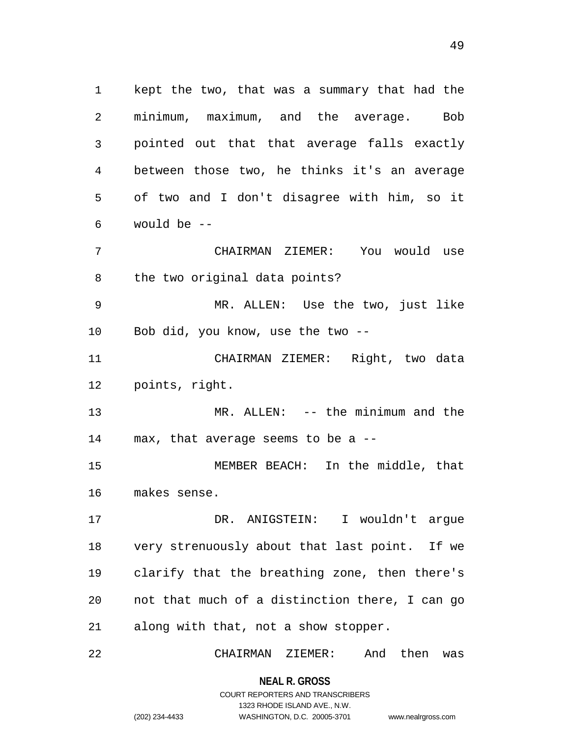kept the two, that was a summary that had the minimum, maximum, and the average. Bob pointed out that that average falls exactly between those two, he thinks it's an average of two and I don't disagree with him, so it would be --

CHAIRMAN ZIEMER: You would use the two original data points?

MR. ALLEN: Use the two, just like Bob did, you know, use the two --

CHAIRMAN ZIEMER: Right, two data points, right.

MR. ALLEN: -- the minimum and the max, that average seems to be a --

MEMBER BEACH: In the middle, that makes sense.

DR. ANIGSTEIN: I wouldn't argue very strenuously about that last point. If we clarify that the breathing zone, then there's not that much of a distinction there, I can go along with that, not a show stopper.

CHAIRMAN ZIEMER: And then was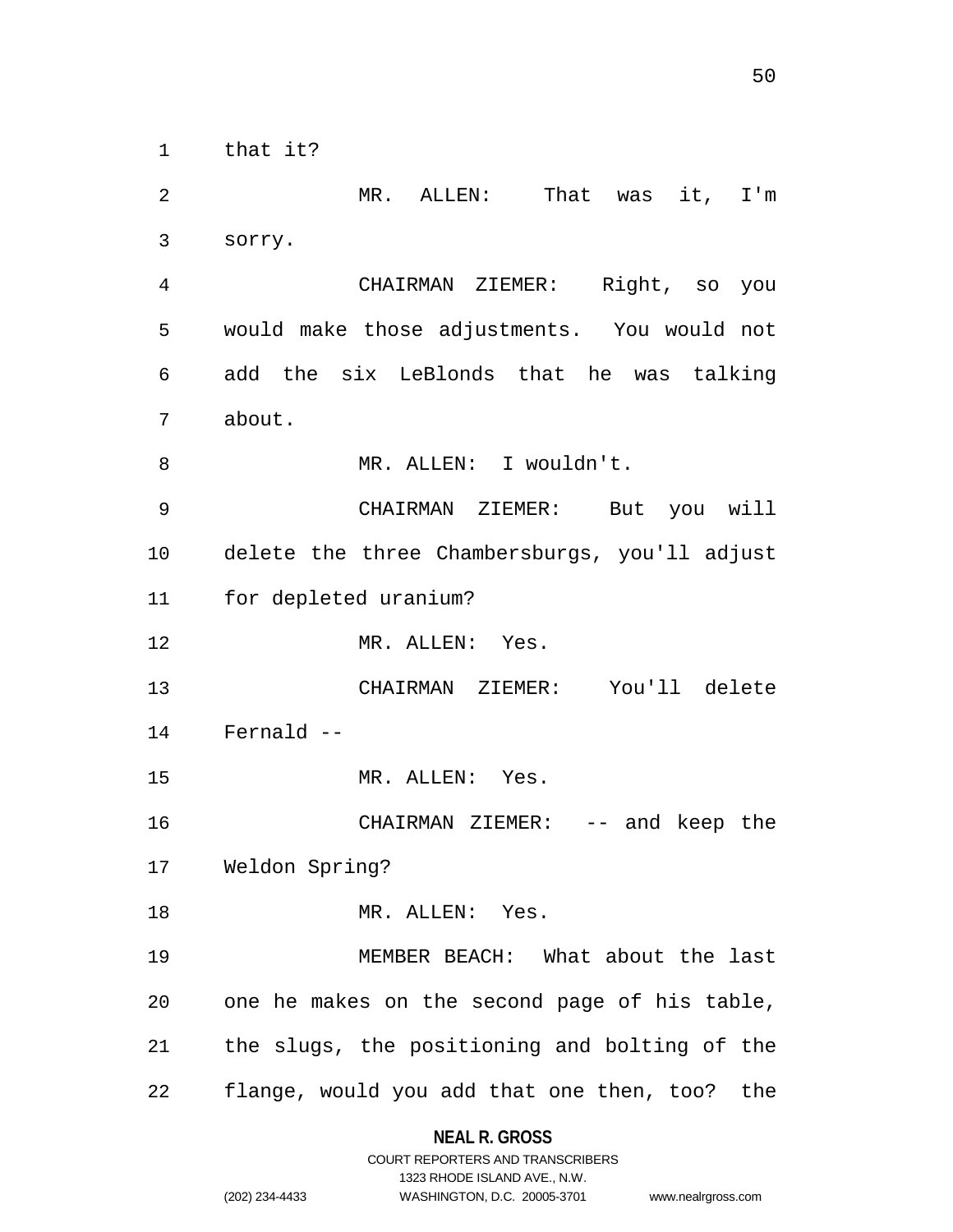that it?

MR. ALLEN: That was it, I'm sorry.

CHAIRMAN ZIEMER: Right, so you would make those adjustments. You would not add the six LeBlonds that he was talking about.

MR. ALLEN: I wouldn't.

CHAIRMAN ZIEMER: But you will delete the three Chambersburgs, you'll adjust for depleted uranium?

MR. ALLEN: Yes.

CHAIRMAN ZIEMER: You'll delete Fernald --

MR. ALLEN: Yes.

CHAIRMAN ZIEMER: -- and keep the Weldon Spring?

MR. ALLEN: Yes.

MEMBER BEACH: What about the last one he makes on the second page of his table, the slugs, the positioning and bolting of the flange, would you add that one then, too? the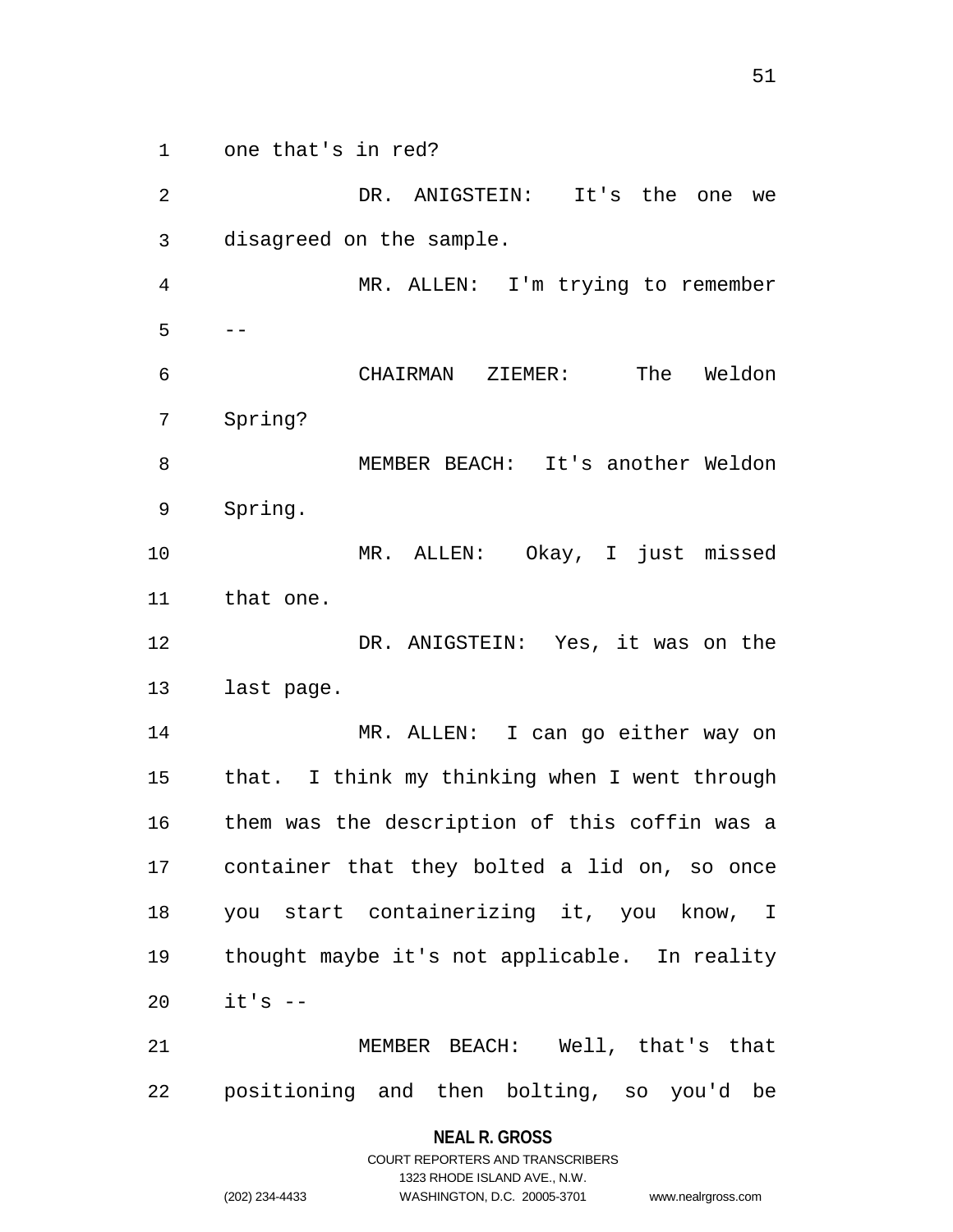one that's in red?

DR. ANIGSTEIN: It's the one we disagreed on the sample.

MR. ALLEN: I'm trying to remember --

CHAIRMAN ZIEMER: The Weldon Spring?

MEMBER BEACH: It's another Weldon Spring.

MR. ALLEN: Okay, I just missed that one.

DR. ANIGSTEIN: Yes, it was on the last page.

MR. ALLEN: I can go either way on that. I think my thinking when I went through them was the description of this coffin was a container that they bolted a lid on, so once you start containerizing it, you know, I thought maybe it's not applicable. In reality it's --

MEMBER BEACH: Well, that's that positioning and then bolting, so you'd be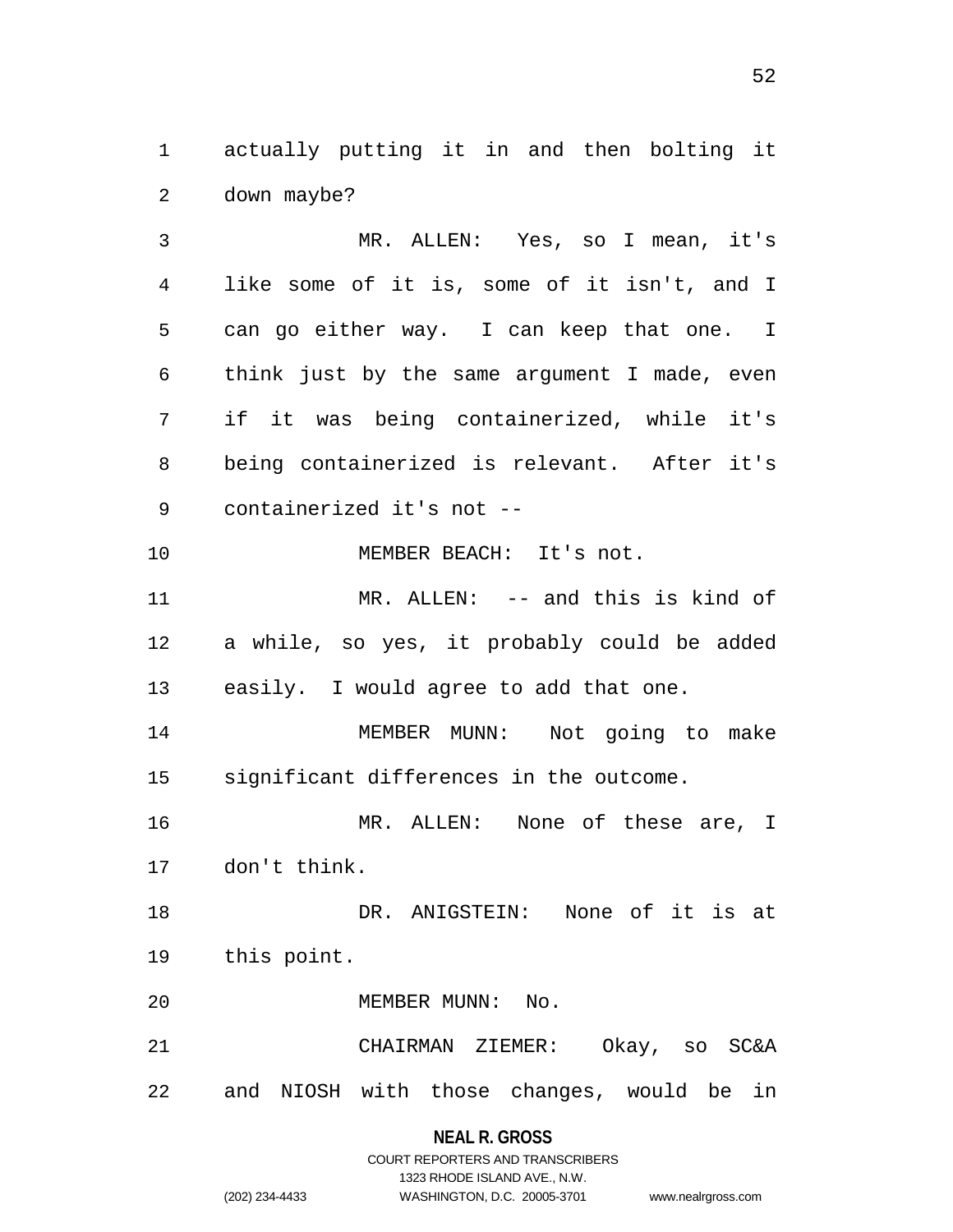actually putting it in and then bolting it down maybe?

MR. ALLEN: Yes, so I mean, it's like some of it is, some of it isn't, and I can go either way. I can keep that one. I think just by the same argument I made, even if it was being containerized, while it's being containerized is relevant. After it's containerized it's not --

MEMBER BEACH: It's not.

MR. ALLEN: -- and this is kind of a while, so yes, it probably could be added easily. I would agree to add that one.

MEMBER MUNN: Not going to make significant differences in the outcome.

MR. ALLEN: None of these are, I don't think.

DR. ANIGSTEIN: None of it is at this point.

MEMBER MUNN: No.

CHAIRMAN ZIEMER: Okay, so SC&A and NIOSH with those changes, would be in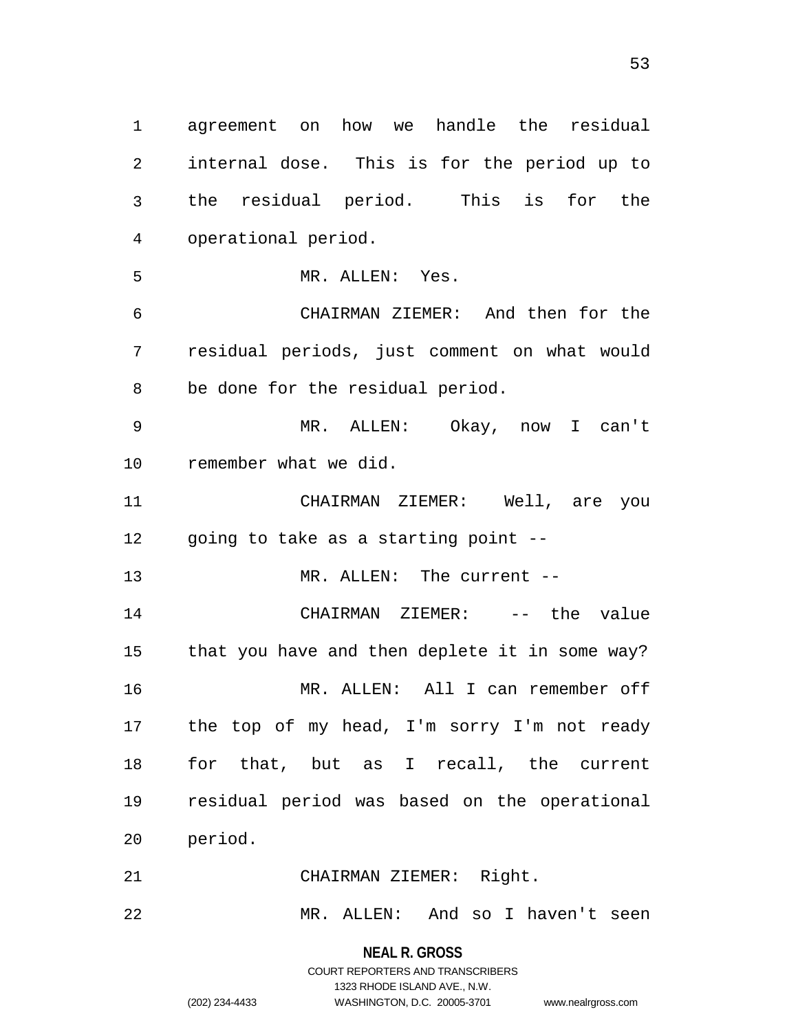agreement on how we handle the residual internal dose. This is for the period up to the residual period. This is for the operational period.

MR. ALLEN: Yes.

CHAIRMAN ZIEMER: And then for the residual periods, just comment on what would be done for the residual period.

MR. ALLEN: Okay, now I can't remember what we did.

CHAIRMAN ZIEMER: Well, are you going to take as a starting point --

MR. ALLEN: The current --

CHAIRMAN ZIEMER: -- the value that you have and then deplete it in some way?

MR. ALLEN: All I can remember off the top of my head, I'm sorry I'm not ready for that, but as I recall, the current residual period was based on the operational period.

CHAIRMAN ZIEMER: Right.

MR. ALLEN: And so I haven't seen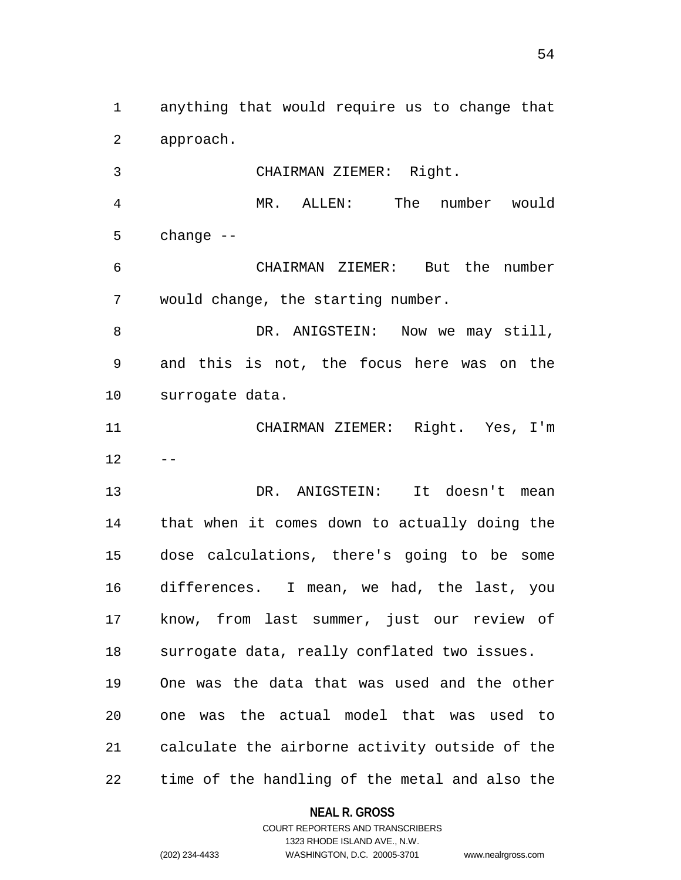anything that would require us to change that approach.

CHAIRMAN ZIEMER: Right.

MR. ALLEN: The number would change --

CHAIRMAN ZIEMER: But the number would change, the starting number.

DR. ANIGSTEIN: Now we may still, and this is not, the focus here was on the surrogate data.

CHAIRMAN ZIEMER: Right. Yes, I'm --

DR. ANIGSTEIN: It doesn't mean that when it comes down to actually doing the dose calculations, there's going to be some differences. I mean, we had, the last, you know, from last summer, just our review of surrogate data, really conflated two issues. One was the data that was used and the other one was the actual model that was used to calculate the airborne activity outside of the time of the handling of the metal and also the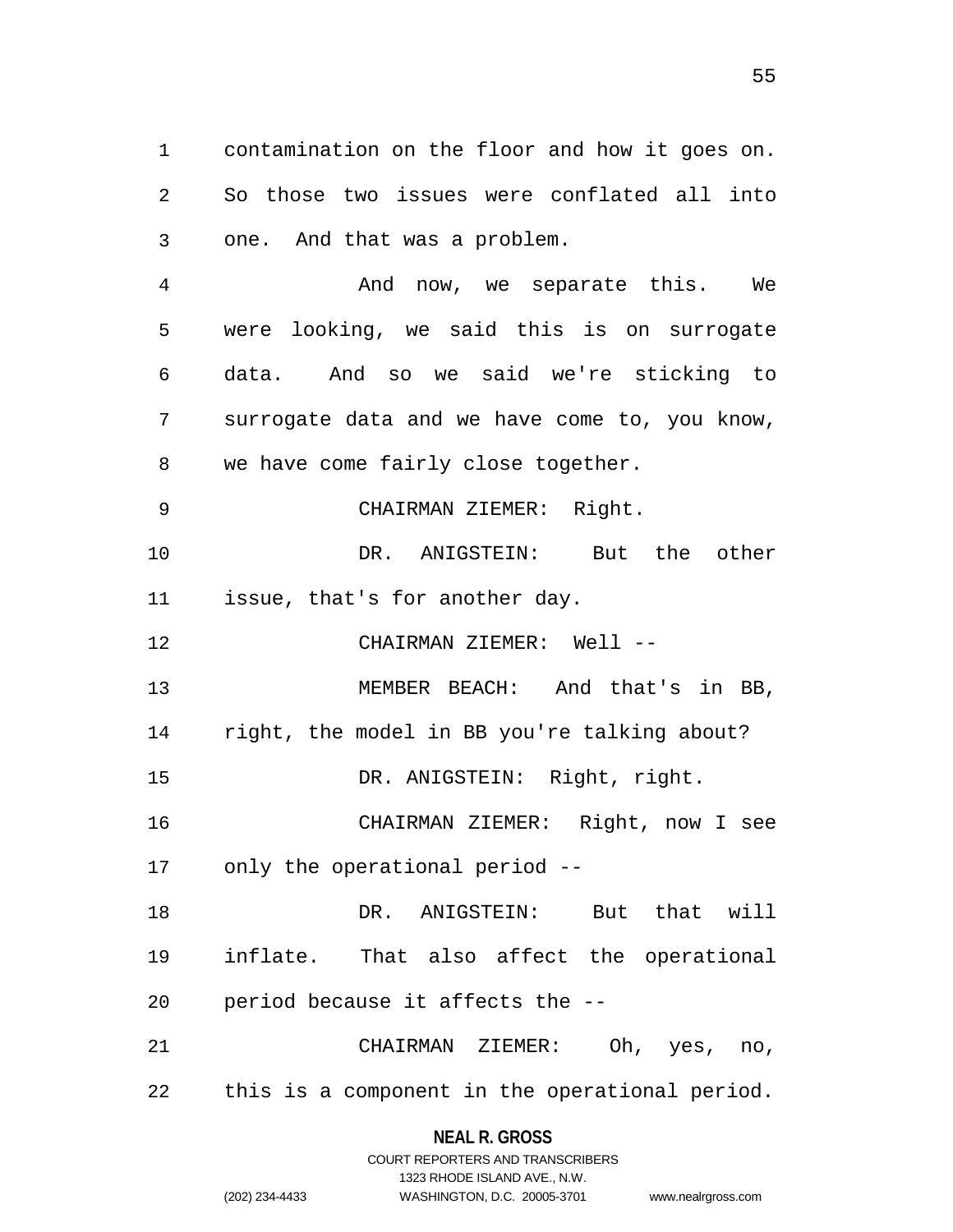contamination on the floor and how it goes on. So those two issues were conflated all into one. And that was a problem.

And now, we separate this. We were looking, we said this is on surrogate data. And so we said we're sticking to surrogate data and we have come to, you know, we have come fairly close together.

CHAIRMAN ZIEMER: Right.

DR. ANIGSTEIN: But the other issue, that's for another day.

CHAIRMAN ZIEMER: Well --

MEMBER BEACH: And that's in BB, right, the model in BB you're talking about?

DR. ANIGSTEIN: Right, right.

CHAIRMAN ZIEMER: Right, now I see only the operational period --

DR. ANIGSTEIN: But that will inflate. That also affect the operational period because it affects the --

CHAIRMAN ZIEMER: Oh, yes, no, this is a component in the operational period.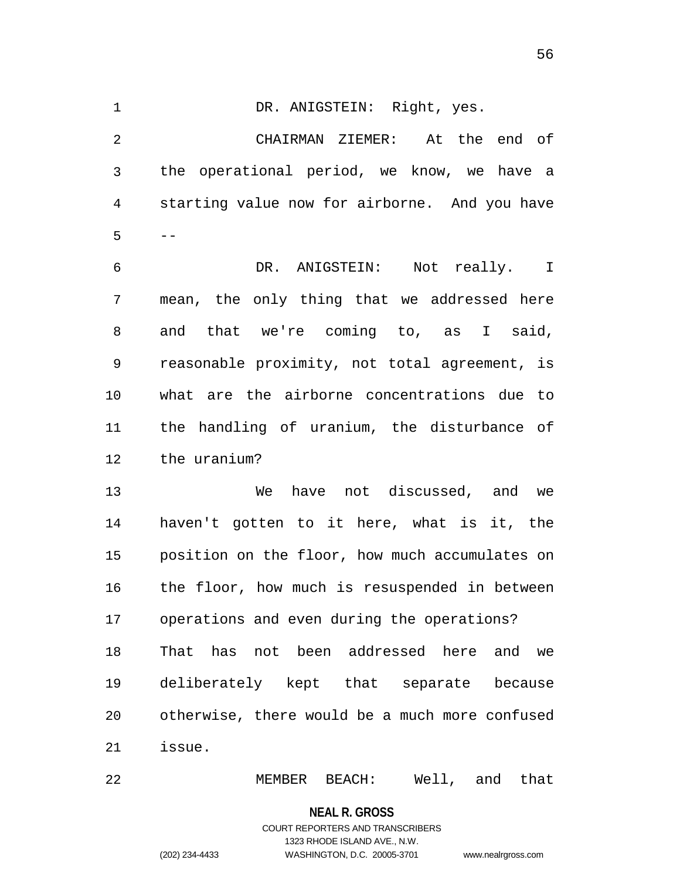DR. ANIGSTEIN: Right, yes.

CHAIRMAN ZIEMER: At the end of the operational period, we know, we have a starting value now for airborne. And you have --

DR. ANIGSTEIN: Not really. I mean, the only thing that we addressed here and that we're coming to, as I said, reasonable proximity, not total agreement, is what are the airborne concentrations due to the handling of uranium, the disturbance of the uranium?

We have not discussed, and we haven't gotten to it here, what is it, the position on the floor, how much accumulates on the floor, how much is resuspended in between operations and even during the operations? That has not been addressed here and we deliberately kept that separate because otherwise, there would be a much more confused issue.

MEMBER BEACH: Well, and that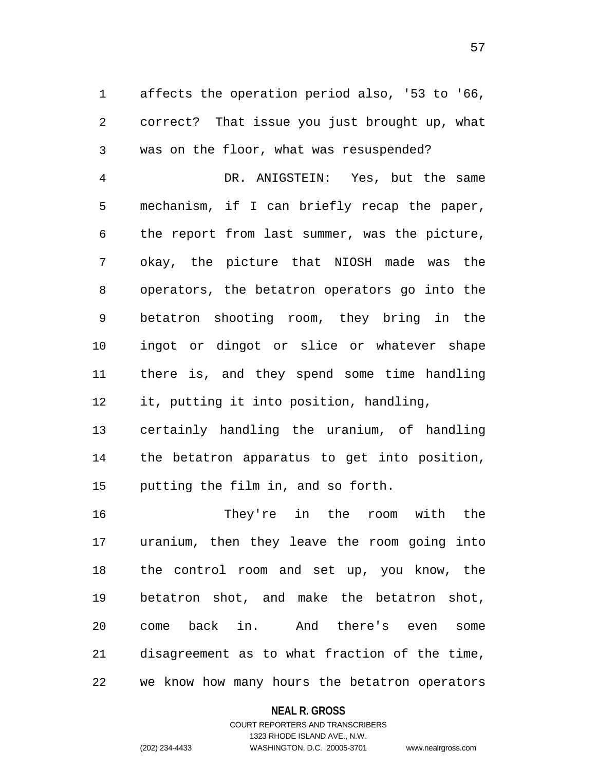affects the operation period also, '53 to '66, correct? That issue you just brought up, what was on the floor, what was resuspended?

DR. ANIGSTEIN: Yes, but the same mechanism, if I can briefly recap the paper, the report from last summer, was the picture, okay, the picture that NIOSH made was the operators, the betatron operators go into the betatron shooting room, they bring in the ingot or dingot or slice or whatever shape there is, and they spend some time handling it, putting it into position, handling, certainly handling the uranium, of handling the betatron apparatus to get into position, putting the film in, and so forth.

They're in the room with the uranium, then they leave the room going into the control room and set up, you know, the betatron shot, and make the betatron shot, come back in. And there's even some disagreement as to what fraction of the time, we know how many hours the betatron operators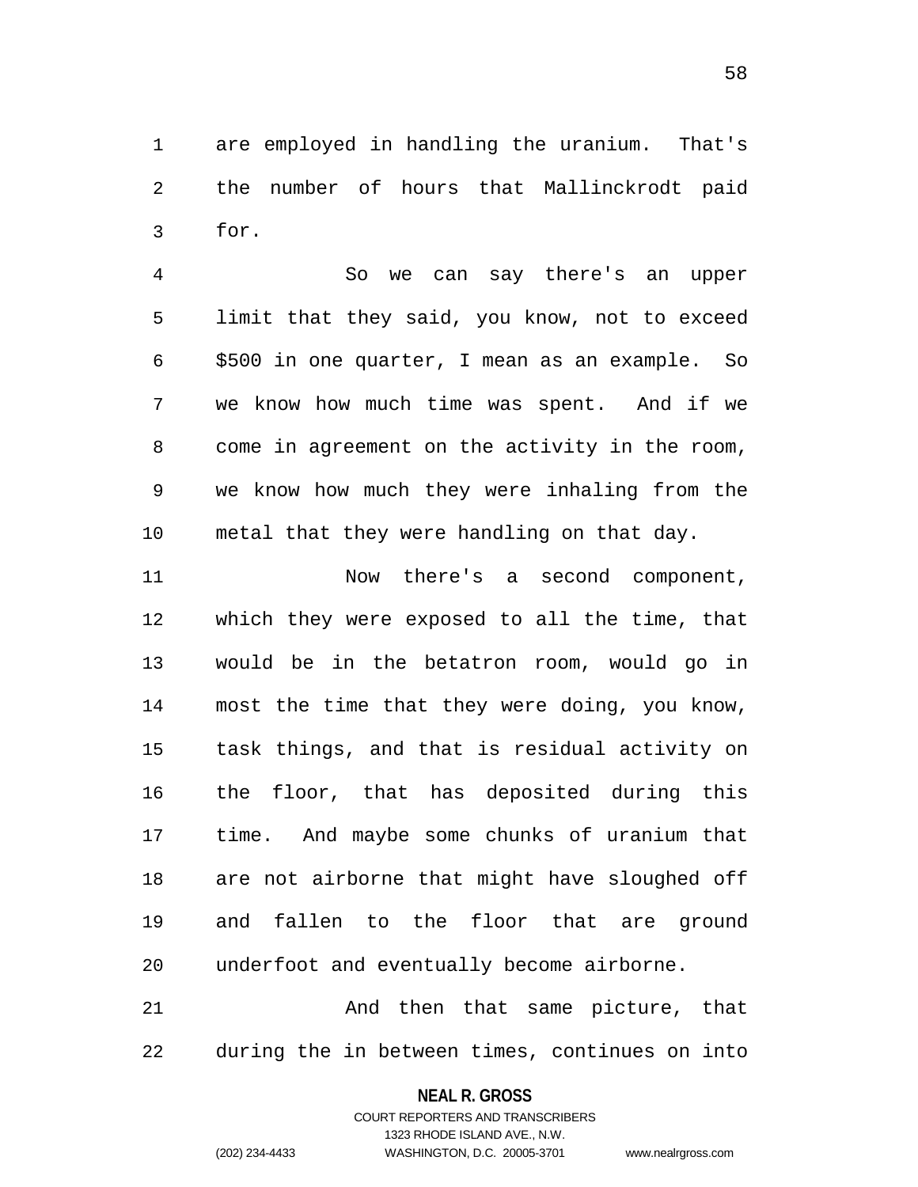are employed in handling the uranium. That's the number of hours that Mallinckrodt paid for.

So we can say there's an upper limit that they said, you know, not to exceed $500 in one quarter, I mean as an example. So we know how much time was spent. And if we come in agreement on the activity in the room, we know how much they were inhaling from the metal that they were handling on that day.

Now there's a second component, which they were exposed to all the time, that would be in the betatron room, would go in most the time that they were doing, you know, task things, and that is residual activity on the floor, that has deposited during this time. And maybe some chunks of uranium that are not airborne that might have sloughed off and fallen to the floor that are ground underfoot and eventually become airborne.

And then that same picture, that during the in between times, continues on into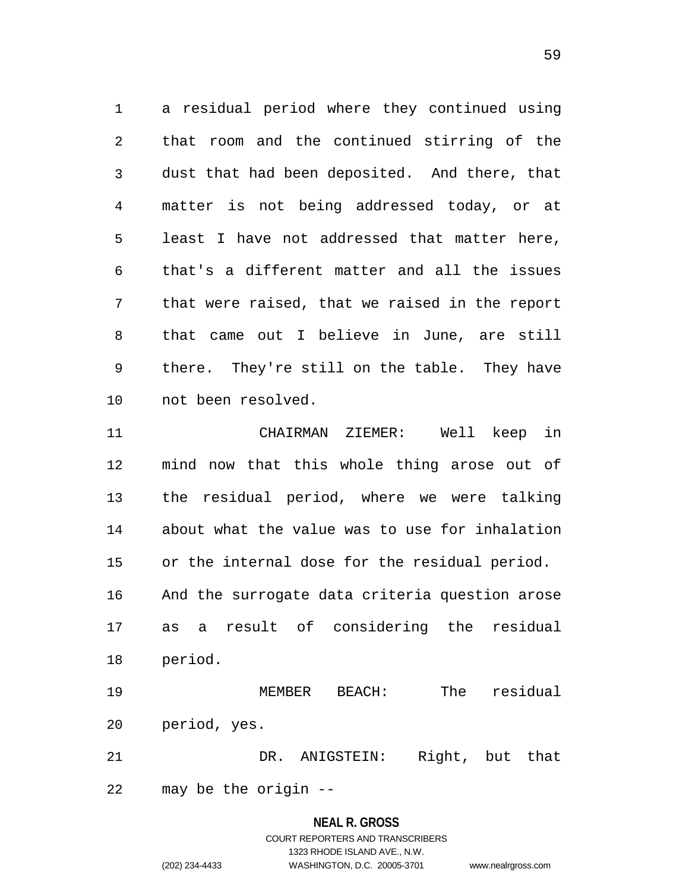a residual period where they continued using that room and the continued stirring of the dust that had been deposited. And there, that matter is not being addressed today, or at least I have not addressed that matter here, that's a different matter and all the issues that were raised, that we raised in the report that came out I believe in June, are still there. They're still on the table. They have not been resolved.

CHAIRMAN ZIEMER: Well keep in mind now that this whole thing arose out of the residual period, where we were talking about what the value was to use for inhalation or the internal dose for the residual period. And the surrogate data criteria question arose as a result of considering the residual period.

MEMBER BEACH: The residual period, yes.

DR. ANIGSTEIN: Right, but that may be the origin --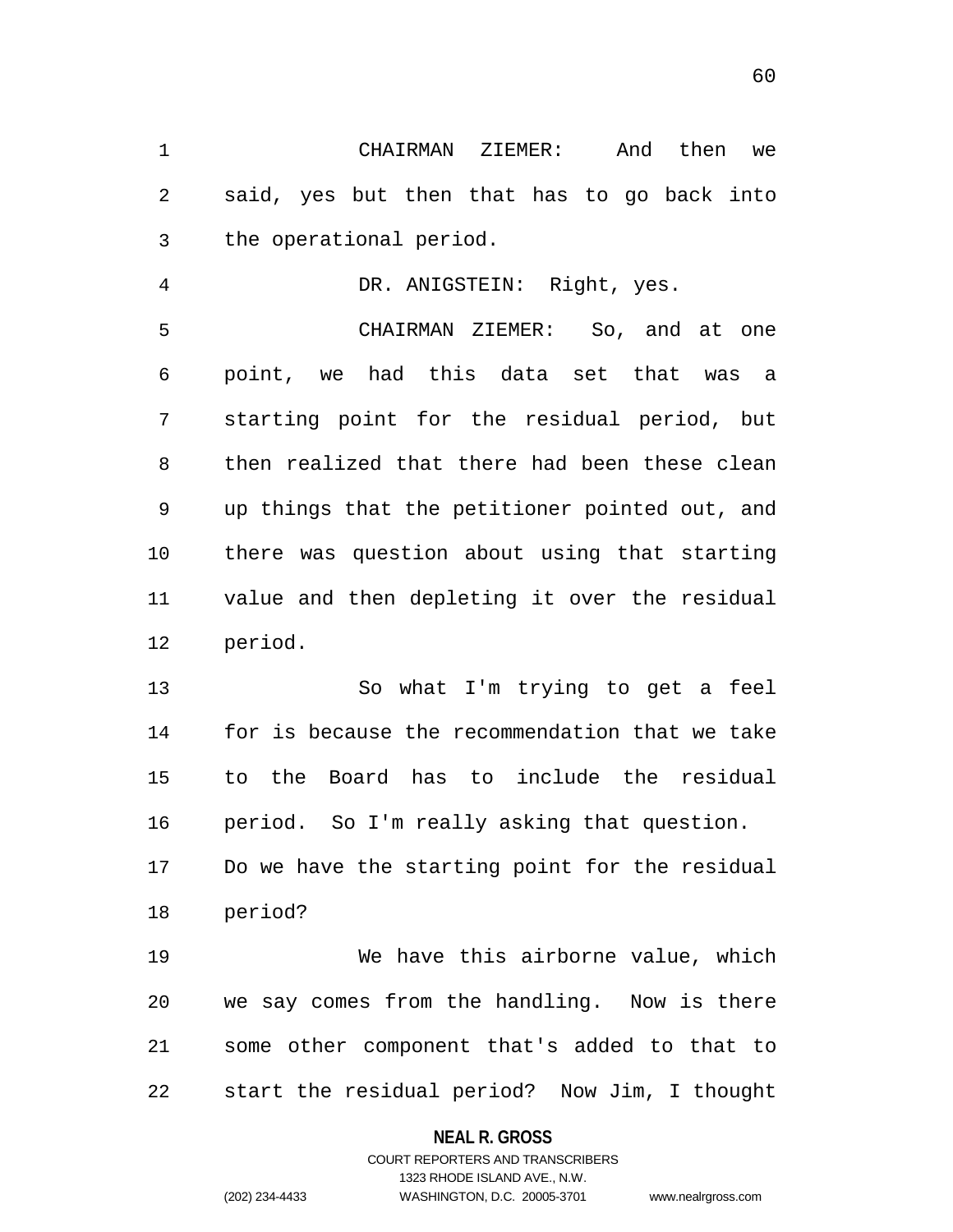CHAIRMAN ZIEMER: And then we said, yes but then that has to go back into the operational period.

DR. ANIGSTEIN: Right, yes.

CHAIRMAN ZIEMER: So, and at one point, we had this data set that was a starting point for the residual period, but then realized that there had been these clean up things that the petitioner pointed out, and there was question about using that starting value and then depleting it over the residual period.

So what I'm trying to get a feel for is because the recommendation that we take to the Board has to include the residual period. So I'm really asking that question. Do we have the starting point for the residual period?

We have this airborne value, which we say comes from the handling. Now is there some other component that's added to that to start the residual period? Now Jim, I thought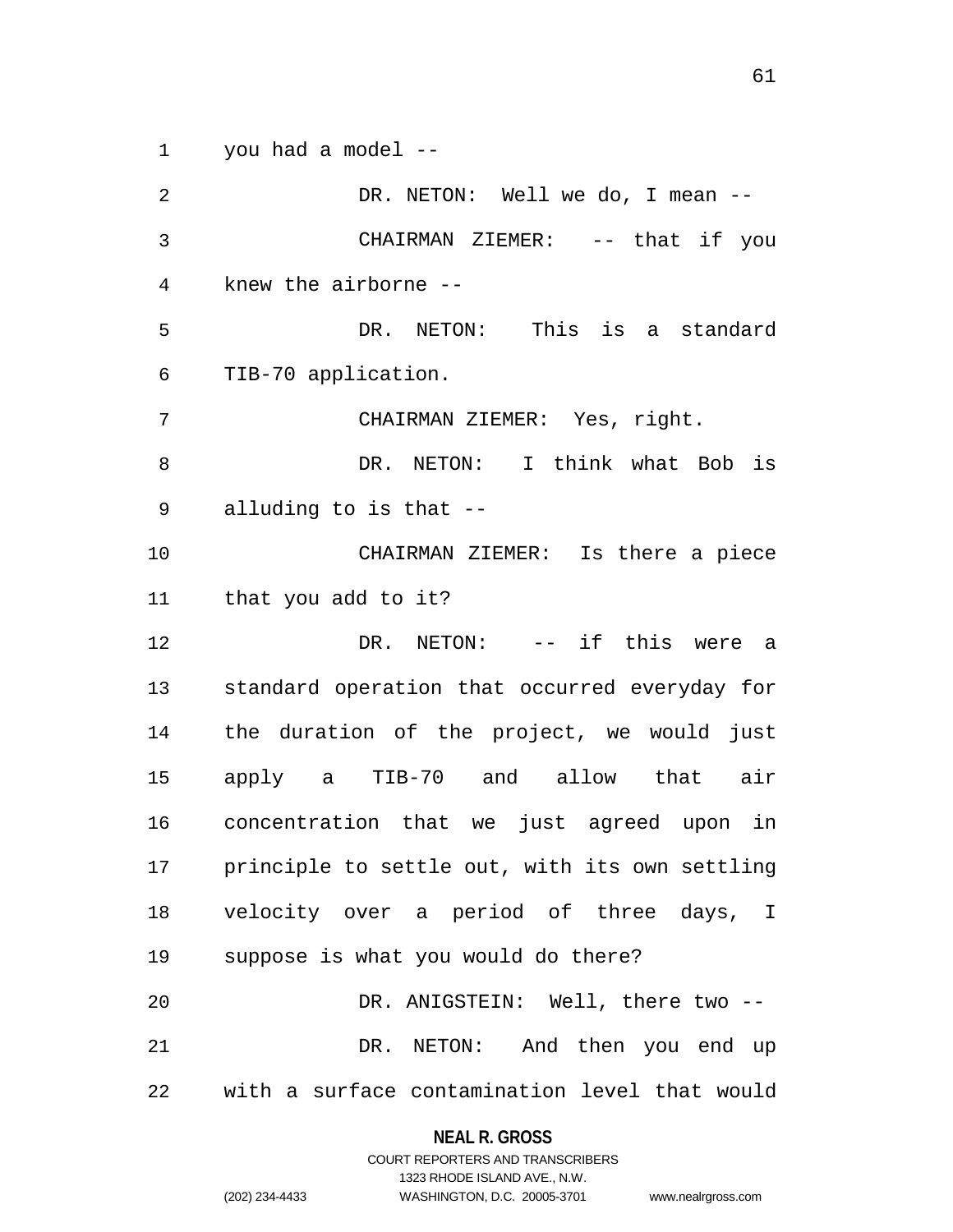you had a model --

DR. NETON: Well we do, I mean --

CHAIRMAN ZIEMER: -- that if you knew the airborne --

DR. NETON: This is a standard TIB-70 application.

CHAIRMAN ZIEMER: Yes, right.

DR. NETON: I think what Bob is alluding to is that --

CHAIRMAN ZIEMER: Is there a piece that you add to it?

DR. NETON: -- if this were a standard operation that occurred everyday for the duration of the project, we would just apply a TIB-70 and allow that air concentration that we just agreed upon in principle to settle out, with its own settling velocity over a period of three days, I suppose is what you would do there?

DR. ANIGSTEIN: Well, there two --

DR. NETON: And then you end up with a surface contamination level that would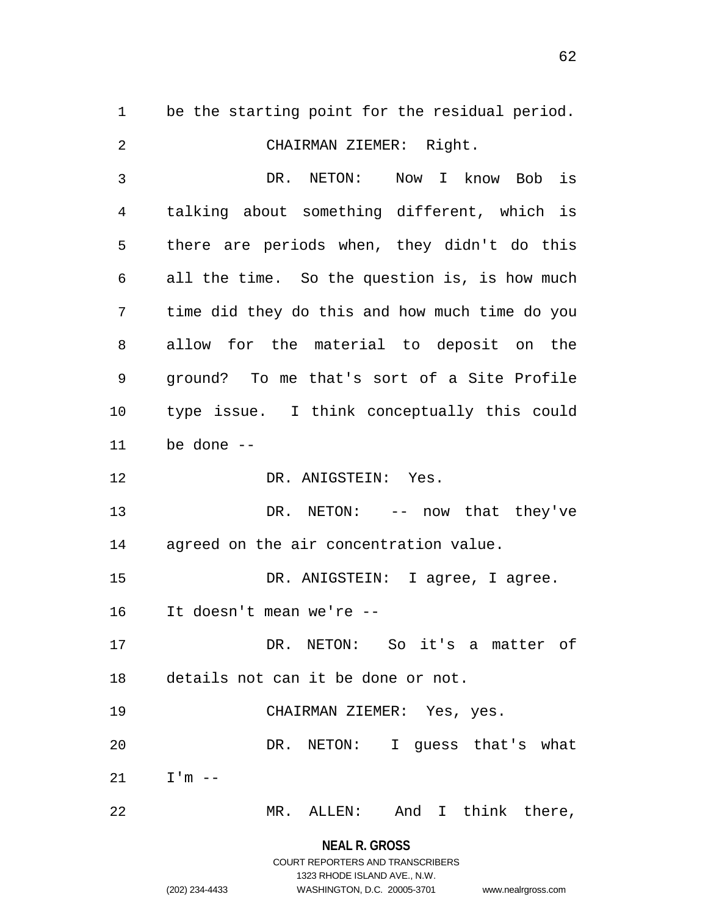be the starting point for the residual period.

CHAIRMAN ZIEMER: Right.

DR. NETON: Now I know Bob is talking about something different, which is there are periods when, they didn't do this all the time. So the question is, is how much time did they do this and how much time do you allow for the material to deposit on the ground? To me that's sort of a Site Profile type issue. I think conceptually this could be done --

DR. ANIGSTEIN: Yes.

DR. NETON: -- now that they've agreed on the air concentration value.

DR. ANIGSTEIN: I agree, I agree. It doesn't mean we're --

DR. NETON: So it's a matter of details not can it be done or not.

CHAIRMAN ZIEMER: Yes, yes.

DR. NETON: I guess that's what I'm --

MR. ALLEN: And I think there,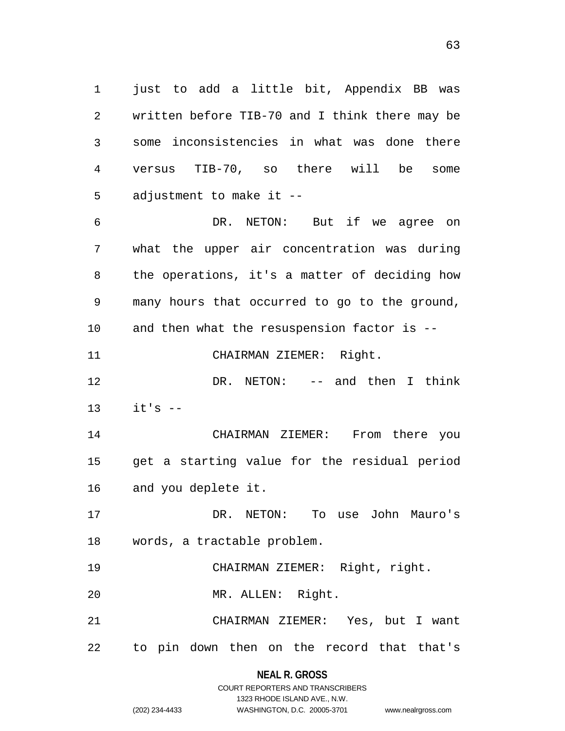just to add a little bit, Appendix BB was written before TIB-70 and I think there may be some inconsistencies in what was done there versus TIB-70, so there will be some adjustment to make it --

DR. NETON: But if we agree on what the upper air concentration was during the operations, it's a matter of deciding how many hours that occurred to go to the ground, and then what the resuspension factor is --

CHAIRMAN ZIEMER: Right.

DR. NETON: -- and then I think it's --

CHAIRMAN ZIEMER: From there you get a starting value for the residual period and you deplete it.

DR. NETON: To use John Mauro's words, a tractable problem.

CHAIRMAN ZIEMER: Right, right.

MR. ALLEN: Right.

CHAIRMAN ZIEMER: Yes, but I want to pin down then on the record that that's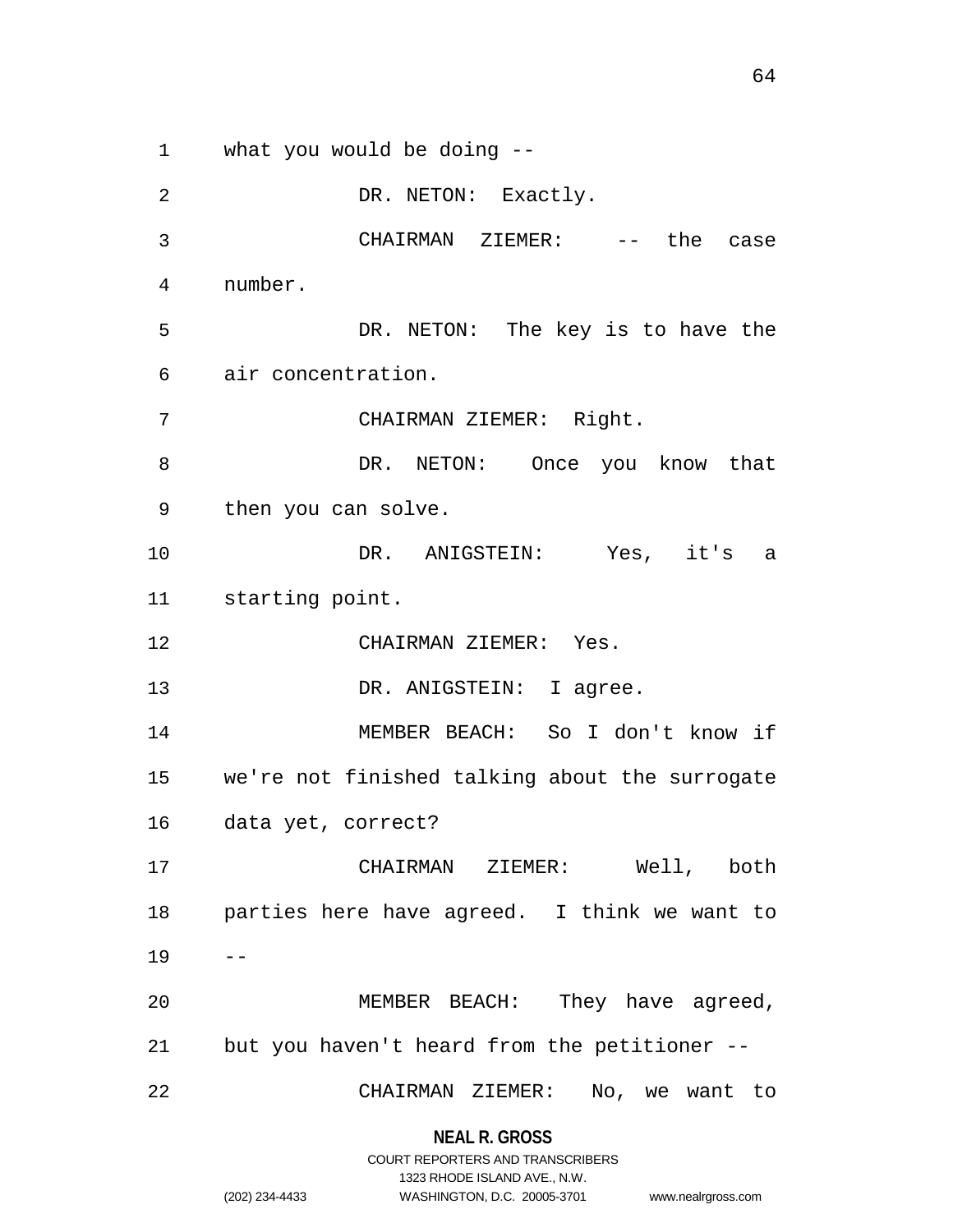what you would be doing --

DR. NETON: Exactly.

CHAIRMAN ZIEMER: -- the case number.

DR. NETON: The key is to have the air concentration.

CHAIRMAN ZIEMER: Right.

DR. NETON: Once you know that then you can solve.

DR. ANIGSTEIN: Yes, it's a starting point.

CHAIRMAN ZIEMER: Yes.

DR. ANIGSTEIN: I agree.

MEMBER BEACH: So I don't know if we're not finished talking about the surrogate data yet, correct?

CHAIRMAN ZIEMER: Well, both parties here have agreed. I think we want to --

MEMBER BEACH: They have agreed, but you haven't heard from the petitioner --

CHAIRMAN ZIEMER: No, we want to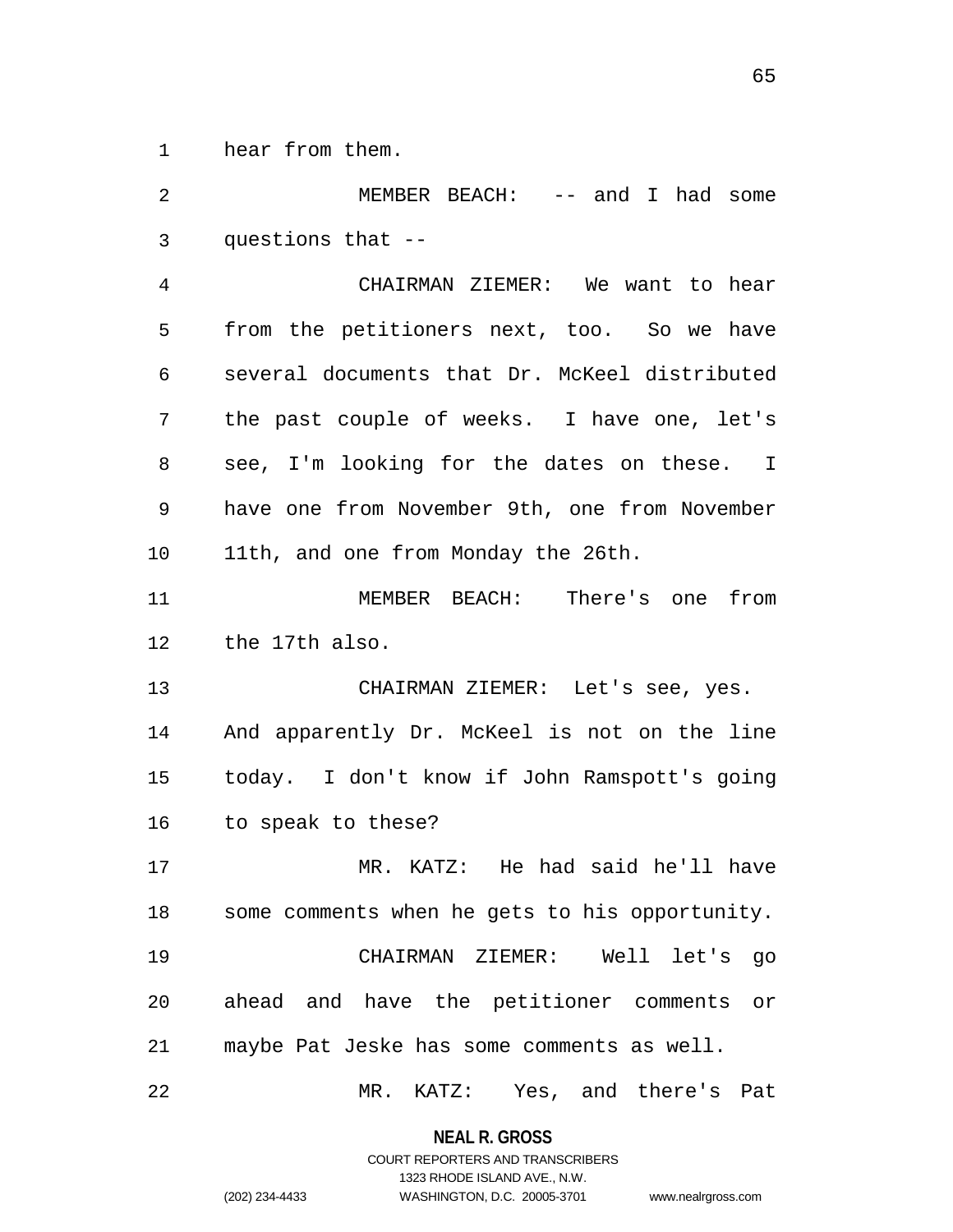hear from them.

MEMBER BEACH: -- and I had some questions that --

CHAIRMAN ZIEMER: We want to hear from the petitioners next, too. So we have several documents that Dr. McKeel distributed the past couple of weeks. I have one, let's see, I'm looking for the dates on these. I have one from November 9th, one from November 11th, and one from Monday the 26th.

MEMBER BEACH: There's one from the 17th also.

CHAIRMAN ZIEMER: Let's see, yes. And apparently Dr. McKeel is not on the line today. I don't know if John Ramspott's going to speak to these?

MR. KATZ: He had said he'll have some comments when he gets to his opportunity.

CHAIRMAN ZIEMER: Well let's go ahead and have the petitioner comments or maybe Pat Jeske has some comments as well.

MR. KATZ: Yes, and there's Pat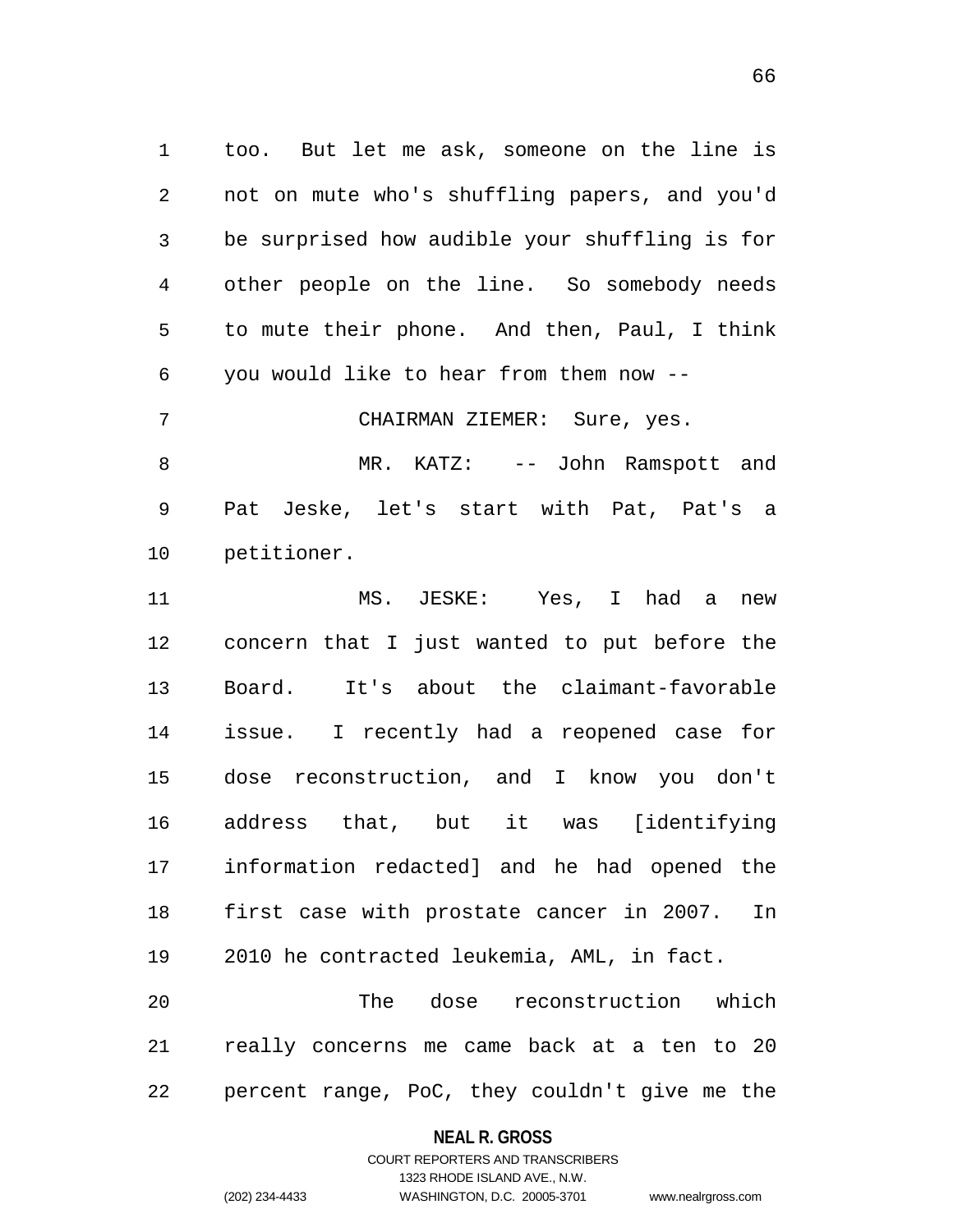too. But let me ask, someone on the line is not on mute who's shuffling papers, and you'd be surprised how audible your shuffling is for other people on the line. So somebody needs to mute their phone. And then, Paul, I think you would like to hear from them now --

CHAIRMAN ZIEMER: Sure, yes.

MR. KATZ: -- John Ramspott and Pat Jeske, let's start with Pat, Pat's a petitioner.

MS. JESKE: Yes, I had a new concern that I just wanted to put before the Board. It's about the claimant-favorable issue. I recently had a reopened case for dose reconstruction, and I know you don't address that, but it was [identifying information redacted] and he had opened the first case with prostate cancer in 2007. In 2010 he contracted leukemia, AML, in fact.

The dose reconstruction which really concerns me came back at a ten to 20 percent range, PoC, they couldn't give me the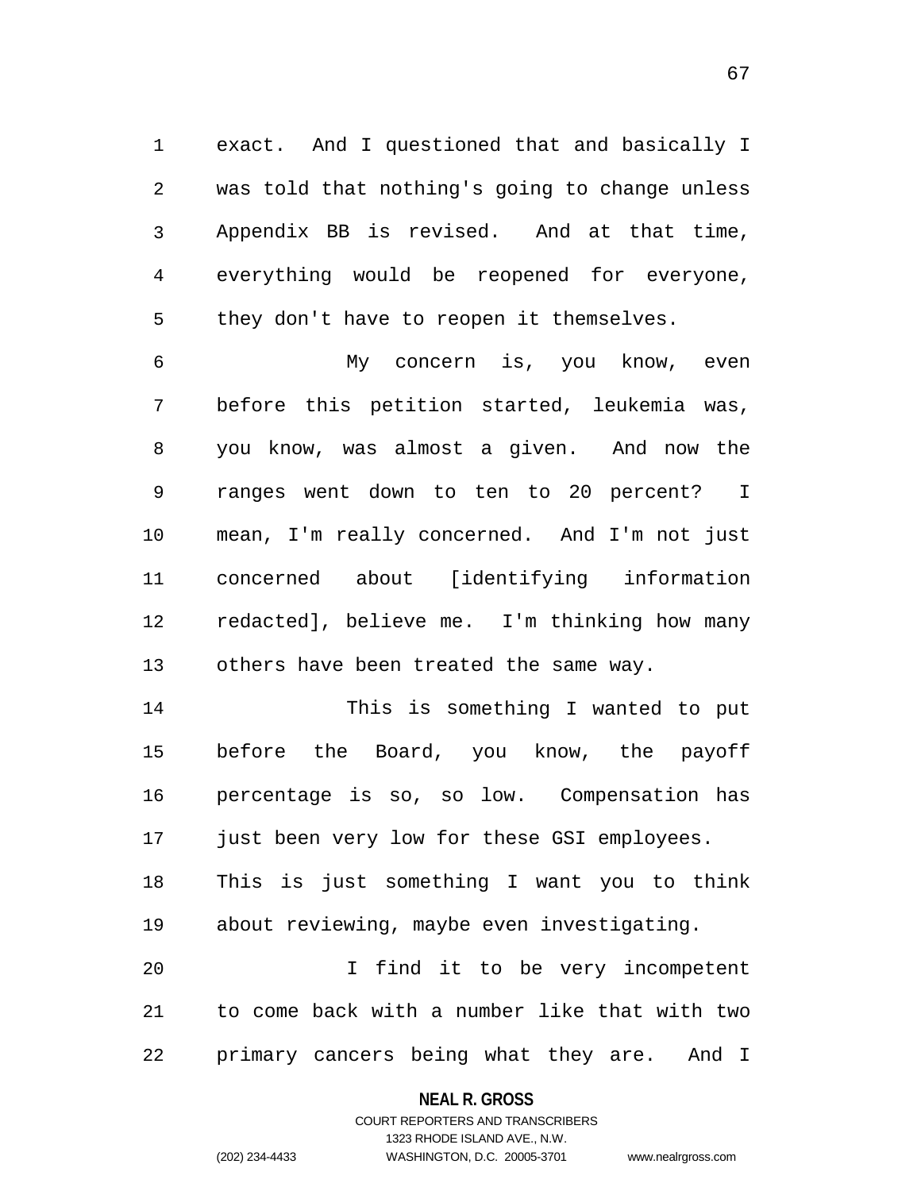exact. And I questioned that and basically I was told that nothing's going to change unless Appendix BB is revised. And at that time, everything would be reopened for everyone, they don't have to reopen it themselves.

My concern is, you know, even before this petition started, leukemia was, you know, was almost a given. And now the ranges went down to ten to 20 percent? I mean, I'm really concerned. And I'm not just concerned about [identifying information redacted], believe me. I'm thinking how many others have been treated the same way.

This is something I wanted to put before the Board, you know, the payoff percentage is so, so low. Compensation has just been very low for these GSI employees. This is just something I want you to think about reviewing, maybe even investigating.

I find it to be very incompetent to come back with a number like that with two primary cancers being what they are. And I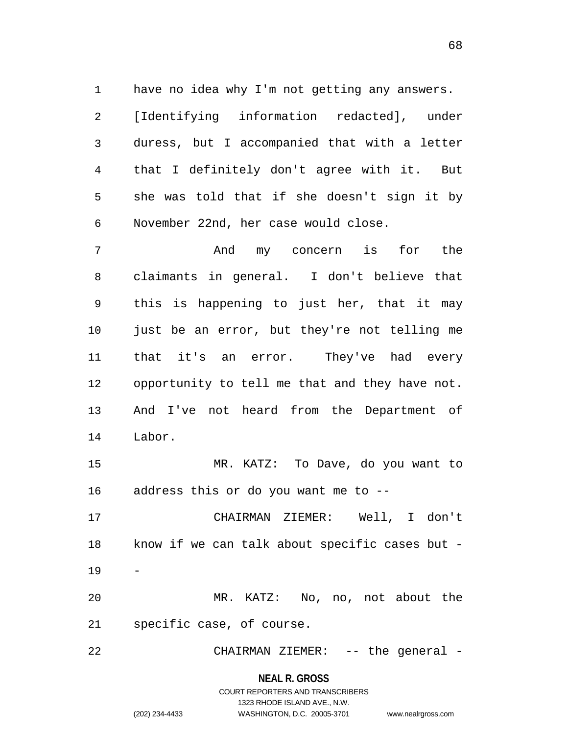have no idea why I'm not getting any answers. [Identifying information redacted], under duress, but I accompanied that with a letter that I definitely don't agree with it. But she was told that if she doesn't sign it by November 22nd, her case would close.

And my concern is for the claimants in general. I don't believe that this is happening to just her, that it may just be an error, but they're not telling me that it's an error. They've had every opportunity to tell me that and they have not. And I've not heard from the Department of Labor.

MR. KATZ: To Dave, do you want to address this or do you want me to --

CHAIRMAN ZIEMER: Well, I don't know if we can talk about specific cases but --

MR. KATZ: No, no, not about the specific case, of course.

CHAIRMAN ZIEMER: -- the general -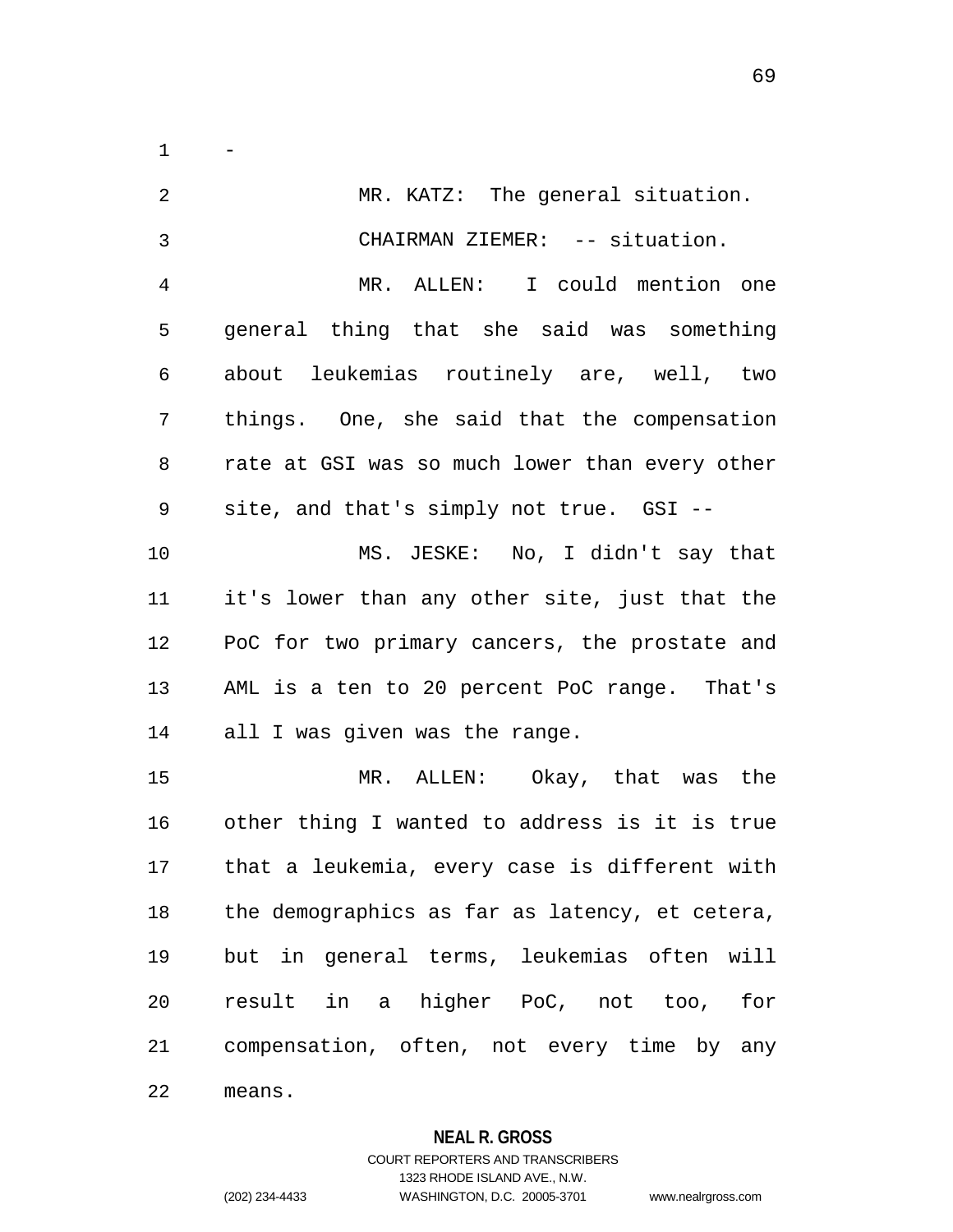-

MR. KATZ: The general situation.

CHAIRMAN ZIEMER: -- situation.

MR. ALLEN: I could mention one general thing that she said was something about leukemias routinely are, well, two things. One, she said that the compensation rate at GSI was so much lower than every other site, and that's simply not true. GSI --

MS. JESKE: No, I didn't say that it's lower than any other site, just that the PoC for two primary cancers, the prostate and AML is a ten to 20 percent PoC range. That's all I was given was the range.

MR. ALLEN: Okay, that was the other thing I wanted to address is it is true that a leukemia, every case is different with the demographics as far as latency, et cetera, but in general terms, leukemias often will result in a higher PoC, not too, for compensation, often, not every time by any means.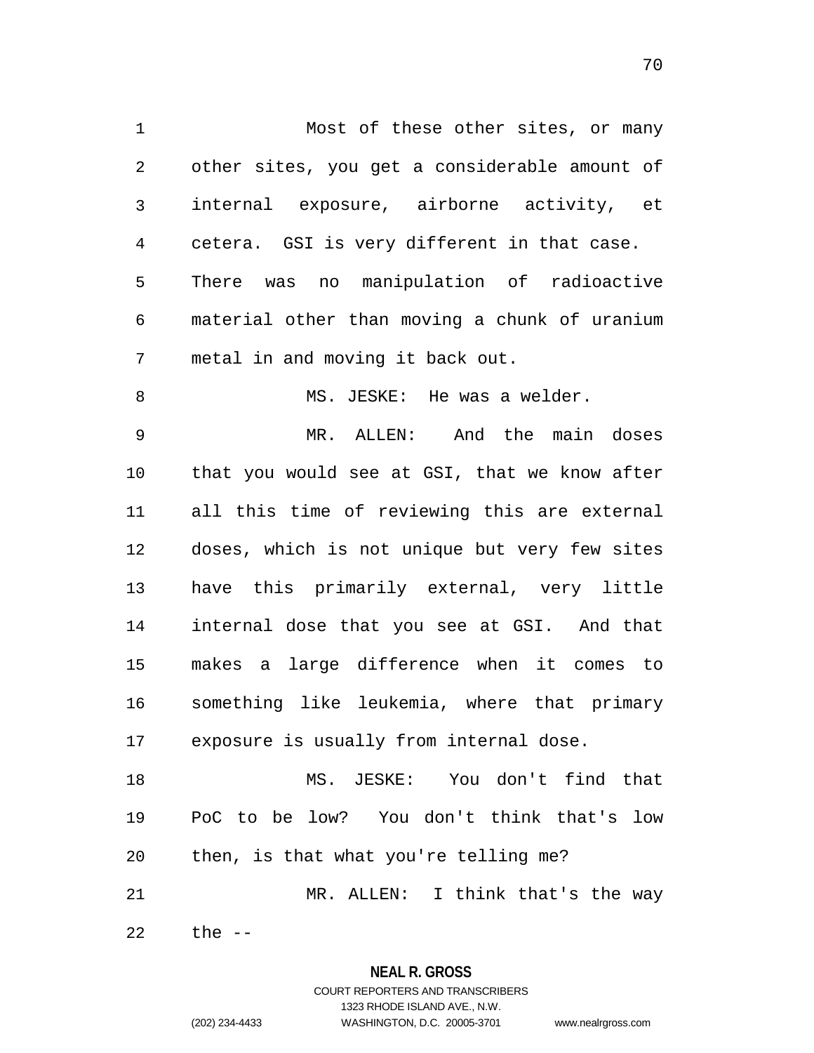Most of these other sites, or many other sites, you get a considerable amount of internal exposure, airborne activity, et cetera. GSI is very different in that case. There was no manipulation of radioactive material other than moving a chunk of uranium metal in and moving it back out.

MS. JESKE: He was a welder.

MR. ALLEN: And the main doses that you would see at GSI, that we know after all this time of reviewing this are external doses, which is not unique but very few sites have this primarily external, very little internal dose that you see at GSI. And that makes a large difference when it comes to something like leukemia, where that primary exposure is usually from internal dose.

MS. JESKE: You don't find that PoC to be low? You don't think that's low then, is that what you're telling me?

MR. ALLEN: I think that's the way the --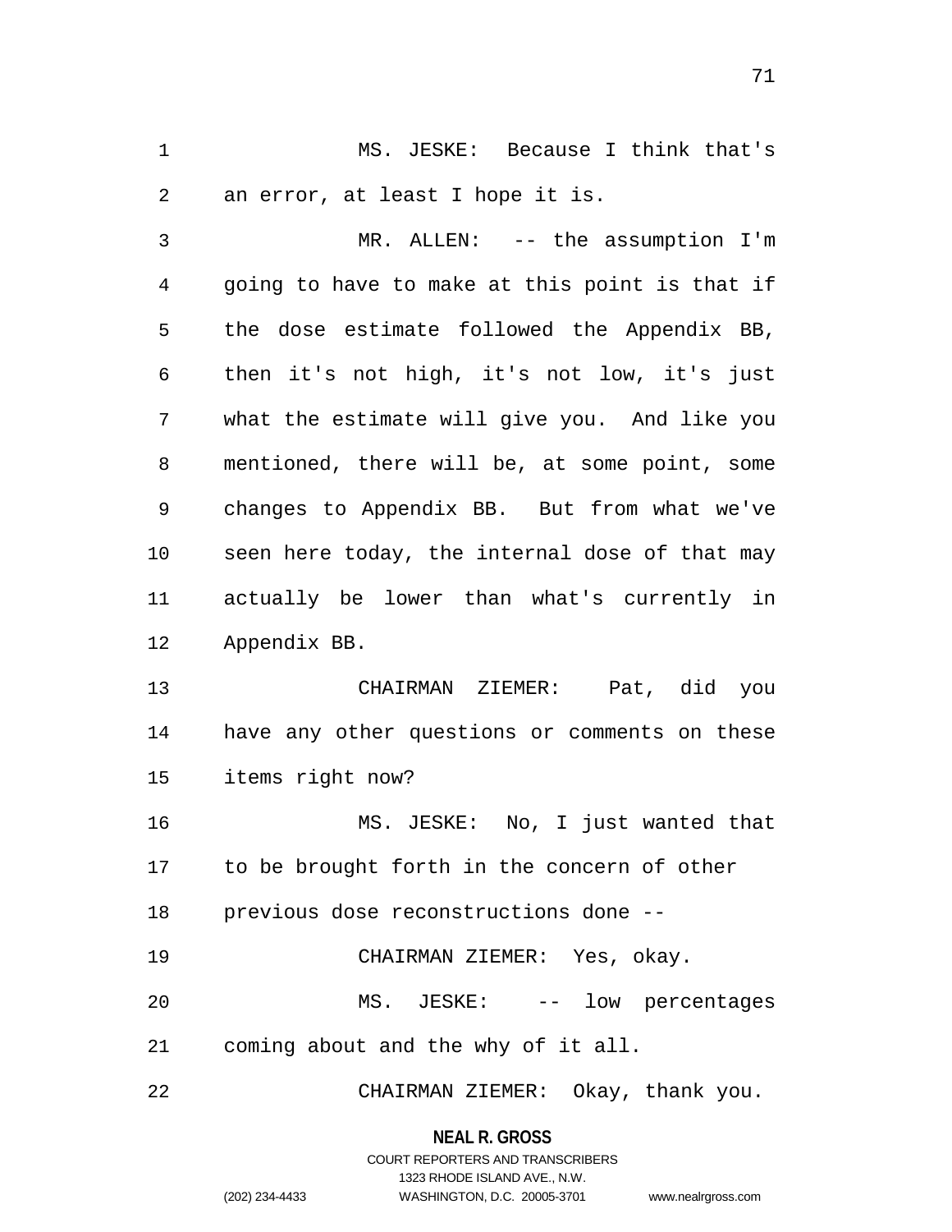MS. JESKE: Because I think that's an error, at least I hope it is.

MR. ALLEN: -- the assumption I'm going to have to make at this point is that if the dose estimate followed the Appendix BB, then it's not high, it's not low, it's just what the estimate will give you. And like you mentioned, there will be, at some point, some changes to Appendix BB. But from what we've seen here today, the internal dose of that may actually be lower than what's currently in Appendix BB.

CHAIRMAN ZIEMER: Pat, did you have any other questions or comments on these items right now?

MS. JESKE: No, I just wanted that to be brought forth in the concern of other previous dose reconstructions done --

CHAIRMAN ZIEMER: Yes, okay.

MS. JESKE: -- low percentages coming about and the why of it all.

CHAIRMAN ZIEMER: Okay, thank you.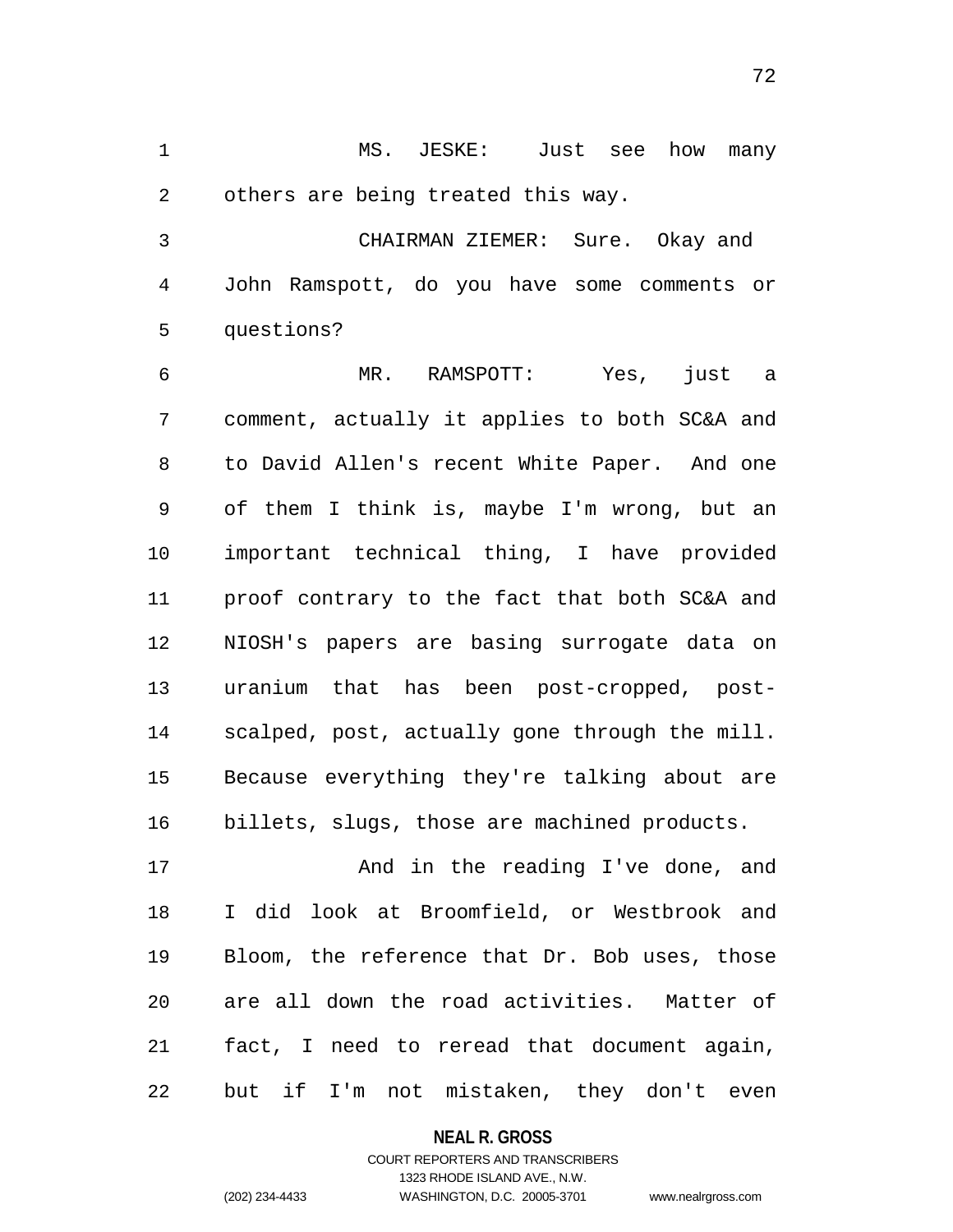MS. JESKE: Just see how many others are being treated this way.

CHAIRMAN ZIEMER: Sure. Okay and John Ramspott, do you have some comments or questions?

MR. RAMSPOTT: Yes, just a comment, actually it applies to both SC&A and to David Allen's recent White Paper. And one of them I think is, maybe I'm wrong, but an important technical thing, I have provided proof contrary to the fact that both SC&A and NIOSH's papers are basing surrogate data on uranium that has been post-cropped, post-scalped, post, actually gone through the mill. Because everything they're talking about are billets, slugs, those are machined products.

And in the reading I've done, and I did look at Broomfield, or Westbrook and Bloom, the reference that Dr. Bob uses, those are all down the road activities. Matter of fact, I need to reread that document again, but if I'm not mistaken, they don't even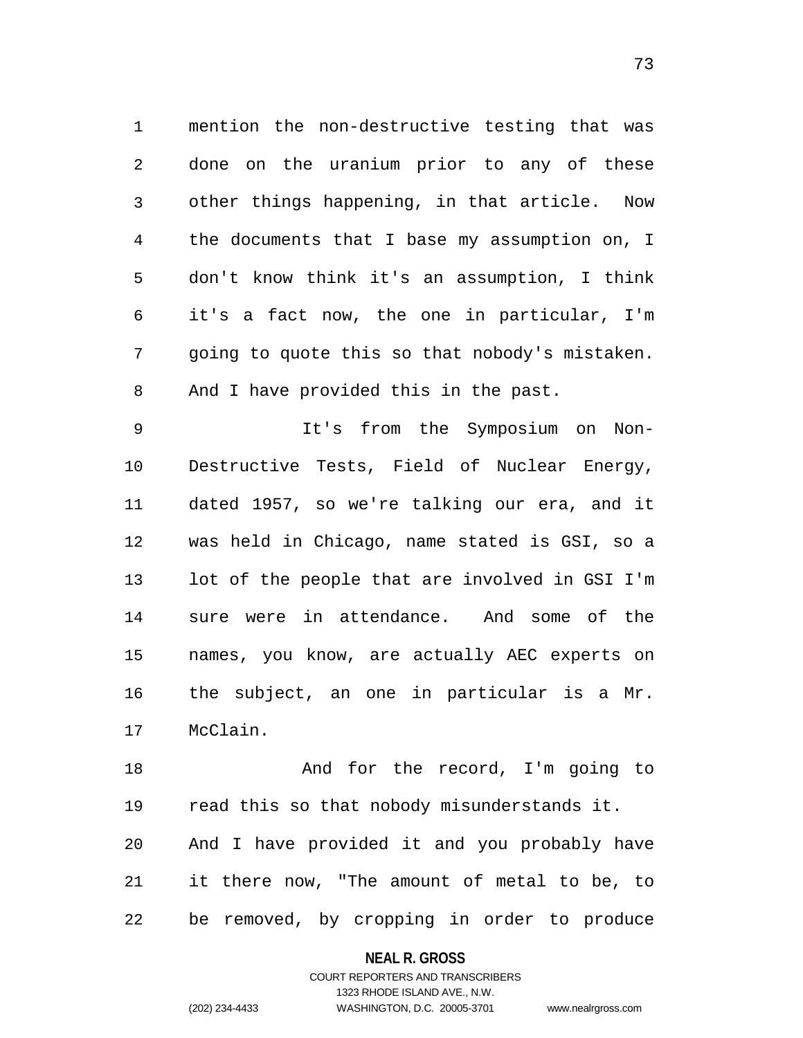mention the non-destructive testing that was done on the uranium prior to any of these other things happening, in that article. Now the documents that I base my assumption on, I don't know think it's an assumption, I think it's a fact now, the one in particular, I'm going to quote this so that nobody's mistaken. And I have provided this in the past.

It's from the Symposium on Non-Destructive Tests, Field of Nuclear Energy, dated 1957, so we're talking our era, and it was held in Chicago, name stated is GSI, so a lot of the people that are involved in GSI I'm sure were in attendance. And some of the names, you know, are actually AEC experts on the subject, an one in particular is a Mr. McClain.

And for the record, I'm going to read this so that nobody misunderstands it. And I have provided it and you probably have it there now, "The amount of metal to be, to be removed, by cropping in order to produce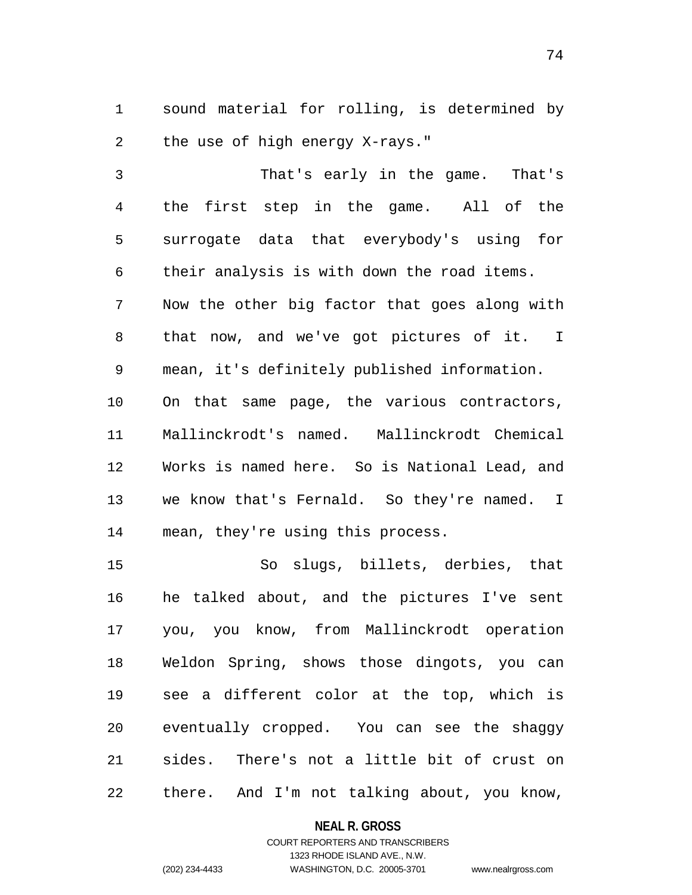sound material for rolling, is determined by the use of high energy X-rays."

That's early in the game. That's the first step in the game. All of the surrogate data that everybody's using for their analysis is with down the road items. Now the other big factor that goes along with that now, and we've got pictures of it. I mean, it's definitely published information. On that same page, the various contractors, Mallinckrodt's named. Mallinckrodt Chemical Works is named here. So is National Lead, and we know that's Fernald. So they're named. I mean, they're using this process.

So slugs, billets, derbies, that he talked about, and the pictures I've sent you, you know, from Mallinckrodt operation Weldon Spring, shows those dingots, you can see a different color at the top, which is eventually cropped. You can see the shaggy sides. There's not a little bit of crust on there. And I'm not talking about, you know,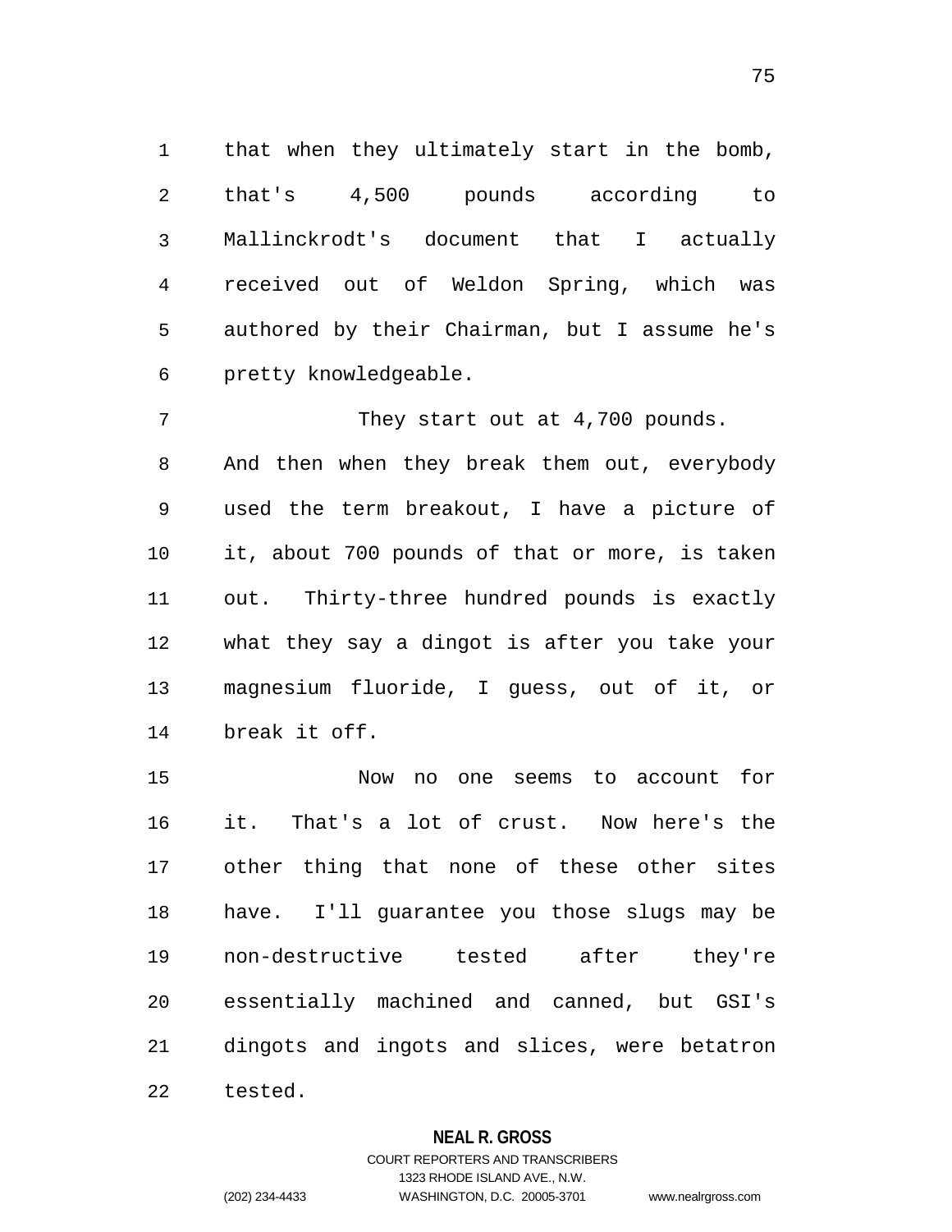that when they ultimately start in the bomb, that's 4,500 pounds according to Mallinckrodt's document that I actually received out of Weldon Spring, which was authored by their Chairman, but I assume he's pretty knowledgeable.

They start out at 4,700 pounds. And then when they break them out, everybody used the term breakout, I have a picture of it, about 700 pounds of that or more, is taken out. Thirty-three hundred pounds is exactly what they say a dingot is after you take your magnesium fluoride, I guess, out of it, or break it off.

Now no one seems to account for it. That's a lot of crust. Now here's the other thing that none of these other sites have. I'll guarantee you those slugs may be non-destructive tested after they're essentially machined and canned, but GSI's dingots and ingots and slices, were betatron tested.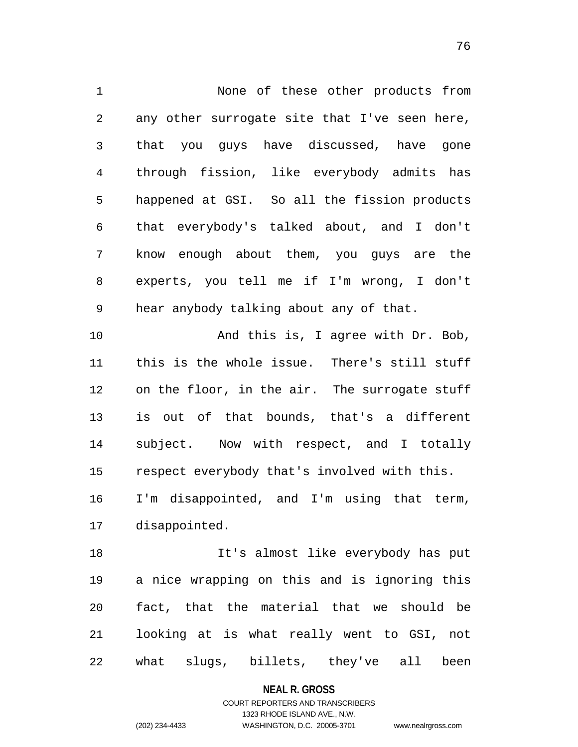None of these other products from any other surrogate site that I've seen here, that you guys have discussed, have gone through fission, like everybody admits has happened at GSI. So all the fission products that everybody's talked about, and I don't know enough about them, you guys are the experts, you tell me if I'm wrong, I don't hear anybody talking about any of that.

And this is, I agree with Dr. Bob, this is the whole issue. There's still stuff on the floor, in the air. The surrogate stuff is out of that bounds, that's a different subject. Now with respect, and I totally respect everybody that's involved with this. I'm disappointed, and I'm using that term, disappointed.

It's almost like everybody has put a nice wrapping on this and is ignoring this fact, that the material that we should be looking at is what really went to GSI, not what slugs, billets, they've all been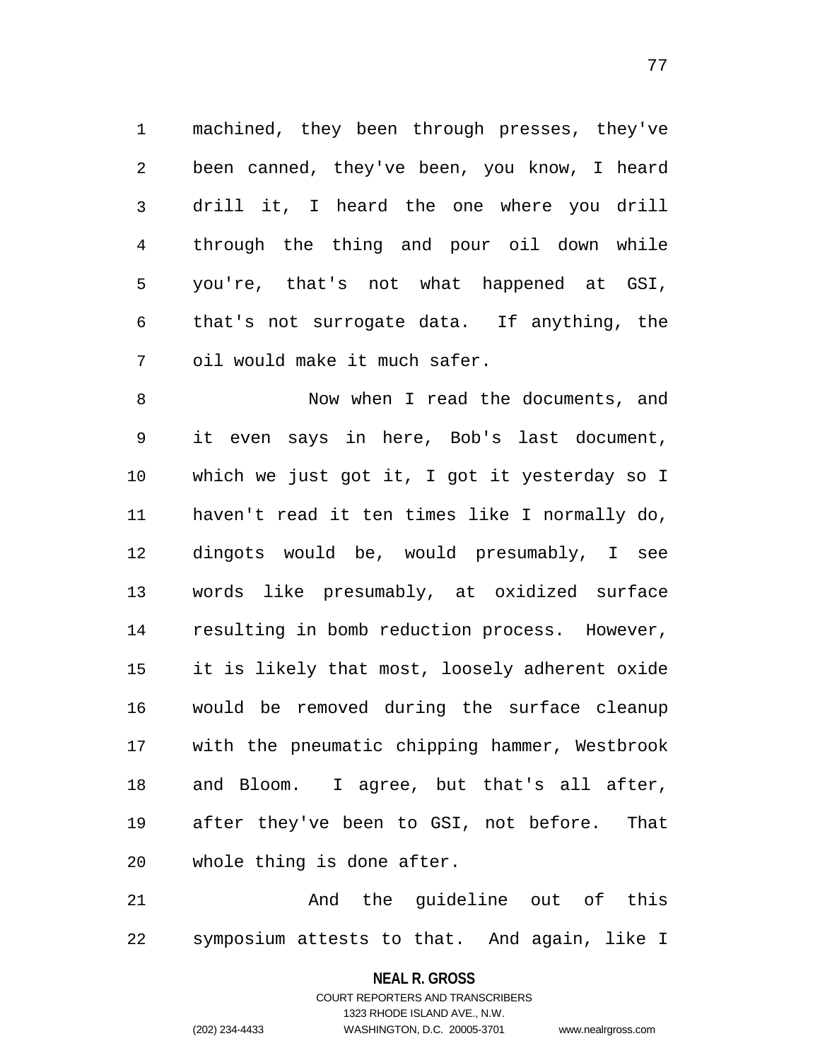machined, they been through presses, they've been canned, they've been, you know, I heard drill it, I heard the one where you drill through the thing and pour oil down while you're, that's not what happened at GSI, that's not surrogate data. If anything, the oil would make it much safer.

Now when I read the documents, and it even says in here, Bob's last document, which we just got it, I got it yesterday so I haven't read it ten times like I normally do, dingots would be, would presumably, I see words like presumably, at oxidized surface resulting in bomb reduction process. However, it is likely that most, loosely adherent oxide would be removed during the surface cleanup with the pneumatic chipping hammer, Westbrook and Bloom. I agree, but that's all after, after they've been to GSI, not before. That whole thing is done after.

And the guideline out of this symposium attests to that. And again, like I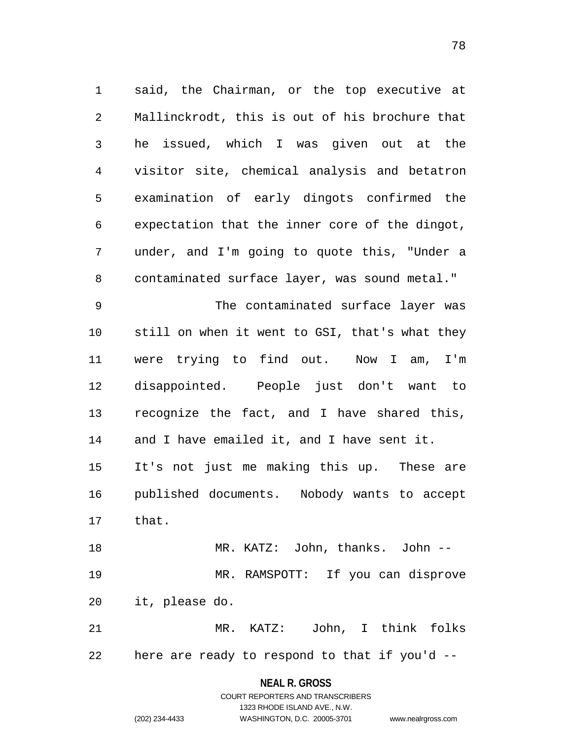said, the Chairman, or the top executive at Mallinckrodt, this is out of his brochure that he issued, which I was given out at the visitor site, chemical analysis and betatron examination of early dingots confirmed the expectation that the inner core of the dingot, under, and I'm going to quote this, "Under a contaminated surface layer, was sound metal."

The contaminated surface layer was still on when it went to GSI, that's what they were trying to find out. Now I am, I'm disappointed. People just don't want to recognize the fact, and I have shared this, and I have emailed it, and I have sent it. It's not just me making this up. These are published documents. Nobody wants to accept that.

MR. KATZ: John, thanks. John --

MR. RAMSPOTT: If you can disprove it, please do.

MR. KATZ: John, I think folks here are ready to respond to that if you'd --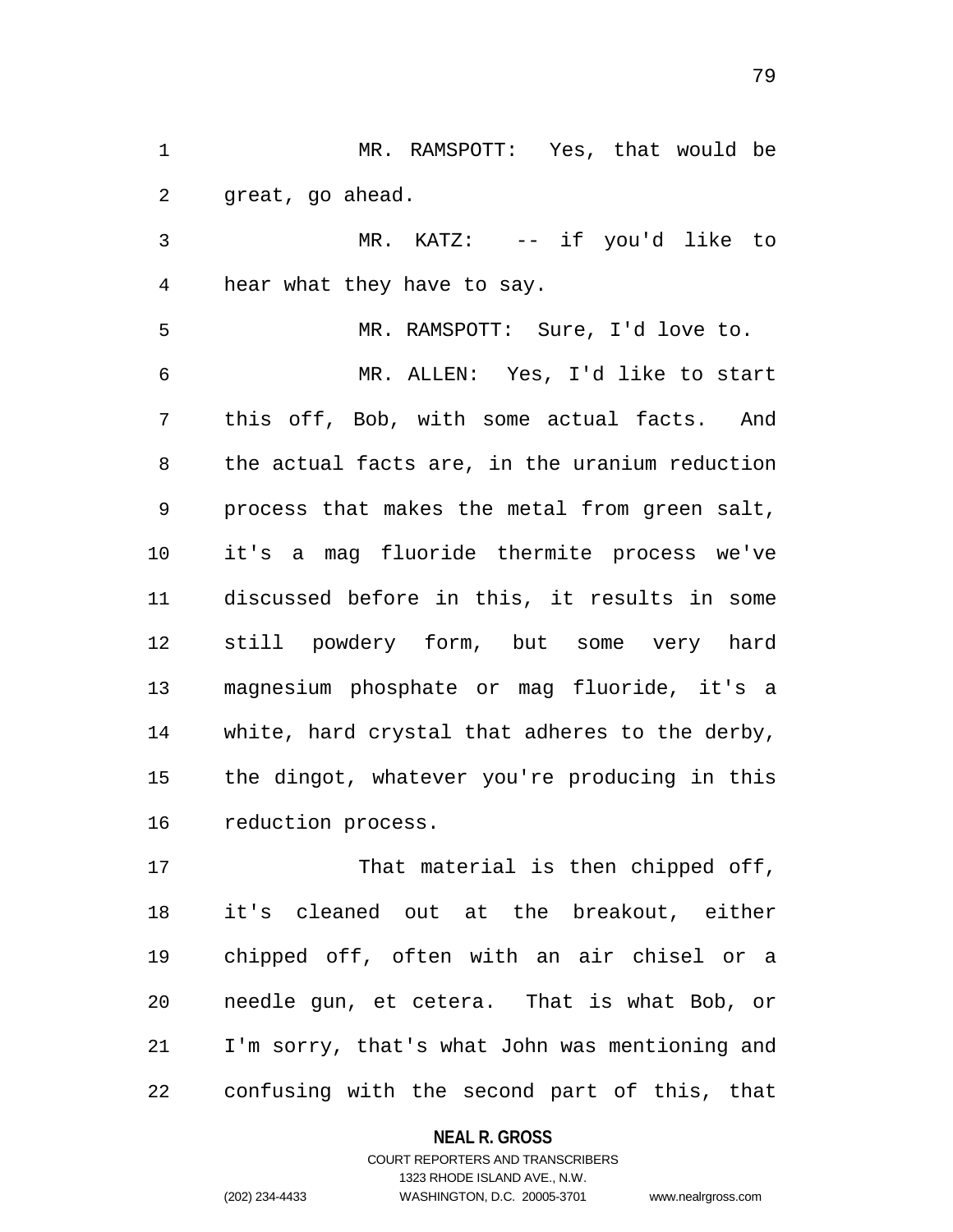MR. RAMSPOTT: Yes, that would be great, go ahead.

MR. KATZ: -- if you'd like to hear what they have to say.

MR. RAMSPOTT: Sure, I'd love to.

MR. ALLEN: Yes, I'd like to start this off, Bob, with some actual facts. And the actual facts are, in the uranium reduction process that makes the metal from green salt, it's a mag fluoride thermite process we've discussed before in this, it results in some still powdery form, but some very hard magnesium phosphate or mag fluoride, it's a white, hard crystal that adheres to the derby, the dingot, whatever you're producing in this reduction process.

That material is then chipped off, it's cleaned out at the breakout, either chipped off, often with an air chisel or a needle gun, et cetera. That is what Bob, or I'm sorry, that's what John was mentioning and confusing with the second part of this, that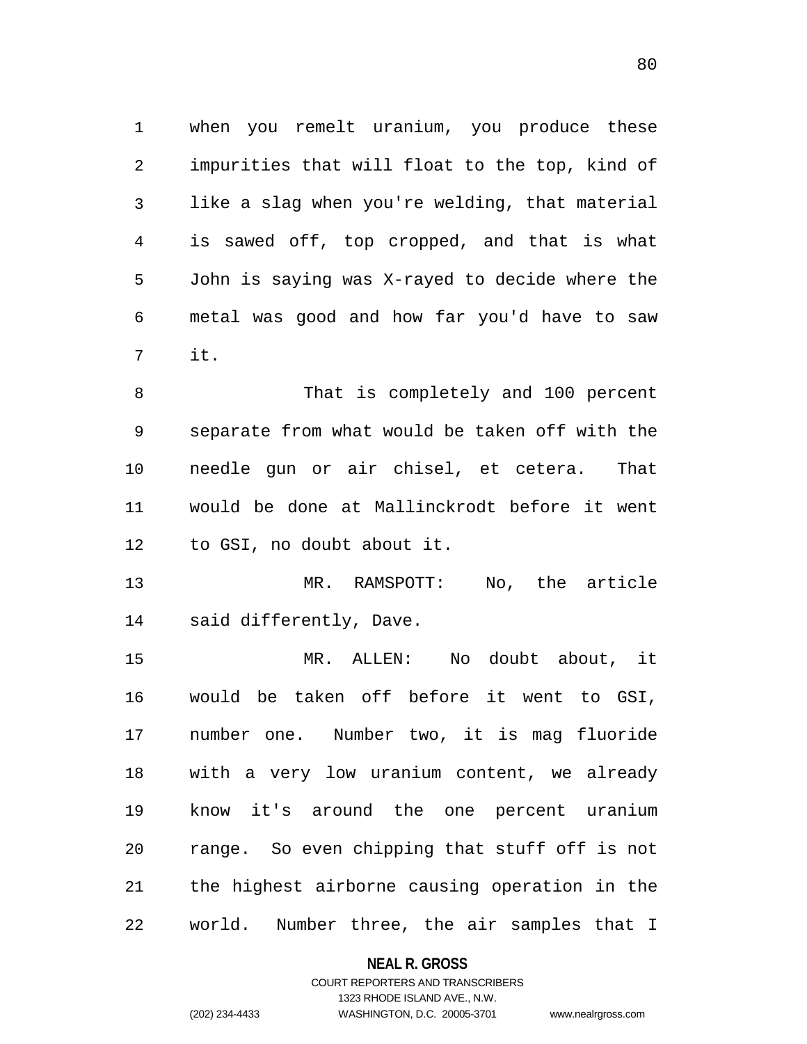when you remelt uranium, you produce these impurities that will float to the top, kind of like a slag when you're welding, that material is sawed off, top cropped, and that is what John is saying was X-rayed to decide where the metal was good and how far you'd have to saw it.

That is completely and 100 percent separate from what would be taken off with the needle gun or air chisel, et cetera. That would be done at Mallinckrodt before it went to GSI, no doubt about it.

MR. RAMSPOTT: No, the article said differently, Dave.

MR. ALLEN: No doubt about, it would be taken off before it went to GSI, number one. Number two, it is mag fluoride with a very low uranium content, we already know it's around the one percent uranium range. So even chipping that stuff off is not the highest airborne causing operation in the world. Number three, the air samples that I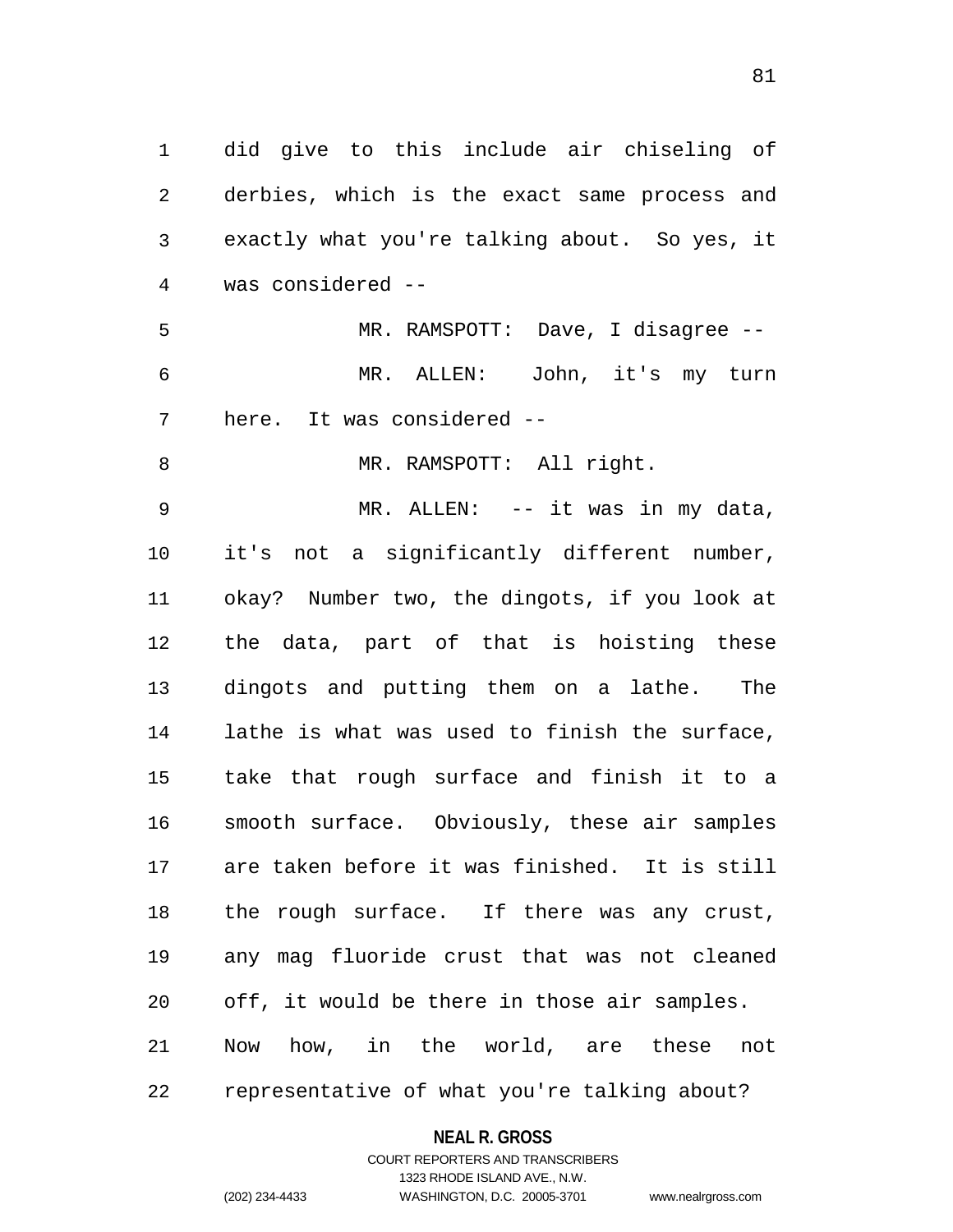did give to this include air chiseling of derbies, which is the exact same process and exactly what you're talking about. So yes, it was considered --

MR. RAMSPOTT: Dave, I disagree --

MR. ALLEN: John, it's my turn here. It was considered --

MR. RAMSPOTT: All right.

MR. ALLEN: -- it was in my data, it's not a significantly different number, okay? Number two, the dingots, if you look at the data, part of that is hoisting these dingots and putting them on a lathe. The lathe is what was used to finish the surface, take that rough surface and finish it to a smooth surface. Obviously, these air samples are taken before it was finished. It is still the rough surface. If there was any crust, any mag fluoride crust that was not cleaned off, it would be there in those air samples. Now how, in the world, are these not representative of what you're talking about?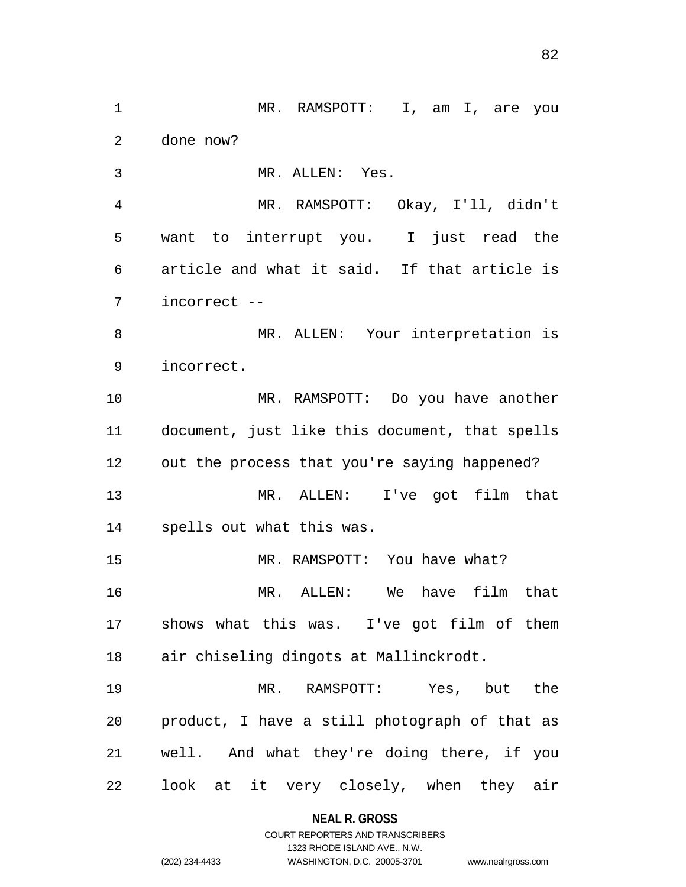MR. RAMSPOTT: I, am I, are you done now?

MR. ALLEN: Yes.

MR. RAMSPOTT: Okay, I'll, didn't want to interrupt you. I just read the article and what it said. If that article is incorrect --

MR. ALLEN: Your interpretation is incorrect.

MR. RAMSPOTT: Do you have another document, just like this document, that spells out the process that you're saying happened?

MR. ALLEN: I've got film that spells out what this was.

MR. RAMSPOTT: You have what?

MR. ALLEN: We have film that shows what this was. I've got film of them air chiseling dingots at Mallinckrodt.

MR. RAMSPOTT: Yes, but the product, I have a still photograph of that as well. And what they're doing there, if you look at it very closely, when they air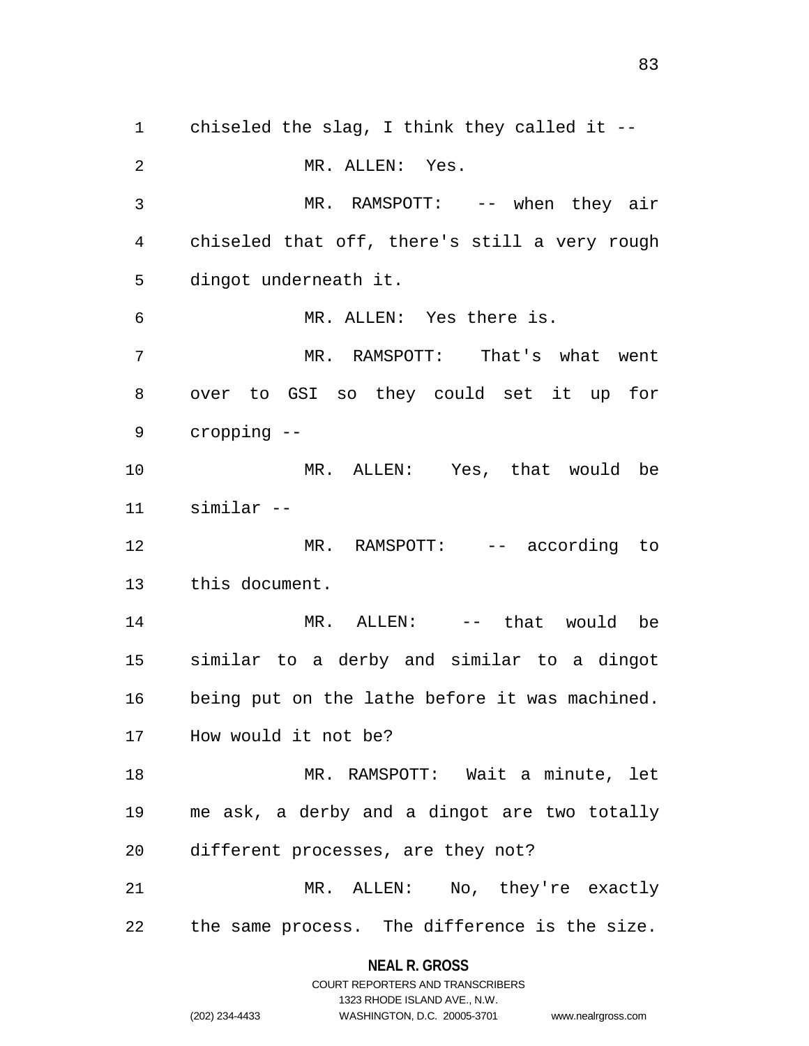chiseled the slag, I think they called it --

MR. ALLEN: Yes.

MR. RAMSPOTT: -- when they air chiseled that off, there's still a very rough dingot underneath it.

MR. ALLEN: Yes there is.

MR. RAMSPOTT: That's what went over to GSI so they could set it up for cropping --

MR. ALLEN: Yes, that would be similar --

MR. RAMSPOTT: -- according to this document.

MR. ALLEN: -- that would be similar to a derby and similar to a dingot being put on the lathe before it was machined. How would it not be?

MR. RAMSPOTT: Wait a minute, let me ask, a derby and a dingot are two totally different processes, are they not?

MR. ALLEN: No, they're exactly the same process. The difference is the size.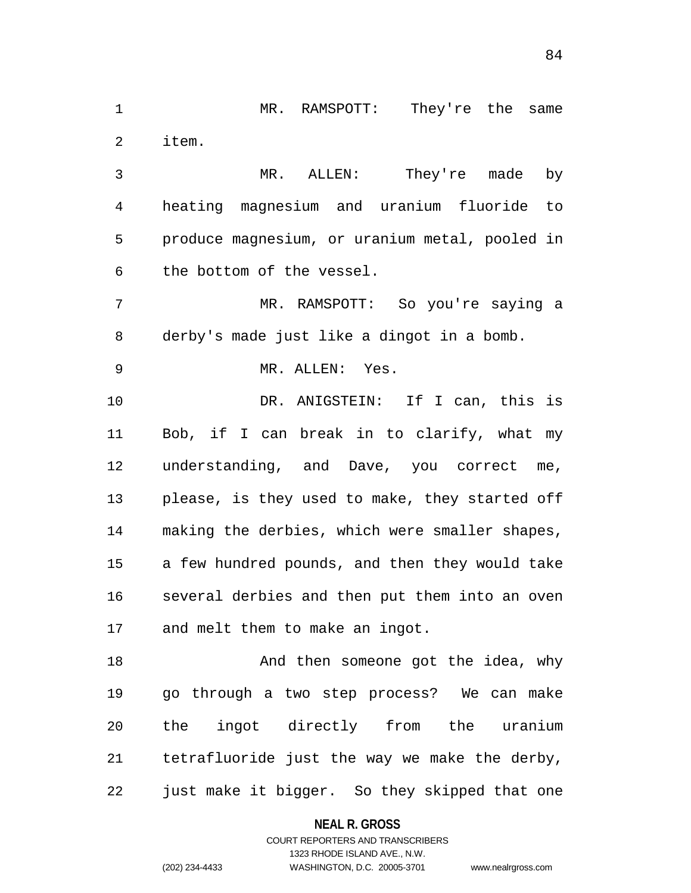MR. RAMSPOTT: They're the same item.

MR. ALLEN: They're made by heating magnesium and uranium fluoride to produce magnesium, or uranium metal, pooled in the bottom of the vessel.

MR. RAMSPOTT: So you're saying a derby's made just like a dingot in a bomb.

MR. ALLEN: Yes.

DR. ANIGSTEIN: If I can, this is Bob, if I can break in to clarify, what my understanding, and Dave, you correct me, please, is they used to make, they started off making the derbies, which were smaller shapes, a few hundred pounds, and then they would take several derbies and then put them into an oven and melt them to make an ingot.

And then someone got the idea, why go through a two step process? We can make the ingot directly from the uranium tetrafluoride just the way we make the derby, just make it bigger. So they skipped that one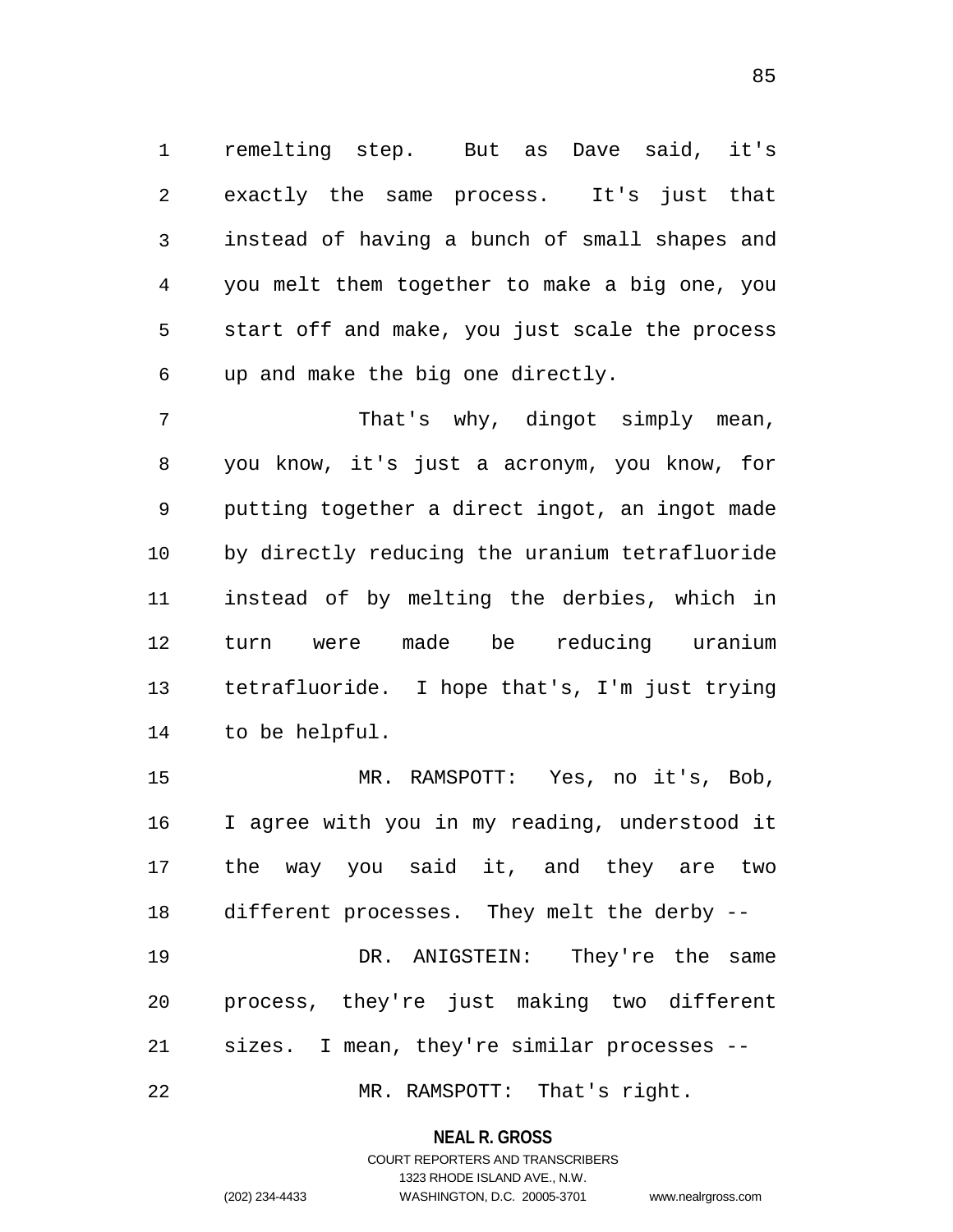remelting step. But as Dave said, it's exactly the same process. It's just that instead of having a bunch of small shapes and you melt them together to make a big one, you start off and make, you just scale the process up and make the big one directly.

That's why, dingot simply mean, you know, it's just a acronym, you know, for putting together a direct ingot, an ingot made by directly reducing the uranium tetrafluoride instead of by melting the derbies, which in turn were made be reducing uranium tetrafluoride. I hope that's, I'm just trying to be helpful.

MR. RAMSPOTT: Yes, no it's, Bob, I agree with you in my reading, understood it the way you said it, and they are two different processes. They melt the derby --

DR. ANIGSTEIN: They're the same process, they're just making two different sizes. I mean, they're similar processes --

MR. RAMSPOTT: That's right.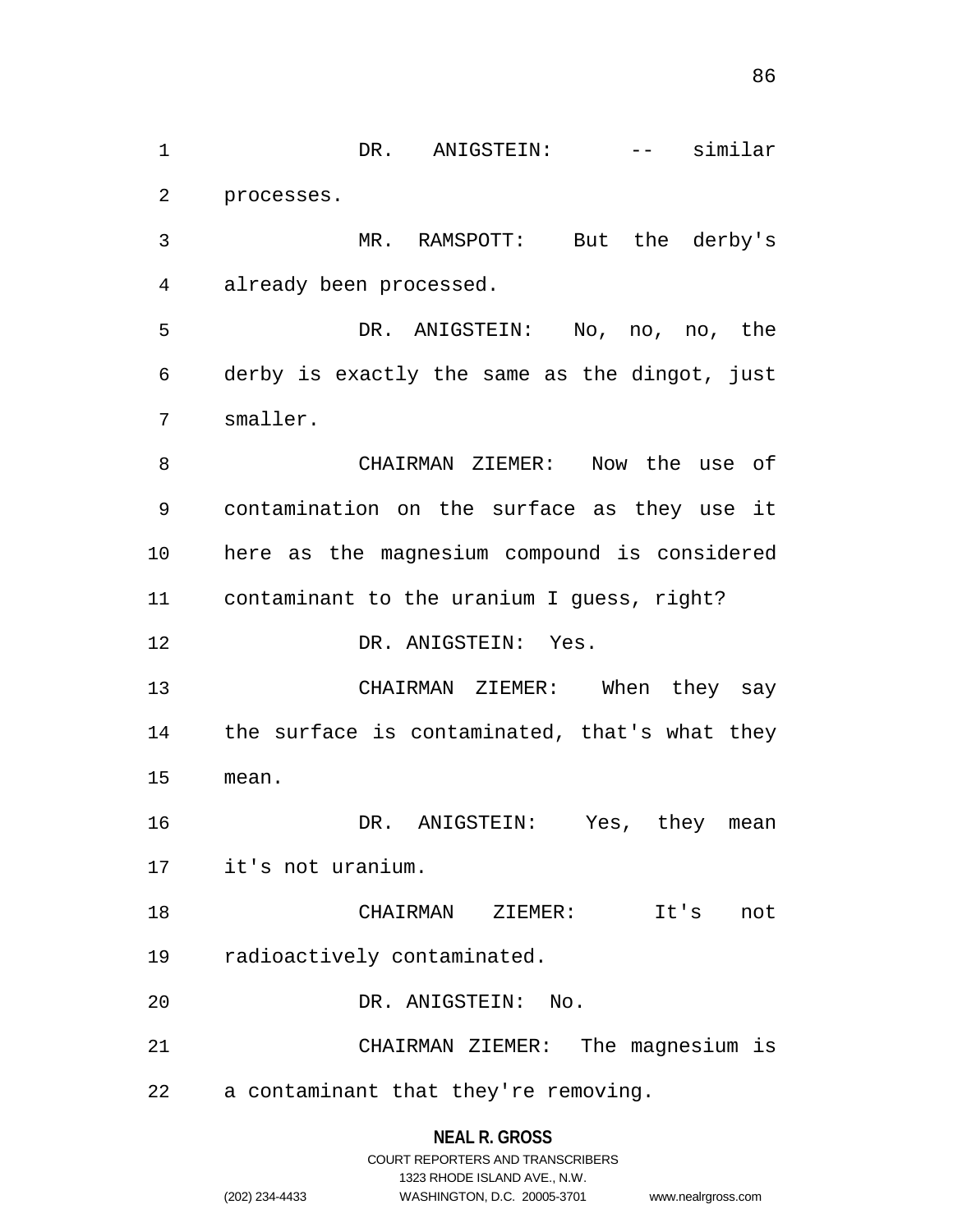DR. ANIGSTEIN: -- similar processes.

MR. RAMSPOTT: But the derby's already been processed.

DR. ANIGSTEIN: No, no, no, the derby is exactly the same as the dingot, just smaller.

CHAIRMAN ZIEMER: Now the use of contamination on the surface as they use it here as the magnesium compound is considered contaminant to the uranium I guess, right?

DR. ANIGSTEIN: Yes.

CHAIRMAN ZIEMER: When they say the surface is contaminated, that's what they mean.

DR. ANIGSTEIN: Yes, they mean it's not uranium.

CHAIRMAN ZIEMER: It's not radioactively contaminated.

DR. ANIGSTEIN: No.

CHAIRMAN ZIEMER: The magnesium is a contaminant that they're removing.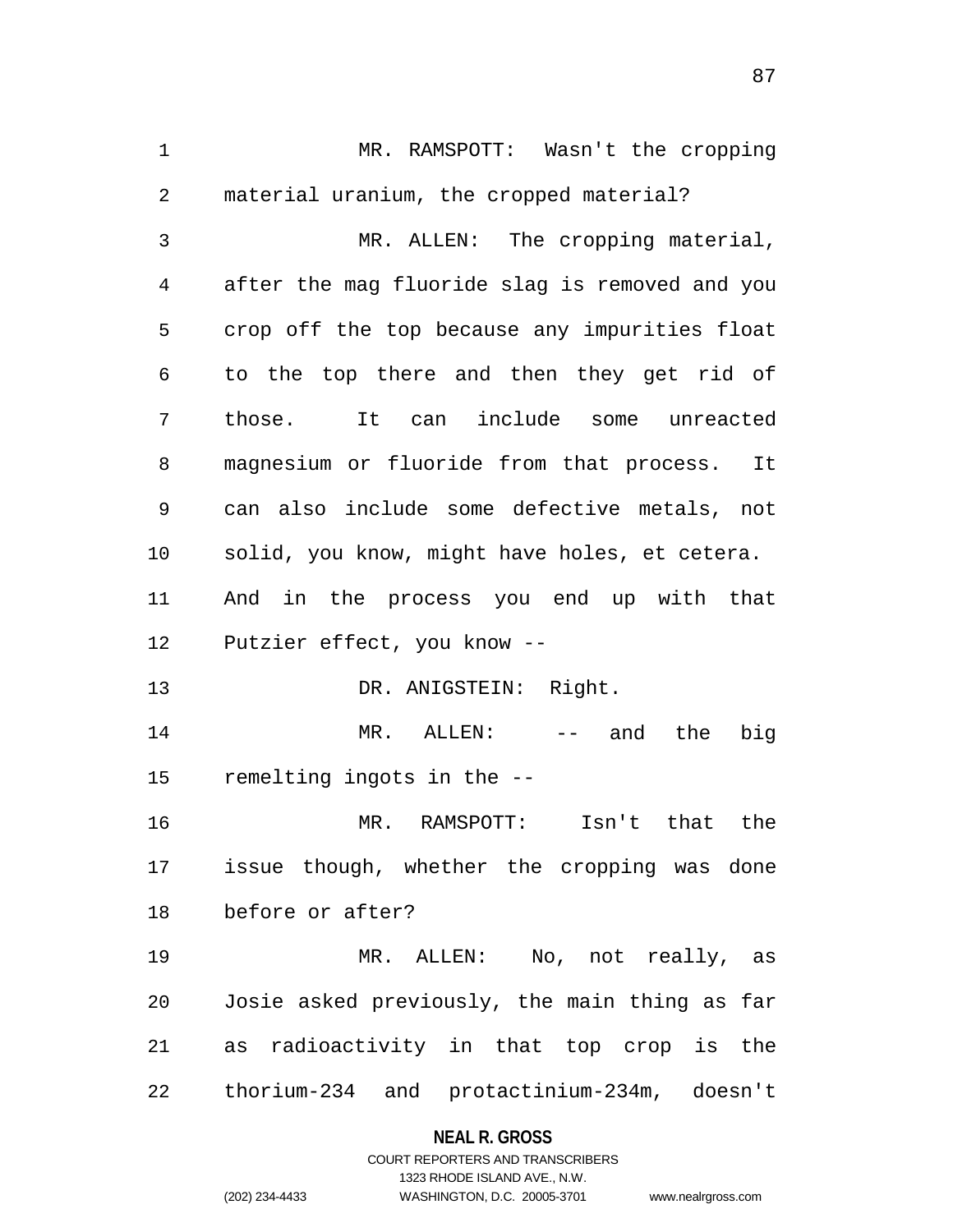MR. RAMSPOTT: Wasn't the cropping material uranium, the cropped material?

MR. ALLEN: The cropping material, after the mag fluoride slag is removed and you crop off the top because any impurities float to the top there and then they get rid of those. It can include some unreacted magnesium or fluoride from that process. It can also include some defective metals, not solid, you know, might have holes, et cetera. And in the process you end up with that Putzier effect, you know --

DR. ANIGSTEIN: Right.

MR. ALLEN: -- and the big remelting ingots in the --

MR. RAMSPOTT: Isn't that the issue though, whether the cropping was done before or after?

MR. ALLEN: No, not really, as Josie asked previously, the main thing as far as radioactivity in that top crop is the thorium-234 and protactinium-234m, doesn't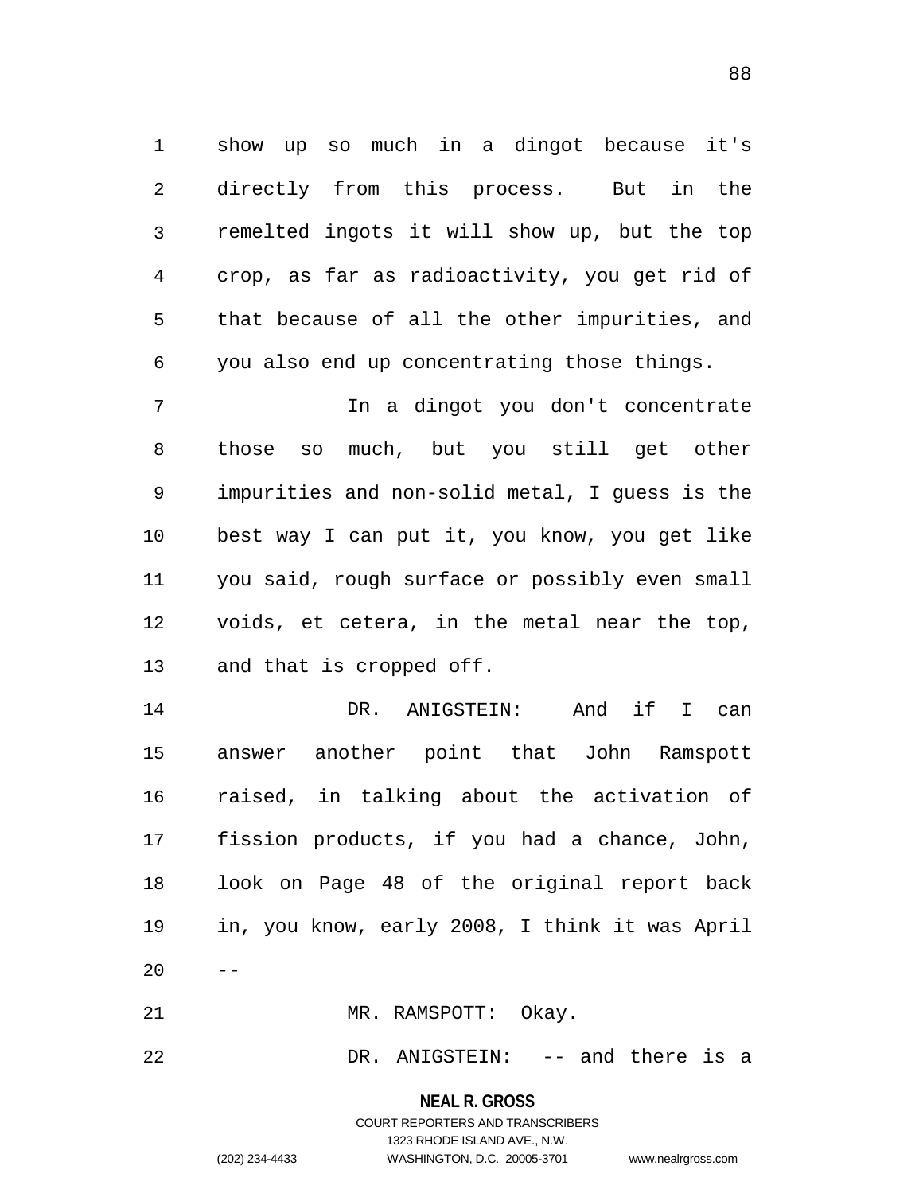show up so much in a dingot because it's directly from this process. But in the remelted ingots it will show up, but the top crop, as far as radioactivity, you get rid of that because of all the other impurities, and you also end up concentrating those things.

In a dingot you don't concentrate those so much, but you still get other impurities and non-solid metal, I guess is the best way I can put it, you know, you get like you said, rough surface or possibly even small voids, et cetera, in the metal near the top, and that is cropped off.

DR. ANIGSTEIN: And if I can answer another point that John Ramspott raised, in talking about the activation of fission products, if you had a chance, John, look on Page 48 of the original report back in, you know, early 2008, I think it was April --

MR. RAMSPOTT: Okay.

DR. ANIGSTEIN: -- and there is a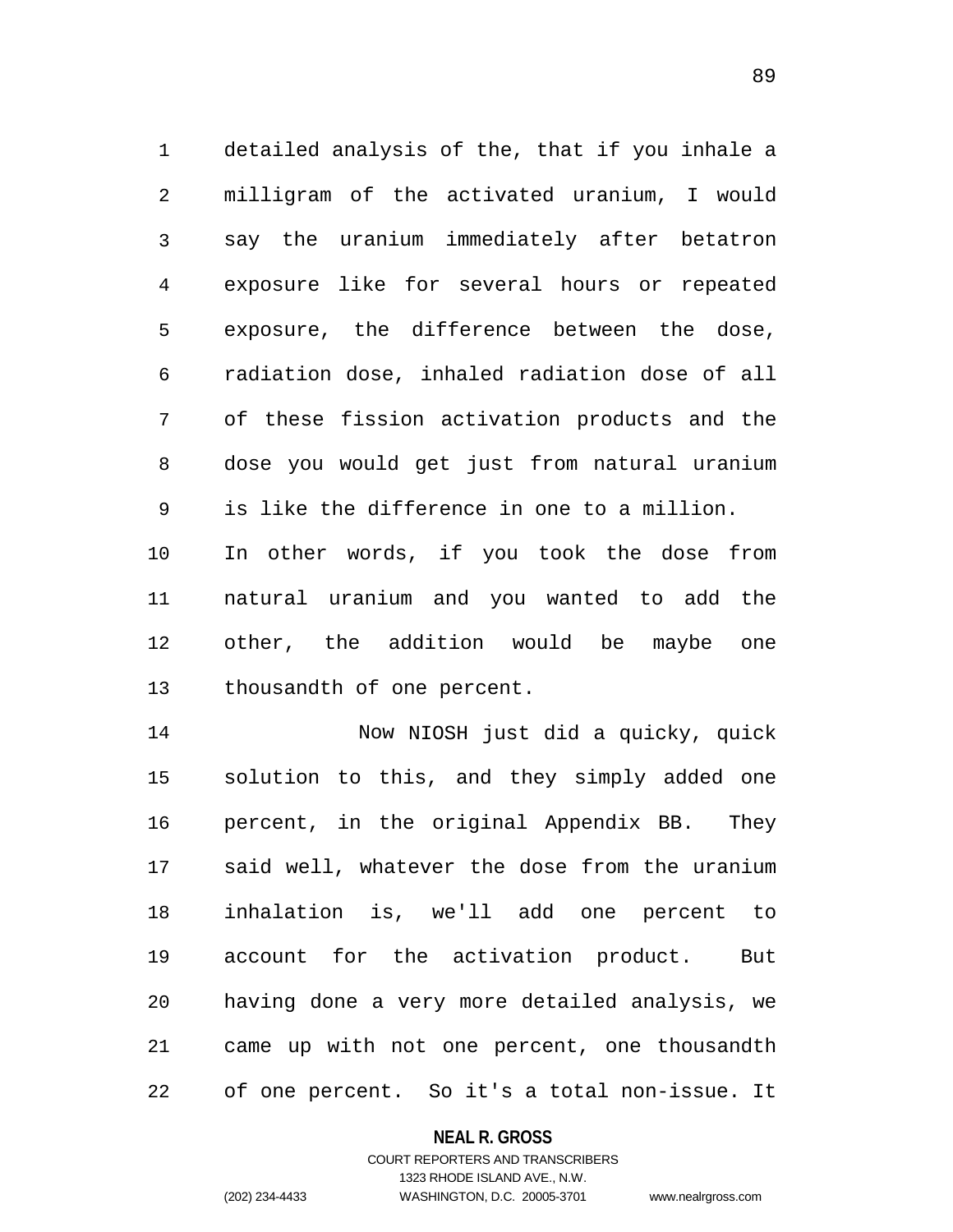detailed analysis of the, that if you inhale a milligram of the activated uranium, I would say the uranium immediately after betatron exposure like for several hours or repeated exposure, the difference between the dose, radiation dose, inhaled radiation dose of all of these fission activation products and the dose you would get just from natural uranium is like the difference in one to a million. In other words, if you took the dose from natural uranium and you wanted to add the other, the addition would be maybe one thousandth of one percent.

Now NIOSH just did a quicky, quick solution to this, and they simply added one percent, in the original Appendix BB. They said well, whatever the dose from the uranium inhalation is, we'll add one percent to account for the activation product. But having done a very more detailed analysis, we came up with not one percent, one thousandth of one percent. So it's a total non-issue. It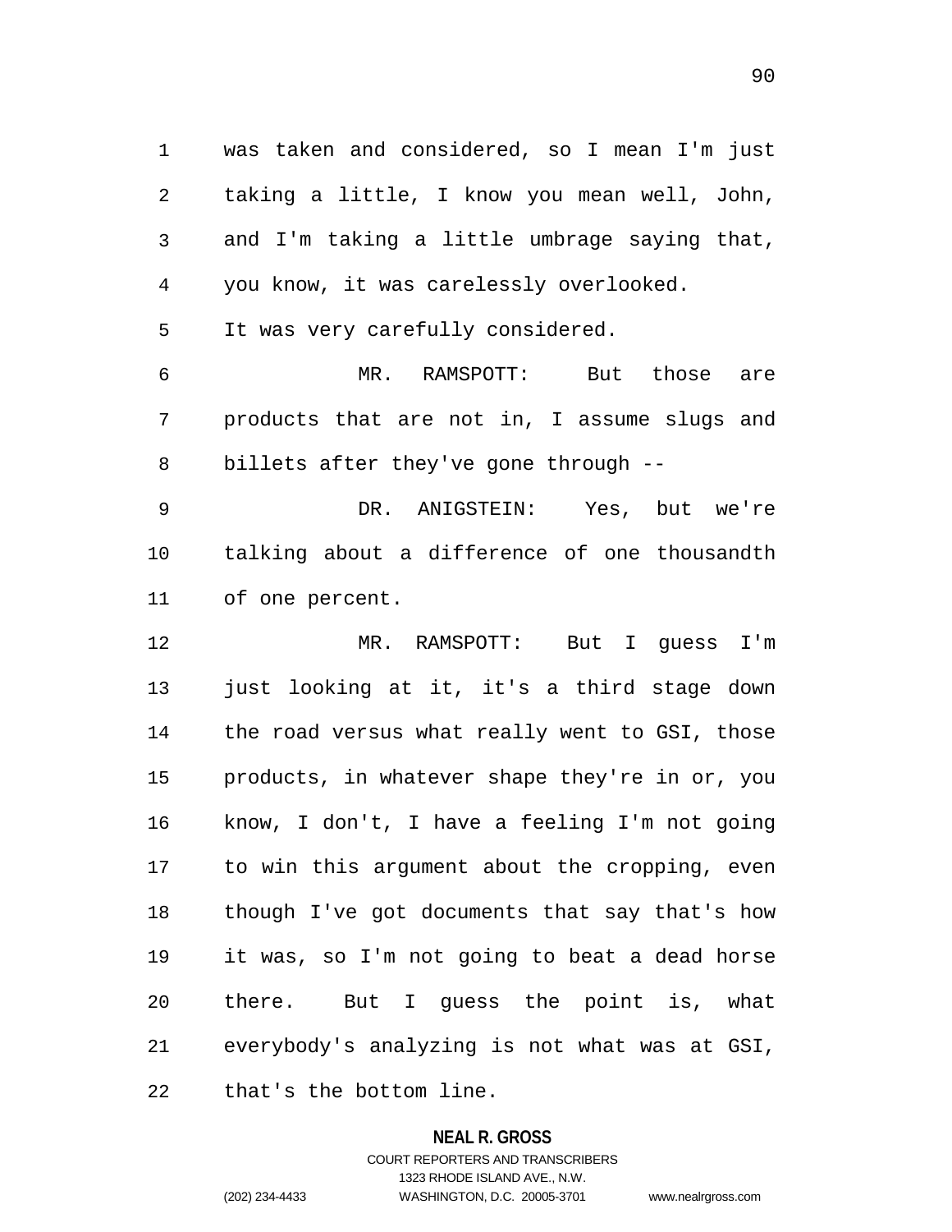was taken and considered, so I mean I'm just taking a little, I know you mean well, John, and I'm taking a little umbrage saying that, you know, it was carelessly overlooked. It was very carefully considered.

MR. RAMSPOTT: But those are products that are not in, I assume slugs and billets after they've gone through --

DR. ANIGSTEIN: Yes, but we're talking about a difference of one thousandth of one percent.

MR. RAMSPOTT: But I guess I'm just looking at it, it's a third stage down the road versus what really went to GSI, those products, in whatever shape they're in or, you know, I don't, I have a feeling I'm not going to win this argument about the cropping, even though I've got documents that say that's how it was, so I'm not going to beat a dead horse there. But I guess the point is, what everybody's analyzing is not what was at GSI, that's the bottom line.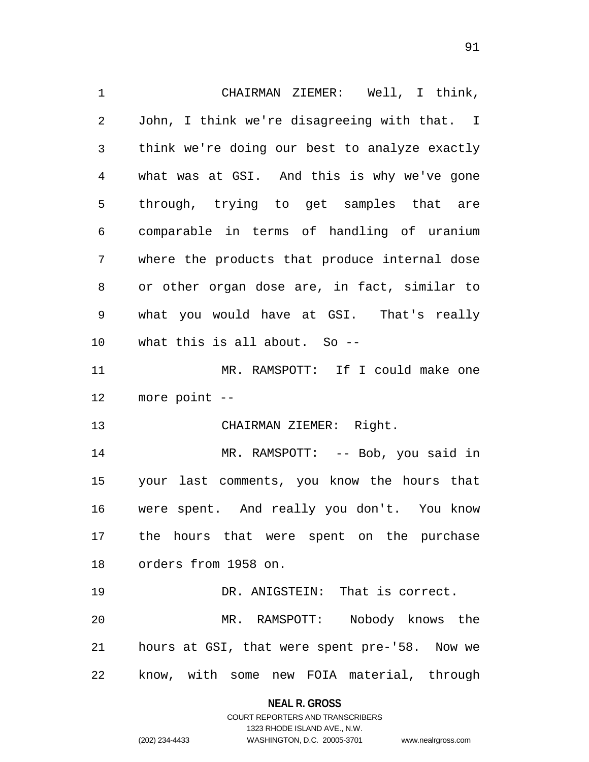CHAIRMAN ZIEMER: Well, I think, John, I think we're disagreeing with that. I think we're doing our best to analyze exactly what was at GSI. And this is why we've gone through, trying to get samples that are comparable in terms of handling of uranium where the products that produce internal dose or other organ dose are, in fact, similar to what you would have at GSI. That's really what this is all about. So --

MR. RAMSPOTT: If I could make one more point --

CHAIRMAN ZIEMER: Right.

MR. RAMSPOTT: -- Bob, you said in your last comments, you know the hours that were spent. And really you don't. You know the hours that were spent on the purchase orders from 1958 on.

DR. ANIGSTEIN: That is correct.

MR. RAMSPOTT: Nobody knows the hours at GSI, that were spent pre-'58. Now we know, with some new FOIA material, through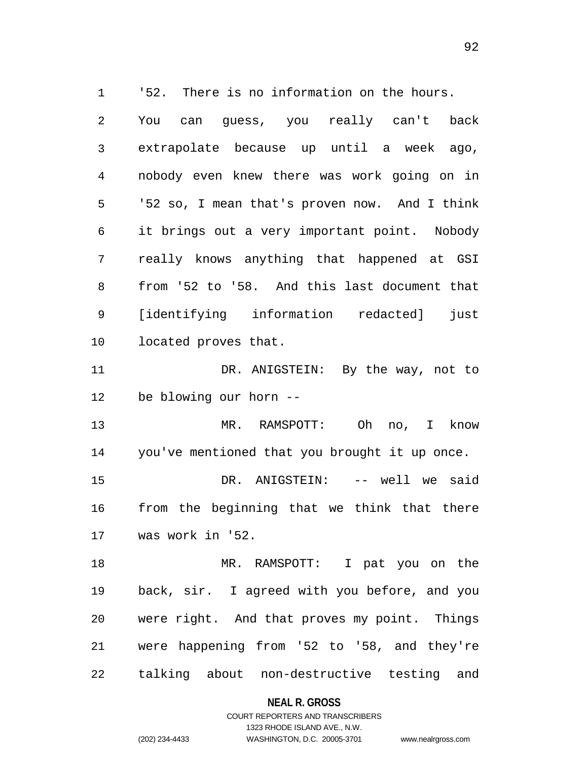'52. There is no information on the hours. You can guess, you really can't back extrapolate because up until a week ago, nobody even knew there was work going on in '52 so, I mean that's proven now. And I think it brings out a very important point. Nobody really knows anything that happened at GSI from '52 to '58. And this last document that [identifying information redacted] just located proves that.

DR. ANIGSTEIN: By the way, not to be blowing our horn --

MR. RAMSPOTT: Oh no, I know you've mentioned that you brought it up once.

DR. ANIGSTEIN: -- well we said from the beginning that we think that there was work in '52.

MR. RAMSPOTT: I pat you on the back, sir. I agreed with you before, and you were right. And that proves my point. Things were happening from '52 to '58, and they're talking about non-destructive testing and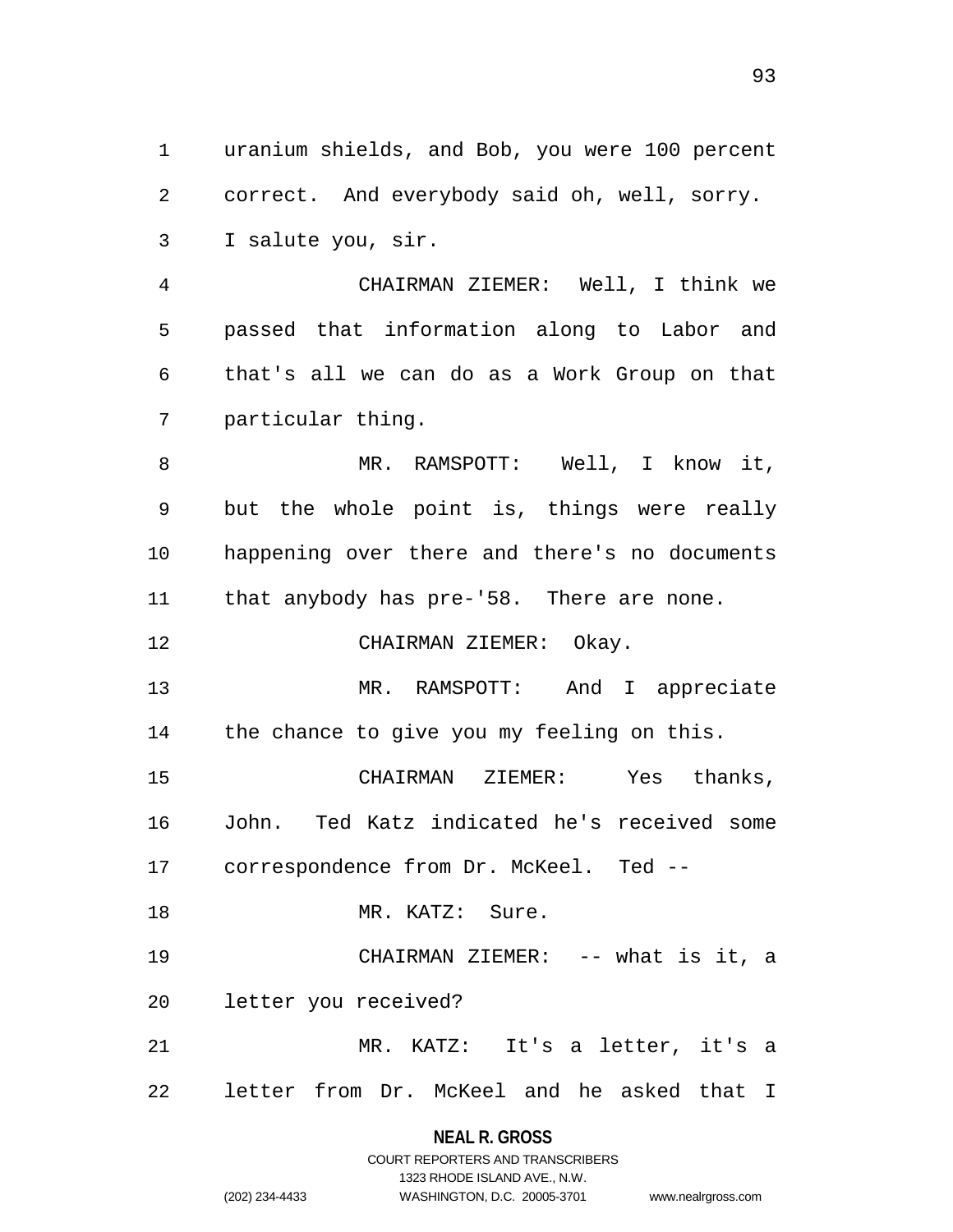uranium shields, and Bob, you were 100 percent correct. And everybody said oh, well, sorry. I salute you, sir.

CHAIRMAN ZIEMER: Well, I think we passed that information along to Labor and that's all we can do as a Work Group on that particular thing.

MR. RAMSPOTT: Well, I know it, but the whole point is, things were really happening over there and there's no documents that anybody has pre-'58. There are none.

CHAIRMAN ZIEMER: Okay.

MR. RAMSPOTT: And I appreciate the chance to give you my feeling on this.

CHAIRMAN ZIEMER: Yes thanks, John. Ted Katz indicated he's received some correspondence from Dr. McKeel. Ted --

MR. KATZ: Sure.

CHAIRMAN ZIEMER: -- what is it, a letter you received?

MR. KATZ: It's a letter, it's a letter from Dr. McKeel and he asked that I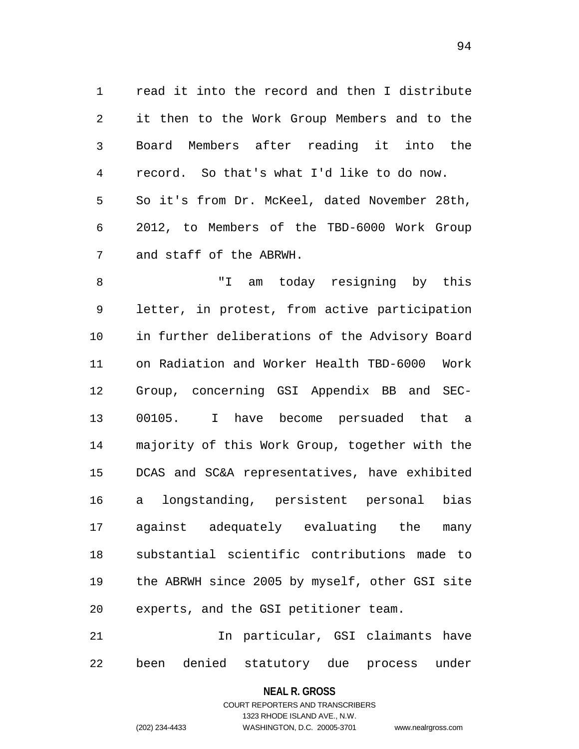read it into the record and then I distribute it then to the Work Group Members and to the Board Members after reading it into the record. So that's what I'd like to do now. So it's from Dr. McKeel, dated November 28th, 2012, to Members of the TBD-6000 Work Group and staff of the ABRWH.

"I am today resigning by this letter, in protest, from active participation in further deliberations of the Advisory Board on Radiation and Worker Health TBD-6000 Work Group, concerning GSI Appendix BB and SEC-00105. I have become persuaded that a majority of this Work Group, together with the DCAS and SC&A representatives, have exhibited a longstanding, persistent personal bias against adequately evaluating the many substantial scientific contributions made to the ABRWH since 2005 by myself, other GSI site experts, and the GSI petitioner team.

In particular, GSI claimants have been denied statutory due process under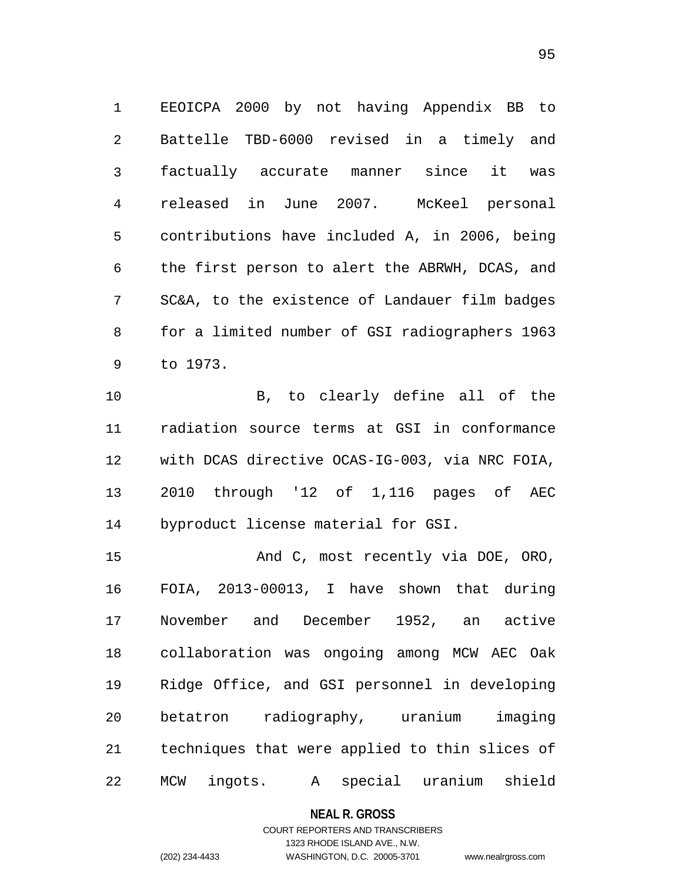EEOICPA 2000 by not having Appendix BB to Battelle TBD-6000 revised in a timely and factually accurate manner since it was released in June 2007. McKeel personal contributions have included A, in 2006, being the first person to alert the ABRWH, DCAS, and SC&A, to the existence of Landauer film badges for a limited number of GSI radiographers 1963 to 1973.

B, to clearly define all of the radiation source terms at GSI in conformance with DCAS directive OCAS-IG-003, via NRC FOIA, 2010 through '12 of 1,116 pages of AEC byproduct license material for GSI.

And C, most recently via DOE, ORO, FOIA, 2013-00013, I have shown that during November and December 1952, an active collaboration was ongoing among MCW AEC Oak Ridge Office, and GSI personnel in developing betatron radiography, uranium imaging techniques that were applied to thin slices of MCW ingots. A special uranium shield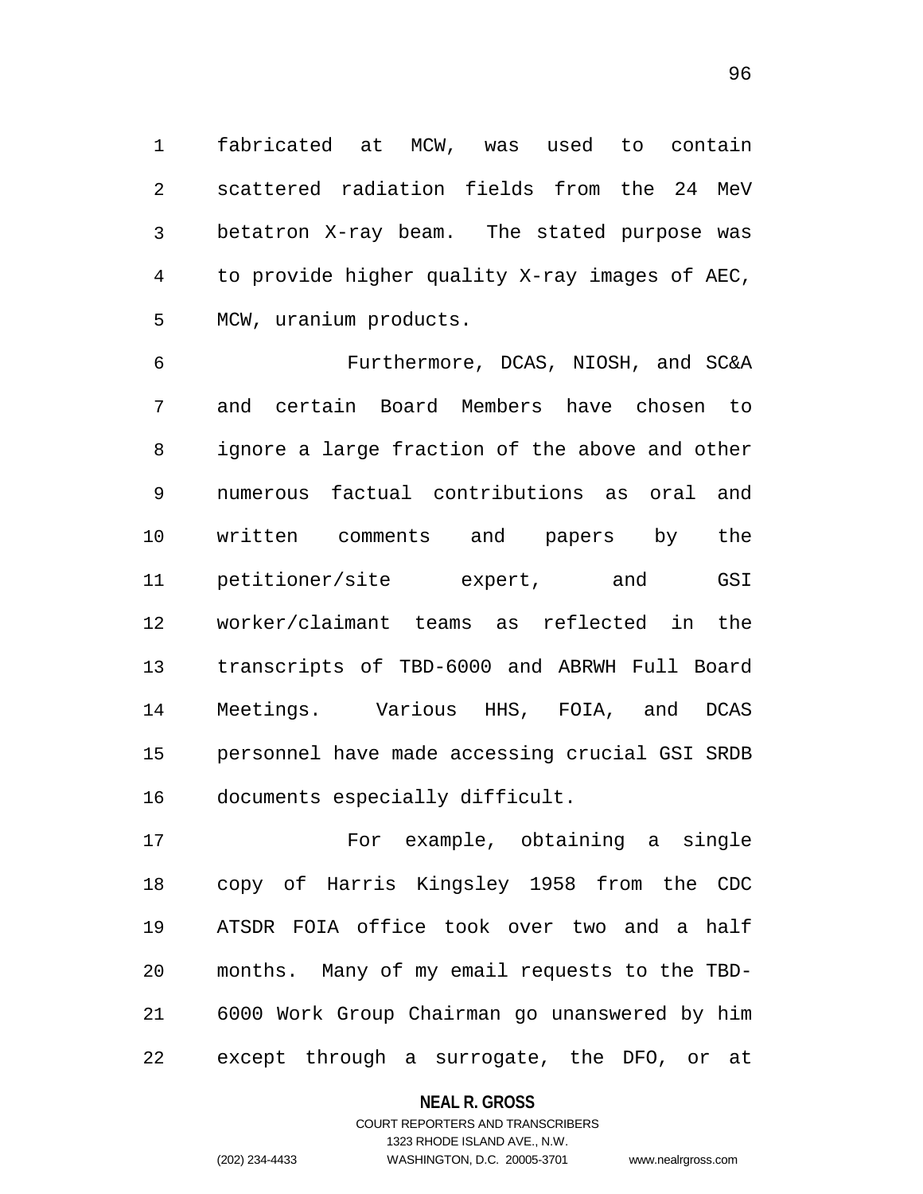fabricated at MCW, was used to contain scattered radiation fields from the 24 MeV betatron X-ray beam. The stated purpose was to provide higher quality X-ray images of AEC, MCW, uranium products.

Furthermore, DCAS, NIOSH, and SC&A and certain Board Members have chosen to ignore a large fraction of the above and other numerous factual contributions as oral and written comments and papers by the petitioner/site expert, and GSI worker/claimant teams as reflected in the transcripts of TBD-6000 and ABRWH Full Board Meetings. Various HHS, FOIA, and DCAS personnel have made accessing crucial GSI SRDB documents especially difficult.

For example, obtaining a single copy of Harris Kingsley 1958 from the CDC ATSDR FOIA office took over two and a half months. Many of my email requests to the TBD-6000 Work Group Chairman go unanswered by him except through a surrogate, the DFO, or at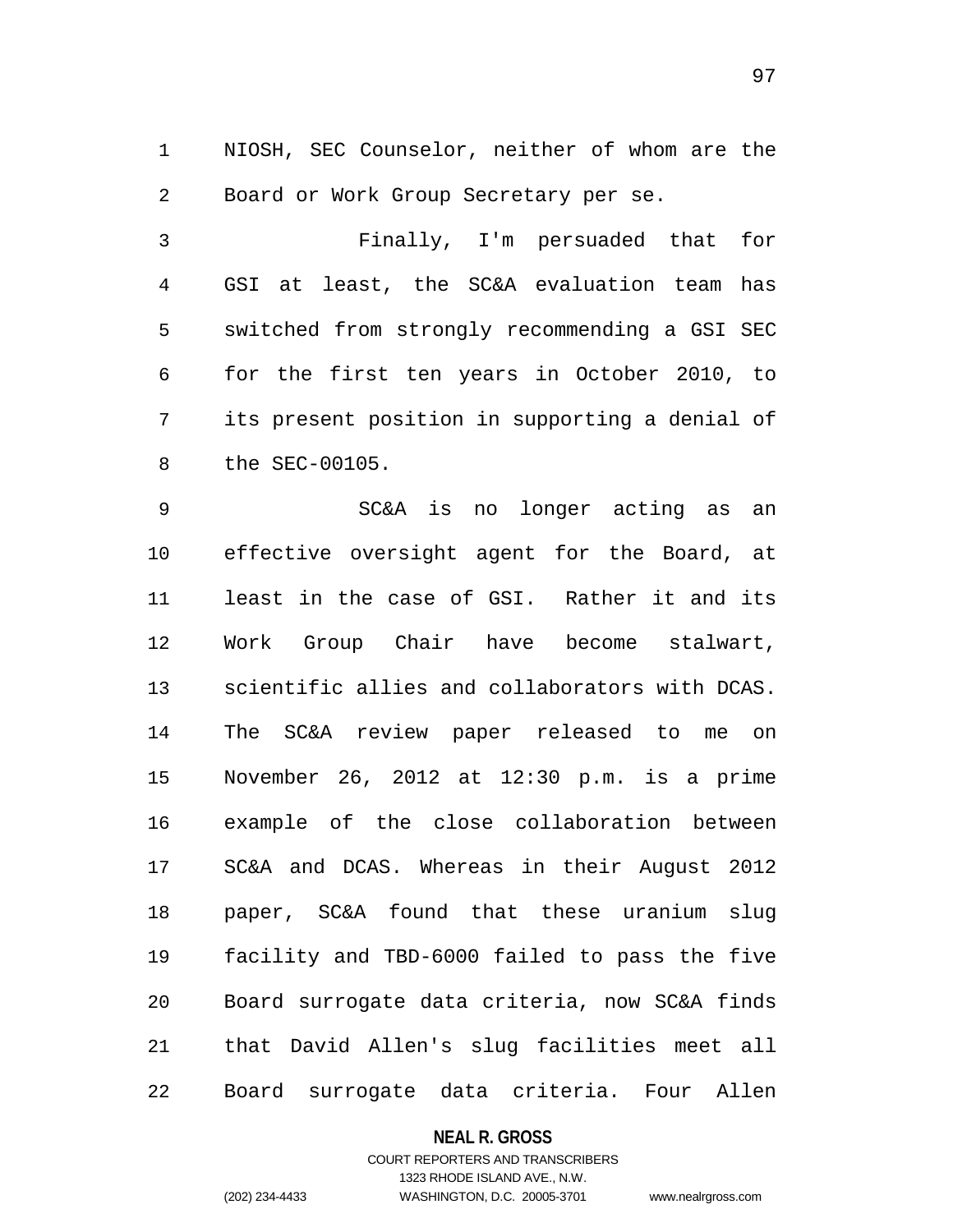NIOSH, SEC Counselor, neither of whom are the Board or Work Group Secretary per se.

Finally, I'm persuaded that for GSI at least, the SC&A evaluation team has switched from strongly recommending a GSI SEC for the first ten years in October 2010, to its present position in supporting a denial of the SEC-00105.

SC&A is no longer acting as an effective oversight agent for the Board, at least in the case of GSI. Rather it and its Work Group Chair have become stalwart, scientific allies and collaborators with DCAS. The SC&A review paper released to me on November 26, 2012 at 12:30 p.m. is a prime example of the close collaboration between SC&A and DCAS. Whereas in their August 2012 paper, SC&A found that these uranium slug facility and TBD-6000 failed to pass the five Board surrogate data criteria, now SC&A finds that David Allen's slug facilities meet all Board surrogate data criteria. Four Allen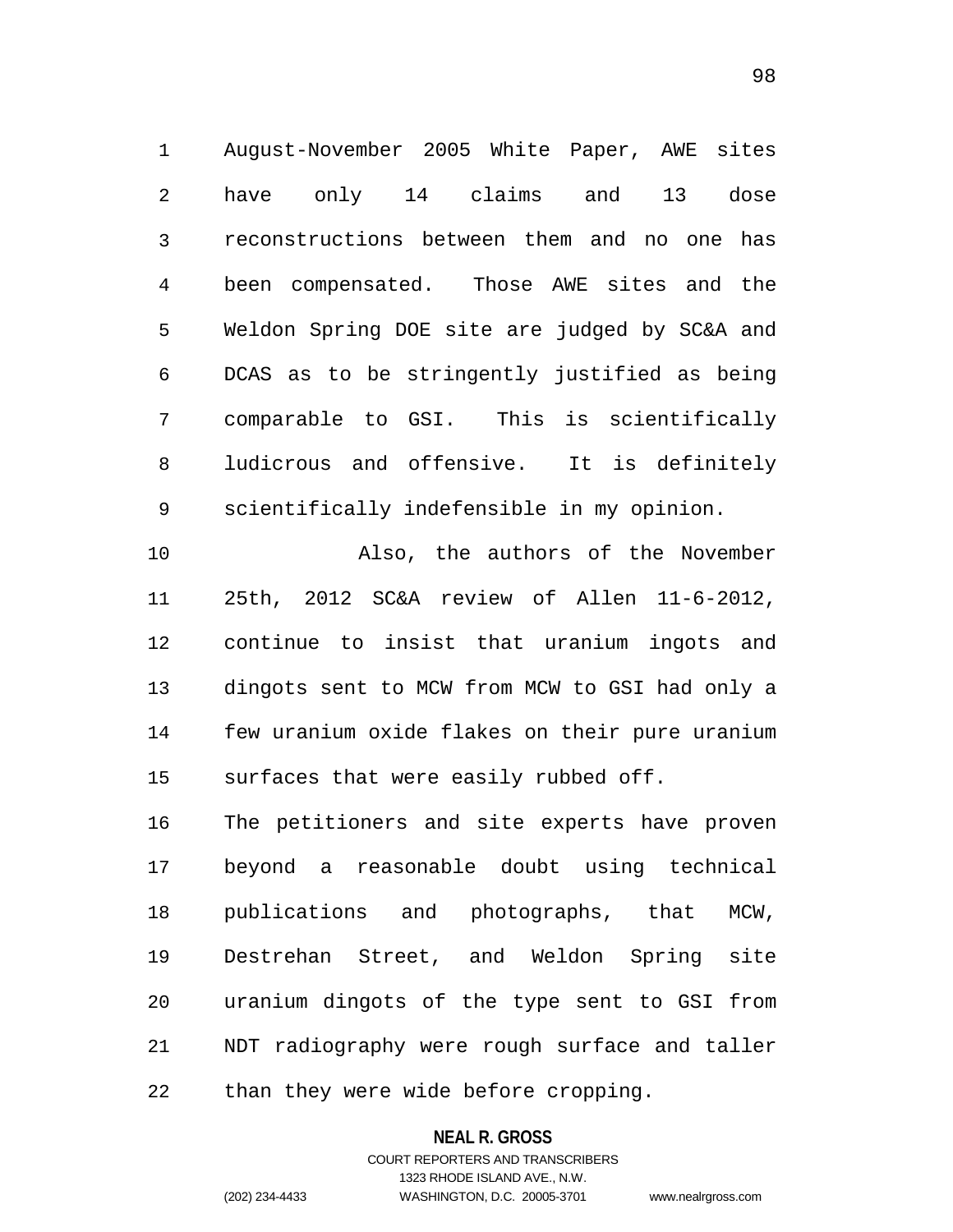August-November 2005 White Paper, AWE sites have only 14 claims and 13 dose reconstructions between them and no one has been compensated. Those AWE sites and the Weldon Spring DOE site are judged by SC&A and DCAS as to be stringently justified as being comparable to GSI. This is scientifically ludicrous and offensive. It is definitely scientifically indefensible in my opinion.

Also, the authors of the November 25th, 2012 SC&A review of Allen 11-6-2012, continue to insist that uranium ingots and dingots sent to MCW from MCW to GSI had only a few uranium oxide flakes on their pure uranium surfaces that were easily rubbed off.

The petitioners and site experts have proven beyond a reasonable doubt using technical publications and photographs, that MCW, Destrehan Street, and Weldon Spring site uranium dingots of the type sent to GSI from NDT radiography were rough surface and taller than they were wide before cropping.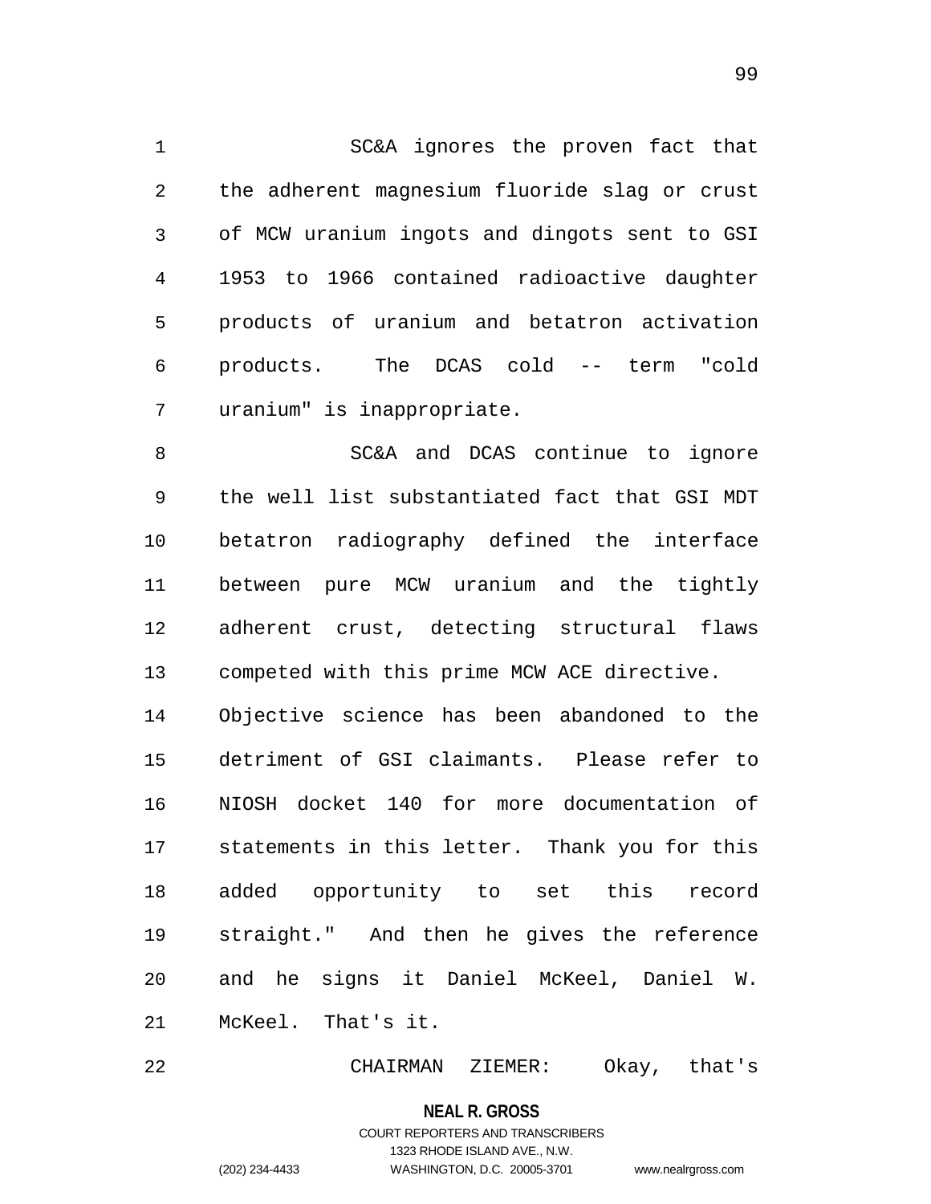SC&A ignores the proven fact that the adherent magnesium fluoride slag or crust of MCW uranium ingots and dingots sent to GSI 1953 to 1966 contained radioactive daughter products of uranium and betatron activation products. The DCAS cold -- term "cold uranium" is inappropriate.

SC&A and DCAS continue to ignore the well list substantiated fact that GSI MDT betatron radiography defined the interface between pure MCW uranium and the tightly adherent crust, detecting structural flaws competed with this prime MCW ACE directive. Objective science has been abandoned to the detriment of GSI claimants. Please refer to NIOSH docket 140 for more documentation of statements in this letter. Thank you for this added opportunity to set this record straight." And then he gives the reference and he signs it Daniel McKeel, Daniel W. McKeel. That's it.

CHAIRMAN ZIEMER: Okay, that's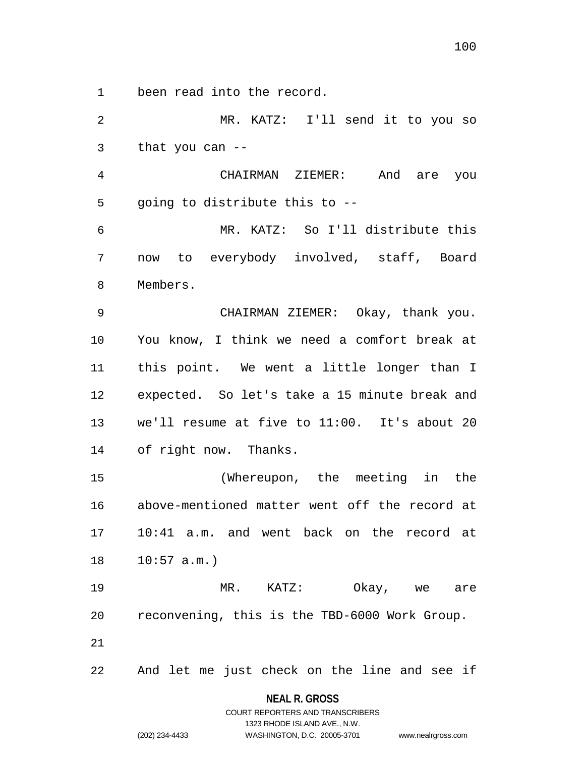been read into the record.

MR. KATZ: I'll send it to you so that you can --

CHAIRMAN ZIEMER: And are you going to distribute this to --

MR. KATZ: So I'll distribute this now to everybody involved, staff, Board Members.

CHAIRMAN ZIEMER: Okay, thank you. You know, I think we need a comfort break at this point. We went a little longer than I expected. So let's take a 15 minute break and we'll resume at five to 11:00. It's about 20 of right now. Thanks.

(Whereupon, the meeting in the above-mentioned matter went off the record at 10:41 a.m. and went back on the record at 10:57 a.m.)

MR. KATZ: Okay, we are reconvening, this is the TBD-6000 Work Group.

And let me just check on the line and see if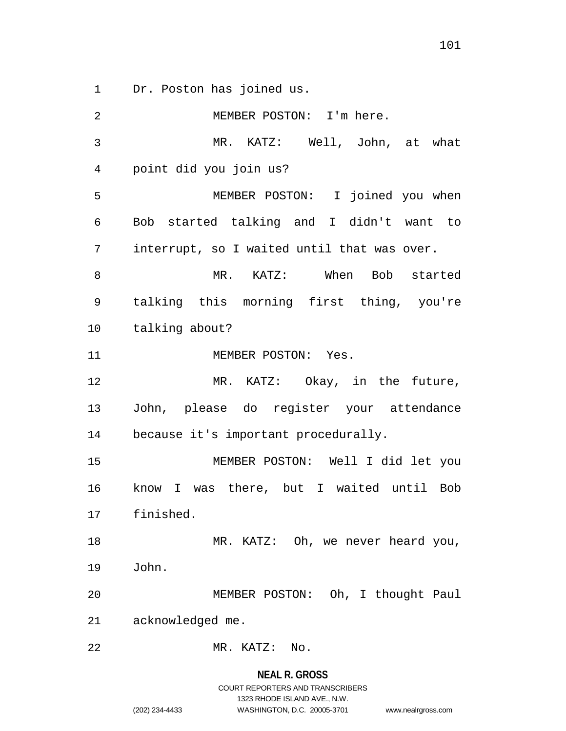Dr. Poston has joined us.

MEMBER POSTON: I'm here.

MR. KATZ: Well, John, at what point did you join us?

MEMBER POSTON: I joined you when Bob started talking and I didn't want to interrupt, so I waited until that was over.

MR. KATZ: When Bob started talking this morning first thing, you're talking about?

MEMBER POSTON: Yes.

MR. KATZ: Okay, in the future, John, please do register your attendance because it's important procedurally.

MEMBER POSTON: Well I did let you know I was there, but I waited until Bob finished.

MR. KATZ: Oh, we never heard you, John.

MEMBER POSTON: Oh, I thought Paul acknowledged me.

MR. KATZ: No.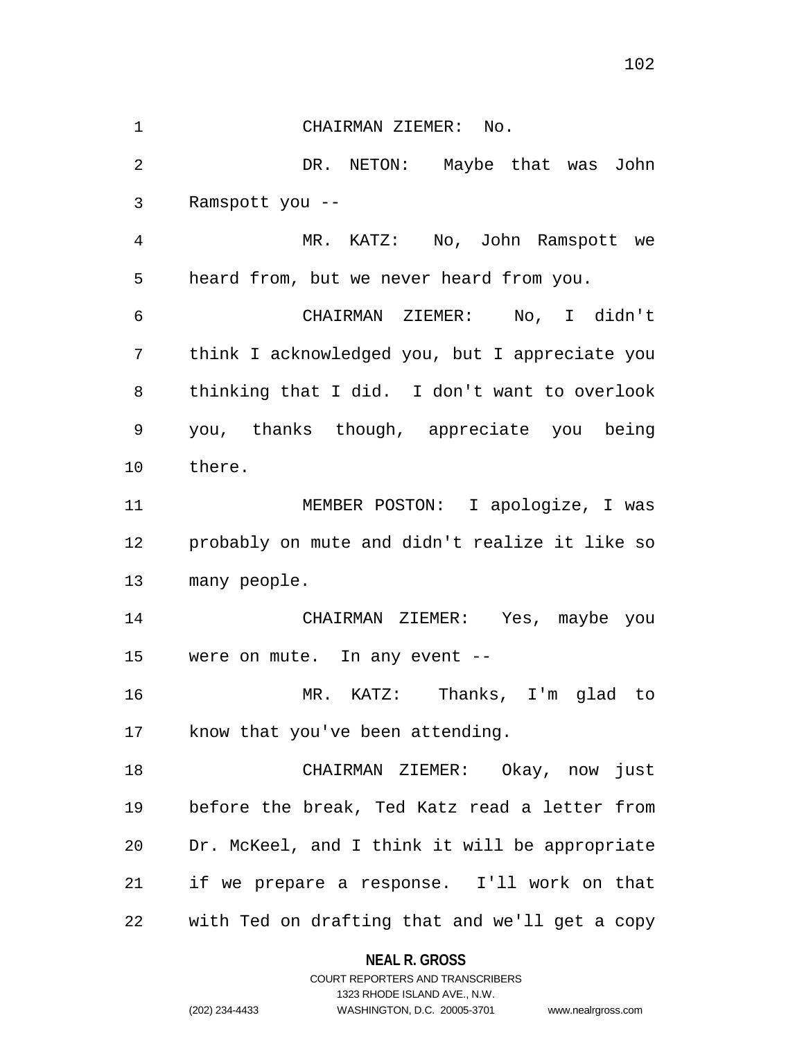CHAIRMAN ZIEMER: No.

DR. NETON: Maybe that was John Ramspott you --

MR. KATZ: No, John Ramspott we heard from, but we never heard from you.

CHAIRMAN ZIEMER: No, I didn't think I acknowledged you, but I appreciate you thinking that I did. I don't want to overlook you, thanks though, appreciate you being there.

MEMBER POSTON: I apologize, I was probably on mute and didn't realize it like so many people.

CHAIRMAN ZIEMER: Yes, maybe you were on mute. In any event --

MR. KATZ: Thanks, I'm glad to know that you've been attending.

CHAIRMAN ZIEMER: Okay, now just before the break, Ted Katz read a letter from Dr. McKeel, and I think it will be appropriate if we prepare a response. I'll work on that with Ted on drafting that and we'll get a copy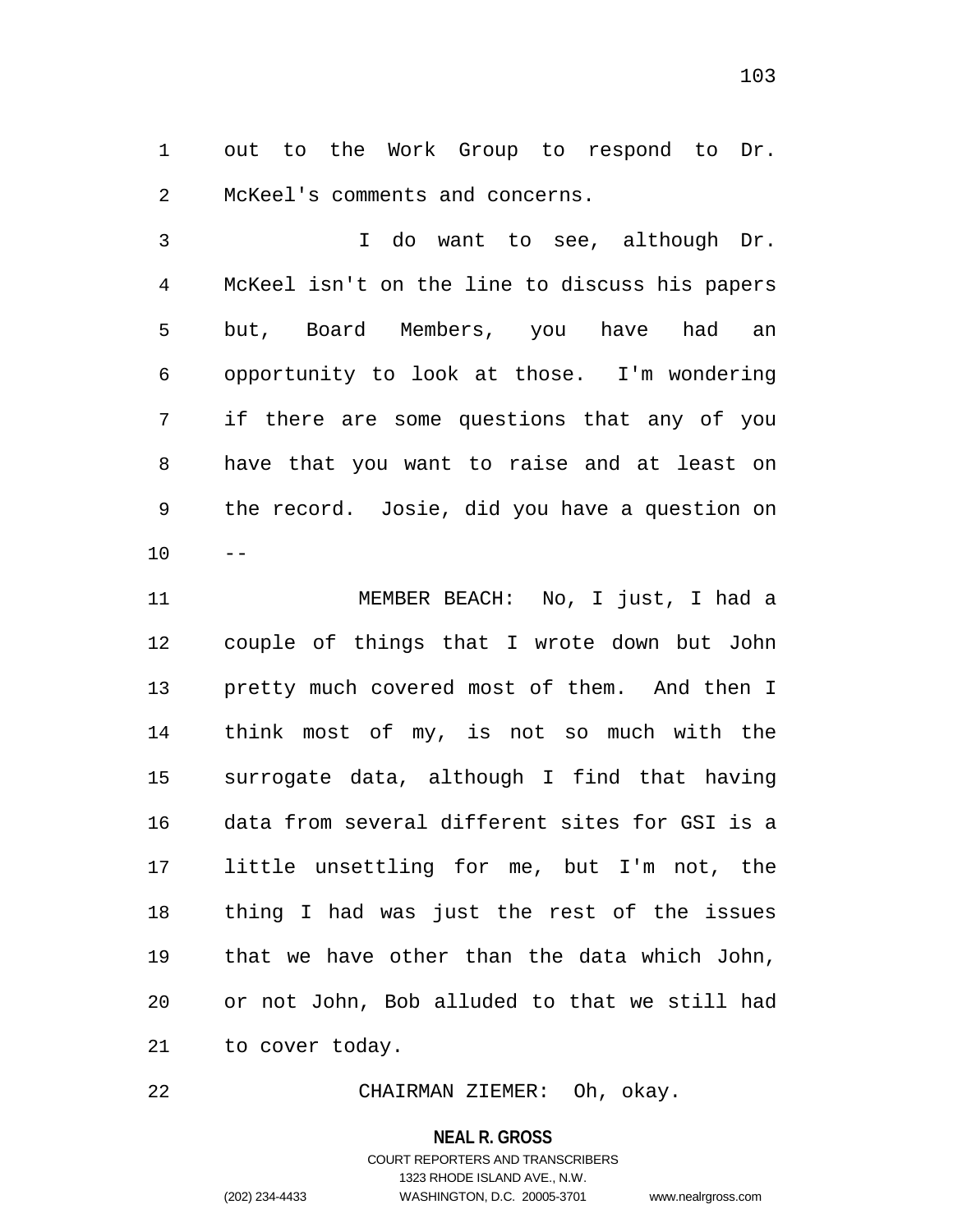out to the Work Group to respond to Dr. McKeel's comments and concerns.

I do want to see, although Dr. McKeel isn't on the line to discuss his papers but, Board Members, you have had an opportunity to look at those. I'm wondering if there are some questions that any of you have that you want to raise and at least on the record. Josie, did you have a question on --

MEMBER BEACH: No, I just, I had a couple of things that I wrote down but John pretty much covered most of them. And then I think most of my, is not so much with the surrogate data, although I find that having data from several different sites for GSI is a little unsettling for me, but I'm not, the thing I had was just the rest of the issues that we have other than the data which John, or not John, Bob alluded to that we still had to cover today.

CHAIRMAN ZIEMER: Oh, okay.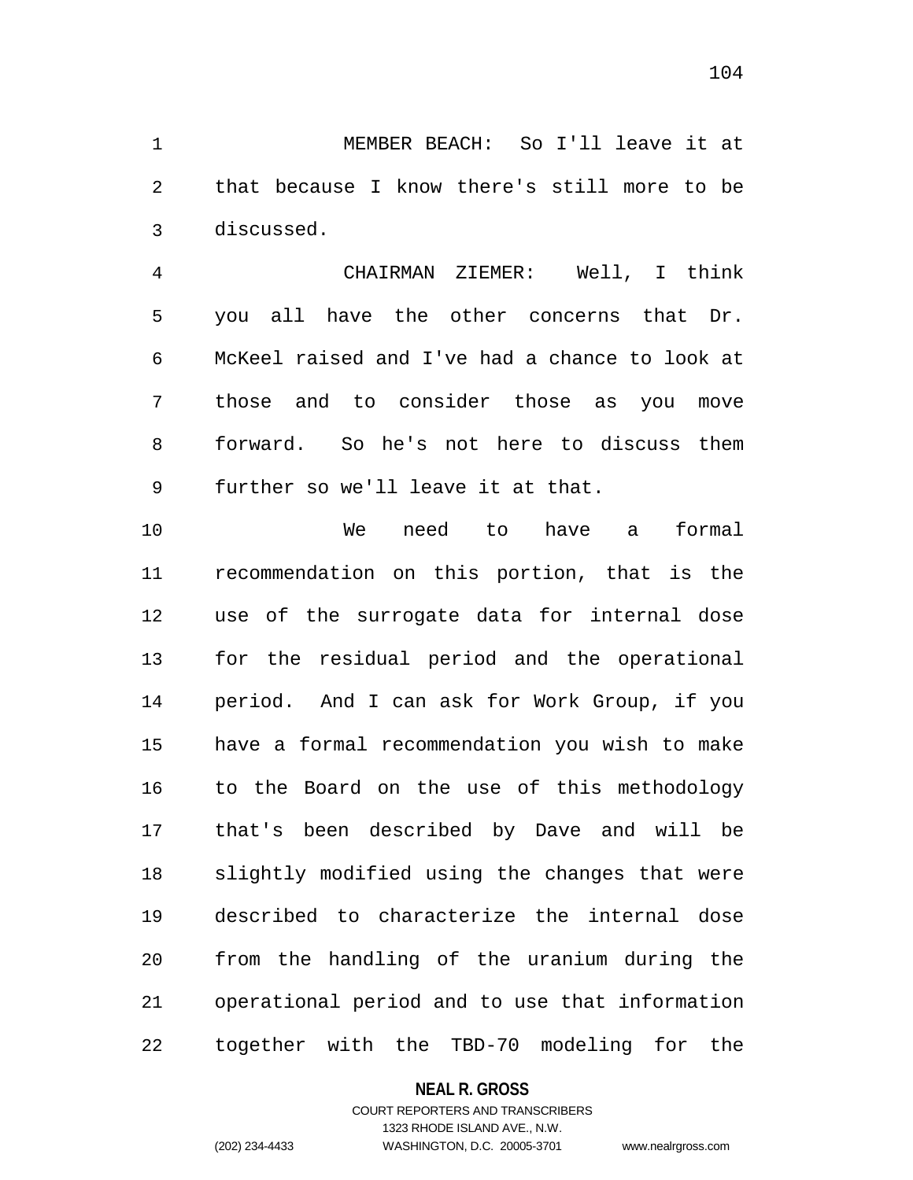MEMBER BEACH: So I'll leave it at that because I know there's still more to be discussed.

CHAIRMAN ZIEMER: Well, I think you all have the other concerns that Dr. McKeel raised and I've had a chance to look at those and to consider those as you move forward. So he's not here to discuss them further so we'll leave it at that.

We need to have a formal recommendation on this portion, that is the use of the surrogate data for internal dose for the residual period and the operational period. And I can ask for Work Group, if you have a formal recommendation you wish to make to the Board on the use of this methodology that's been described by Dave and will be slightly modified using the changes that were described to characterize the internal dose from the handling of the uranium during the operational period and to use that information together with the TBD-70 modeling for the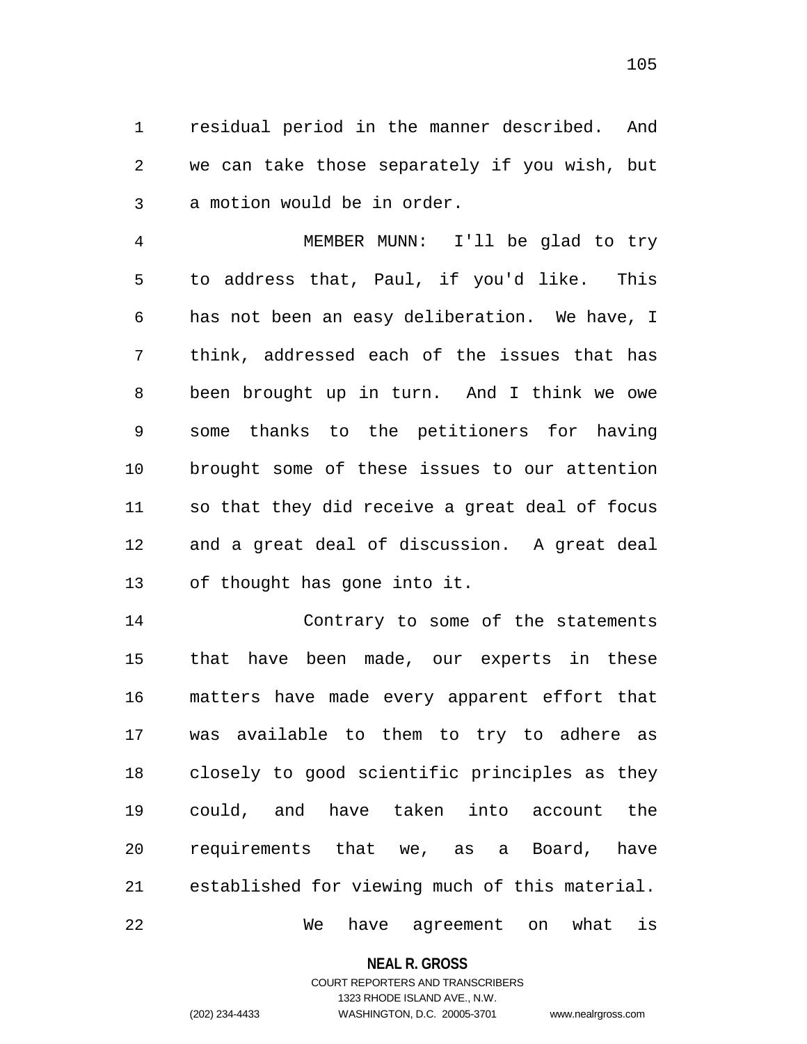residual period in the manner described. And we can take those separately if you wish, but a motion would be in order.

MEMBER MUNN: I'll be glad to try to address that, Paul, if you'd like. This has not been an easy deliberation. We have, I think, addressed each of the issues that has been brought up in turn. And I think we owe some thanks to the petitioners for having brought some of these issues to our attention so that they did receive a great deal of focus and a great deal of discussion. A great deal of thought has gone into it.

Contrary to some of the statements that have been made, our experts in these matters have made every apparent effort that was available to them to try to adhere as closely to good scientific principles as they could, and have taken into account the requirements that we, as a Board, have established for viewing much of this material.

We have agreement on what is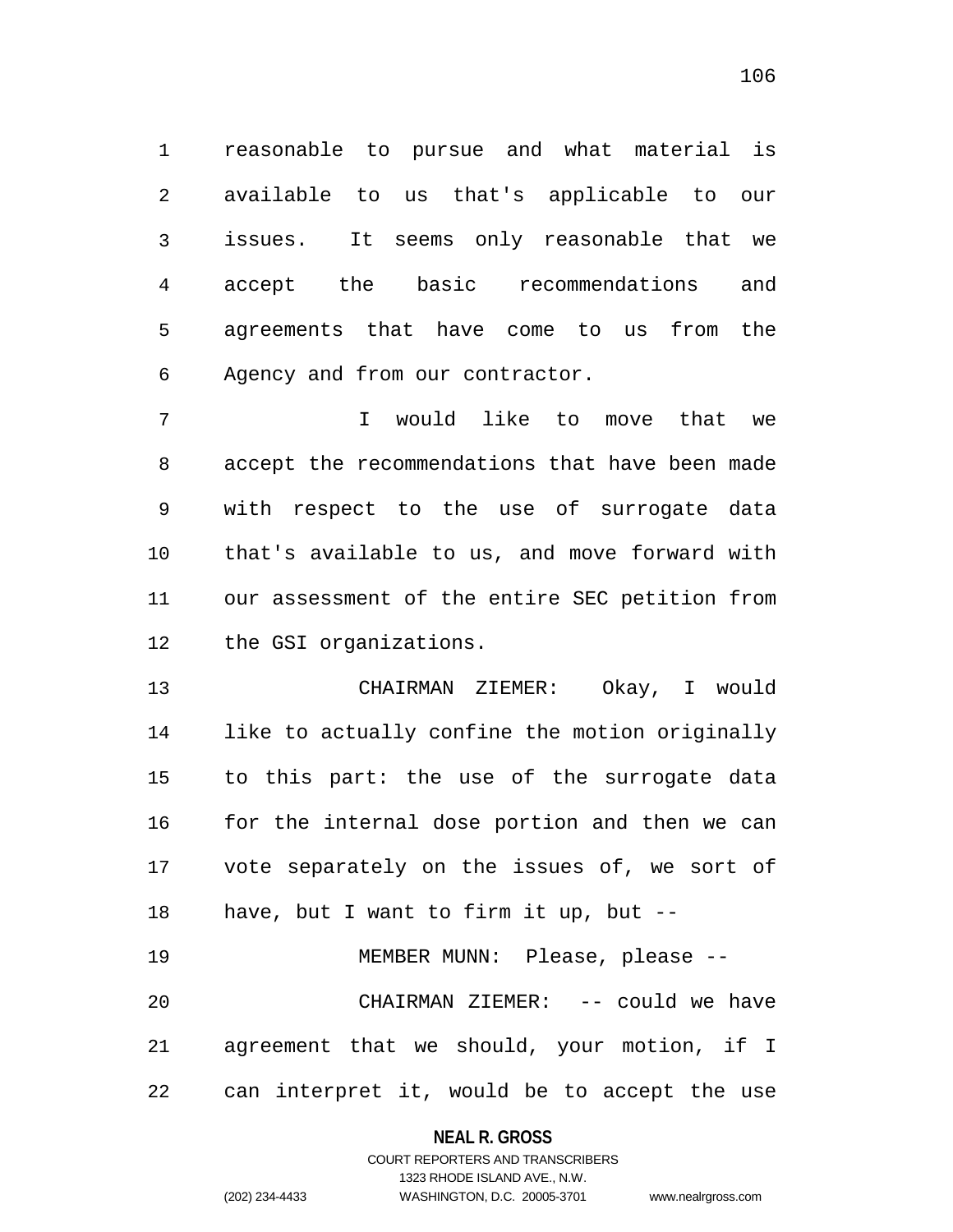reasonable to pursue and what material is available to us that's applicable to our issues. It seems only reasonable that we accept the basic recommendations and agreements that have come to us from the Agency and from our contractor.

I would like to move that we accept the recommendations that have been made with respect to the use of surrogate data that's available to us, and move forward with our assessment of the entire SEC petition from the GSI organizations.

CHAIRMAN ZIEMER: Okay, I would like to actually confine the motion originally to this part: the use of the surrogate data for the internal dose portion and then we can vote separately on the issues of, we sort of have, but I want to firm it up, but --

MEMBER MUNN: Please, please --

CHAIRMAN ZIEMER: -- could we have agreement that we should, your motion, if I can interpret it, would be to accept the use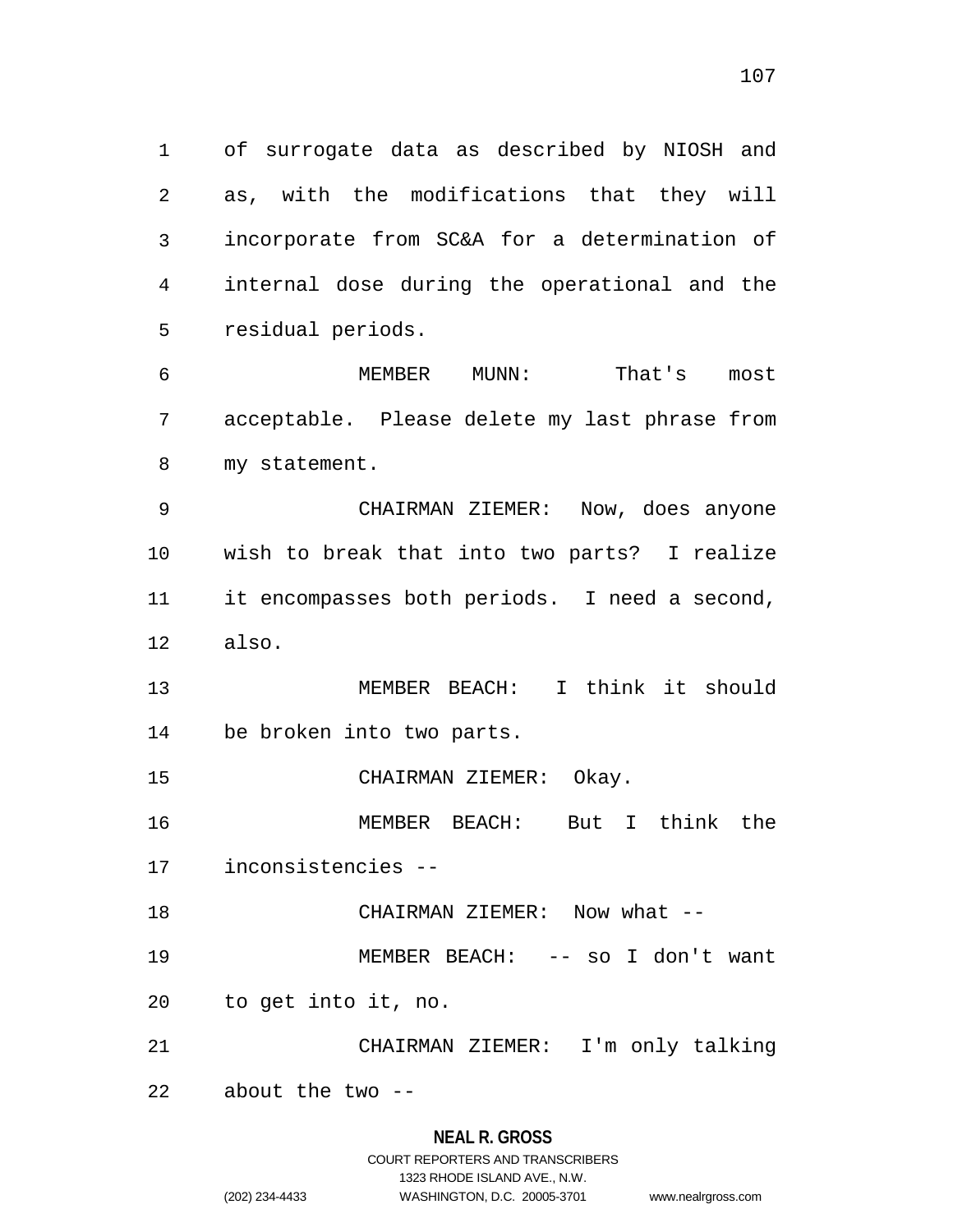of surrogate data as described by NIOSH and as, with the modifications that they will incorporate from SC&A for a determination of internal dose during the operational and the residual periods.

MEMBER MUNN: That's most acceptable. Please delete my last phrase from my statement.

CHAIRMAN ZIEMER: Now, does anyone wish to break that into two parts? I realize it encompasses both periods. I need a second, also.

MEMBER BEACH: I think it should be broken into two parts.

CHAIRMAN ZIEMER: Okay.

MEMBER BEACH: But I think the inconsistencies --

CHAIRMAN ZIEMER: Now what --

MEMBER BEACH: -- so I don't want to get into it, no.

CHAIRMAN ZIEMER: I'm only talking about the two --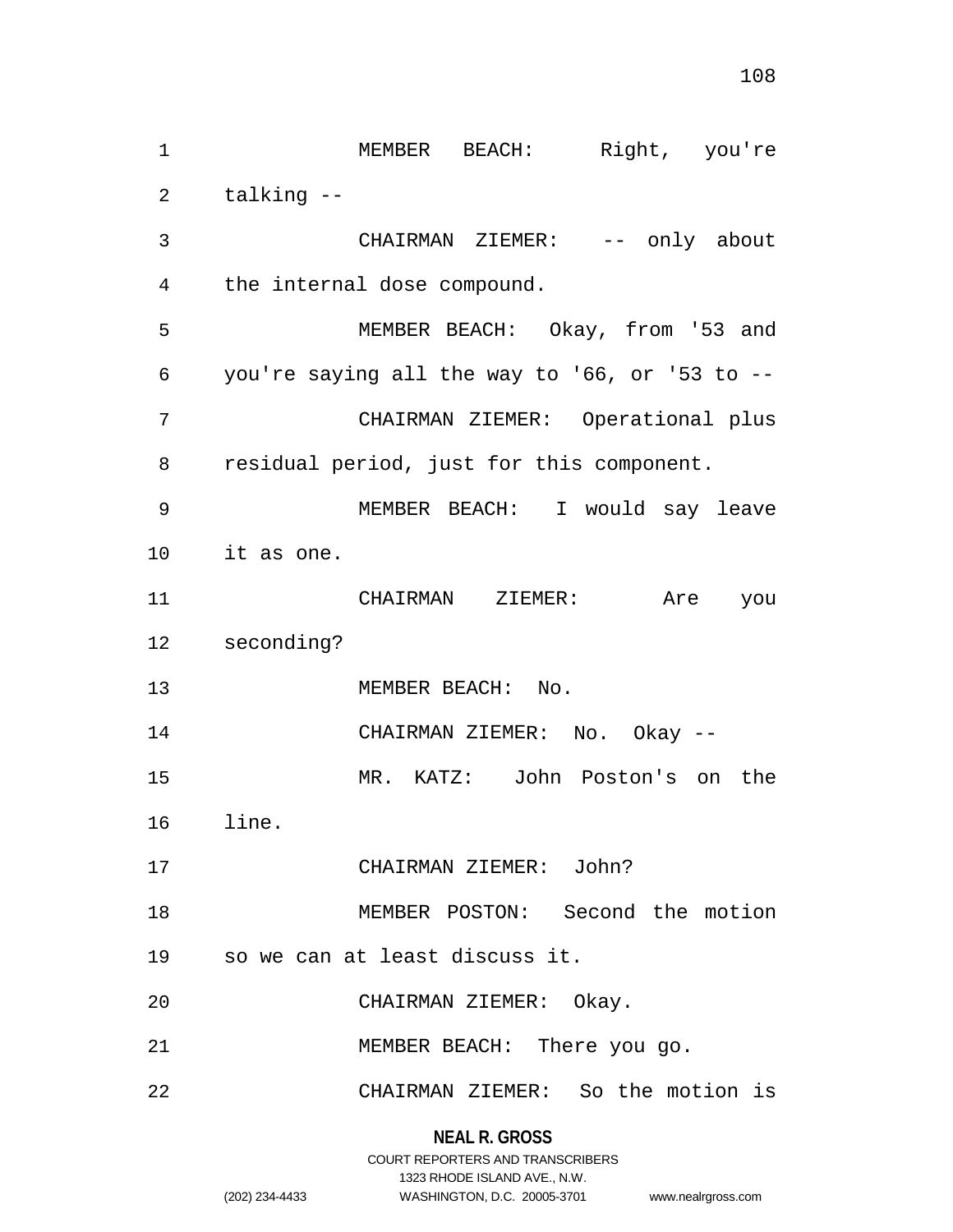MEMBER BEACH: Right, you're talking --

CHAIRMAN ZIEMER: -- only about the internal dose compound.

MEMBER BEACH: Okay, from '53 and you're saying all the way to '66, or '53 to --

CHAIRMAN ZIEMER: Operational plus residual period, just for this component.

MEMBER BEACH: I would say leave it as one.

CHAIRMAN ZIEMER: Are you seconding?

MEMBER BEACH: No.

CHAIRMAN ZIEMER: No. Okay --

MR. KATZ: John Poston's on the line.

CHAIRMAN ZIEMER: John?

MEMBER POSTON: Second the motion so we can at least discuss it.

CHAIRMAN ZIEMER: Okay.

MEMBER BEACH: There you go.

CHAIRMAN ZIEMER: So the motion is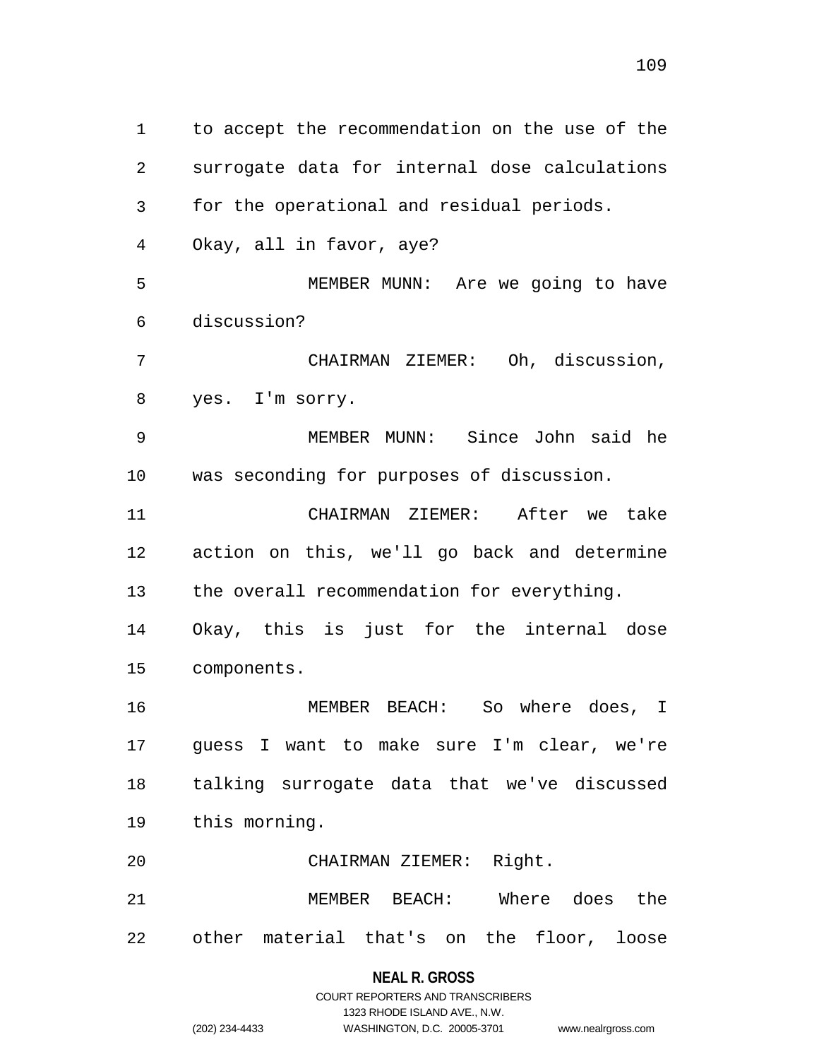to accept the recommendation on the use of the surrogate data for internal dose calculations for the operational and residual periods.

Okay, all in favor, aye?

MEMBER MUNN: Are we going to have discussion?

CHAIRMAN ZIEMER: Oh, discussion, yes. I'm sorry.

MEMBER MUNN: Since John said he was seconding for purposes of discussion.

CHAIRMAN ZIEMER: After we take action on this, we'll go back and determine the overall recommendation for everything.

Okay, this is just for the internal dose components.

MEMBER BEACH: So where does, I guess I want to make sure I'm clear, we're talking surrogate data that we've discussed this morning.

CHAIRMAN ZIEMER: Right.

MEMBER BEACH: Where does the other material that's on the floor, loose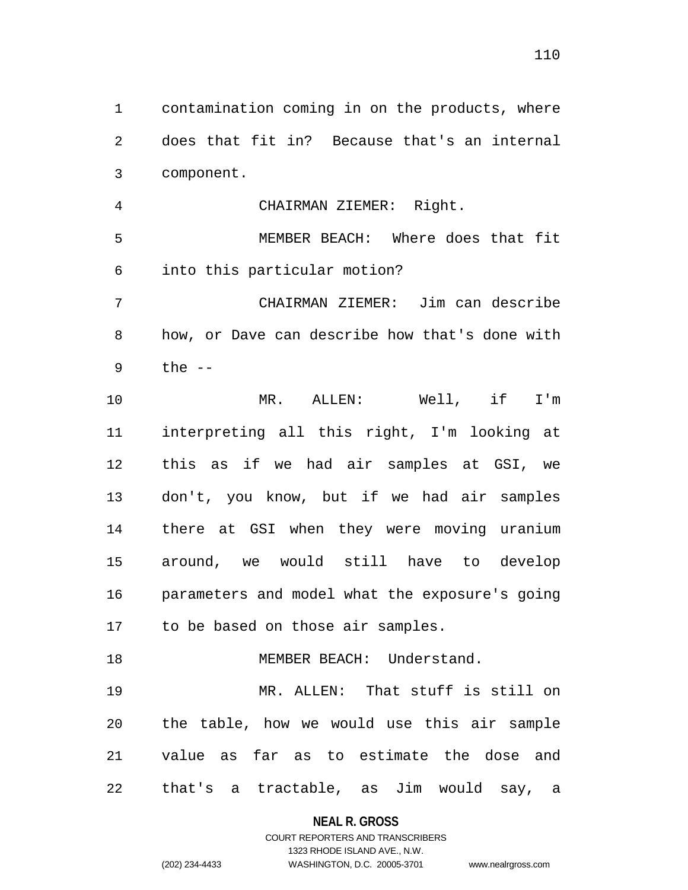contamination coming in on the products, where does that fit in? Because that's an internal component.

CHAIRMAN ZIEMER: Right.

MEMBER BEACH: Where does that fit into this particular motion?

CHAIRMAN ZIEMER: Jim can describe how, or Dave can describe how that's done with the --

MR. ALLEN: Well, if I'm interpreting all this right, I'm looking at this as if we had air samples at GSI, we don't, you know, but if we had air samples there at GSI when they were moving uranium around, we would still have to develop parameters and model what the exposure's going to be based on those air samples.

MEMBER BEACH: Understand.

MR. ALLEN: That stuff is still on the table, how we would use this air sample value as far as to estimate the dose and that's a tractable, as Jim would say, a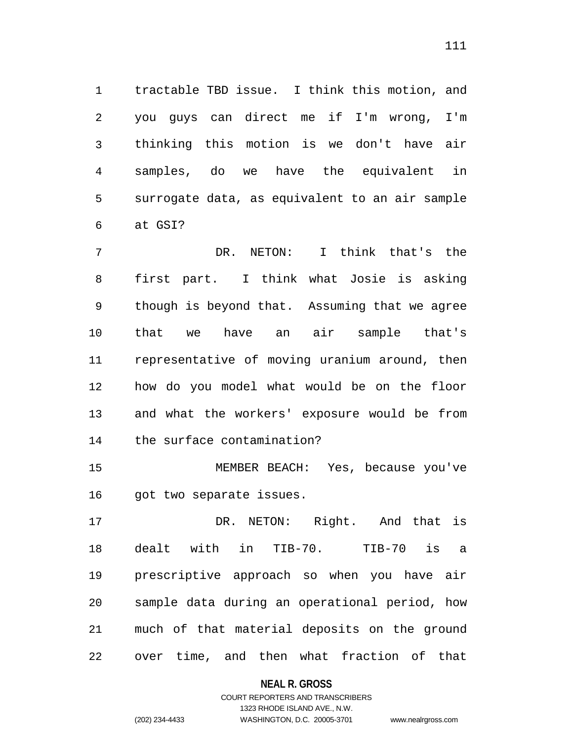tractable TBD issue. I think this motion, and you guys can direct me if I'm wrong, I'm thinking this motion is we don't have air samples, do we have the equivalent in surrogate data, as equivalent to an air sample at GSI?

DR. NETON: I think that's the first part. I think what Josie is asking though is beyond that. Assuming that we agree that we have an air sample that's representative of moving uranium around, then how do you model what would be on the floor and what the workers' exposure would be from the surface contamination?

MEMBER BEACH: Yes, because you've got two separate issues.

DR. NETON: Right. And that is dealt with in TIB-70. TIB-70 is a prescriptive approach so when you have air sample data during an operational period, how much of that material deposits on the ground over time, and then what fraction of that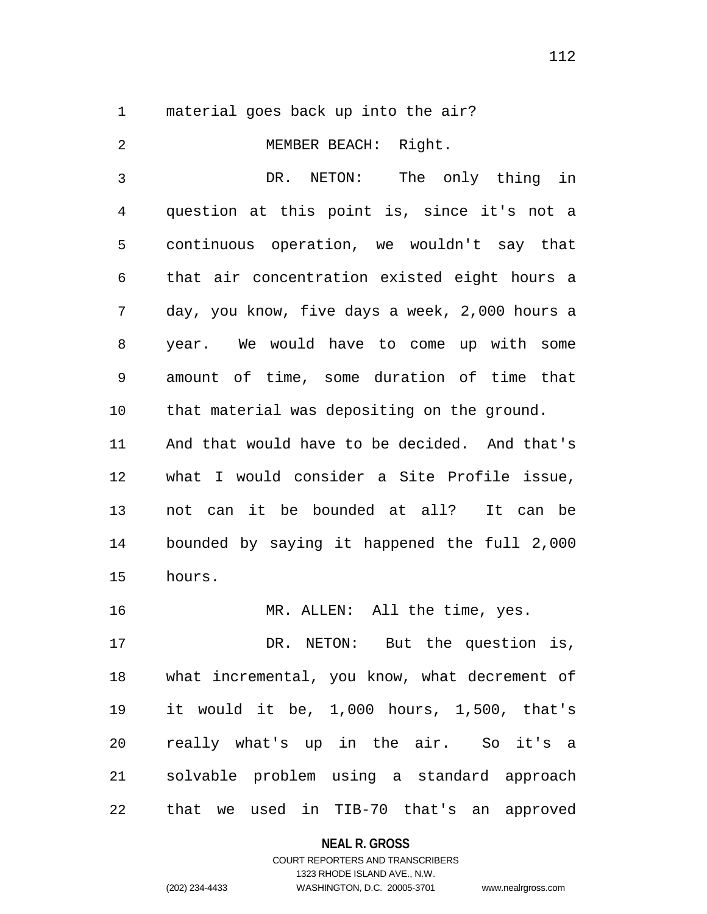material goes back up into the air?

MEMBER BEACH: Right.

DR. NETON: The only thing in question at this point is, since it's not a continuous operation, we wouldn't say that that air concentration existed eight hours a day, you know, five days a week, 2,000 hours a year. We would have to come up with some amount of time, some duration of time that that material was depositing on the ground. And that would have to be decided. And that's what I would consider a Site Profile issue, not can it be bounded at all? It can be bounded by saying it happened the full 2,000 hours.

MR. ALLEN: All the time, yes.

DR. NETON: But the question is, what incremental, you know, what decrement of it would it be, 1,000 hours, 1,500, that's really what's up in the air. So it's a solvable problem using a standard approach that we used in TIB-70 that's an approved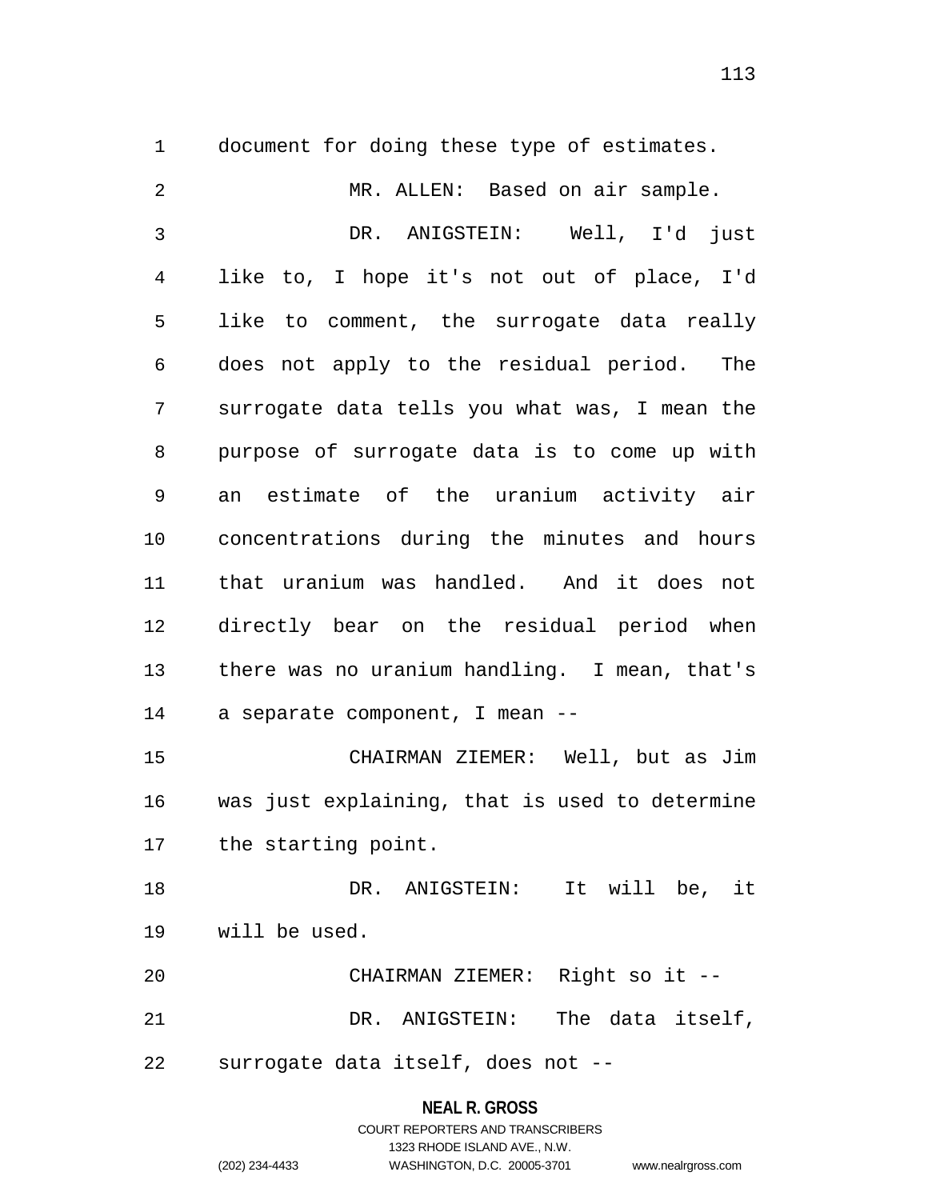document for doing these type of estimates.

MR. ALLEN: Based on air sample.

DR. ANIGSTEIN: Well, I'd just like to, I hope it's not out of place, I'd like to comment, the surrogate data really does not apply to the residual period. The surrogate data tells you what was, I mean the purpose of surrogate data is to come up with an estimate of the uranium activity air concentrations during the minutes and hours that uranium was handled. And it does not directly bear on the residual period when there was no uranium handling. I mean, that's a separate component, I mean --

CHAIRMAN ZIEMER: Well, but as Jim was just explaining, that is used to determine the starting point.

DR. ANIGSTEIN: It will be, it will be used.

CHAIRMAN ZIEMER: Right so it --

DR. ANIGSTEIN: The data itself, surrogate data itself, does not --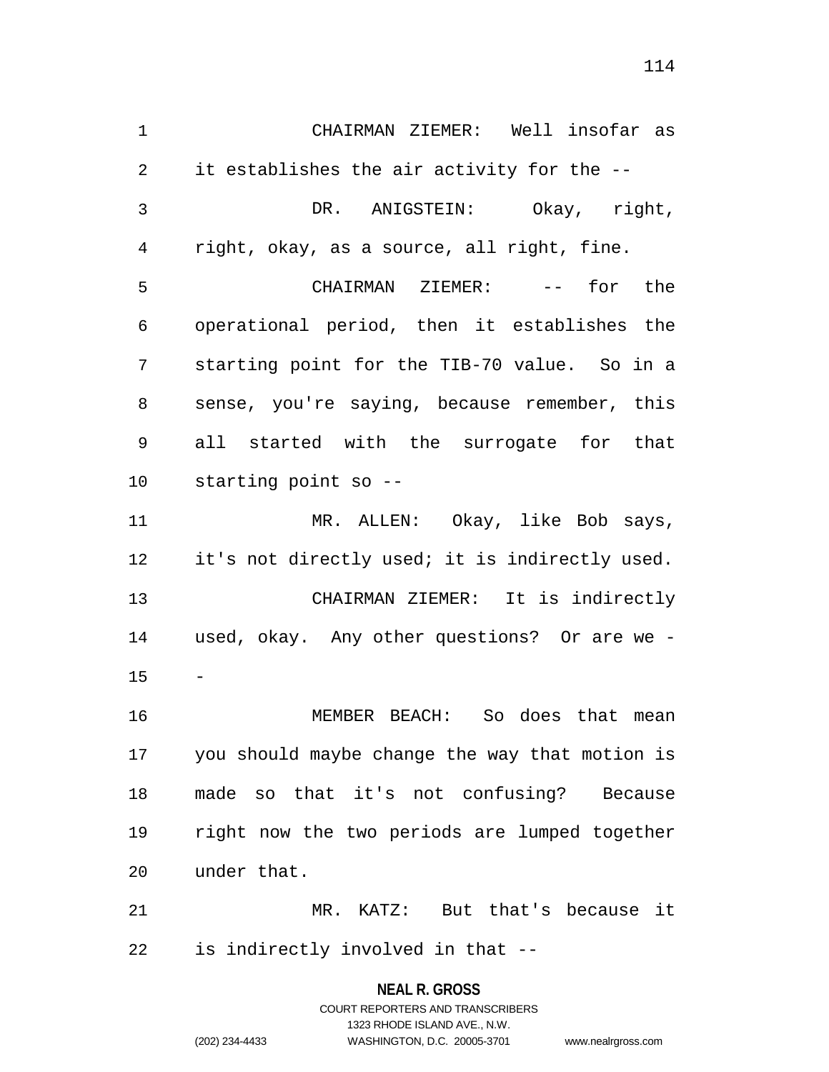CHAIRMAN ZIEMER: Well insofar as it establishes the air activity for the --

DR. ANIGSTEIN: Okay, right, right, okay, as a source, all right, fine.

CHAIRMAN ZIEMER: -- for the operational period, then it establishes the starting point for the TIB-70 value. So in a sense, you're saying, because remember, this all started with the surrogate for that starting point so --

MR. ALLEN: Okay, like Bob says, it's not directly used; it is indirectly used.

CHAIRMAN ZIEMER: It is indirectly used, okay. Any other questions? Or are we --

MEMBER BEACH: So does that mean you should maybe change the way that motion is made so that it's not confusing? Because right now the two periods are lumped together under that.

MR. KATZ: But that's because it is indirectly involved in that --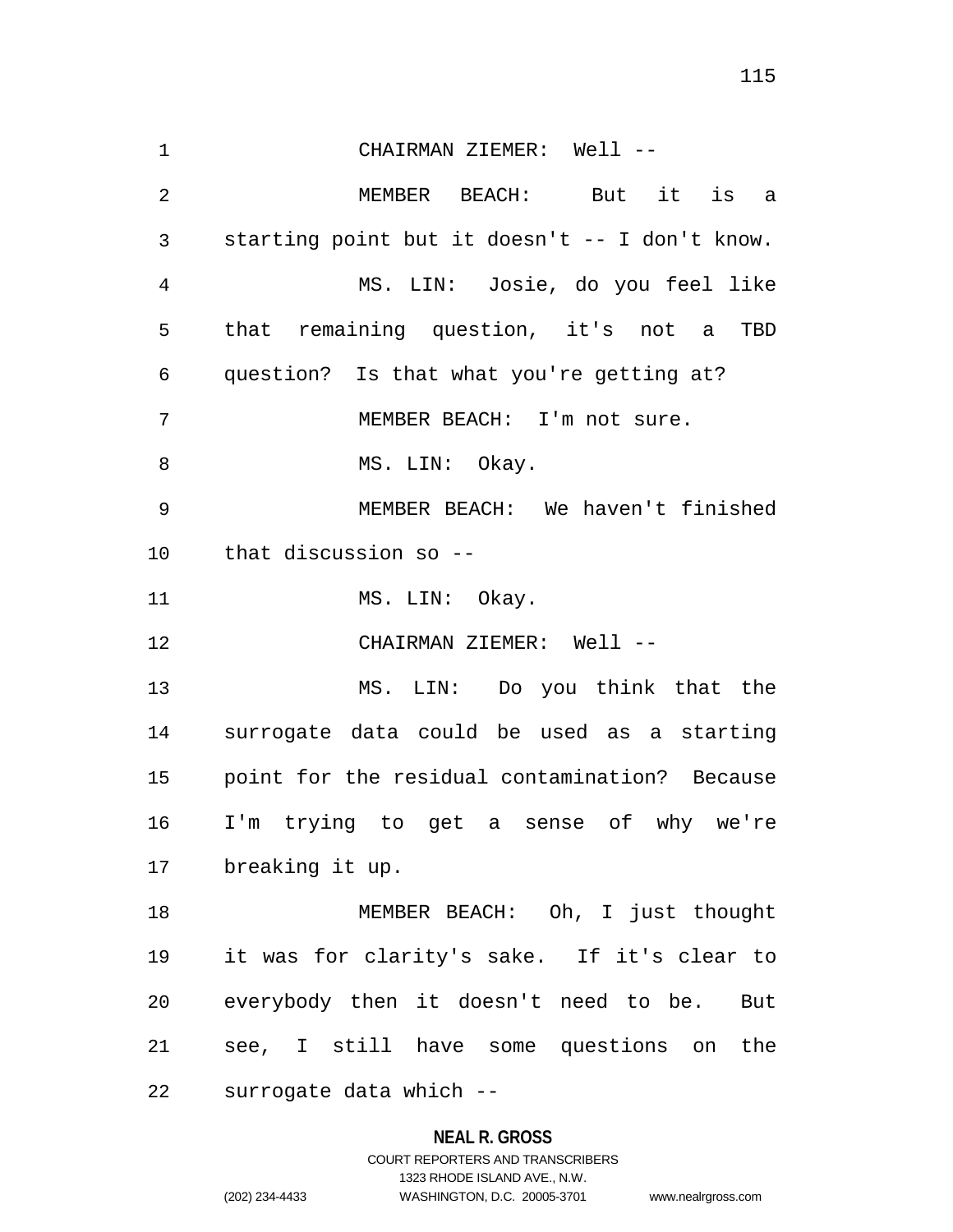CHAIRMAN ZIEMER: Well --

MEMBER BEACH: But it is a starting point but it doesn't -- I don't know.

MS. LIN: Josie, do you feel like that remaining question, it's not a TBD question? Is that what you're getting at?

MEMBER BEACH: I'm not sure.

MS. LIN: Okay.

MEMBER BEACH: We haven't finished that discussion so --

MS. LIN: Okay.

CHAIRMAN ZIEMER: Well --

MS. LIN: Do you think that the surrogate data could be used as a starting point for the residual contamination? Because I'm trying to get a sense of why we're breaking it up.

MEMBER BEACH: Oh, I just thought it was for clarity's sake. If it's clear to everybody then it doesn't need to be. But see, I still have some questions on the surrogate data which --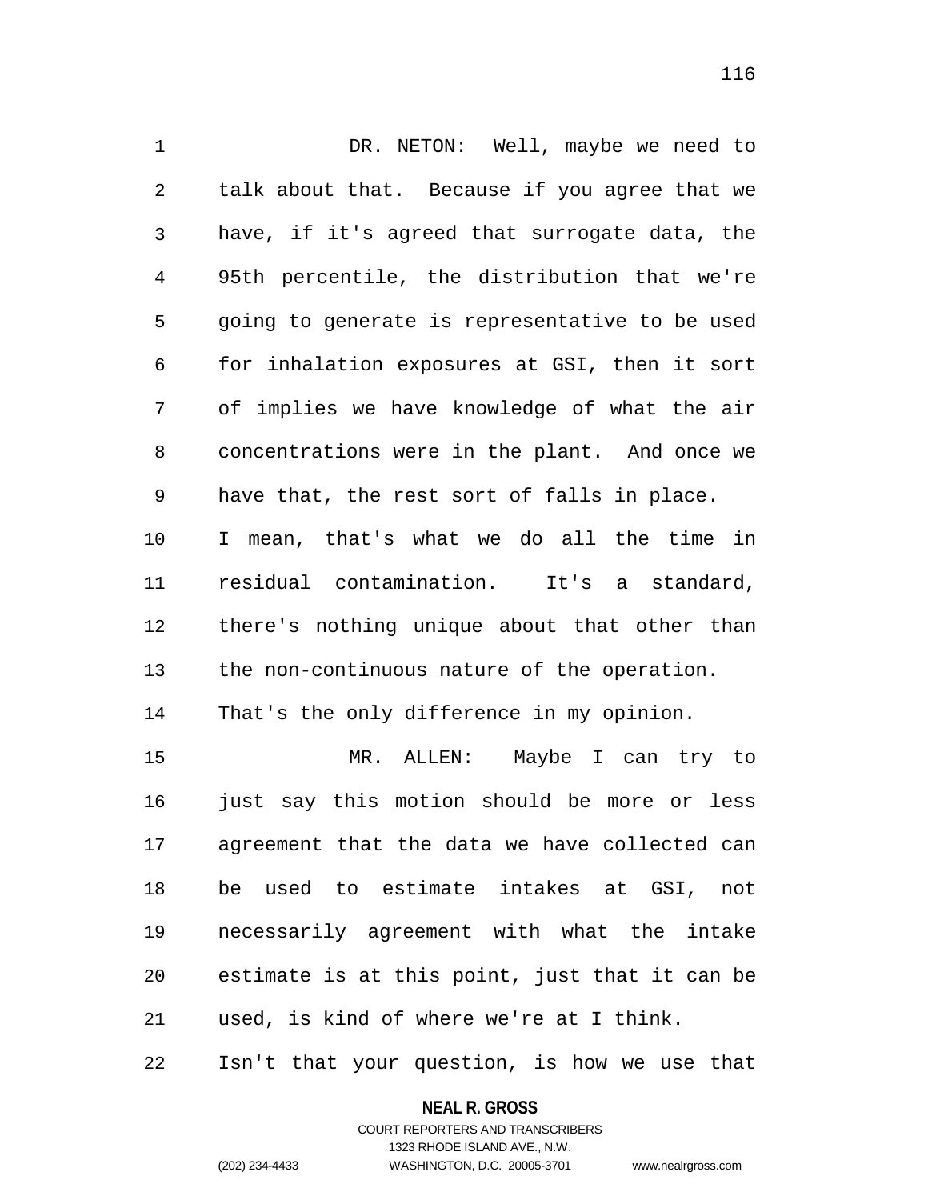DR. NETON: Well, maybe we need to talk about that. Because if you agree that we have, if it's agreed that surrogate data, the 95th percentile, the distribution that we're going to generate is representative to be used for inhalation exposures at GSI, then it sort of implies we have knowledge of what the air concentrations were in the plant. And once we have that, the rest sort of falls in place. I mean, that's what we do all the time in residual contamination. It's a standard, there's nothing unique about that other than the non-continuous nature of the operation. That's the only difference in my opinion.

MR. ALLEN: Maybe I can try to just say this motion should be more or less agreement that the data we have collected can be used to estimate intakes at GSI, not necessarily agreement with what the intake estimate is at this point, just that it can be used, is kind of where we're at I think. Isn't that your question, is how we use that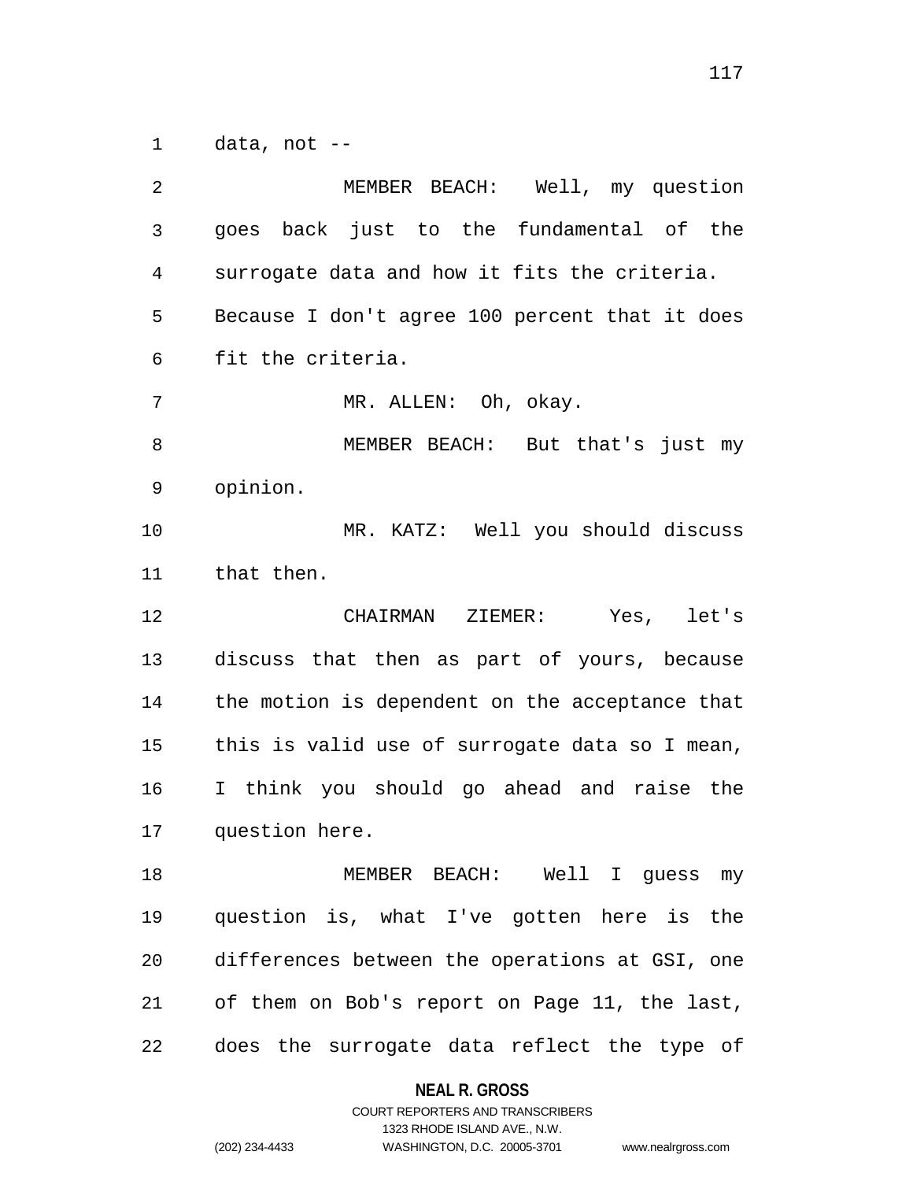data, not --

MEMBER BEACH: Well, my question goes back just to the fundamental of the surrogate data and how it fits the criteria. Because I don't agree 100 percent that it does fit the criteria.

MR. ALLEN: Oh, okay.

MEMBER BEACH: But that's just my opinion.

MR. KATZ: Well you should discuss that then.

CHAIRMAN ZIEMER: Yes, let's discuss that then as part of yours, because the motion is dependent on the acceptance that this is valid use of surrogate data so I mean, I think you should go ahead and raise the question here.

MEMBER BEACH: Well I guess my question is, what I've gotten here is the differences between the operations at GSI, one of them on Bob's report on Page 11, the last, does the surrogate data reflect the type of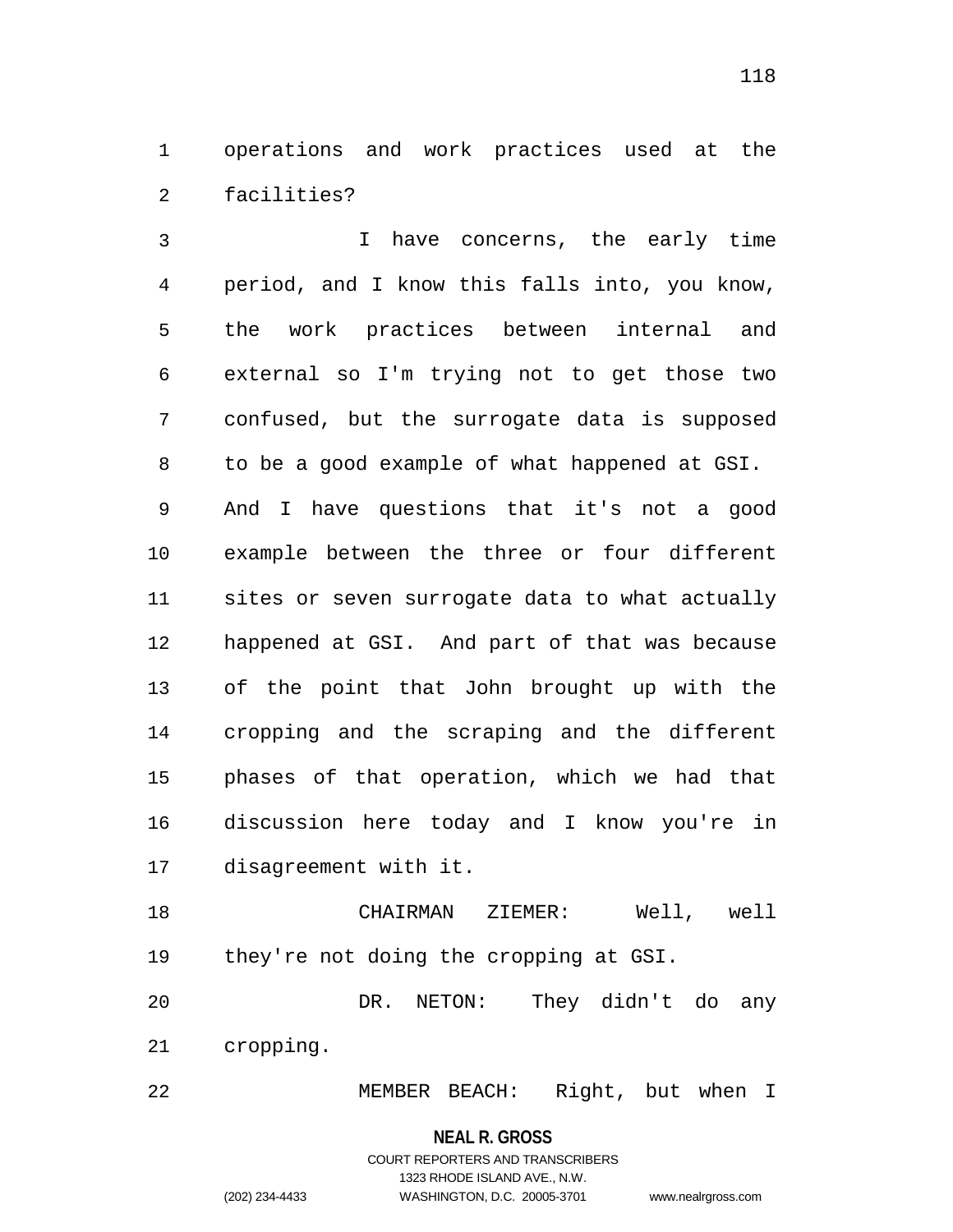operations and work practices used at the facilities?

I have concerns, the early time period, and I know this falls into, you know, the work practices between internal and external so I'm trying not to get those two confused, but the surrogate data is supposed to be a good example of what happened at GSI. And I have questions that it's not a good example between the three or four different sites or seven surrogate data to what actually happened at GSI. And part of that was because of the point that John brought up with the cropping and the scraping and the different phases of that operation, which we had that discussion here today and I know you're in disagreement with it.

CHAIRMAN ZIEMER: Well, well they're not doing the cropping at GSI.

DR. NETON: They didn't do any cropping.

MEMBER BEACH: Right, but when I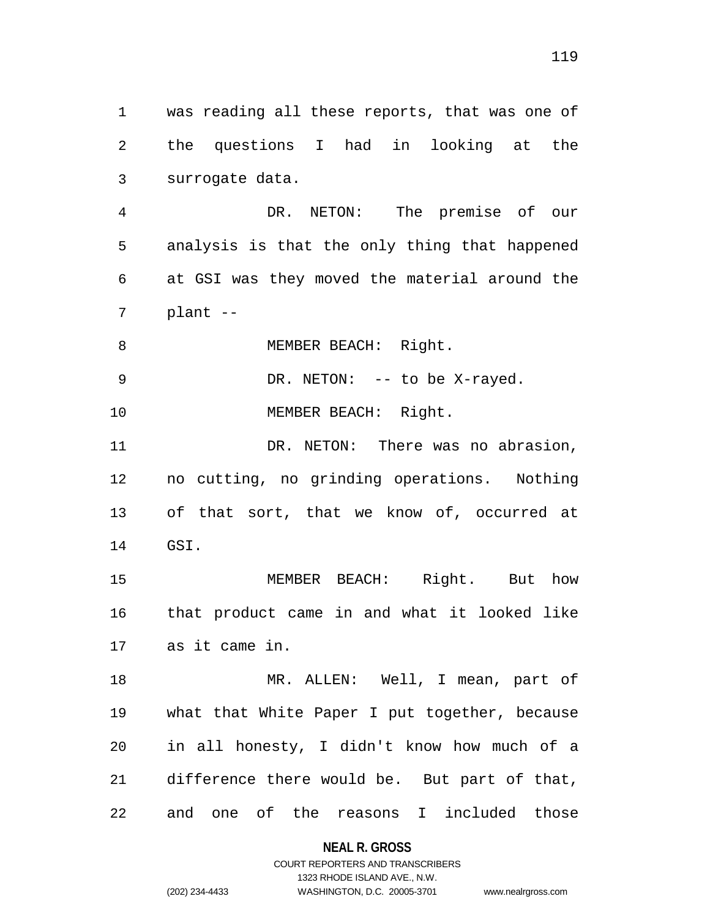was reading all these reports, that was one of the questions I had in looking at the surrogate data.

DR. NETON: The premise of our analysis is that the only thing that happened at GSI was they moved the material around the plant --

MEMBER BEACH: Right.

DR. NETON: -- to be X-rayed.

MEMBER BEACH: Right.

DR. NETON: There was no abrasion, no cutting, no grinding operations. Nothing of that sort, that we know of, occurred at GSI.

MEMBER BEACH: Right. But how that product came in and what it looked like as it came in.

MR. ALLEN: Well, I mean, part of what that White Paper I put together, because in all honesty, I didn't know how much of a difference there would be. But part of that, and one of the reasons I included those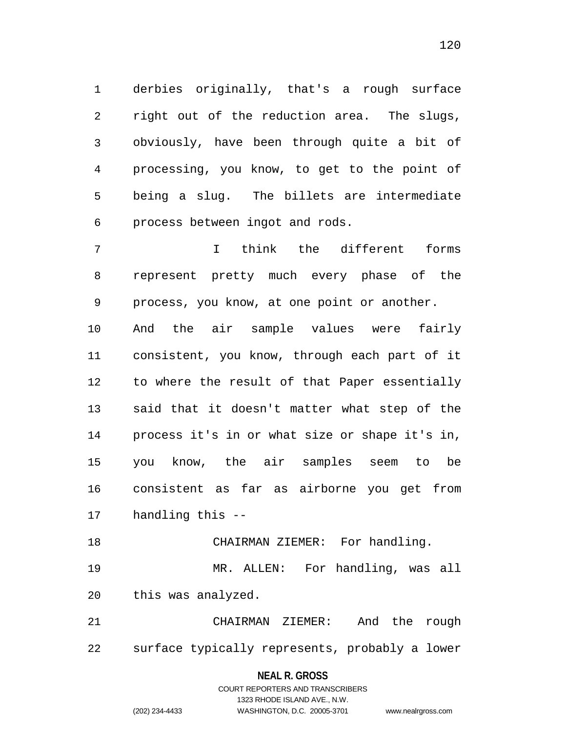derbies originally, that's a rough surface right out of the reduction area. The slugs, obviously, have been through quite a bit of processing, you know, to get to the point of being a slug. The billets are intermediate process between ingot and rods.

I think the different forms represent pretty much every phase of the process, you know, at one point or another. And the air sample values were fairly consistent, you know, through each part of it to where the result of that Paper essentially said that it doesn't matter what step of the process it's in or what size or shape it's in, you know, the air samples seem to be consistent as far as airborne you get from handling this --

CHAIRMAN ZIEMER: For handling.

MR. ALLEN: For handling, was all this was analyzed.

CHAIRMAN ZIEMER: And the rough surface typically represents, probably a lower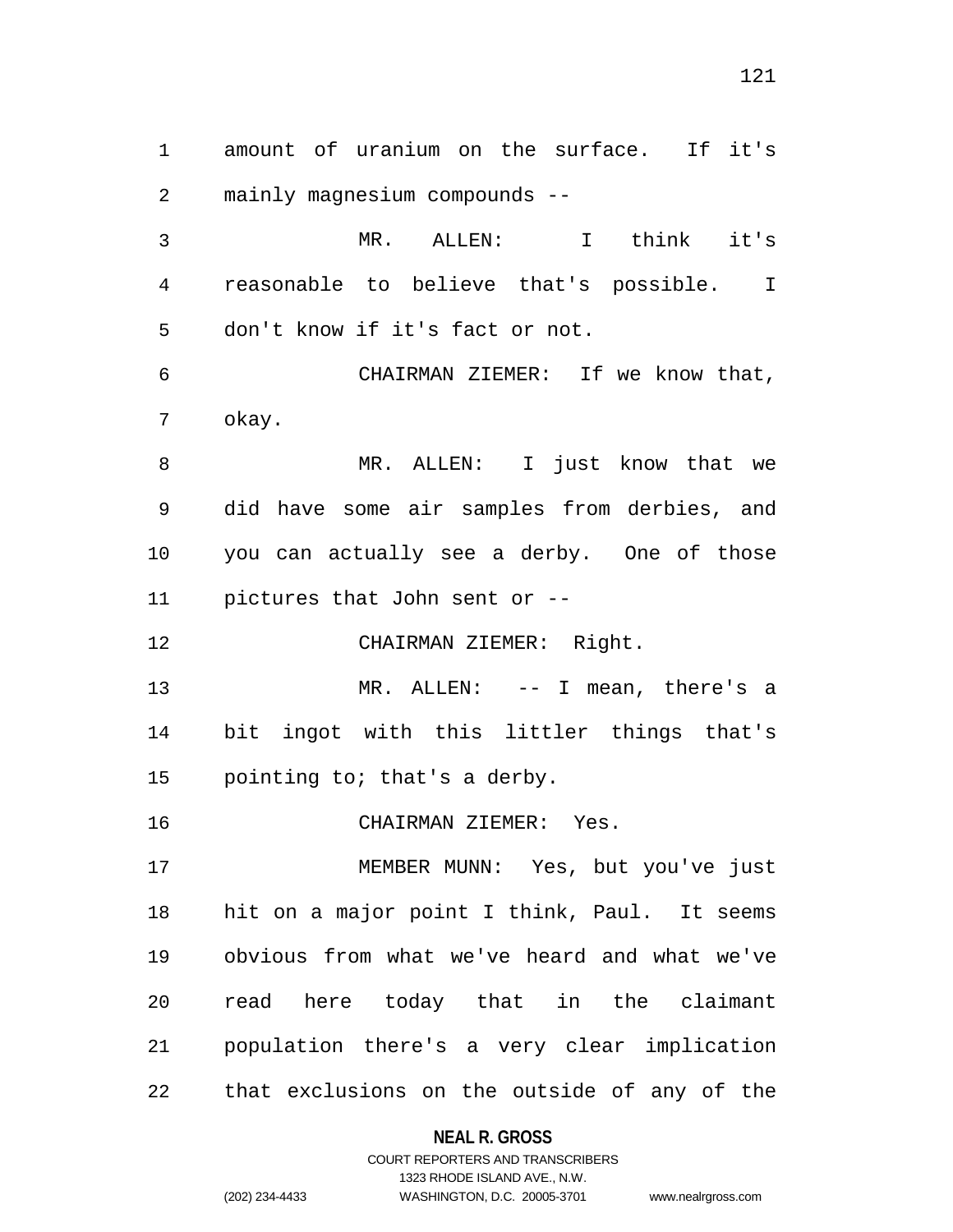amount of uranium on the surface. If it's mainly magnesium compounds --

MR. ALLEN: I think it's reasonable to believe that's possible. I don't know if it's fact or not.

CHAIRMAN ZIEMER: If we know that, okay.

MR. ALLEN: I just know that we did have some air samples from derbies, and you can actually see a derby. One of those pictures that John sent or --

CHAIRMAN ZIEMER: Right.

MR. ALLEN: -- I mean, there's a bit ingot with this littler things that's pointing to; that's a derby.

CHAIRMAN ZIEMER: Yes.

MEMBER MUNN: Yes, but you've just hit on a major point I think, Paul. It seems obvious from what we've heard and what we've read here today that in the claimant population there's a very clear implication that exclusions on the outside of any of the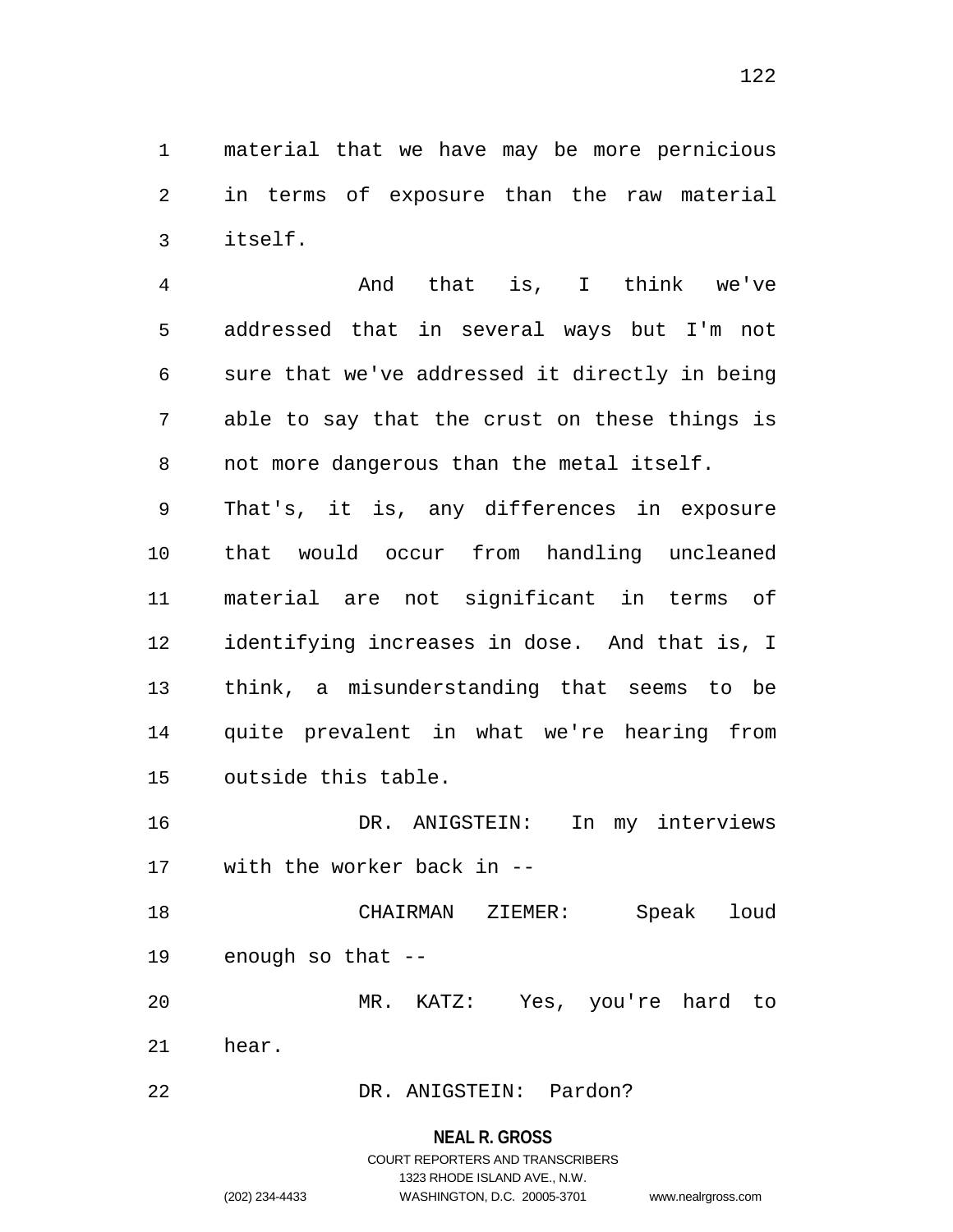material that we have may be more pernicious in terms of exposure than the raw material itself.

And that is, I think we've addressed that in several ways but I'm not sure that we've addressed it directly in being able to say that the crust on these things is not more dangerous than the metal itself. That's, it is, any differences in exposure that would occur from handling uncleaned material are not significant in terms of identifying increases in dose. And that is, I think, a misunderstanding that seems to be quite prevalent in what we're hearing from outside this table.

DR. ANIGSTEIN: In my interviews with the worker back in --

CHAIRMAN ZIEMER: Speak loud enough so that --

MR. KATZ: Yes, you're hard to hear.

DR. ANIGSTEIN: Pardon?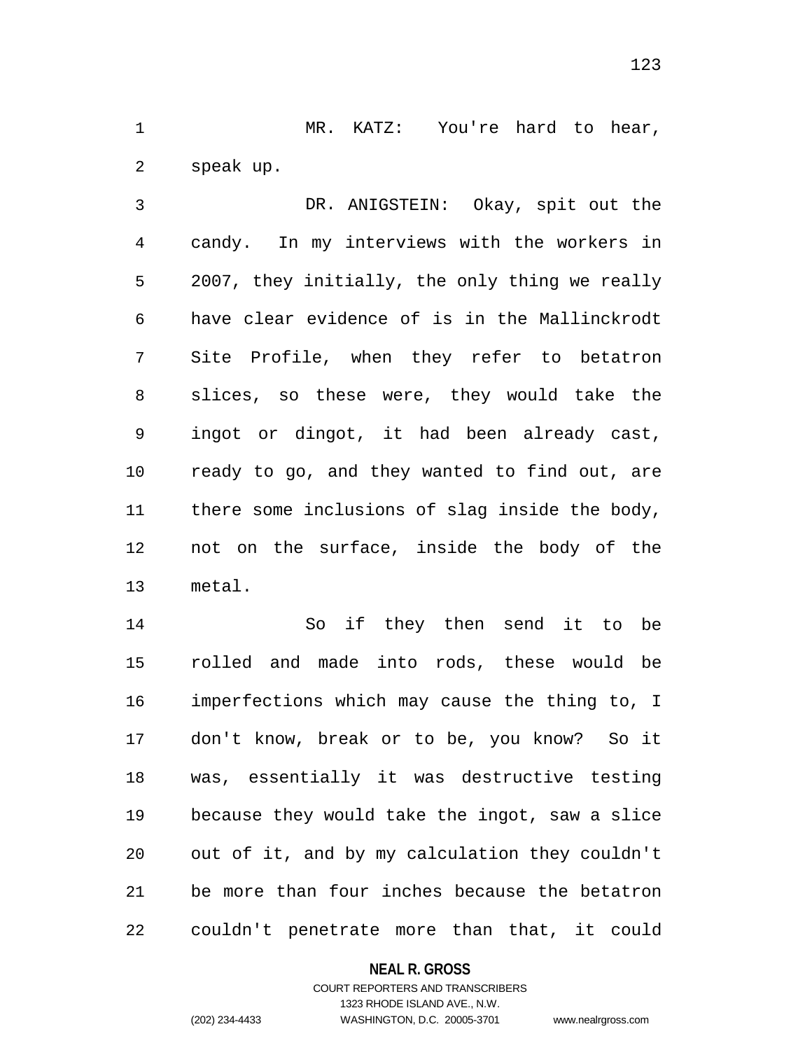MR. KATZ: You're hard to hear, speak up.

DR. ANIGSTEIN: Okay, spit out the candy. In my interviews with the workers in 2007, they initially, the only thing we really have clear evidence of is in the Mallinckrodt Site Profile, when they refer to betatron slices, so these were, they would take the ingot or dingot, it had been already cast, ready to go, and they wanted to find out, are there some inclusions of slag inside the body, not on the surface, inside the body of the metal.

So if they then send it to be rolled and made into rods, these would be imperfections which may cause the thing to, I don't know, break or to be, you know? So it was, essentially it was destructive testing because they would take the ingot, saw a slice out of it, and by my calculation they couldn't be more than four inches because the betatron couldn't penetrate more than that, it could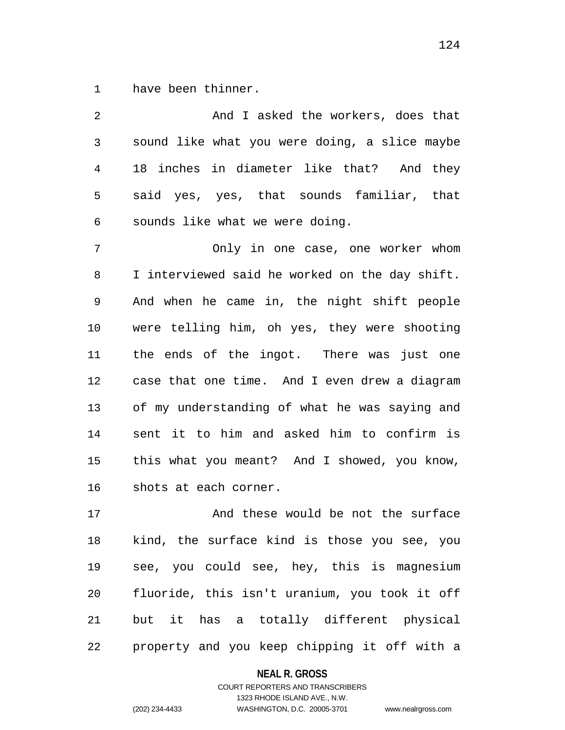have been thinner.

And I asked the workers, does that sound like what you were doing, a slice maybe 18 inches in diameter like that? And they said yes, yes, that sounds familiar, that sounds like what we were doing.

Only in one case, one worker whom I interviewed said he worked on the day shift. And when he came in, the night shift people were telling him, oh yes, they were shooting the ends of the ingot. There was just one case that one time. And I even drew a diagram of my understanding of what he was saying and sent it to him and asked him to confirm is this what you meant? And I showed, you know, shots at each corner.

And these would be not the surface kind, the surface kind is those you see, you see, you could see, hey, this is magnesium fluoride, this isn't uranium, you took it off but it has a totally different physical property and you keep chipping it off with a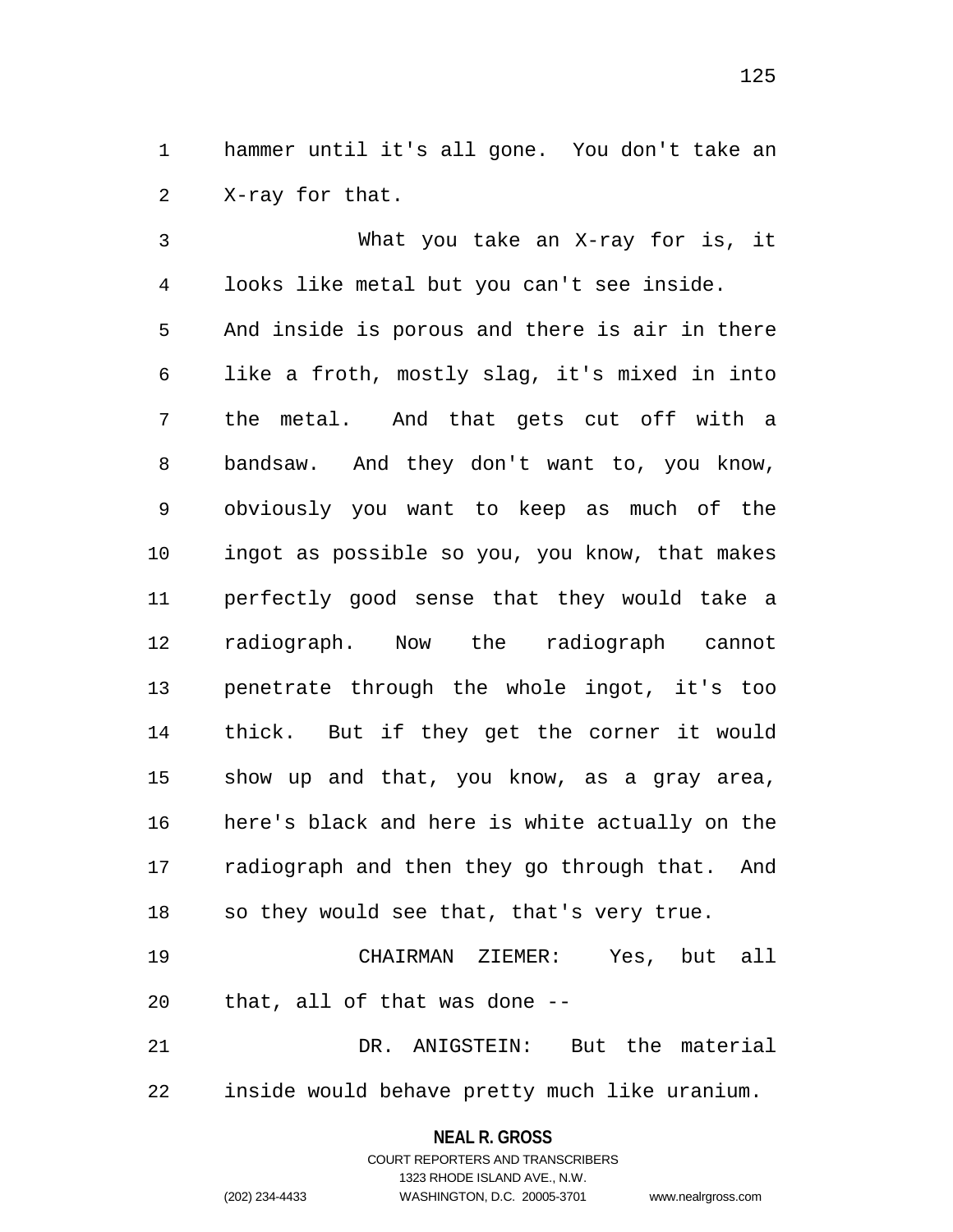hammer until it's all gone. You don't take an X-ray for that.

What you take an X-ray for is, it looks like metal but you can't see inside. And inside is porous and there is air in there like a froth, mostly slag, it's mixed in into the metal. And that gets cut off with a bandsaw. And they don't want to, you know, obviously you want to keep as much of the ingot as possible so you, you know, that makes perfectly good sense that they would take a radiograph. Now the radiograph cannot penetrate through the whole ingot, it's too thick. But if they get the corner it would show up and that, you know, as a gray area, here's black and here is white actually on the radiograph and then they go through that. And so they would see that, that's very true.

CHAIRMAN ZIEMER: Yes, but all that, all of that was done --

DR. ANIGSTEIN: But the material inside would behave pretty much like uranium.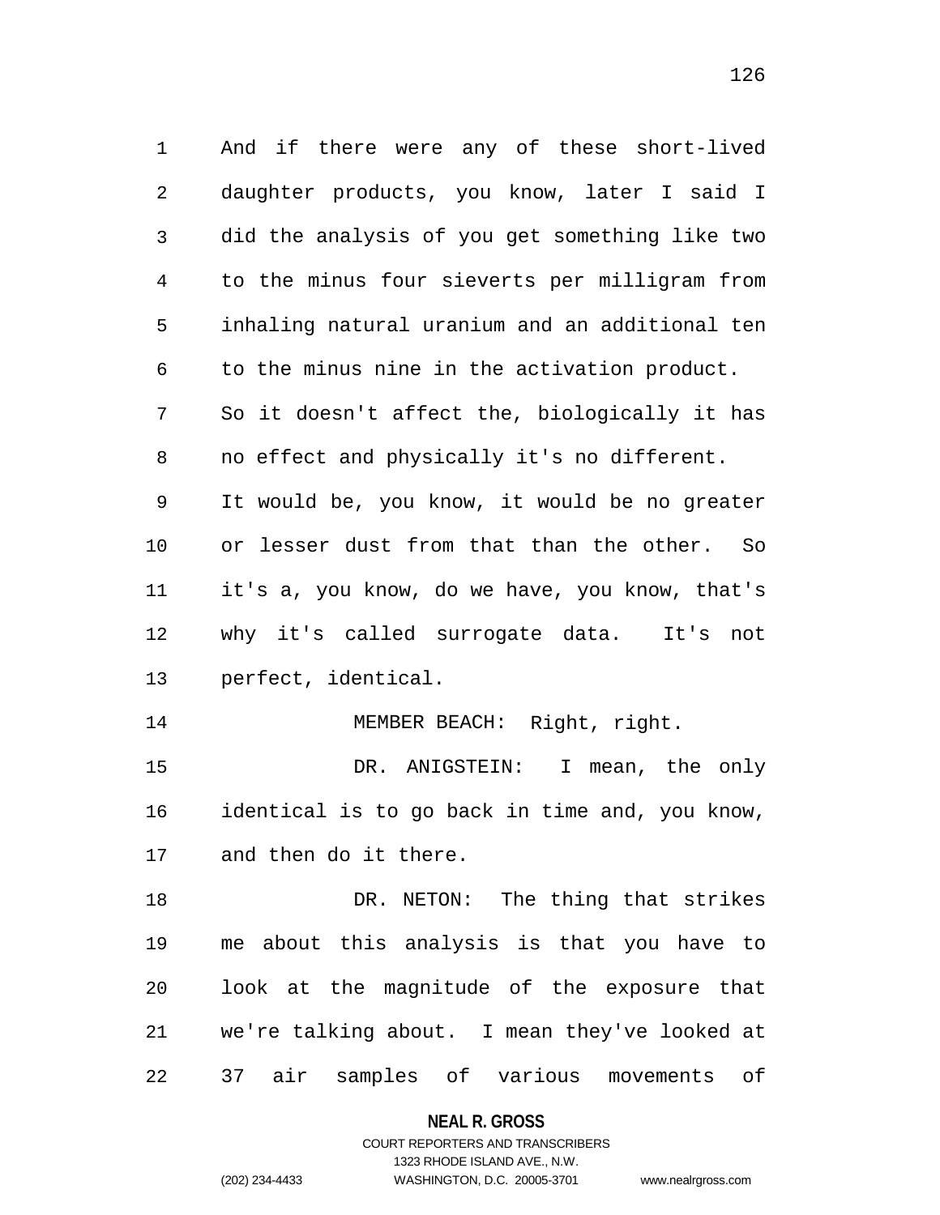And if there were any of these short-lived daughter products, you know, later I said I did the analysis of you get something like two to the minus four sieverts per milligram from inhaling natural uranium and an additional ten to the minus nine in the activation product. So it doesn't affect the, biologically it has no effect and physically it's no different. It would be, you know, it would be no greater or lesser dust from that than the other. So it's a, you know, do we have, you know, that's why it's called surrogate data. It's not perfect, identical.

MEMBER BEACH: Right, right.

DR. ANIGSTEIN: I mean, the only identical is to go back in time and, you know, and then do it there.

DR. NETON: The thing that strikes me about this analysis is that you have to look at the magnitude of the exposure that we're talking about. I mean they've looked at 37 air samples of various movements of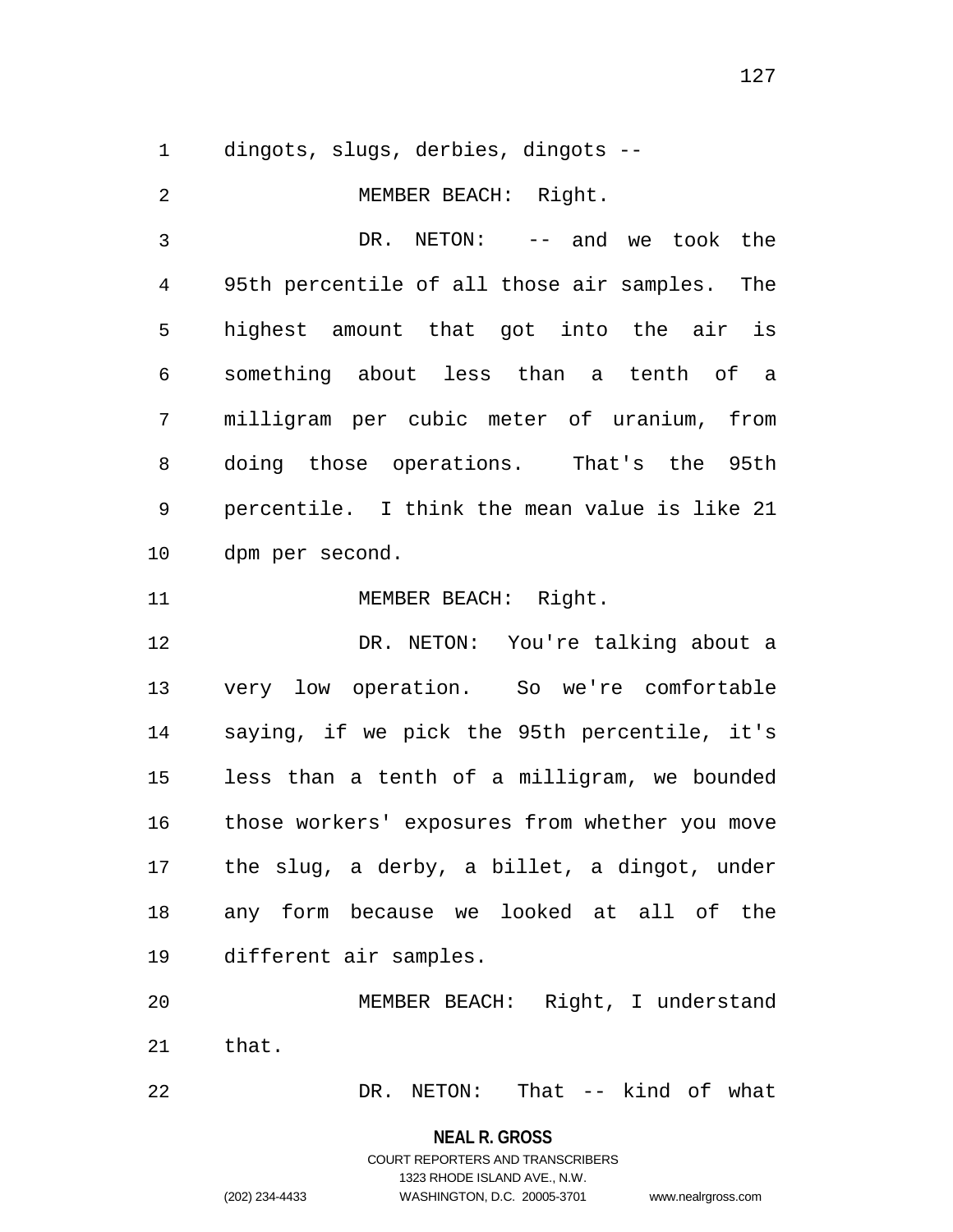dingots, slugs, derbies, dingots --

MEMBER BEACH: Right.

DR. NETON: -- and we took the 95th percentile of all those air samples. The highest amount that got into the air is something about less than a tenth of a milligram per cubic meter of uranium, from doing those operations. That's the 95th percentile. I think the mean value is like 21 dpm per second.

MEMBER BEACH: Right.

DR. NETON: You're talking about a very low operation. So we're comfortable saying, if we pick the 95th percentile, it's less than a tenth of a milligram, we bounded those workers' exposures from whether you move the slug, a derby, a billet, a dingot, under any form because we looked at all of the different air samples.

MEMBER BEACH: Right, I understand that.

DR. NETON: That -- kind of what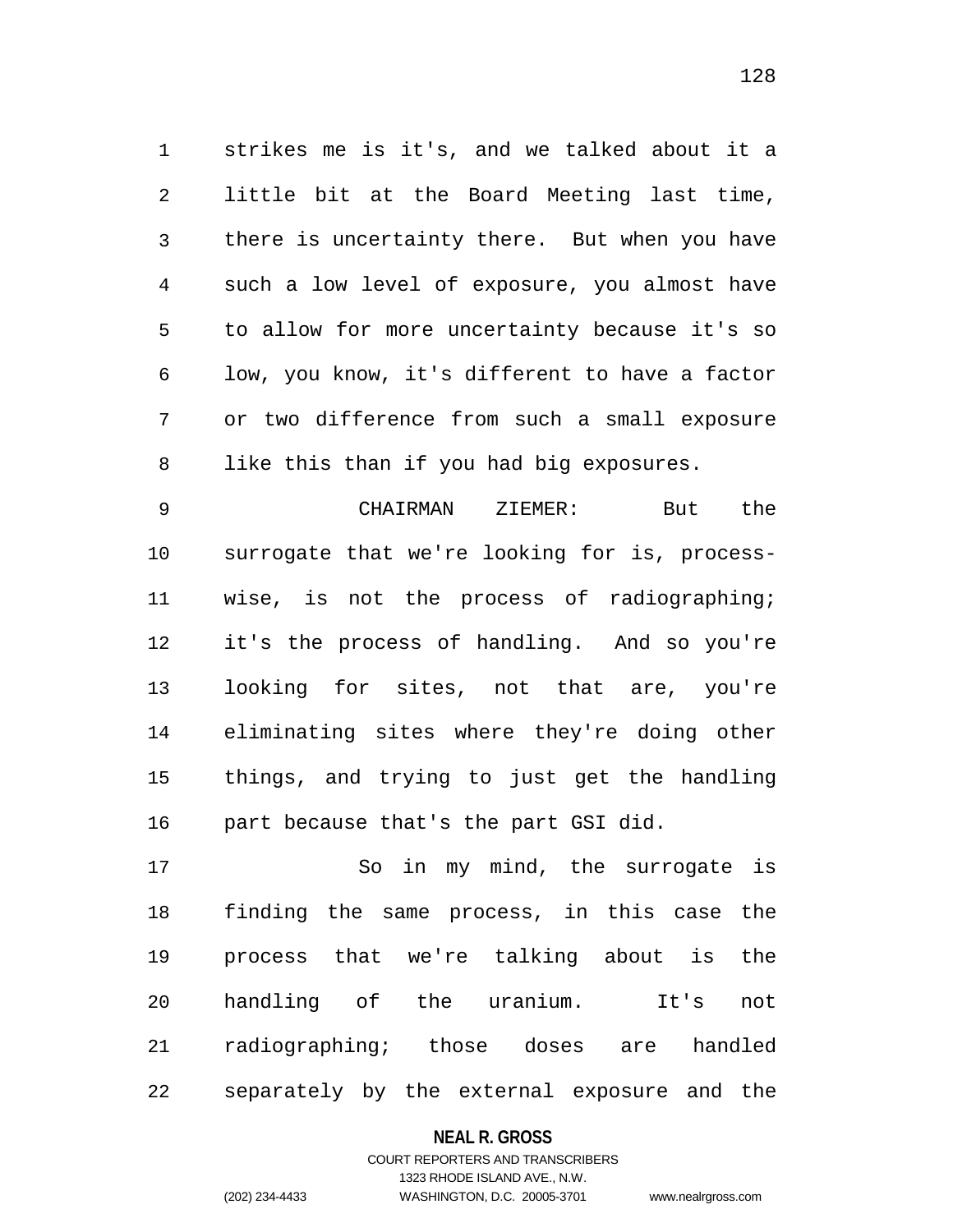strikes me is it's, and we talked about it a little bit at the Board Meeting last time, there is uncertainty there. But when you have such a low level of exposure, you almost have to allow for more uncertainty because it's so low, you know, it's different to have a factor or two difference from such a small exposure like this than if you had big exposures.

CHAIRMAN ZIEMER: But the surrogate that we're looking for is, process-wise, is not the process of radiographing; it's the process of handling. And so you're looking for sites, not that are, you're eliminating sites where they're doing other things, and trying to just get the handling part because that's the part GSI did.

So in my mind, the surrogate is finding the same process, in this case the process that we're talking about is the handling of the uranium. It's not radiographing; those doses are handled separately by the external exposure and the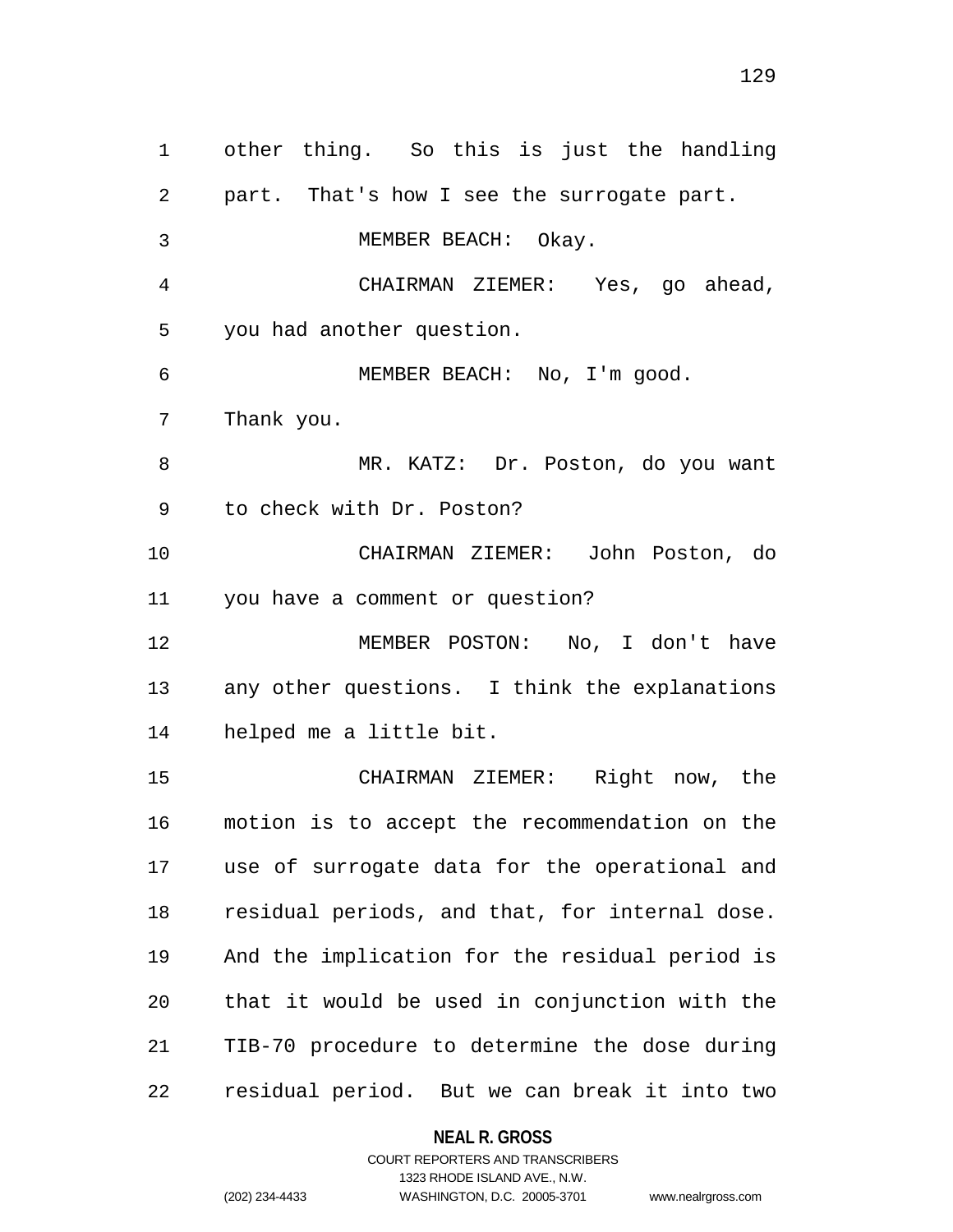other thing. So this is just the handling part. That's how I see the surrogate part.

MEMBER BEACH: Okay.

CHAIRMAN ZIEMER: Yes, go ahead, you had another question.

MEMBER BEACH: No, I'm good. Thank you.

MR. KATZ: Dr. Poston, do you want to check with Dr. Poston?

CHAIRMAN ZIEMER: John Poston, do you have a comment or question?

MEMBER POSTON: No, I don't have any other questions. I think the explanations helped me a little bit.

CHAIRMAN ZIEMER: Right now, the motion is to accept the recommendation on the use of surrogate data for the operational and residual periods, and that, for internal dose. And the implication for the residual period is that it would be used in conjunction with the TIB-70 procedure to determine the dose during residual period. But we can break it into two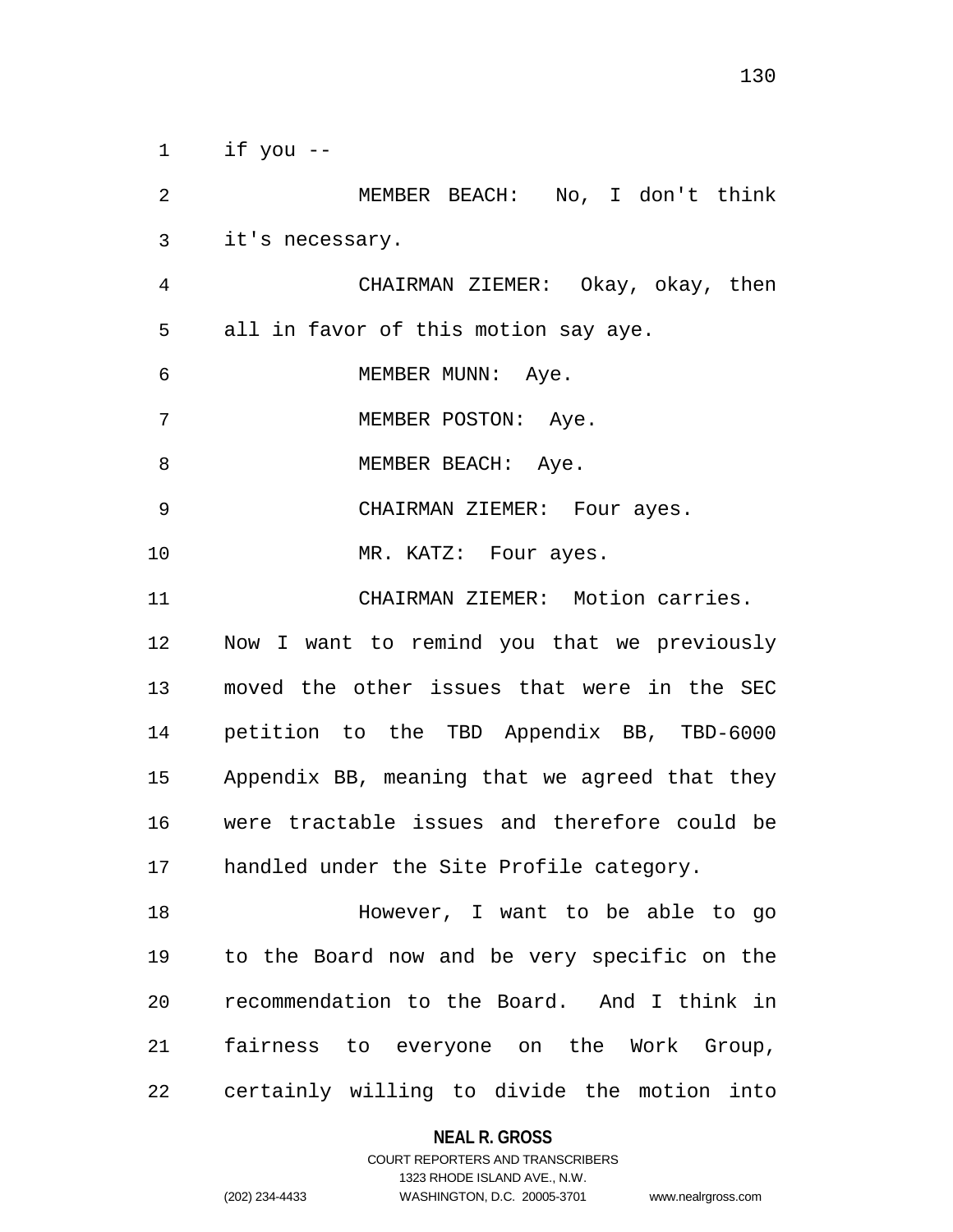if you --

MEMBER BEACH: No, I don't think it's necessary.

CHAIRMAN ZIEMER: Okay, okay, then all in favor of this motion say aye.

MEMBER MUNN: Aye.

MEMBER POSTON: Aye.

MEMBER BEACH: Aye.

CHAIRMAN ZIEMER: Four ayes.

MR. KATZ: Four ayes.

CHAIRMAN ZIEMER: Motion carries. Now I want to remind you that we previously moved the other issues that were in the SEC petition to the TBD Appendix BB, TBD-6000 Appendix BB, meaning that we agreed that they were tractable issues and therefore could be handled under the Site Profile category.

However, I want to be able to go to the Board now and be very specific on the recommendation to the Board. And I think in fairness to everyone on the Work Group, certainly willing to divide the motion into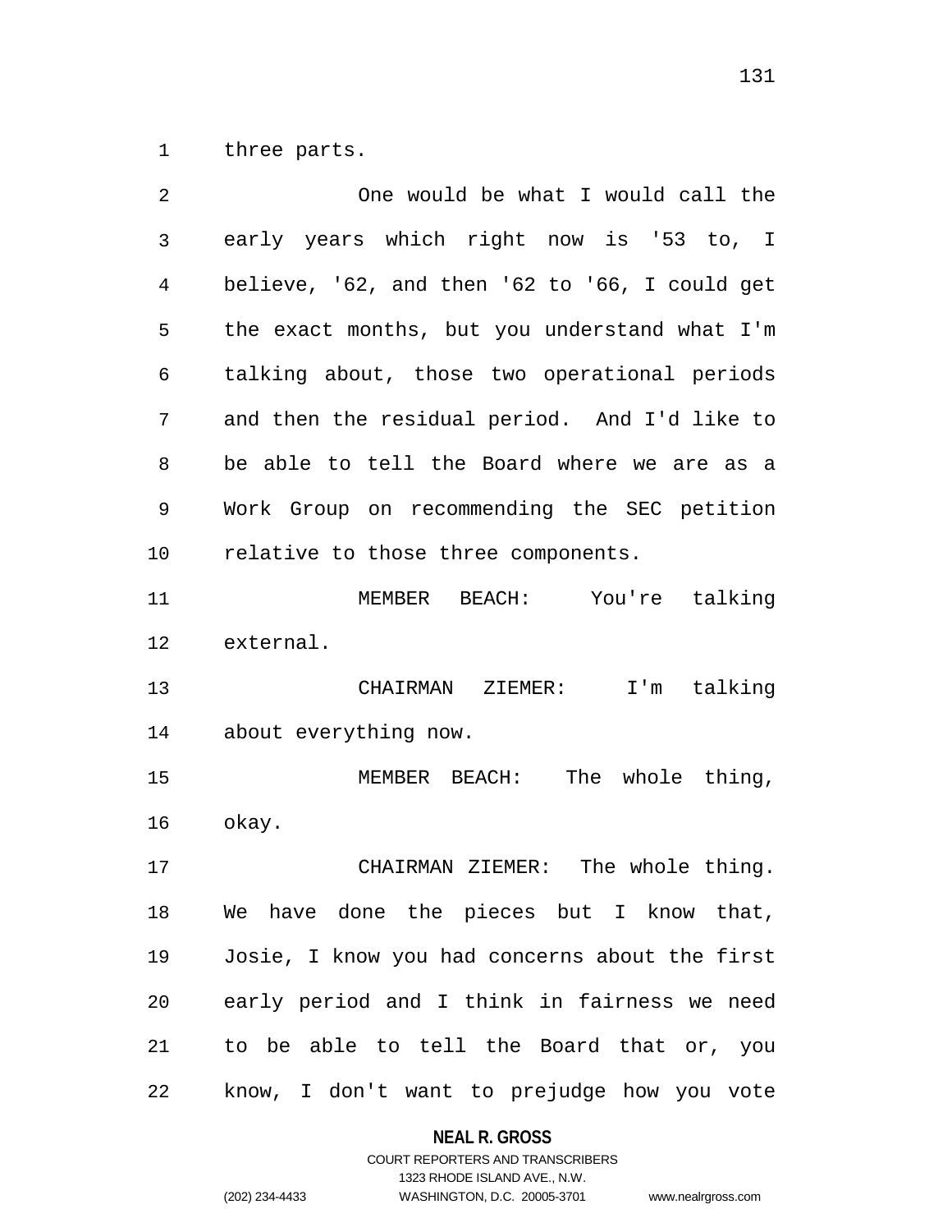three parts.

One would be what I would call the early years which right now is '53 to, I believe, '62, and then '62 to '66, I could get the exact months, but you understand what I'm talking about, those two operational periods and then the residual period. And I'd like to be able to tell the Board where we are as a Work Group on recommending the SEC petition relative to those three components.

MEMBER BEACH: You're talking external.

CHAIRMAN ZIEMER: I'm talking about everything now.

MEMBER BEACH: The whole thing, okay.

CHAIRMAN ZIEMER: The whole thing. We have done the pieces but I know that, Josie, I know you had concerns about the first early period and I think in fairness we need to be able to tell the Board that or, you know, I don't want to prejudge how you vote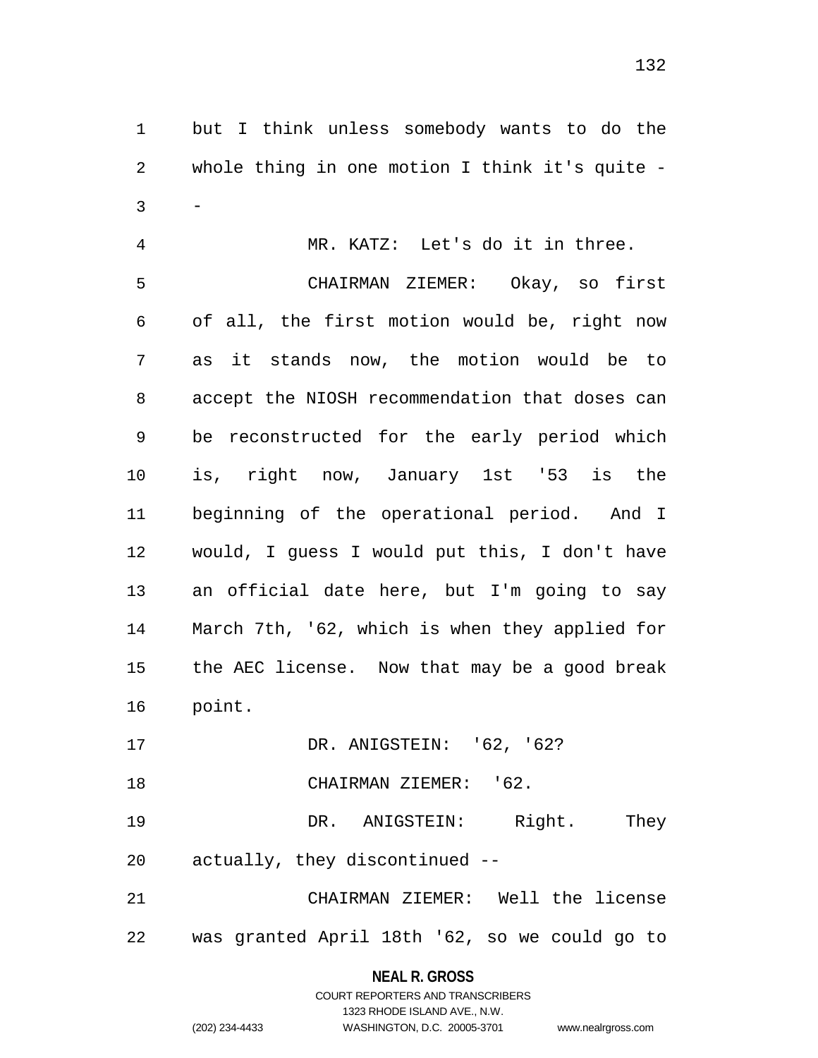but I think unless somebody wants to do the whole thing in one motion I think it's quite --

MR. KATZ: Let's do it in three.

CHAIRMAN ZIEMER: Okay, so first of all, the first motion would be, right now as it stands now, the motion would be to accept the NIOSH recommendation that doses can be reconstructed for the early period which is, right now, January 1st '53 is the beginning of the operational period. And I would, I guess I would put this, I don't have an official date here, but I'm going to say March 7th, '62, which is when they applied for the AEC license. Now that may be a good break point.

DR. ANIGSTEIN: '62, '62?

CHAIRMAN ZIEMER: '62.

DR. ANIGSTEIN: Right. They actually, they discontinued --

CHAIRMAN ZIEMER: Well the license was granted April 18th '62, so we could go to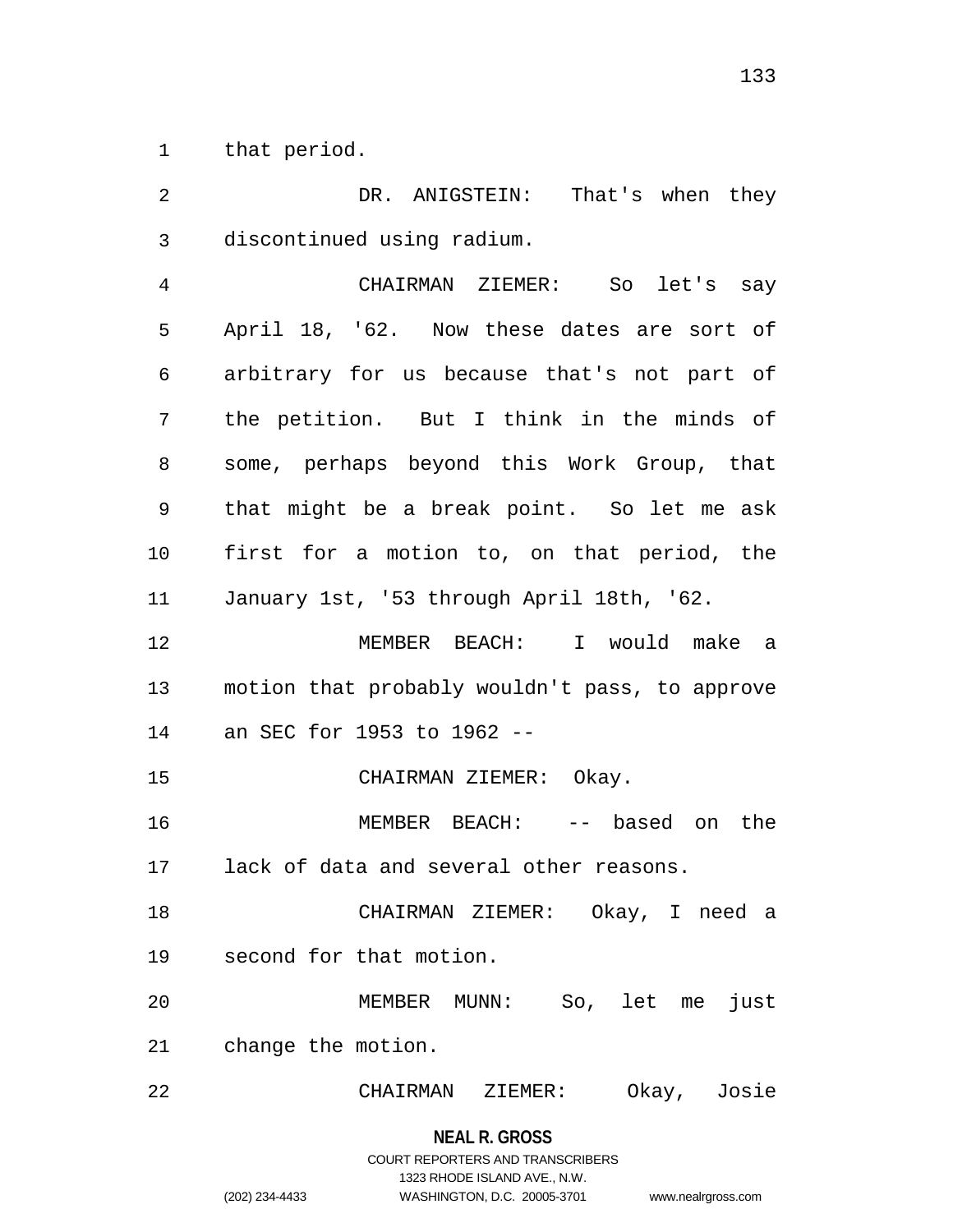that period.

DR. ANIGSTEIN: That's when they discontinued using radium.

CHAIRMAN ZIEMER: So let's say April 18, '62. Now these dates are sort of arbitrary for us because that's not part of the petition. But I think in the minds of some, perhaps beyond this Work Group, that that might be a break point. So let me ask first for a motion to, on that period, the January 1st, '53 through April 18th, '62.

MEMBER BEACH: I would make a motion that probably wouldn't pass, to approve an SEC for 1953 to 1962 --

CHAIRMAN ZIEMER: Okay.

MEMBER BEACH: -- based on the lack of data and several other reasons.

CHAIRMAN ZIEMER: Okay, I need a second for that motion.

MEMBER MUNN: So, let me just change the motion.

CHAIRMAN ZIEMER: Okay, Josie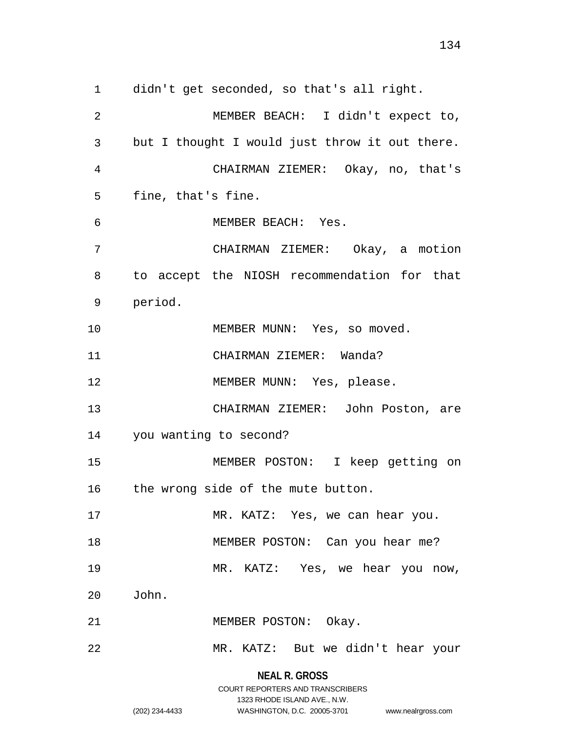didn't get seconded, so that's all right.

MEMBER BEACH: I didn't expect to, but I thought I would just throw it out there.

CHAIRMAN ZIEMER: Okay, no, that's fine, that's fine.

MEMBER BEACH: Yes.

CHAIRMAN ZIEMER: Okay, a motion to accept the NIOSH recommendation for that period.

MEMBER MUNN: Yes, so moved.

CHAIRMAN ZIEMER: Wanda?

MEMBER MUNN: Yes, please.

CHAIRMAN ZIEMER: John Poston, are you wanting to second?

MEMBER POSTON: I keep getting on the wrong side of the mute button.

MR. KATZ: Yes, we can hear you.

MEMBER POSTON: Can you hear me?

MR. KATZ: Yes, we hear you now, John.

MEMBER POSTON: Okay.

MR. KATZ: But we didn't hear your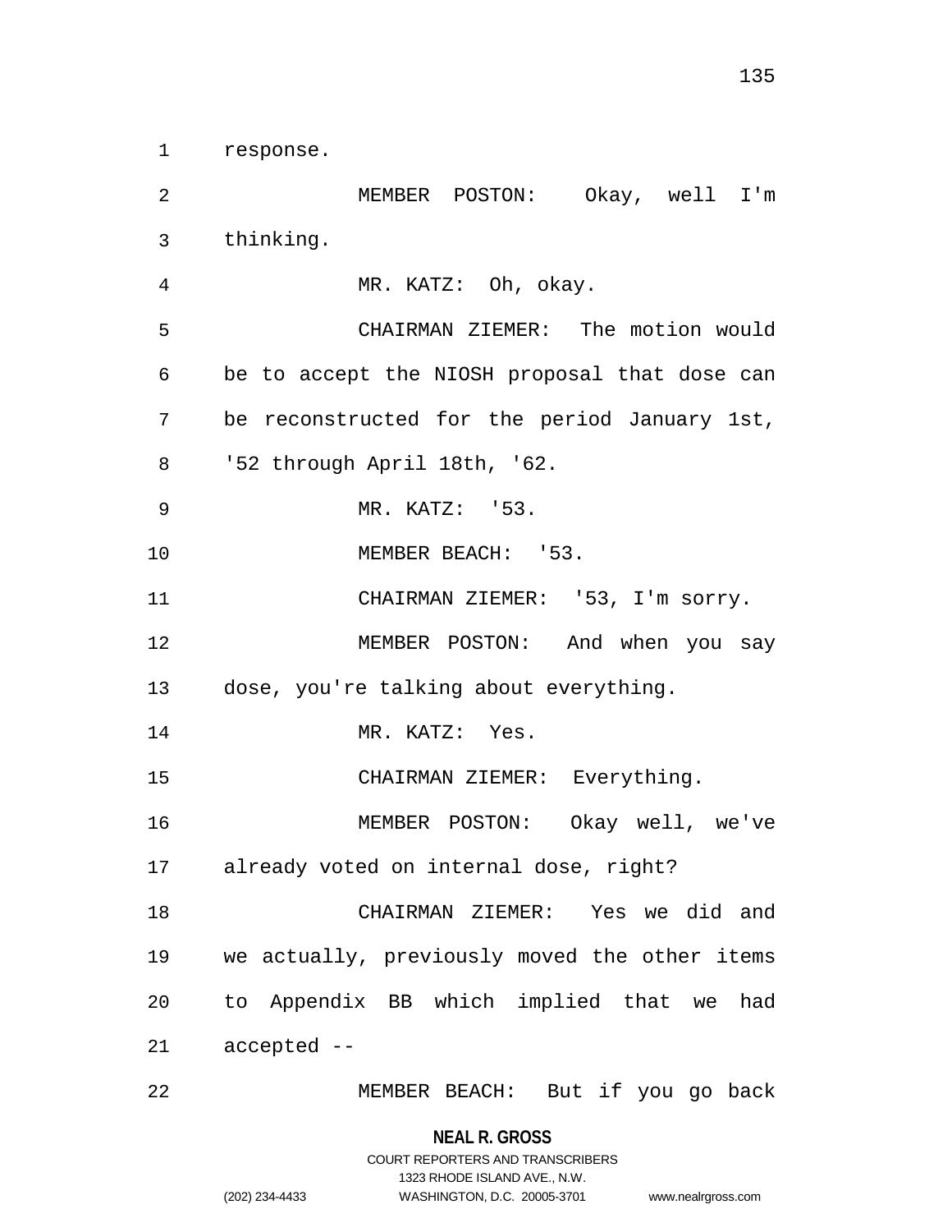response.

MEMBER POSTON: Okay, well I'm thinking.

MR. KATZ: Oh, okay.

CHAIRMAN ZIEMER: The motion would be to accept the NIOSH proposal that dose can be reconstructed for the period January 1st, '52 through April 18th, '62.

MR. KATZ: '53.

MEMBER BEACH: '53.

CHAIRMAN ZIEMER: '53, I'm sorry.

MEMBER POSTON: And when you say dose, you're talking about everything.

MR. KATZ: Yes.

CHAIRMAN ZIEMER: Everything.

MEMBER POSTON: Okay well, we've already voted on internal dose, right?

CHAIRMAN ZIEMER: Yes we did and we actually, previously moved the other items to Appendix BB which implied that we had accepted --

MEMBER BEACH: But if you go back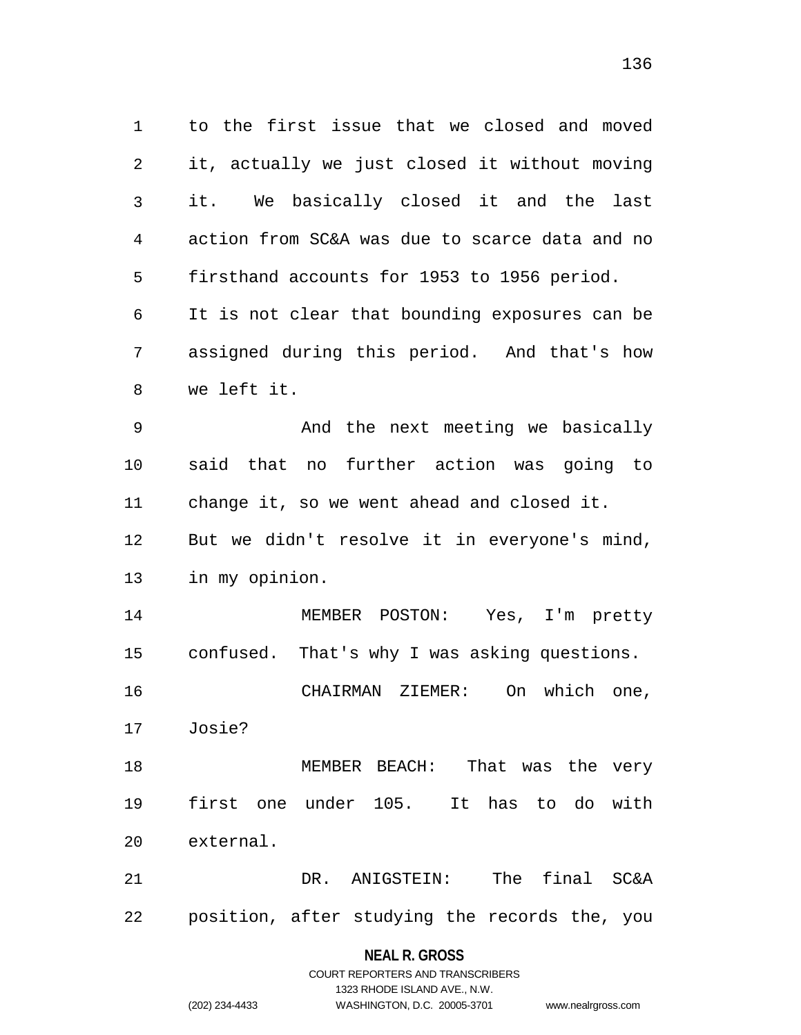to the first issue that we closed and moved it, actually we just closed it without moving it. We basically closed it and the last action from SC&A was due to scarce data and no firsthand accounts for 1953 to 1956 period. It is not clear that bounding exposures can be assigned during this period. And that's how we left it.

And the next meeting we basically said that no further action was going to change it, so we went ahead and closed it. But we didn't resolve it in everyone's mind, in my opinion.

MEMBER POSTON: Yes, I'm pretty confused. That's why I was asking questions.

CHAIRMAN ZIEMER: On which one, Josie?

MEMBER BEACH: That was the very first one under 105. It has to do with external.

DR. ANIGSTEIN: The final SC&A position, after studying the records the, you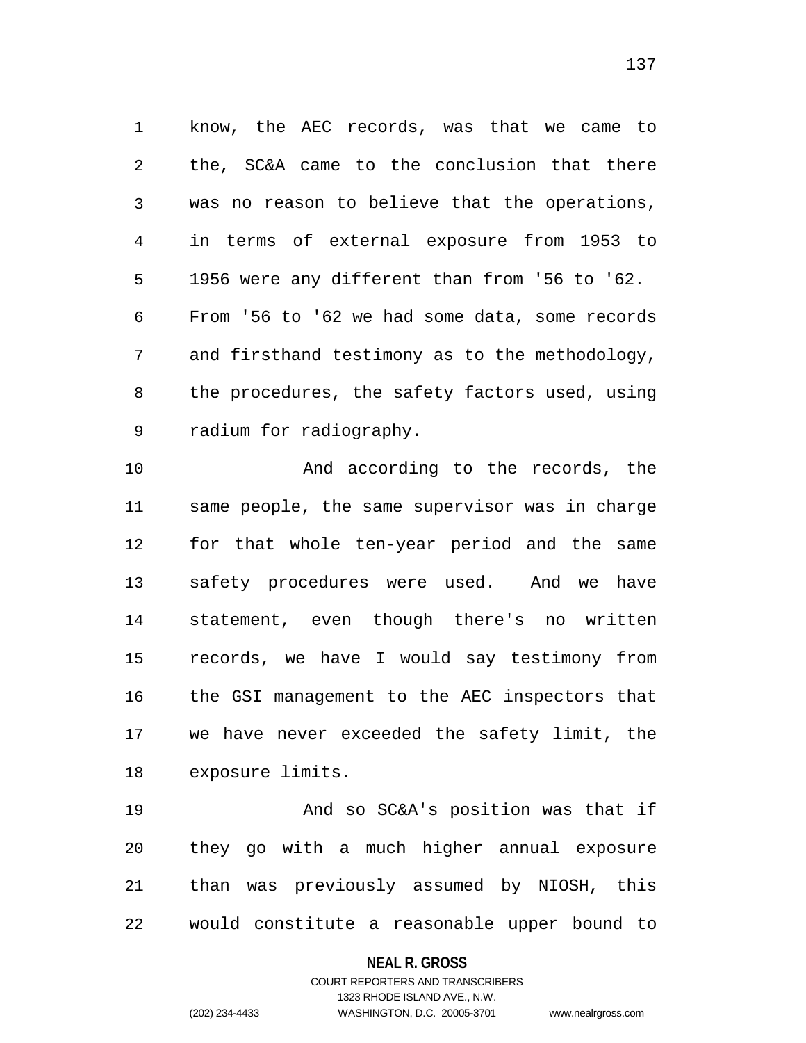know, the AEC records, was that we came to the, SC&A came to the conclusion that there was no reason to believe that the operations, in terms of external exposure from 1953 to 1956 were any different than from '56 to '62. From '56 to '62 we had some data, some records and firsthand testimony as to the methodology, the procedures, the safety factors used, using radium for radiography.

And according to the records, the same people, the same supervisor was in charge for that whole ten-year period and the same safety procedures were used. And we have statement, even though there's no written records, we have I would say testimony from the GSI management to the AEC inspectors that we have never exceeded the safety limit, the exposure limits.

And so SC&A's position was that if they go with a much higher annual exposure than was previously assumed by NIOSH, this would constitute a reasonable upper bound to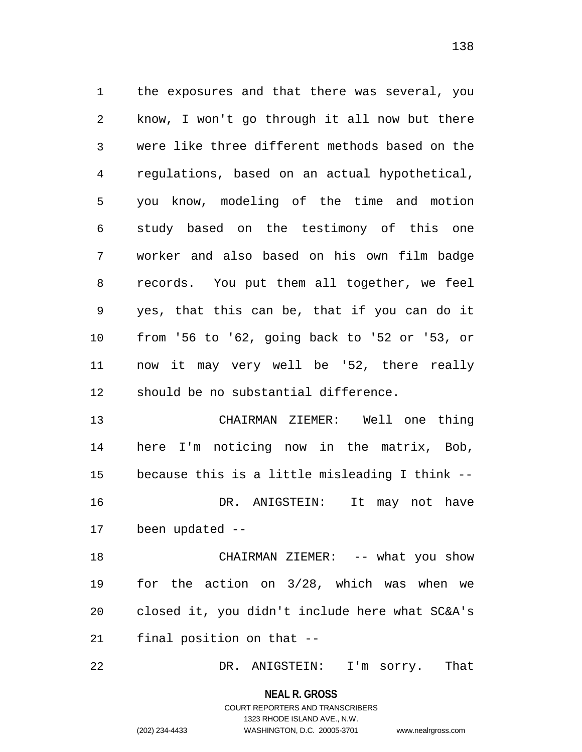the exposures and that there was several, you know, I won't go through it all now but there were like three different methods based on the regulations, based on an actual hypothetical, you know, modeling of the time and motion study based on the testimony of this one worker and also based on his own film badge records. You put them all together, we feel yes, that this can be, that if you can do it from '56 to '62, going back to '52 or '53, or now it may very well be '52, there really should be no substantial difference.

CHAIRMAN ZIEMER: Well one thing here I'm noticing now in the matrix, Bob, because this is a little misleading I think --

DR. ANIGSTEIN: It may not have been updated --

CHAIRMAN ZIEMER: -- what you show for the action on 3/28, which was when we closed it, you didn't include here what SC&A's final position on that --

DR. ANIGSTEIN: I'm sorry. That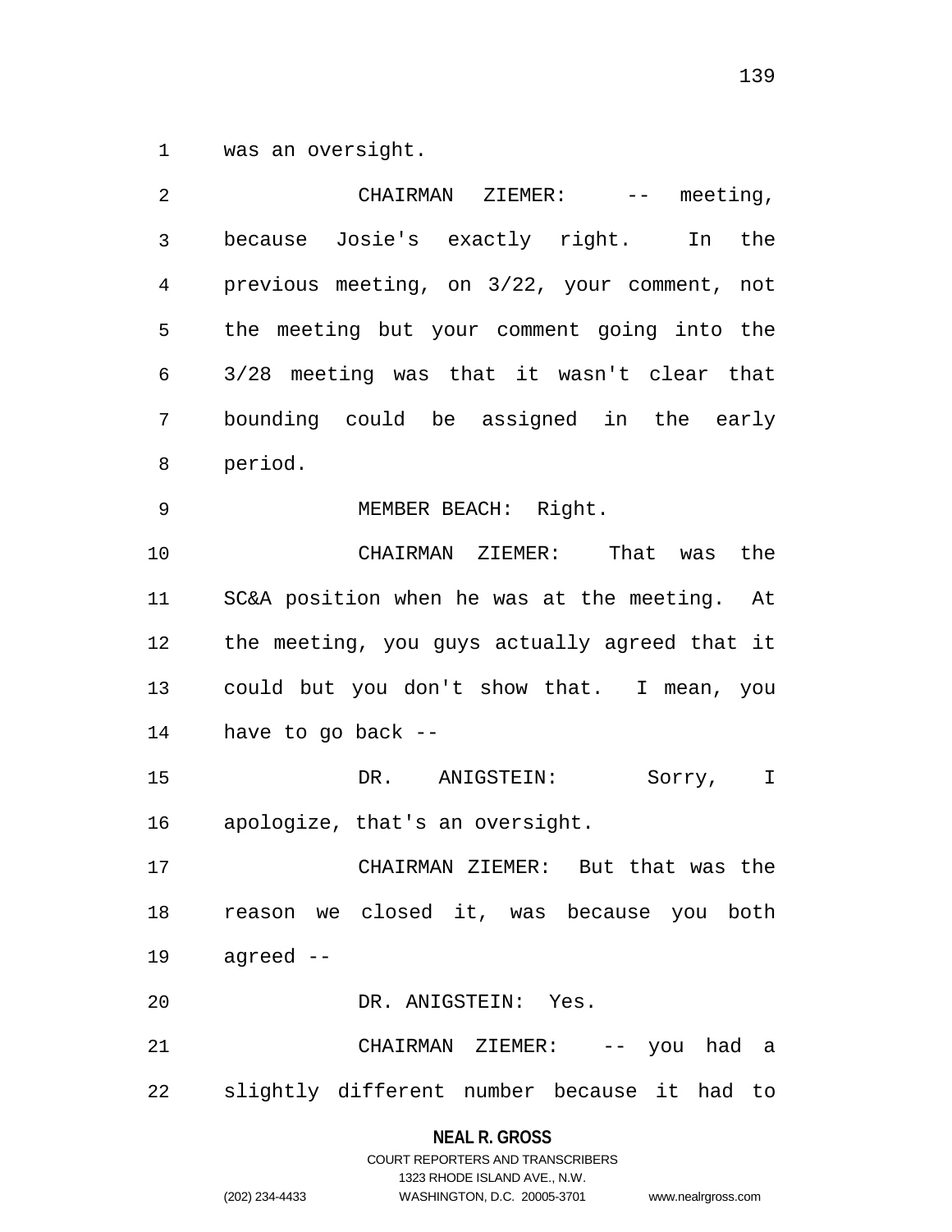was an oversight.

CHAIRMAN ZIEMER: -- meeting, because Josie's exactly right. In the previous meeting, on 3/22, your comment, not the meeting but your comment going into the 3/28 meeting was that it wasn't clear that bounding could be assigned in the early period.

MEMBER BEACH: Right.

CHAIRMAN ZIEMER: That was the SC&A position when he was at the meeting. At the meeting, you guys actually agreed that it could but you don't show that. I mean, you have to go back --

DR. ANIGSTEIN: Sorry, I apologize, that's an oversight.

CHAIRMAN ZIEMER: But that was the reason we closed it, was because you both agreed --

DR. ANIGSTEIN: Yes.

CHAIRMAN ZIEMER: -- you had a slightly different number because it had to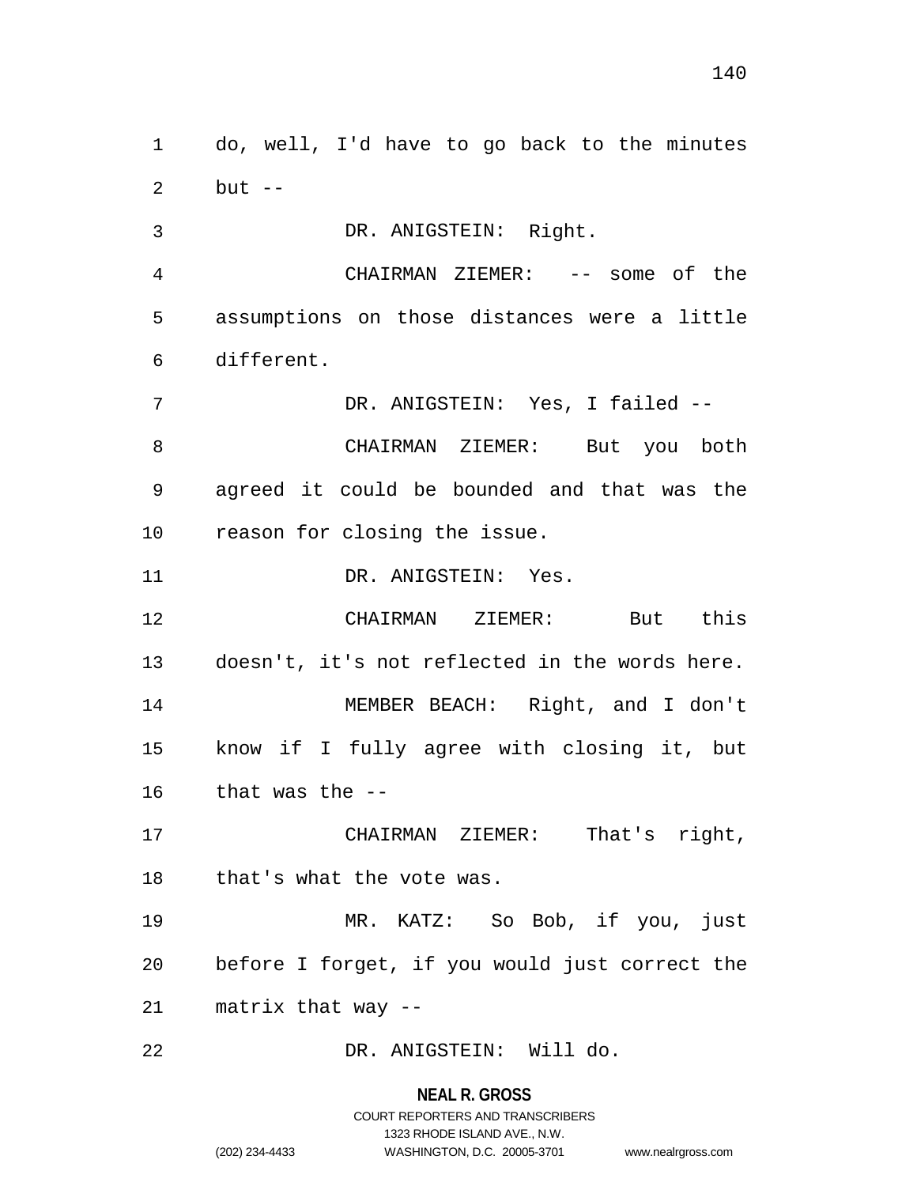do, well, I'd have to go back to the minutes but --

DR. ANIGSTEIN: Right.

CHAIRMAN ZIEMER: -- some of the assumptions on those distances were a little different.

DR. ANIGSTEIN: Yes, I failed --

CHAIRMAN ZIEMER: But you both agreed it could be bounded and that was the reason for closing the issue.

DR. ANIGSTEIN: Yes.

CHAIRMAN ZIEMER: But this doesn't, it's not reflected in the words here.

MEMBER BEACH: Right, and I don't know if I fully agree with closing it, but that was the --

CHAIRMAN ZIEMER: That's right, that's what the vote was.

MR. KATZ: So Bob, if you, just before I forget, if you would just correct the matrix that way --

DR. ANIGSTEIN: Will do.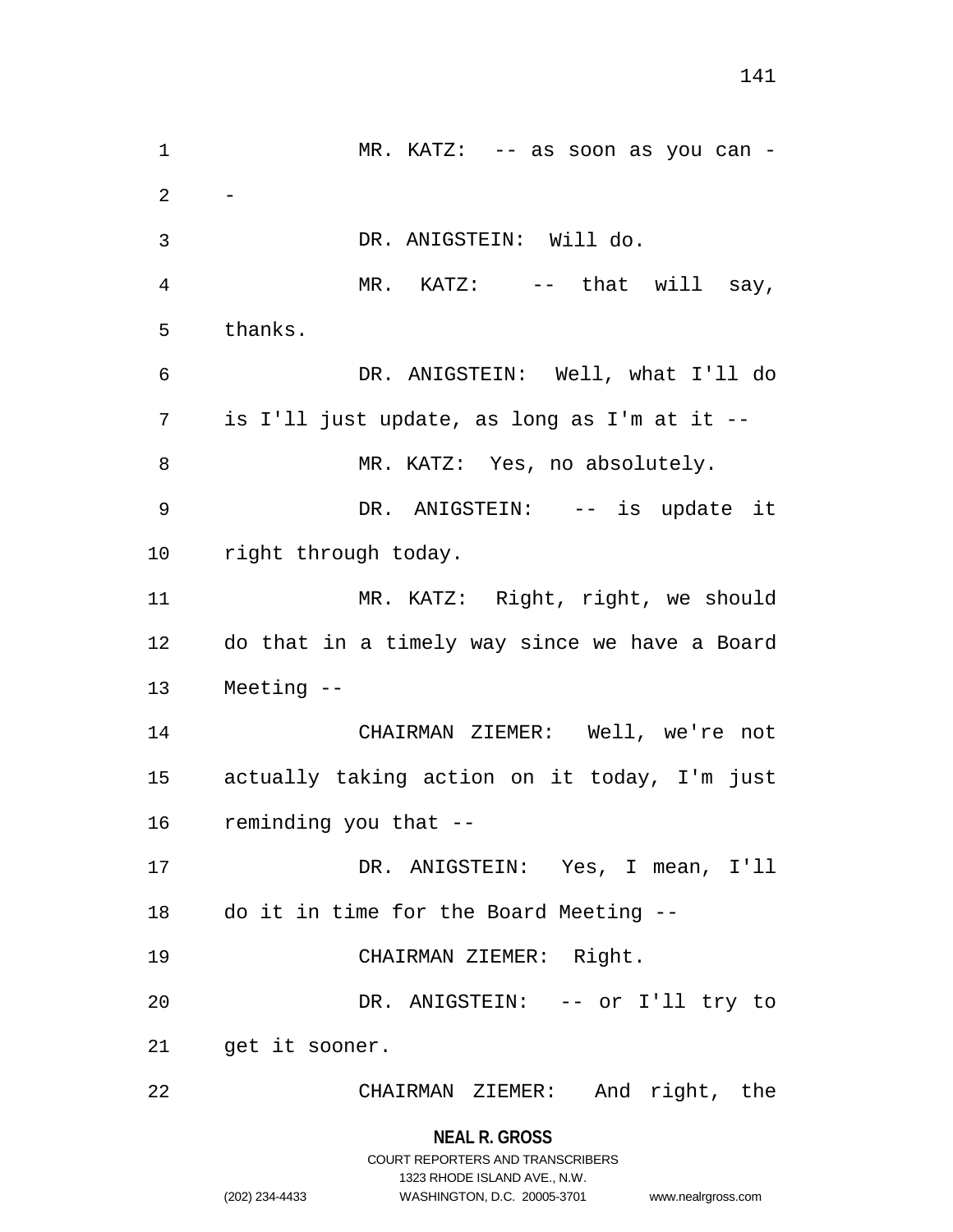MR. KATZ: -- as soon as you can --

DR. ANIGSTEIN: Will do.

MR. KATZ: -- that will say, thanks.

DR. ANIGSTEIN: Well, what I'll do is I'll just update, as long as I'm at it --

MR. KATZ: Yes, no absolutely.

DR. ANIGSTEIN: -- is update it right through today.

MR. KATZ: Right, right, we should do that in a timely way since we have a Board Meeting --

CHAIRMAN ZIEMER: Well, we're not actually taking action on it today, I'm just reminding you that --

DR. ANIGSTEIN: Yes, I mean, I'll do it in time for the Board Meeting --

CHAIRMAN ZIEMER: Right.

DR. ANIGSTEIN: -- or I'll try to get it sooner.

CHAIRMAN ZIEMER: And right, the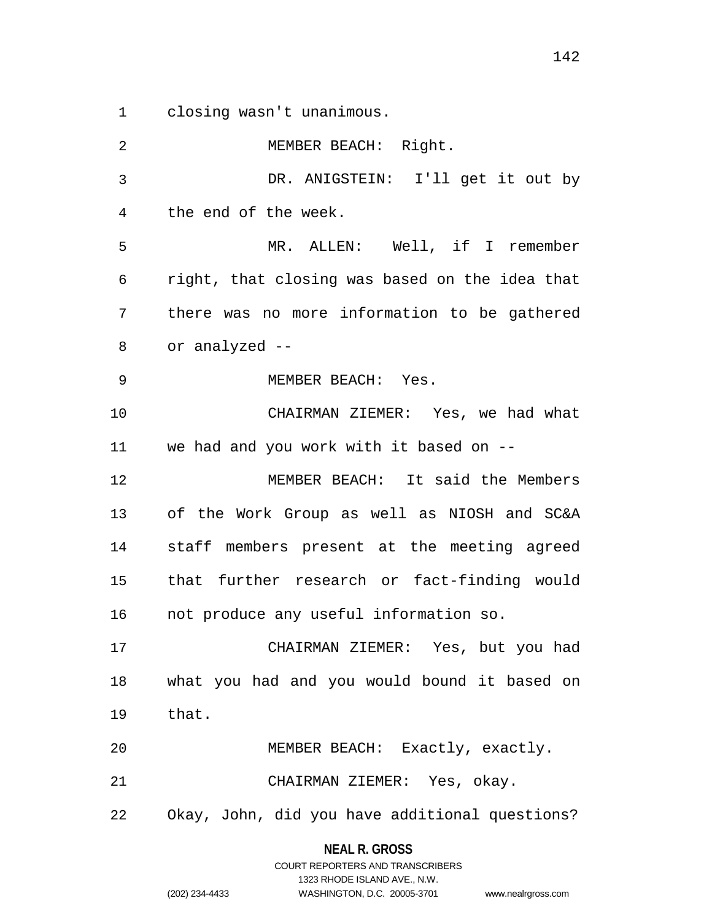closing wasn't unanimous.

MEMBER BEACH: Right.

DR. ANIGSTEIN: I'll get it out by the end of the week.

MR. ALLEN: Well, if I remember right, that closing was based on the idea that there was no more information to be gathered or analyzed --

MEMBER BEACH: Yes.

CHAIRMAN ZIEMER: Yes, we had what we had and you work with it based on --

MEMBER BEACH: It said the Members of the Work Group as well as NIOSH and SC&A staff members present at the meeting agreed that further research or fact-finding would not produce any useful information so.

CHAIRMAN ZIEMER: Yes, but you had what you had and you would bound it based on that.

MEMBER BEACH: Exactly, exactly.

CHAIRMAN ZIEMER: Yes, okay. Okay, John, did you have additional questions?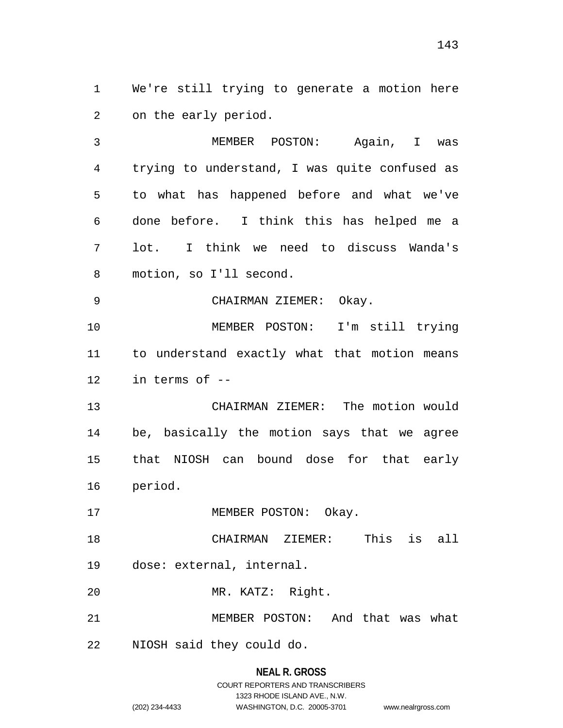We're still trying to generate a motion here on the early period.

MEMBER POSTON: Again, I was trying to understand, I was quite confused as to what has happened before and what we've done before. I think this has helped me a lot. I think we need to discuss Wanda's motion, so I'll second.

CHAIRMAN ZIEMER: Okay.

MEMBER POSTON: I'm still trying to understand exactly what that motion means in terms of --

CHAIRMAN ZIEMER: The motion would be, basically the motion says that we agree that NIOSH can bound dose for that early period.

MEMBER POSTON: Okay.

CHAIRMAN ZIEMER: This is all dose: external, internal.

MR. KATZ: Right.

MEMBER POSTON: And that was what NIOSH said they could do.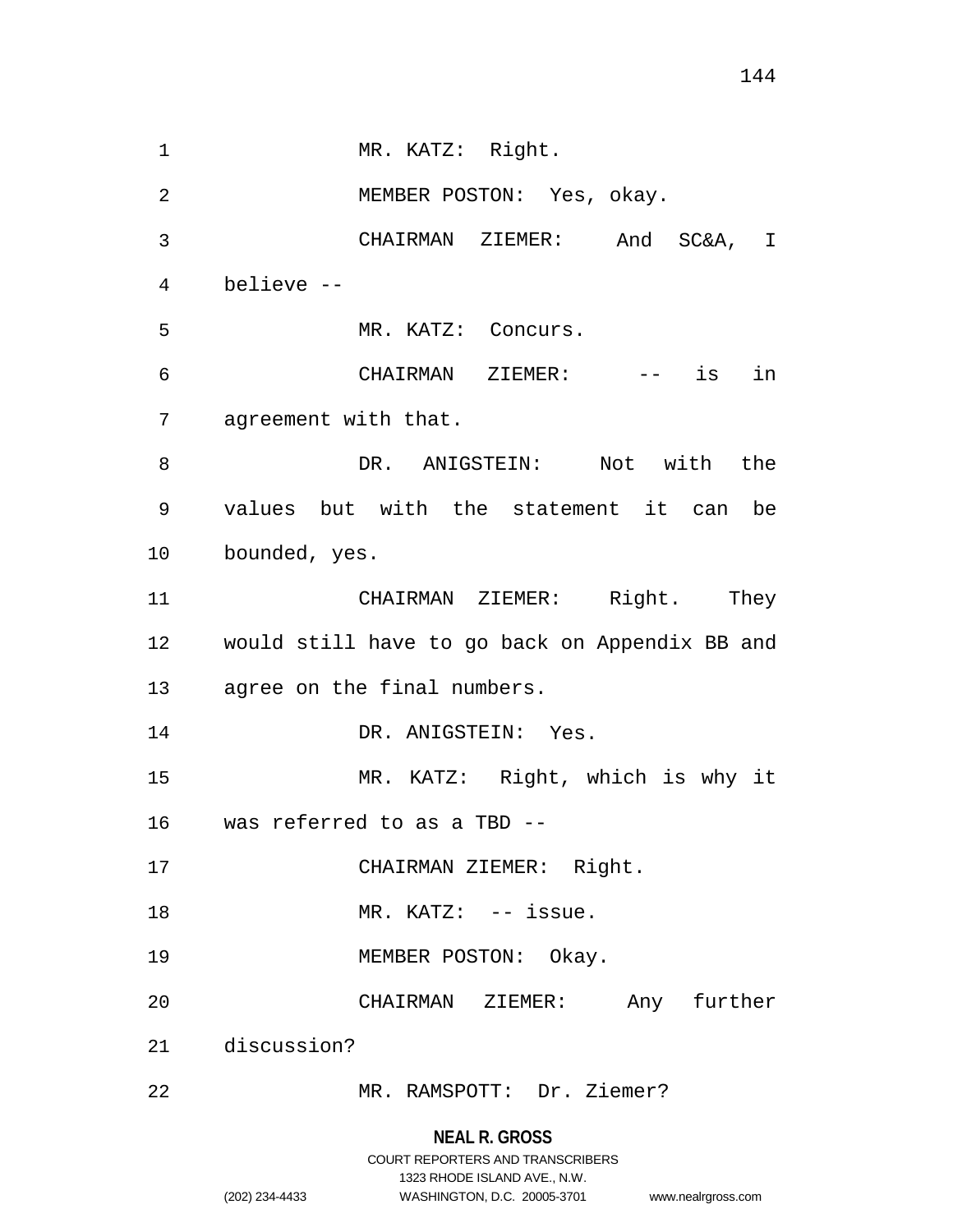MR. KATZ: Right.

MEMBER POSTON: Yes, okay.

CHAIRMAN ZIEMER: And SC&A, I believe --

MR. KATZ: Concurs.

CHAIRMAN ZIEMER: -- is in agreement with that.

DR. ANIGSTEIN: Not with the values but with the statement it can be bounded, yes.

CHAIRMAN ZIEMER: Right. They would still have to go back on Appendix BB and agree on the final numbers.

DR. ANIGSTEIN: Yes.

MR. KATZ: Right, which is why it was referred to as a TBD --

CHAIRMAN ZIEMER: Right.

MR. KATZ: -- issue.

MEMBER POSTON: Okay.

CHAIRMAN ZIEMER: Any further discussion?

MR. RAMSPOTT: Dr. Ziemer?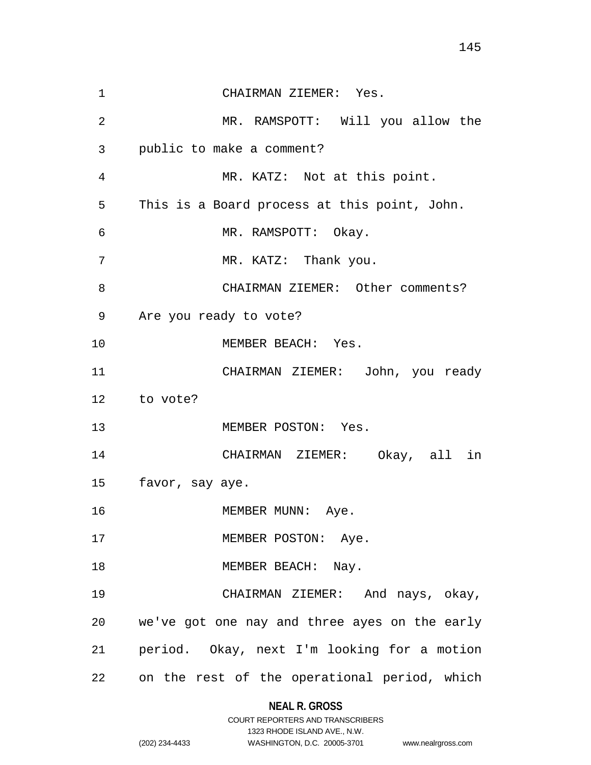CHAIRMAN ZIEMER: Yes.

MR. RAMSPOTT: Will you allow the public to make a comment?

MR. KATZ: Not at this point. This is a Board process at this point, John.

MR. RAMSPOTT: Okay.

MR. KATZ: Thank you.

CHAIRMAN ZIEMER: Other comments? Are you ready to vote?

MEMBER BEACH: Yes.

CHAIRMAN ZIEMER: John, you ready to vote?

MEMBER POSTON: Yes.

CHAIRMAN ZIEMER: Okay, all in favor, say aye.

MEMBER MUNN: Aye.

MEMBER POSTON: Aye.

MEMBER BEACH: Nay.

CHAIRMAN ZIEMER: And nays, okay, we've got one nay and three ayes on the early period. Okay, next I'm looking for a motion on the rest of the operational period, which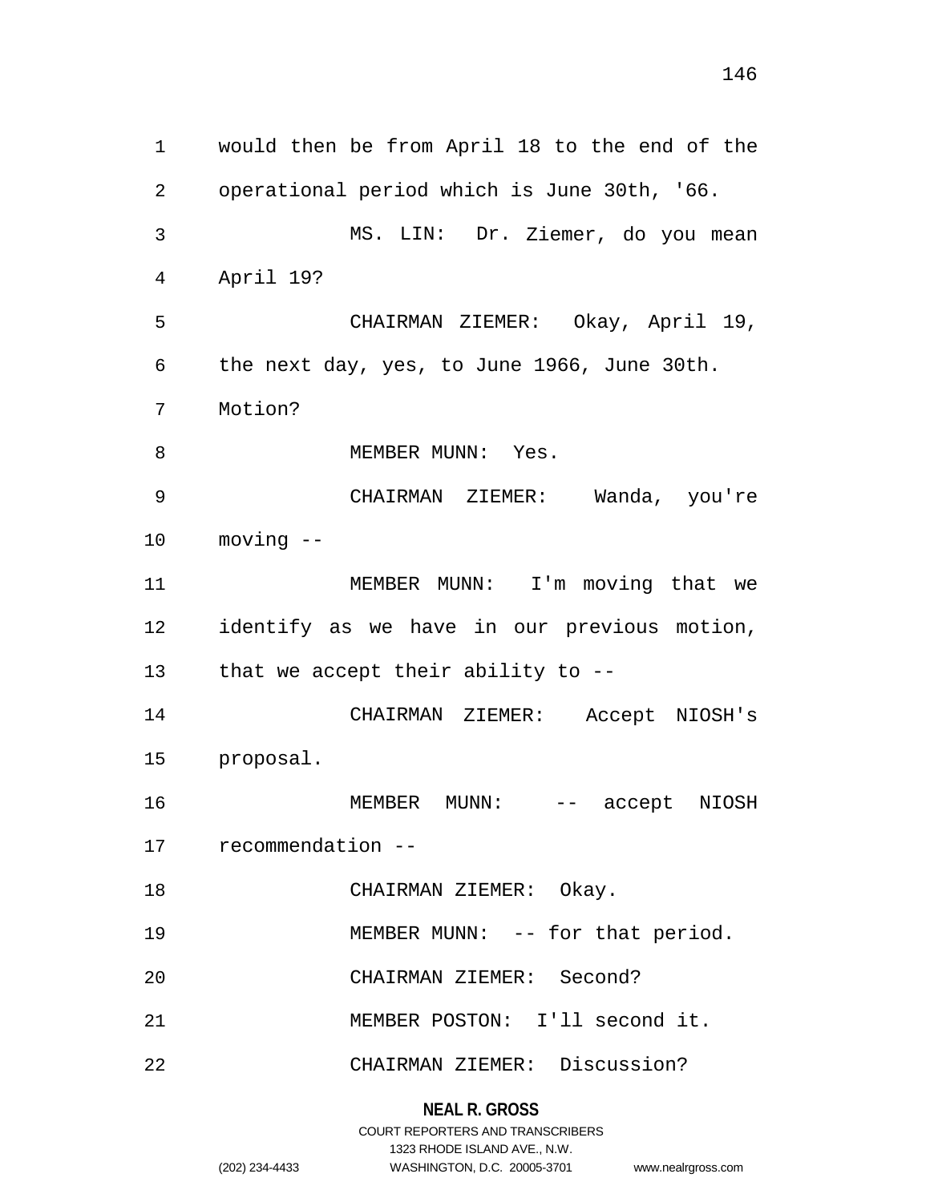would then be from April 18 to the end of the operational period which is June 30th, '66.

MS. LIN: Dr. Ziemer, do you mean April 19?

CHAIRMAN ZIEMER: Okay, April 19, the next day, yes, to June 1966, June 30th. Motion?

MEMBER MUNN: Yes.

CHAIRMAN ZIEMER: Wanda, you're moving --

MEMBER MUNN: I'm moving that we identify as we have in our previous motion, that we accept their ability to --

CHAIRMAN ZIEMER: Accept NIOSH's proposal.

MEMBER MUNN: -- accept NIOSH recommendation --

CHAIRMAN ZIEMER: Okay.

MEMBER MUNN: -- for that period.

CHAIRMAN ZIEMER: Second?

MEMBER POSTON: I'll second it.

CHAIRMAN ZIEMER: Discussion?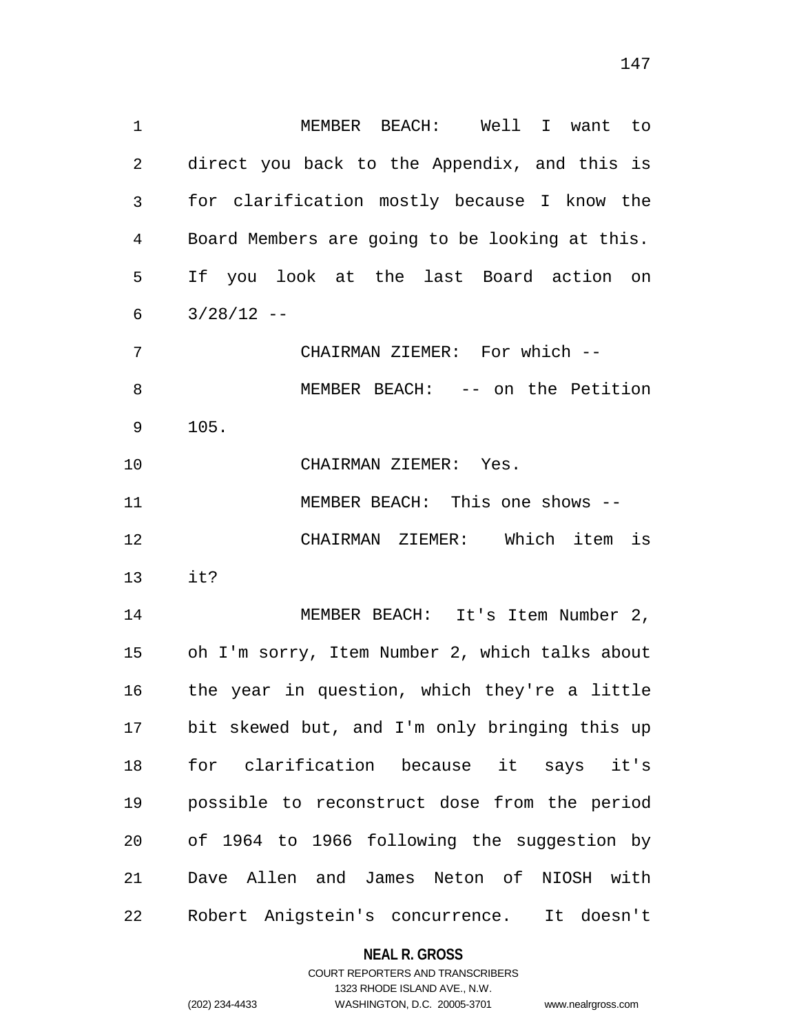MEMBER BEACH: Well I want to direct you back to the Appendix, and this is for clarification mostly because I know the Board Members are going to be looking at this. If you look at the last Board action on 3/28/12 --

CHAIRMAN ZIEMER: For which --

MEMBER BEACH: -- on the Petition 105.

CHAIRMAN ZIEMER: Yes.

MEMBER BEACH: This one shows --

CHAIRMAN ZIEMER: Which item is it?

MEMBER BEACH: It's Item Number 2, oh I'm sorry, Item Number 2, which talks about the year in question, which they're a little bit skewed but, and I'm only bringing this up for clarification because it says it's possible to reconstruct dose from the period of 1964 to 1966 following the suggestion by Dave Allen and James Neton of NIOSH with Robert Anigstein's concurrence. It doesn't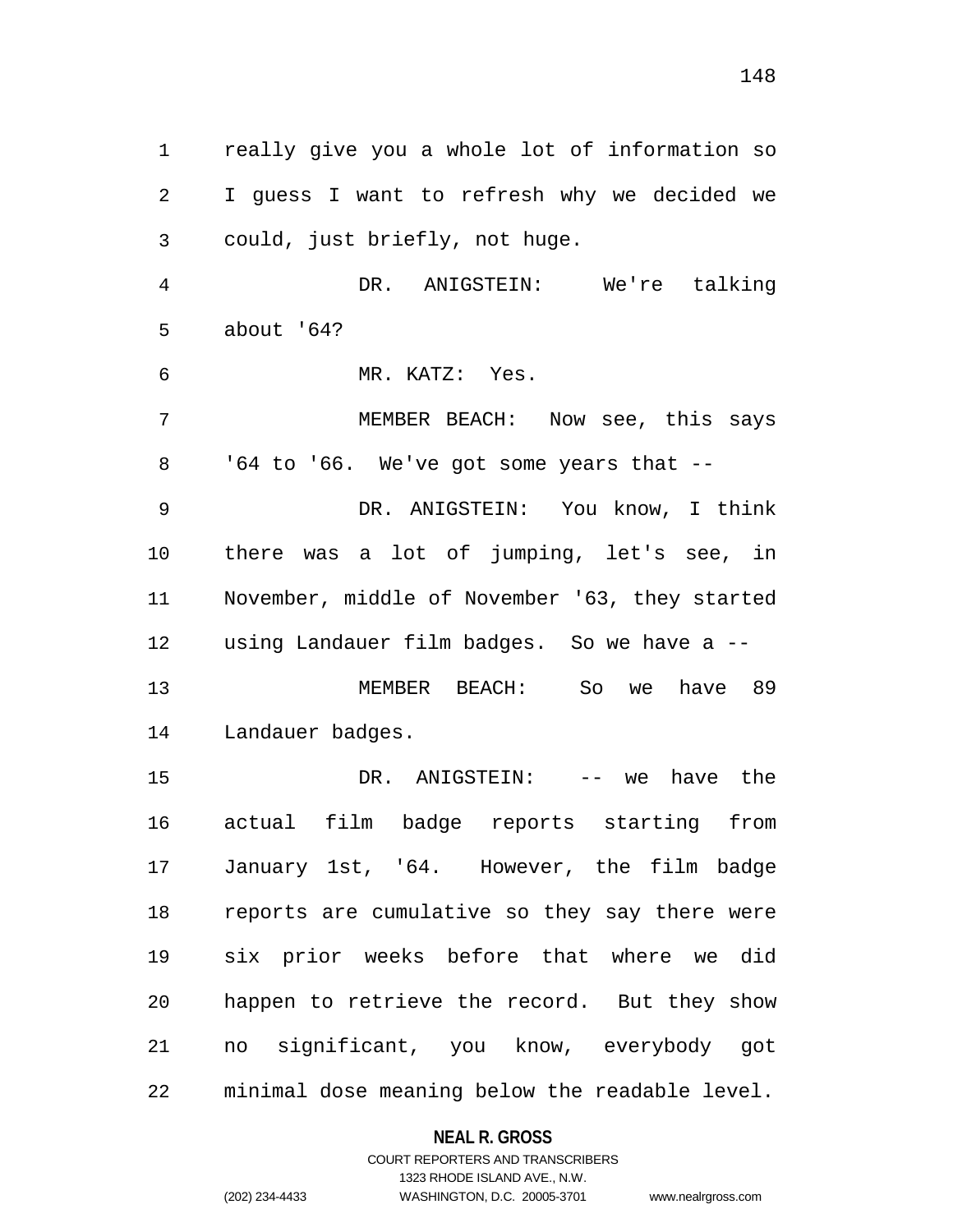really give you a whole lot of information so I guess I want to refresh why we decided we could, just briefly, not huge.

DR. ANIGSTEIN: We're talking about '64?

MR. KATZ: Yes.

MEMBER BEACH: Now see, this says '64 to '66. We've got some years that --

DR. ANIGSTEIN: You know, I think there was a lot of jumping, let's see, in November, middle of November '63, they started using Landauer film badges. So we have a --

MEMBER BEACH: So we have 89 Landauer badges.

DR. ANIGSTEIN: -- we have the actual film badge reports starting from January 1st, '64. However, the film badge reports are cumulative so they say there were six prior weeks before that where we did happen to retrieve the record. But they show no significant, you know, everybody got minimal dose meaning below the readable level.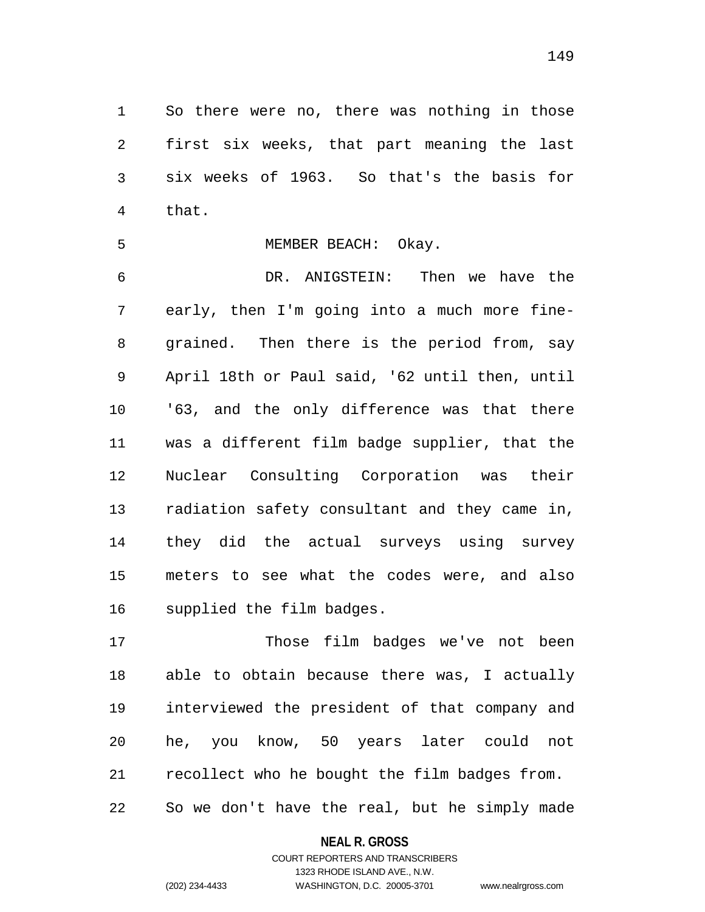So there were no, there was nothing in those first six weeks, that part meaning the last six weeks of 1963. So that's the basis for that.

MEMBER BEACH: Okay.

DR. ANIGSTEIN: Then we have the early, then I'm going into a much more fine-grained. Then there is the period from, say April 18th or Paul said, '62 until then, until '63, and the only difference was that there was a different film badge supplier, that the Nuclear Consulting Corporation was their radiation safety consultant and they came in, they did the actual surveys using survey meters to see what the codes were, and also supplied the film badges.

Those film badges we've not been able to obtain because there was, I actually interviewed the president of that company and he, you know, 50 years later could not recollect who he bought the film badges from. So we don't have the real, but he simply made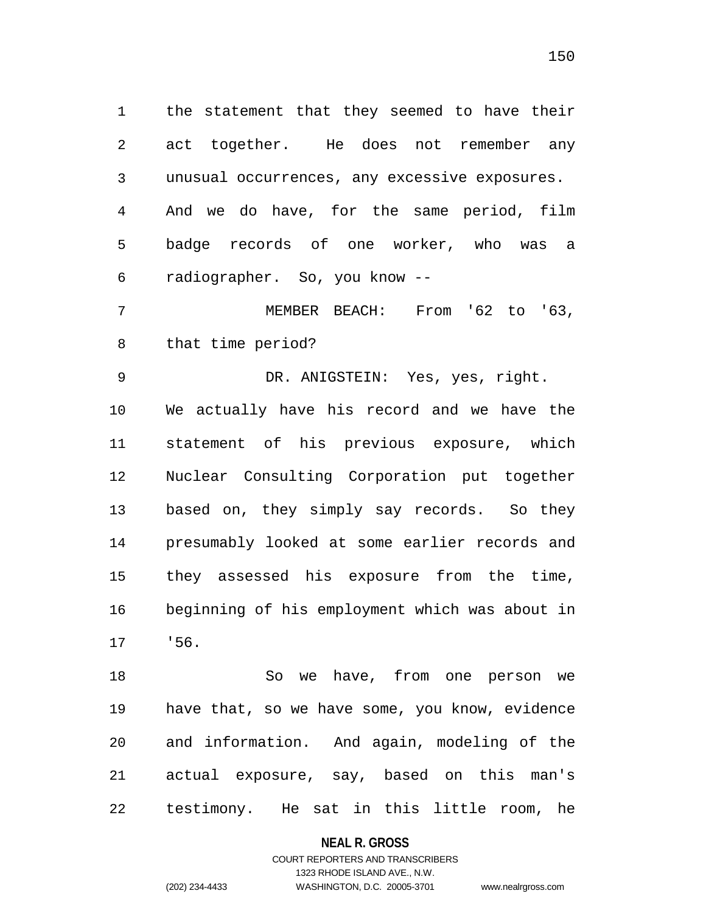the statement that they seemed to have their act together. He does not remember any unusual occurrences, any excessive exposures. And we do have, for the same period, film badge records of one worker, who was a radiographer. So, you know --

MEMBER BEACH: From '62 to '63, that time period?

DR. ANIGSTEIN: Yes, yes, right. We actually have his record and we have the statement of his previous exposure, which Nuclear Consulting Corporation put together based on, they simply say records. So they presumably looked at some earlier records and they assessed his exposure from the time, beginning of his employment which was about in '56.

So we have, from one person we have that, so we have some, you know, evidence and information. And again, modeling of the actual exposure, say, based on this man's testimony. He sat in this little room, he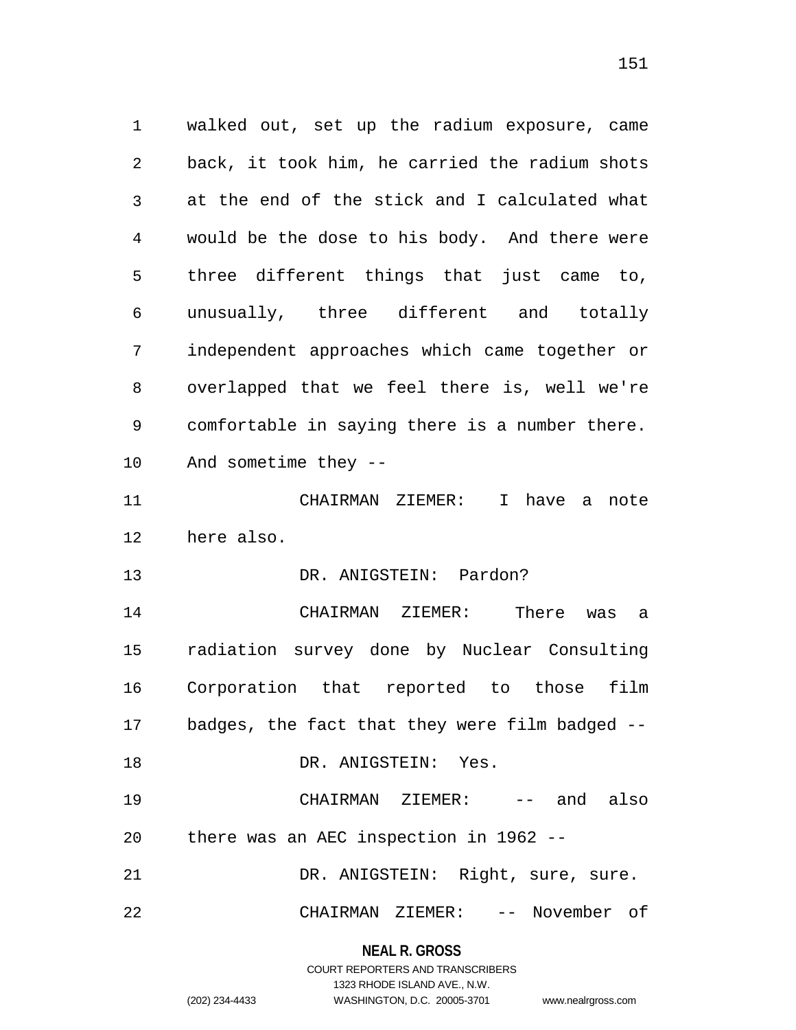walked out, set up the radium exposure, came back, it took him, he carried the radium shots at the end of the stick and I calculated what would be the dose to his body. And there were three different things that just came to, unusually, three different and totally independent approaches which came together or overlapped that we feel there is, well we're comfortable in saying there is a number there. And sometime they --

CHAIRMAN ZIEMER: I have a note here also.

DR. ANIGSTEIN: Pardon?

CHAIRMAN ZIEMER: There was a radiation survey done by Nuclear Consulting Corporation that reported to those film badges, the fact that they were film badged --

DR. ANIGSTEIN: Yes.

CHAIRMAN ZIEMER: -- and also there was an AEC inspection in 1962 --

DR. ANIGSTEIN: Right, sure, sure.

CHAIRMAN ZIEMER: -- November of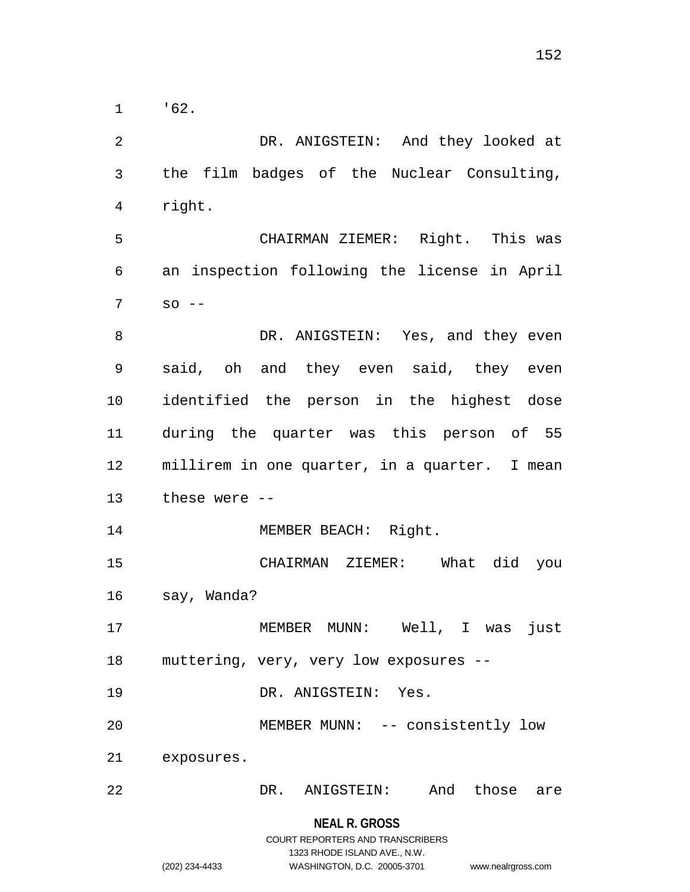'62.

DR. ANIGSTEIN: And they looked at the film badges of the Nuclear Consulting, right.

CHAIRMAN ZIEMER: Right. This was an inspection following the license in April so --

DR. ANIGSTEIN: Yes, and they even said, oh and they even said, they even identified the person in the highest dose during the quarter was this person of 55 millirem in one quarter, in a quarter. I mean these were --

MEMBER BEACH: Right.

CHAIRMAN ZIEMER: What did you say, Wanda?

MEMBER MUNN: Well, I was just muttering, very, very low exposures --

DR. ANIGSTEIN: Yes.

MEMBER MUNN: -- consistently low exposures.

DR. ANIGSTEIN: And those are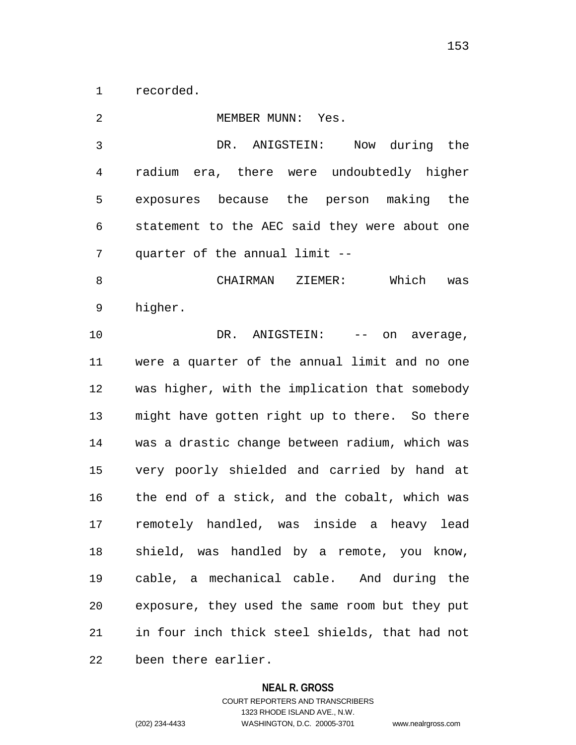recorded.

MEMBER MUNN: Yes.

DR. ANIGSTEIN: Now during the radium era, there were undoubtedly higher exposures because the person making the statement to the AEC said they were about one quarter of the annual limit --

CHAIRMAN ZIEMER: Which was higher.

DR. ANIGSTEIN: -- on average, were a quarter of the annual limit and no one was higher, with the implication that somebody might have gotten right up to there. So there was a drastic change between radium, which was very poorly shielded and carried by hand at the end of a stick, and the cobalt, which was remotely handled, was inside a heavy lead shield, was handled by a remote, you know, cable, a mechanical cable. And during the exposure, they used the same room but they put in four inch thick steel shields, that had not been there earlier.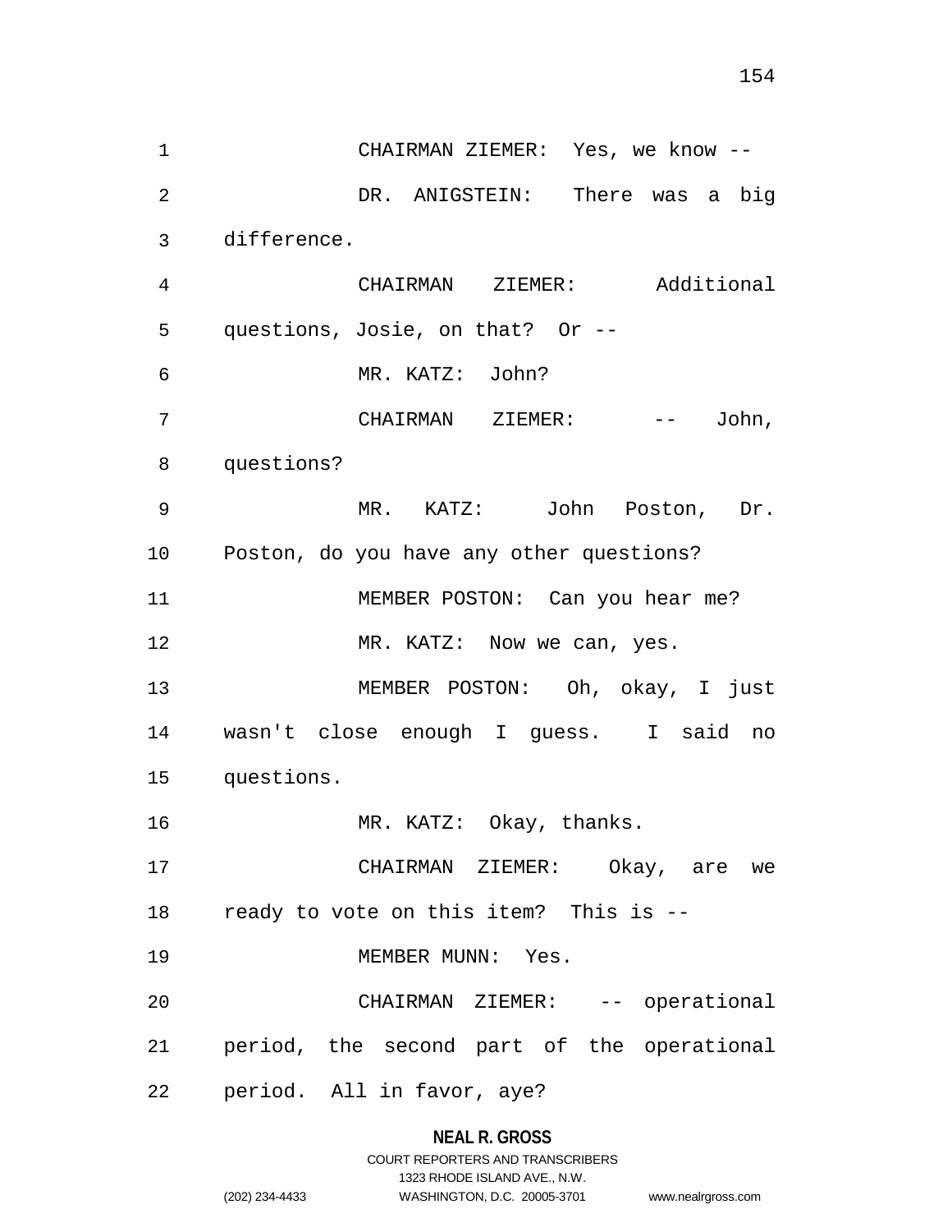CHAIRMAN ZIEMER: Yes, we know --

DR. ANIGSTEIN: There was a big difference.

CHAIRMAN ZIEMER: Additional questions, Josie, on that? Or --

MR. KATZ: John?

CHAIRMAN ZIEMER: -- John, questions?

MR. KATZ: John Poston, Dr. Poston, do you have any other questions?

MEMBER POSTON: Can you hear me?

MR. KATZ: Now we can, yes.

MEMBER POSTON: Oh, okay, I just wasn't close enough I guess. I said no questions.

MR. KATZ: Okay, thanks.

CHAIRMAN ZIEMER: Okay, are we ready to vote on this item? This is --

MEMBER MUNN: Yes.

CHAIRMAN ZIEMER: -- operational period, the second part of the operational period. All in favor, aye?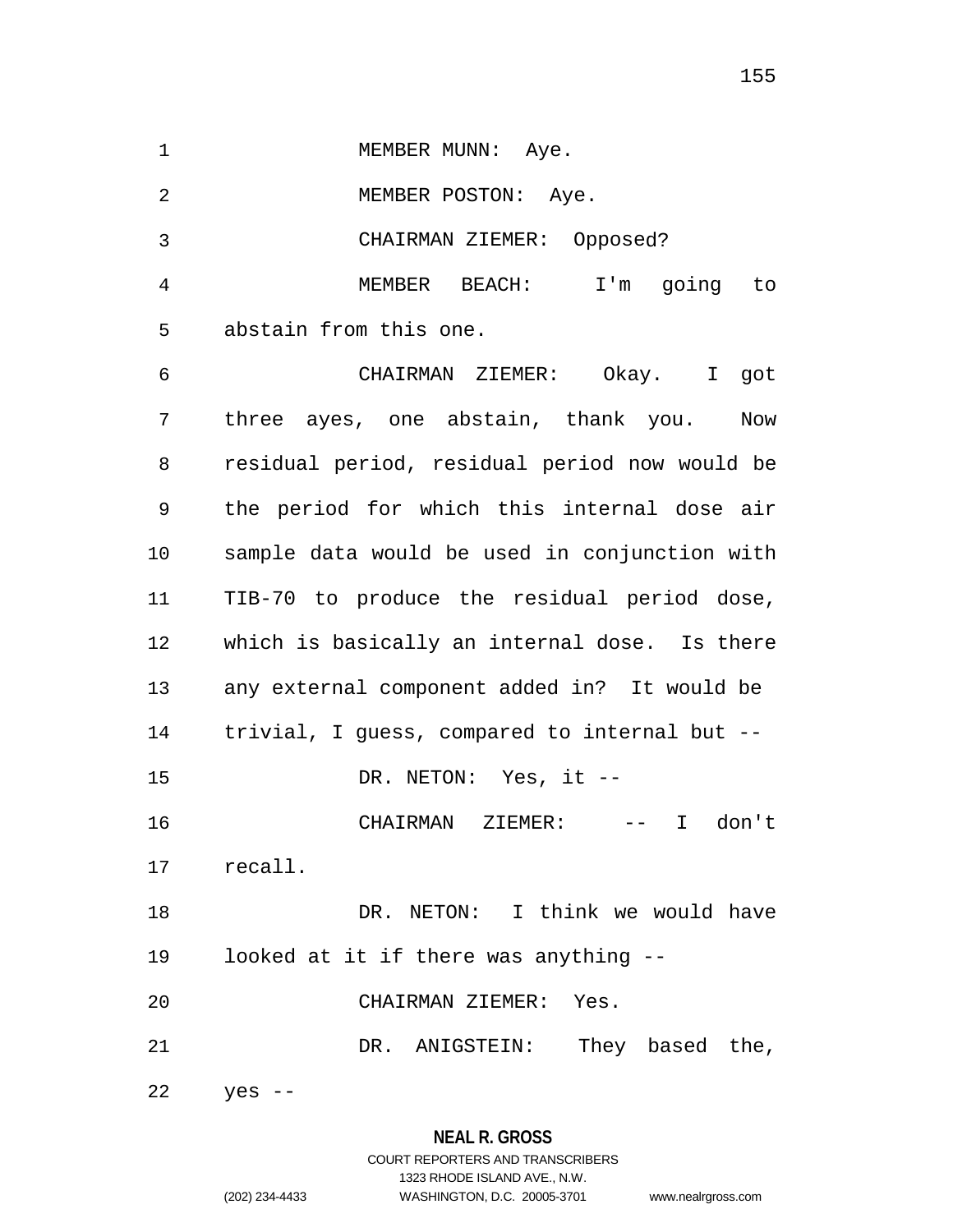MEMBER MUNN: Aye.

MEMBER POSTON: Aye.

CHAIRMAN ZIEMER: Opposed?

MEMBER BEACH: I'm going to abstain from this one.

CHAIRMAN ZIEMER: Okay. I got three ayes, one abstain, thank you. Now residual period, residual period now would be the period for which this internal dose air sample data would be used in conjunction with TIB-70 to produce the residual period dose, which is basically an internal dose. Is there any external component added in? It would be trivial, I guess, compared to internal but --

DR. NETON: Yes, it --

CHAIRMAN ZIEMER: -- I don't recall.

DR. NETON: I think we would have looked at it if there was anything --

CHAIRMAN ZIEMER: Yes.

DR. ANIGSTEIN: They based the, yes --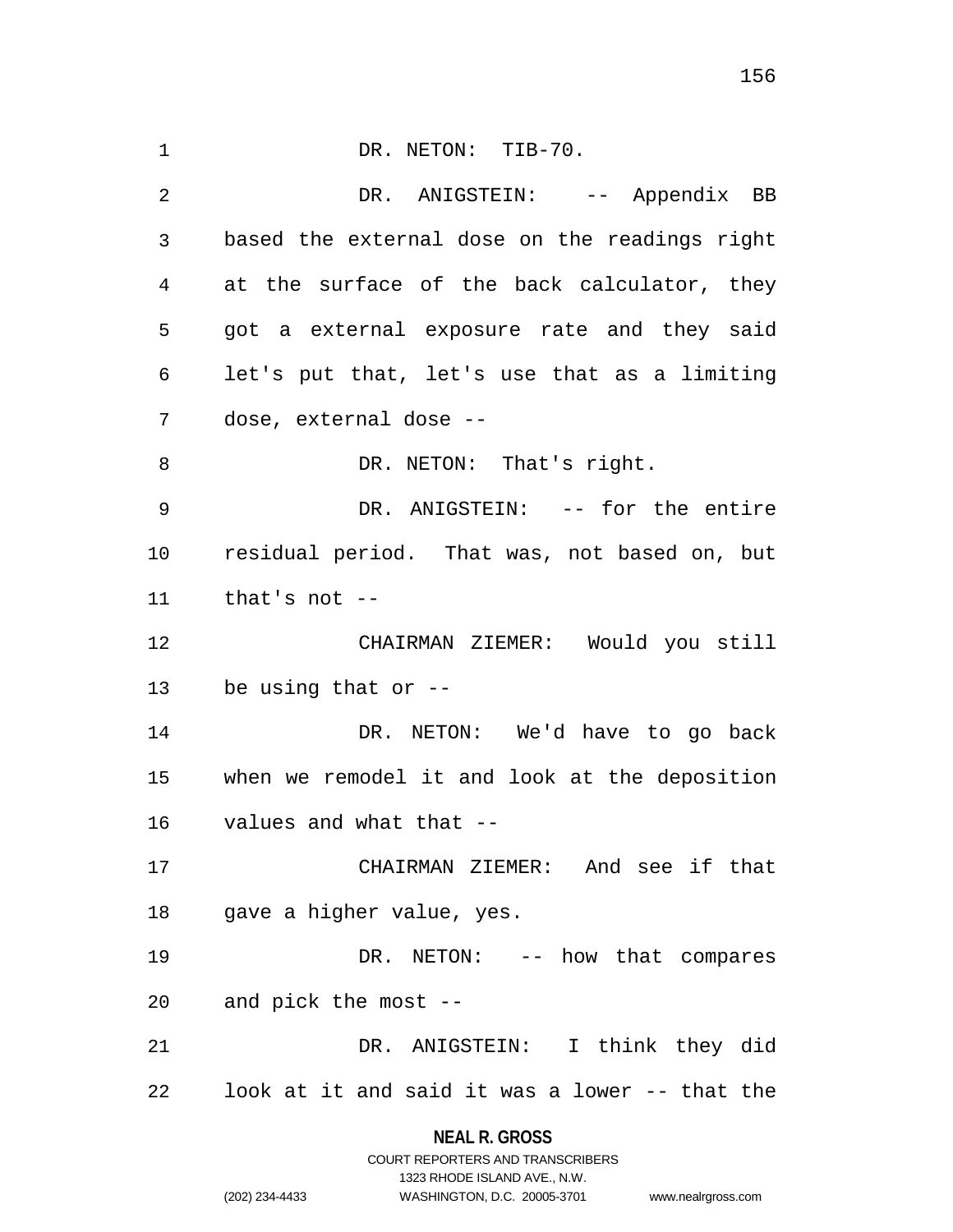DR. NETON: TIB-70.

DR. ANIGSTEIN: -- Appendix BB based the external dose on the readings right at the surface of the back calculator, they got a external exposure rate and they said let's put that, let's use that as a limiting dose, external dose --

DR. NETON: That's right.

DR. ANIGSTEIN: -- for the entire residual period. That was, not based on, but that's not --

CHAIRMAN ZIEMER: Would you still be using that or --

DR. NETON: We'd have to go back when we remodel it and look at the deposition values and what that --

CHAIRMAN ZIEMER: And see if that gave a higher value, yes.

DR. NETON: -- how that compares and pick the most --

DR. ANIGSTEIN: I think they did look at it and said it was a lower -- that the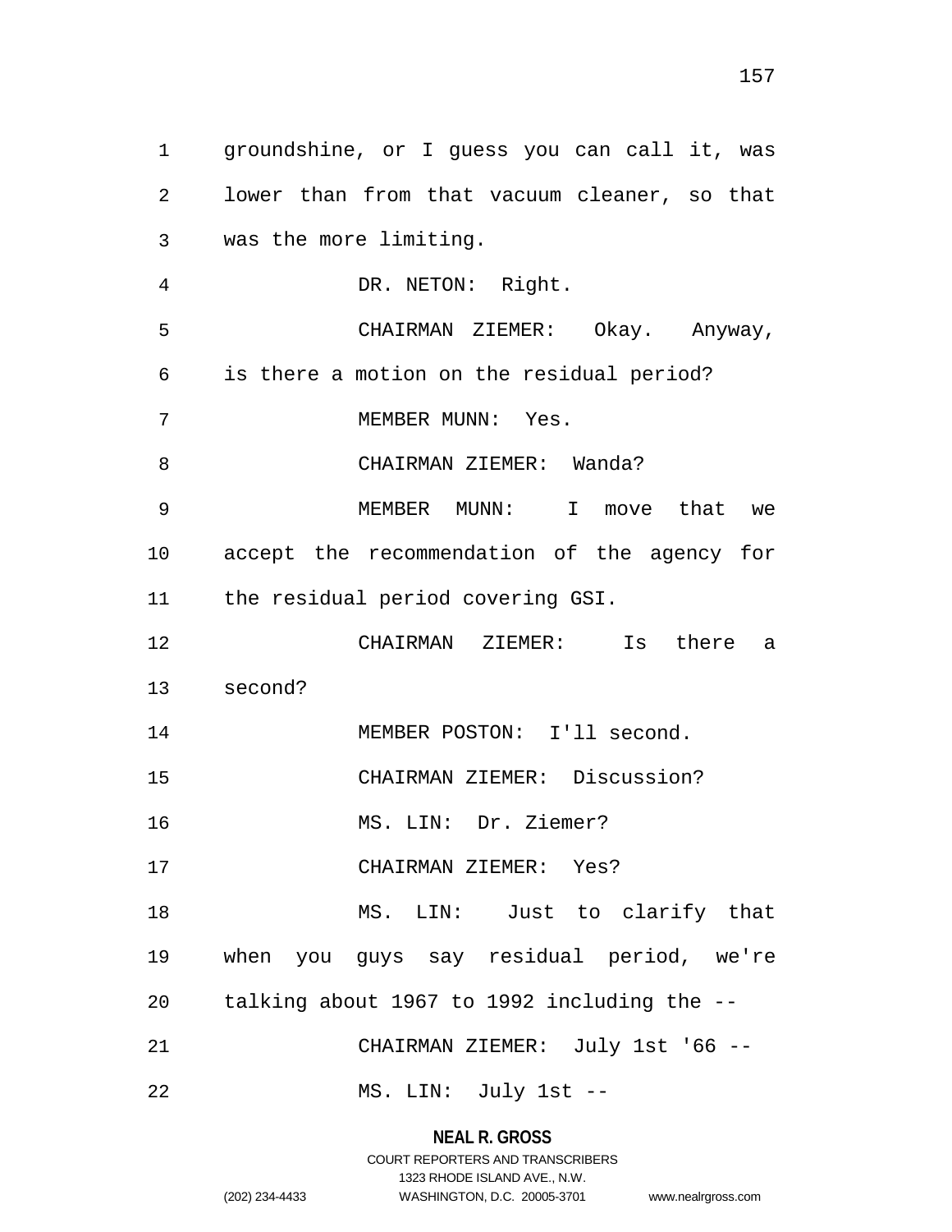groundshine, or I guess you can call it, was lower than from that vacuum cleaner, so that was the more limiting.

DR. NETON: Right.

CHAIRMAN ZIEMER: Okay. Anyway, is there a motion on the residual period?

MEMBER MUNN: Yes.

CHAIRMAN ZIEMER: Wanda?

MEMBER MUNN: I move that we accept the recommendation of the agency for the residual period covering GSI.

CHAIRMAN ZIEMER: Is there a second?

MEMBER POSTON: I'll second.

CHAIRMAN ZIEMER: Discussion?

MS. LIN: Dr. Ziemer?

CHAIRMAN ZIEMER: Yes?

MS. LIN: Just to clarify that when you guys say residual period, we're talking about 1967 to 1992 including the --

CHAIRMAN ZIEMER: July 1st '66 --

MS. LIN: July 1st --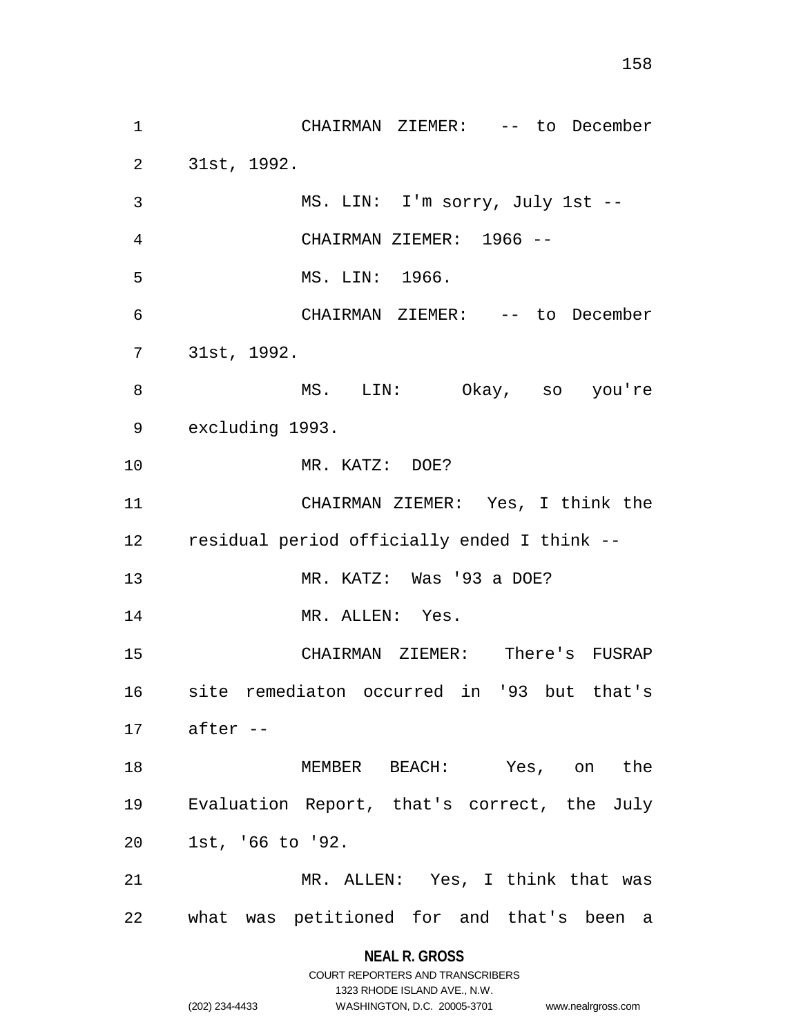CHAIRMAN ZIEMER: -- to December 31st, 1992.

MS. LIN: I'm sorry, July 1st --

CHAIRMAN ZIEMER: 1966 --

MS. LIN: 1966.

CHAIRMAN ZIEMER: -- to December 31st, 1992.

MS. LIN: Okay, so you're excluding 1993.

MR. KATZ: DOE?

CHAIRMAN ZIEMER: Yes, I think the residual period officially ended I think --

MR. KATZ: Was '93 a DOE?

MR. ALLEN: Yes.

CHAIRMAN ZIEMER: There's FUSRAP site remediaton occurred in '93 but that's after --

MEMBER BEACH: Yes, on the Evaluation Report, that's correct, the July 1st, '66 to '92.

MR. ALLEN: Yes, I think that was what was petitioned for and that's been a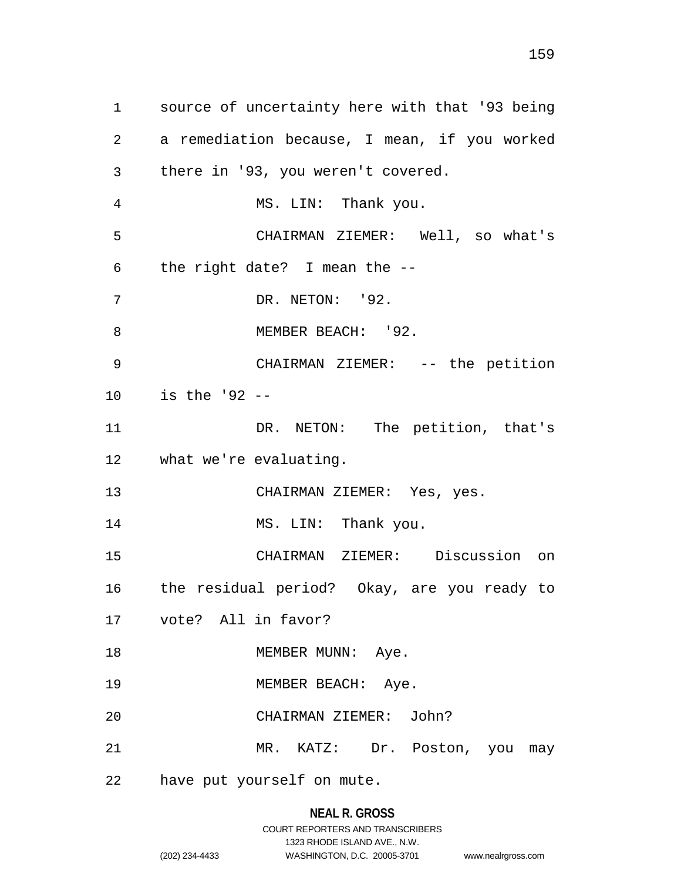source of uncertainty here with that '93 being a remediation because, I mean, if you worked there in '93, you weren't covered.

MS. LIN: Thank you.

CHAIRMAN ZIEMER: Well, so what's the right date? I mean the --

DR. NETON: '92.

MEMBER BEACH: '92.

CHAIRMAN ZIEMER: -- the petition is the '92 --

DR. NETON: The petition, that's what we're evaluating.

CHAIRMAN ZIEMER: Yes, yes.

MS. LIN: Thank you.

CHAIRMAN ZIEMER: Discussion on the residual period? Okay, are you ready to vote? All in favor?

MEMBER MUNN: Aye.

MEMBER BEACH: Aye.

CHAIRMAN ZIEMER: John?

MR. KATZ: Dr. Poston, you may have put yourself on mute.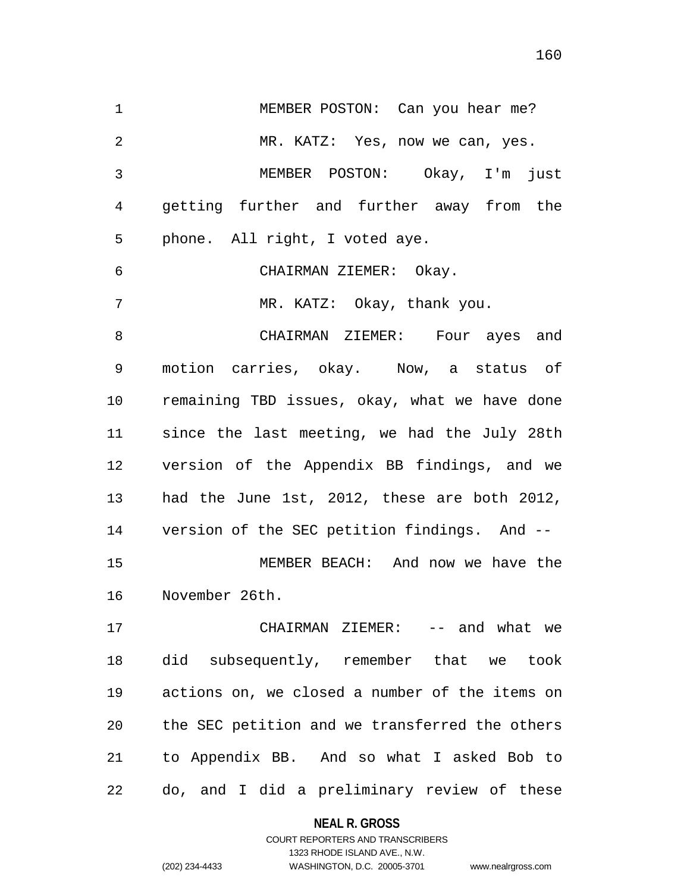MEMBER POSTON: Can you hear me?

MR. KATZ: Yes, now we can, yes.

MEMBER POSTON: Okay, I'm just getting further and further away from the phone. All right, I voted aye.

CHAIRMAN ZIEMER: Okay.

MR. KATZ: Okay, thank you.

CHAIRMAN ZIEMER: Four ayes and motion carries, okay. Now, a status of remaining TBD issues, okay, what we have done since the last meeting, we had the July 28th version of the Appendix BB findings, and we had the June 1st, 2012, these are both 2012, version of the SEC petition findings. And --

MEMBER BEACH: And now we have the November 26th.

CHAIRMAN ZIEMER: -- and what we did subsequently, remember that we took actions on, we closed a number of the items on the SEC petition and we transferred the others to Appendix BB. And so what I asked Bob to do, and I did a preliminary review of these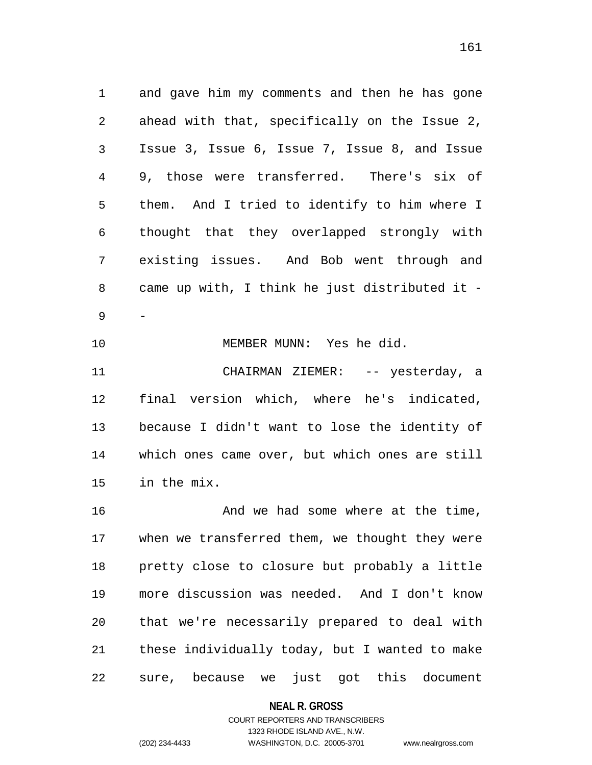and gave him my comments and then he has gone ahead with that, specifically on the Issue 2, Issue 3, Issue 6, Issue 7, Issue 8, and Issue 9, those were transferred. There's six of them. And I tried to identify to him where I thought that they overlapped strongly with existing issues. And Bob went through and came up with, I think he just distributed it --

MEMBER MUNN: Yes he did.

CHAIRMAN ZIEMER: -- yesterday, a final version which, where he's indicated, because I didn't want to lose the identity of which ones came over, but which ones are still in the mix.

And we had some where at the time, when we transferred them, we thought they were pretty close to closure but probably a little more discussion was needed. And I don't know that we're necessarily prepared to deal with these individually today, but I wanted to make sure, because we just got this document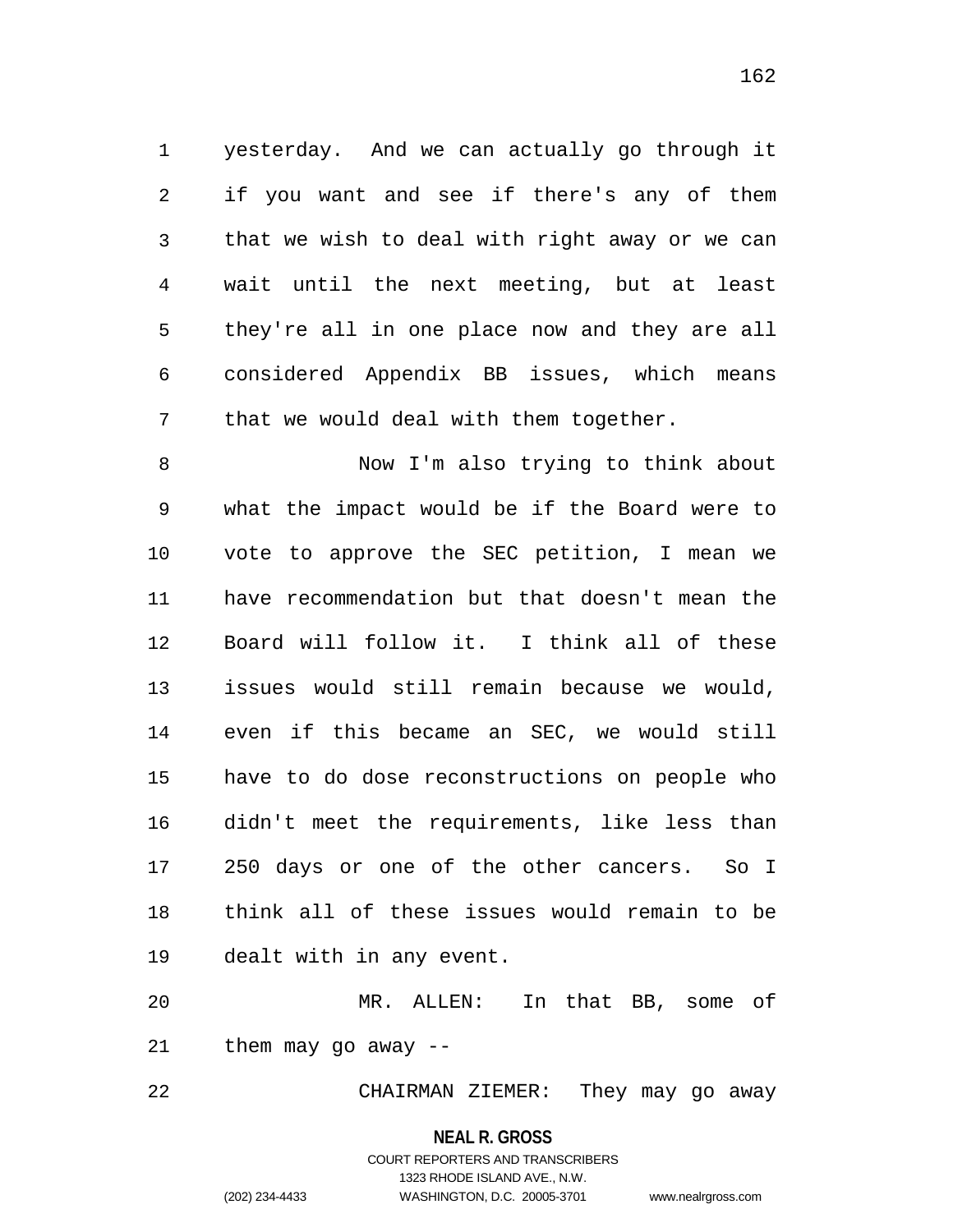yesterday. And we can actually go through it if you want and see if there's any of them that we wish to deal with right away or we can wait until the next meeting, but at least they're all in one place now and they are all considered Appendix BB issues, which means that we would deal with them together.

Now I'm also trying to think about what the impact would be if the Board were to vote to approve the SEC petition, I mean we have recommendation but that doesn't mean the Board will follow it. I think all of these issues would still remain because we would, even if this became an SEC, we would still have to do dose reconstructions on people who didn't meet the requirements, like less than 250 days or one of the other cancers. So I think all of these issues would remain to be dealt with in any event.

MR. ALLEN: In that BB, some of them may go away --

CHAIRMAN ZIEMER: They may go away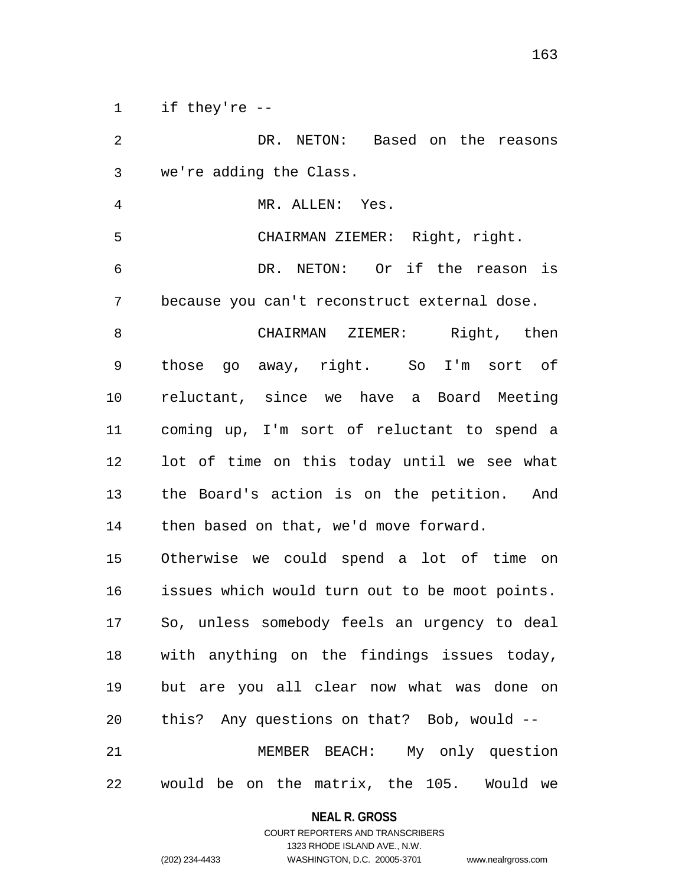if they're --

DR. NETON: Based on the reasons we're adding the Class.

MR. ALLEN: Yes.

CHAIRMAN ZIEMER: Right, right.

DR. NETON: Or if the reason is because you can't reconstruct external dose.

CHAIRMAN ZIEMER: Right, then those go away, right. So I'm sort of reluctant, since we have a Board Meeting coming up, I'm sort of reluctant to spend a lot of time on this today until we see what the Board's action is on the petition. And then based on that, we'd move forward. Otherwise we could spend a lot of time on issues which would turn out to be moot points. So, unless somebody feels an urgency to deal with anything on the findings issues today, but are you all clear now what was done on this? Any questions on that? Bob, would --

MEMBER BEACH: My only question would be on the matrix, the 105. Would we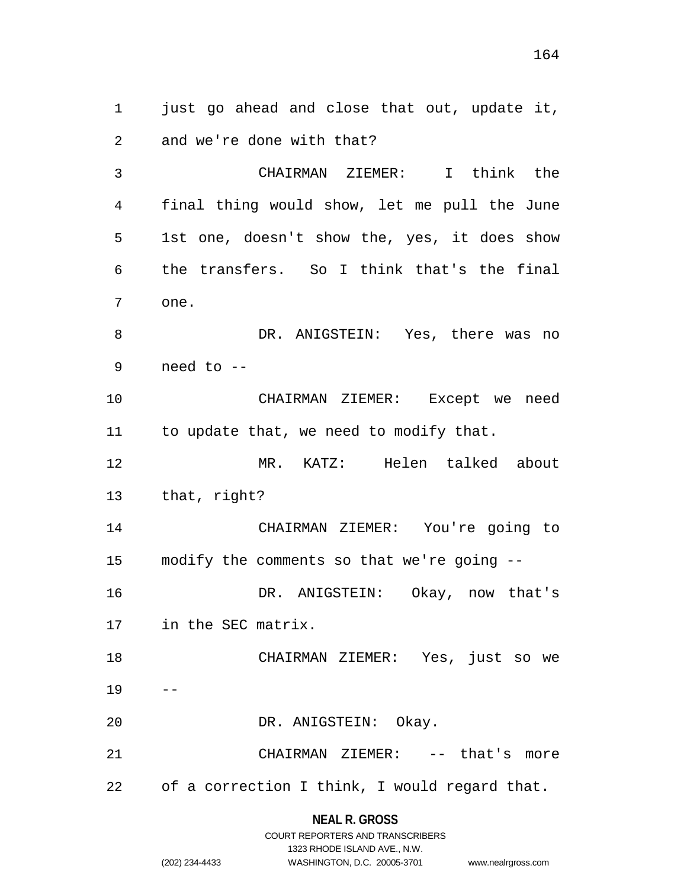just go ahead and close that out, update it, and we're done with that?

CHAIRMAN ZIEMER: I think the final thing would show, let me pull the June 1st one, doesn't show the, yes, it does show the transfers. So I think that's the final one.

DR. ANIGSTEIN: Yes, there was no need to --

CHAIRMAN ZIEMER: Except we need to update that, we need to modify that.

MR. KATZ: Helen talked about that, right?

CHAIRMAN ZIEMER: You're going to modify the comments so that we're going --

DR. ANIGSTEIN: Okay, now that's in the SEC matrix.

CHAIRMAN ZIEMER: Yes, just so we --

DR. ANIGSTEIN: Okay.

CHAIRMAN ZIEMER: -- that's more of a correction I think, I would regard that.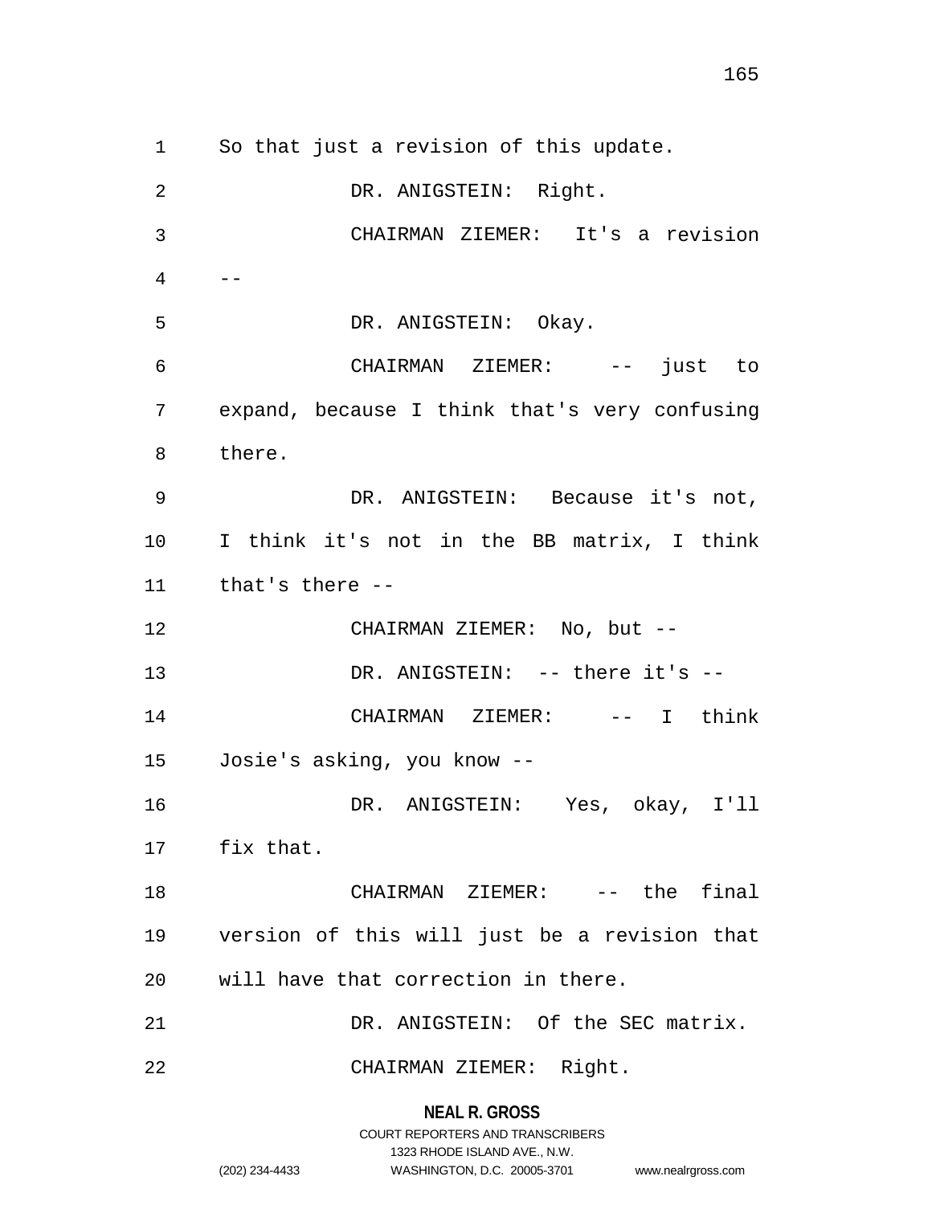So that just a revision of this update.

DR. ANIGSTEIN: Right.

CHAIRMAN ZIEMER: It's a revision --

DR. ANIGSTEIN: Okay.

CHAIRMAN ZIEMER: -- just to expand, because I think that's very confusing there.

DR. ANIGSTEIN: Because it's not, I think it's not in the BB matrix, I think that's there --

CHAIRMAN ZIEMER: No, but --

DR. ANIGSTEIN: -- there it's --

CHAIRMAN ZIEMER: -- I think Josie's asking, you know --

DR. ANIGSTEIN: Yes, okay, I'll fix that.

CHAIRMAN ZIEMER: -- the final version of this will just be a revision that will have that correction in there.

DR. ANIGSTEIN: Of the SEC matrix.

CHAIRMAN ZIEMER: Right.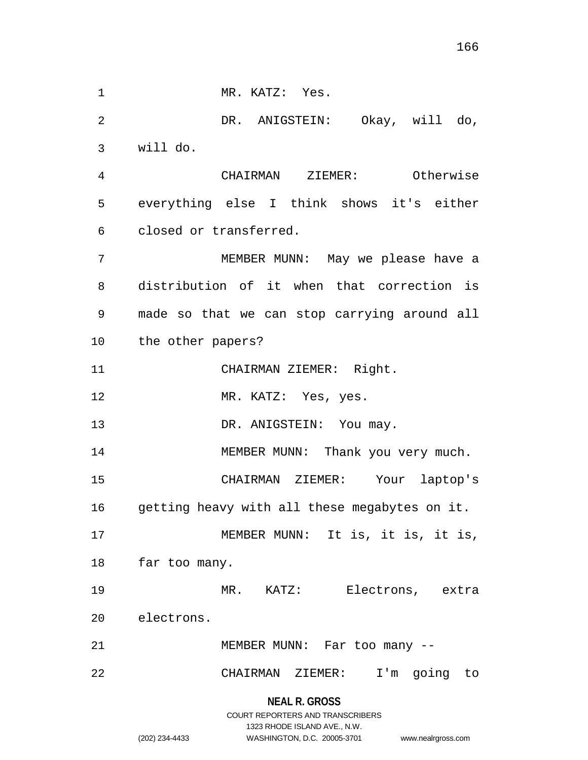MR. KATZ: Yes.

DR. ANIGSTEIN: Okay, will do, will do.

CHAIRMAN ZIEMER: Otherwise everything else I think shows it's either closed or transferred.

MEMBER MUNN: May we please have a distribution of it when that correction is made so that we can stop carrying around all the other papers?

CHAIRMAN ZIEMER: Right.

MR. KATZ: Yes, yes.

DR. ANIGSTEIN: You may.

MEMBER MUNN: Thank you very much.

CHAIRMAN ZIEMER: Your laptop's getting heavy with all these megabytes on it.

MEMBER MUNN: It is, it is, it is, far too many.

MR. KATZ: Electrons, extra electrons.

MEMBER MUNN: Far too many --

CHAIRMAN ZIEMER: I'm going to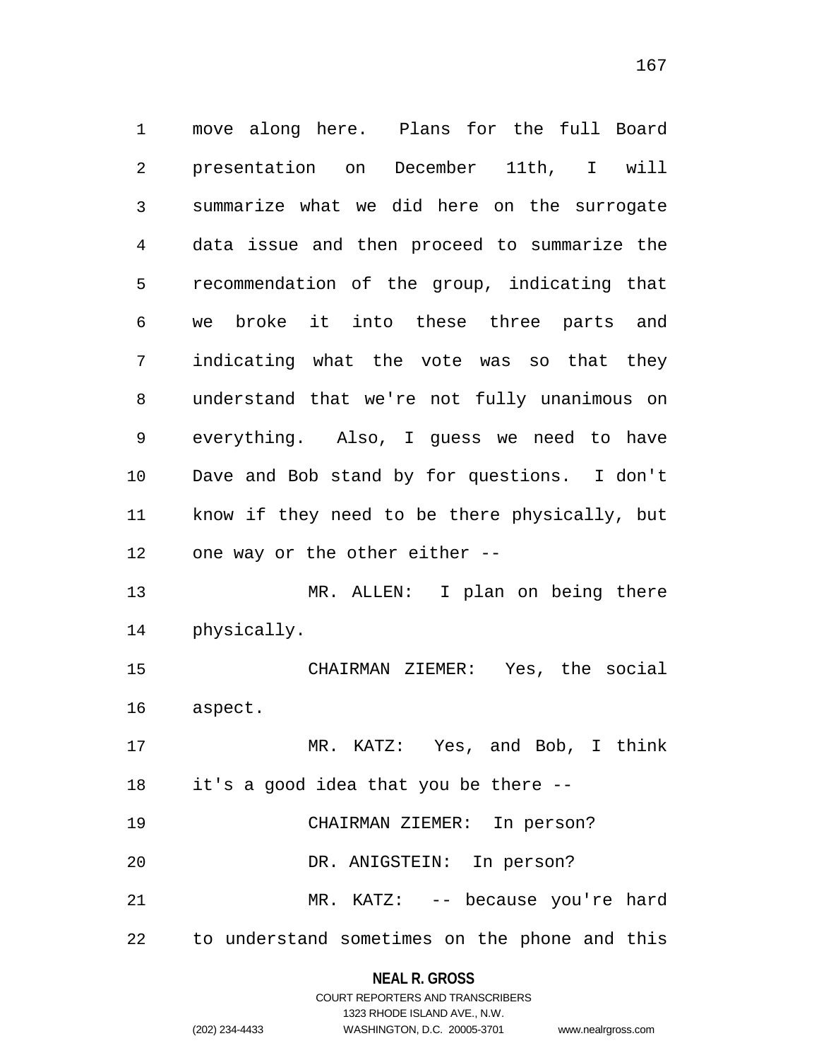move along here. Plans for the full Board presentation on December 11th, I will summarize what we did here on the surrogate data issue and then proceed to summarize the recommendation of the group, indicating that we broke it into these three parts and indicating what the vote was so that they understand that we're not fully unanimous on everything. Also, I guess we need to have Dave and Bob stand by for questions. I don't know if they need to be there physically, but one way or the other either --

MR. ALLEN: I plan on being there physically.

CHAIRMAN ZIEMER: Yes, the social aspect.

MR. KATZ: Yes, and Bob, I think it's a good idea that you be there --

CHAIRMAN ZIEMER: In person?

DR. ANIGSTEIN: In person?

MR. KATZ: -- because you're hard to understand sometimes on the phone and this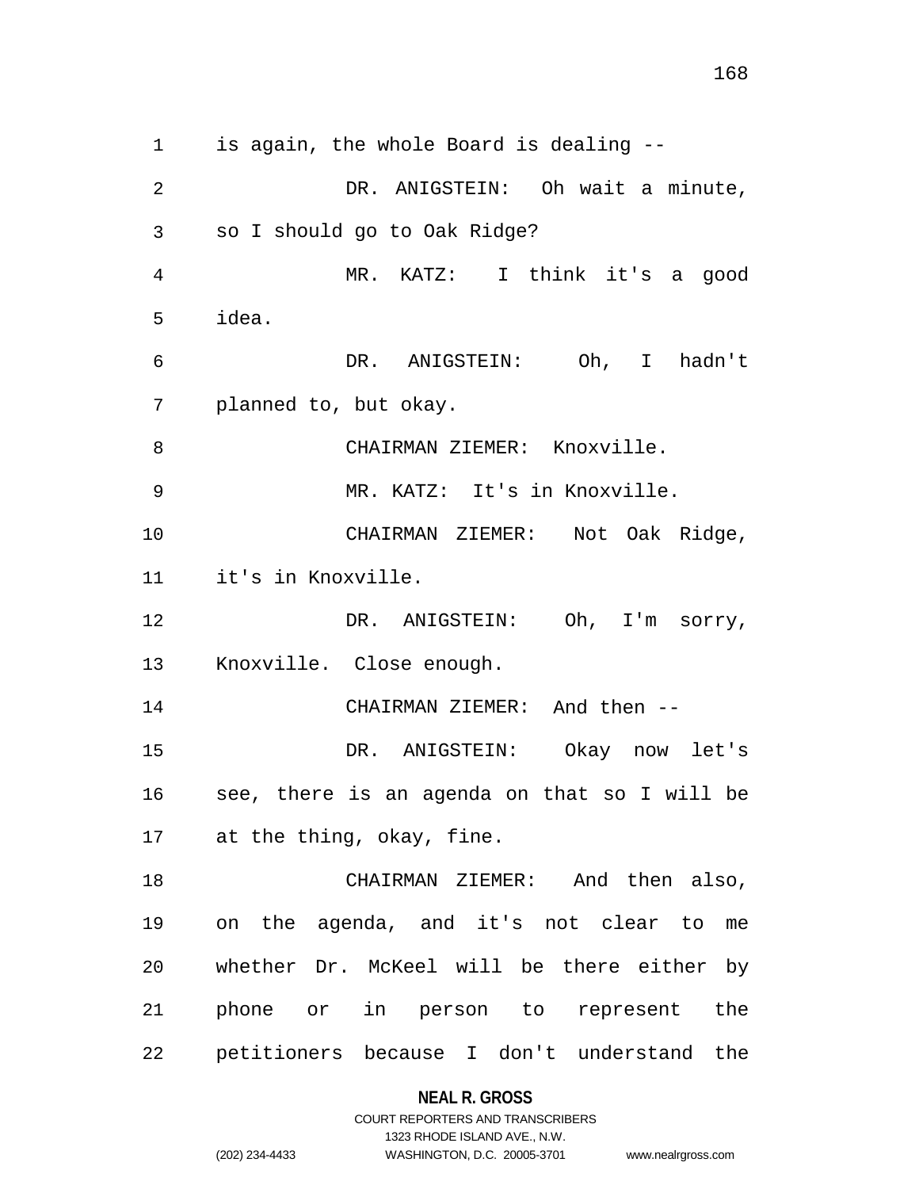is again, the whole Board is dealing --

DR. ANIGSTEIN: Oh wait a minute, so I should go to Oak Ridge?

MR. KATZ: I think it's a good idea.

DR. ANIGSTEIN: Oh, I hadn't planned to, but okay.

CHAIRMAN ZIEMER: Knoxville.

MR. KATZ: It's in Knoxville.

CHAIRMAN ZIEMER: Not Oak Ridge, it's in Knoxville.

DR. ANIGSTEIN: Oh, I'm sorry, Knoxville. Close enough.

CHAIRMAN ZIEMER: And then --

DR. ANIGSTEIN: Okay now let's see, there is an agenda on that so I will be at the thing, okay, fine.

CHAIRMAN ZIEMER: And then also, on the agenda, and it's not clear to me whether Dr. McKeel will be there either by phone or in person to represent the petitioners because I don't understand the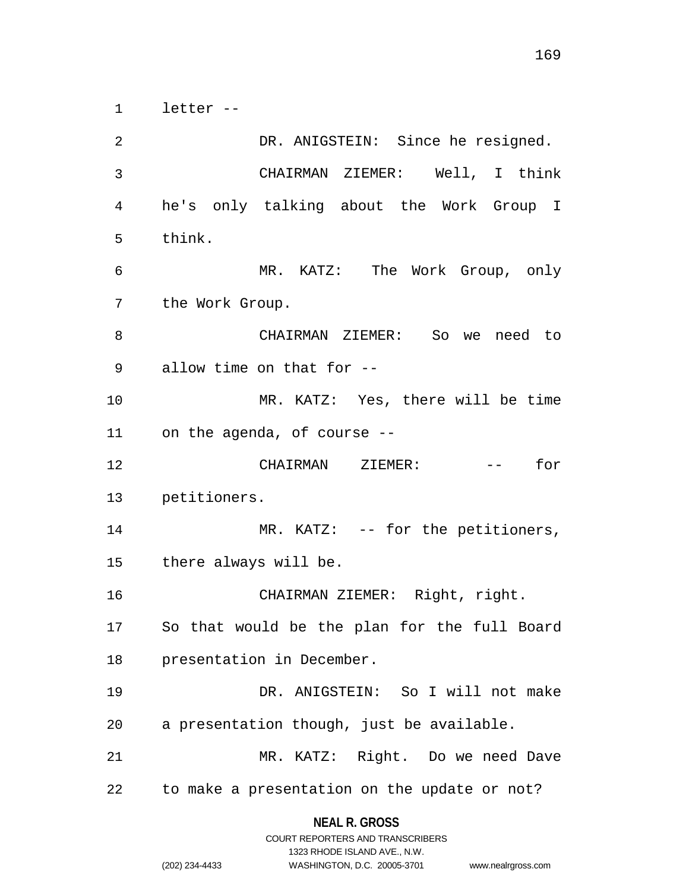letter --

DR. ANIGSTEIN: Since he resigned.

CHAIRMAN ZIEMER: Well, I think he's only talking about the Work Group I think.

MR. KATZ: The Work Group, only the Work Group.

CHAIRMAN ZIEMER: So we need to allow time on that for --

MR. KATZ: Yes, there will be time on the agenda, of course --

CHAIRMAN ZIEMER: -- for petitioners.

MR. KATZ: -- for the petitioners, there always will be.

CHAIRMAN ZIEMER: Right, right. So that would be the plan for the full Board presentation in December.

DR. ANIGSTEIN: So I will not make a presentation though, just be available.

MR. KATZ: Right. Do we need Dave to make a presentation on the update or not?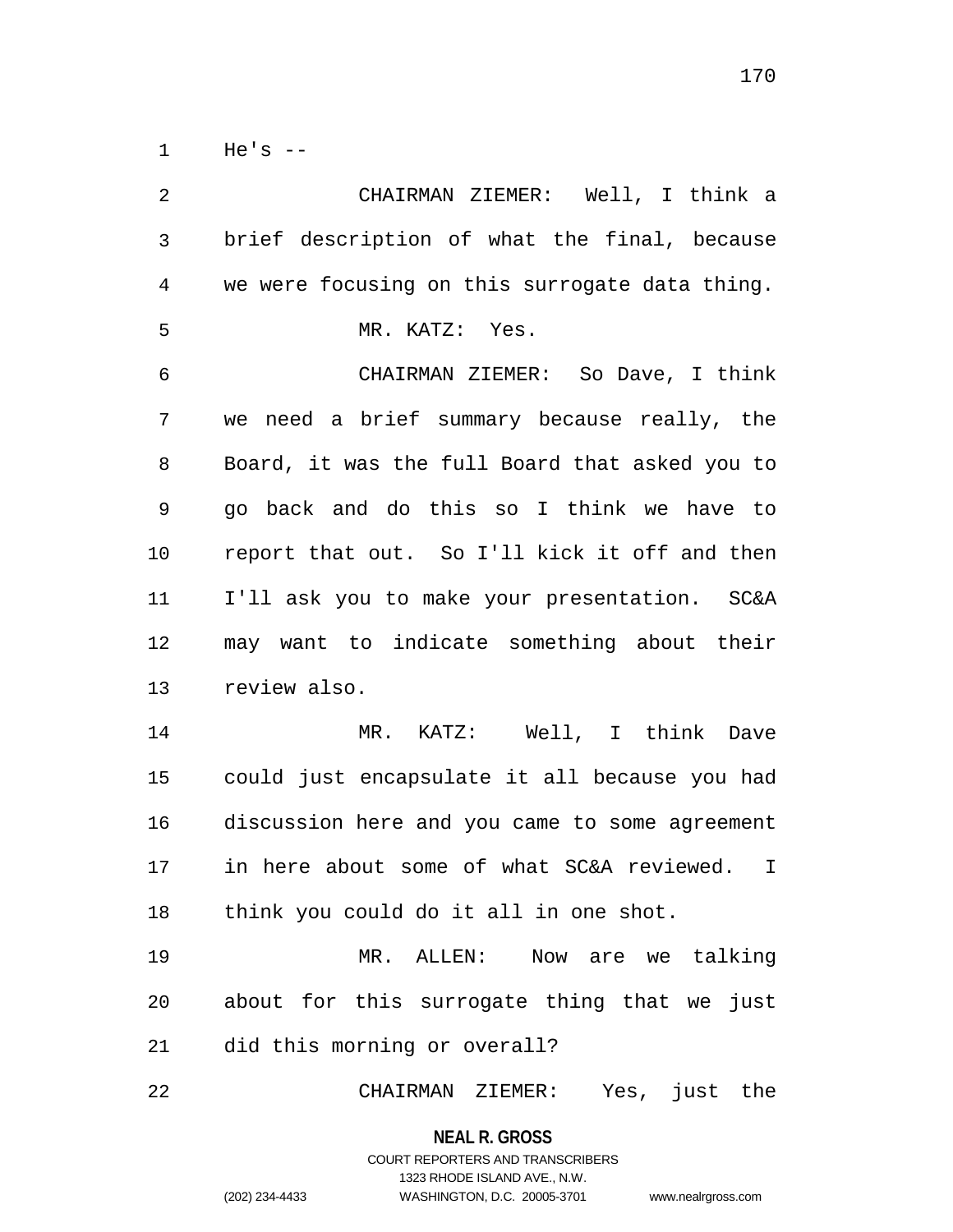He's --

CHAIRMAN ZIEMER: Well, I think a brief description of what the final, because we were focusing on this surrogate data thing.

MR. KATZ: Yes.

CHAIRMAN ZIEMER: So Dave, I think we need a brief summary because really, the Board, it was the full Board that asked you to go back and do this so I think we have to report that out. So I'll kick it off and then I'll ask you to make your presentation. SC&A may want to indicate something about their review also.

MR. KATZ: Well, I think Dave could just encapsulate it all because you had discussion here and you came to some agreement in here about some of what SC&A reviewed. I think you could do it all in one shot.

MR. ALLEN: Now are we talking about for this surrogate thing that we just did this morning or overall?

CHAIRMAN ZIEMER: Yes, just the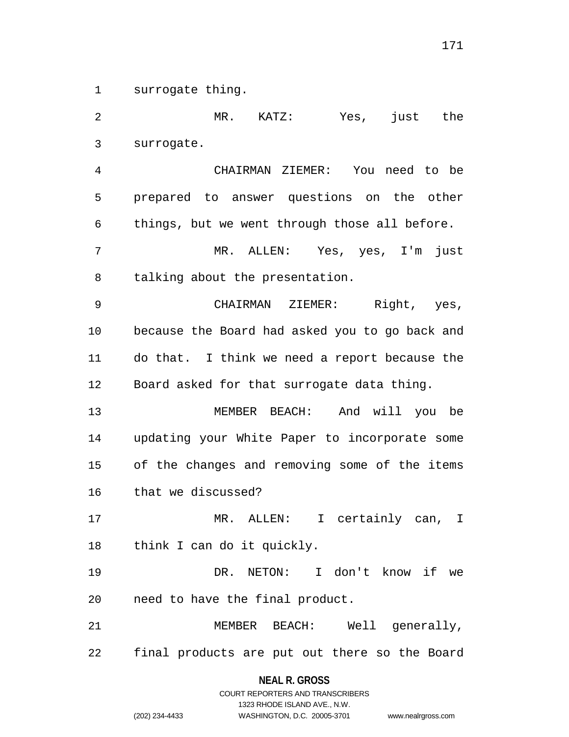surrogate thing.

MR. KATZ: Yes, just the surrogate.

CHAIRMAN ZIEMER: You need to be prepared to answer questions on the other things, but we went through those all before.

MR. ALLEN: Yes, yes, I'm just talking about the presentation.

CHAIRMAN ZIEMER: Right, yes, because the Board had asked you to go back and do that. I think we need a report because the Board asked for that surrogate data thing.

MEMBER BEACH: And will you be updating your White Paper to incorporate some of the changes and removing some of the items that we discussed?

MR. ALLEN: I certainly can, I think I can do it quickly.

DR. NETON: I don't know if we need to have the final product.

MEMBER BEACH: Well generally, final products are put out there so the Board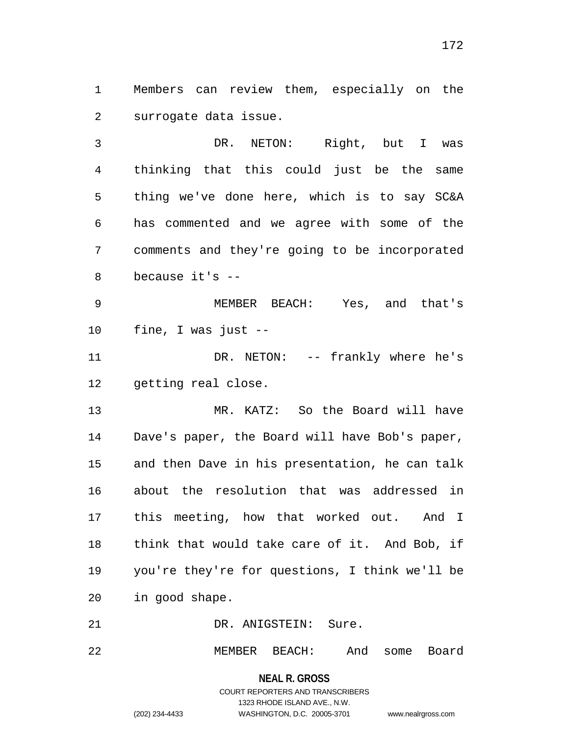Members can review them, especially on the surrogate data issue.

DR. NETON: Right, but I was thinking that this could just be the same thing we've done here, which is to say SC&A has commented and we agree with some of the comments and they're going to be incorporated because it's --

MEMBER BEACH: Yes, and that's fine, I was just --

DR. NETON: -- frankly where he's getting real close.

MR. KATZ: So the Board will have Dave's paper, the Board will have Bob's paper, and then Dave in his presentation, he can talk about the resolution that was addressed in this meeting, how that worked out. And I think that would take care of it. And Bob, if you're they're for questions, I think we'll be in good shape.

DR. ANIGSTEIN: Sure.

MEMBER BEACH: And some Board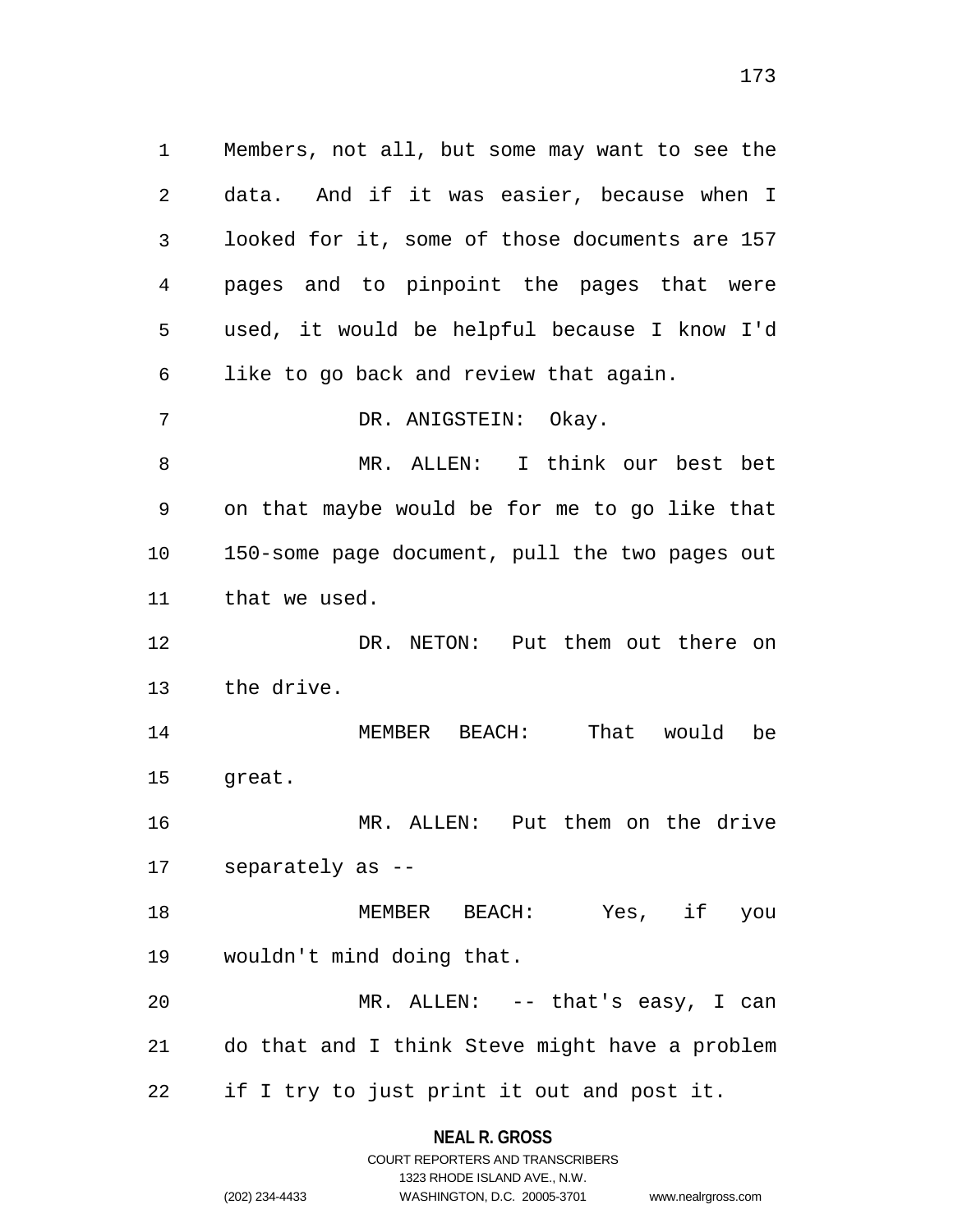Members, not all, but some may want to see the data. And if it was easier, because when I looked for it, some of those documents are 157 pages and to pinpoint the pages that were used, it would be helpful because I know I'd like to go back and review that again.

DR. ANIGSTEIN: Okay.

MR. ALLEN: I think our best bet on that maybe would be for me to go like that 150-some page document, pull the two pages out that we used.

DR. NETON: Put them out there on the drive.

MEMBER BEACH: That would be great.

MR. ALLEN: Put them on the drive separately as --

MEMBER BEACH: Yes, if you wouldn't mind doing that.

MR. ALLEN: -- that's easy, I can do that and I think Steve might have a problem if I try to just print it out and post it.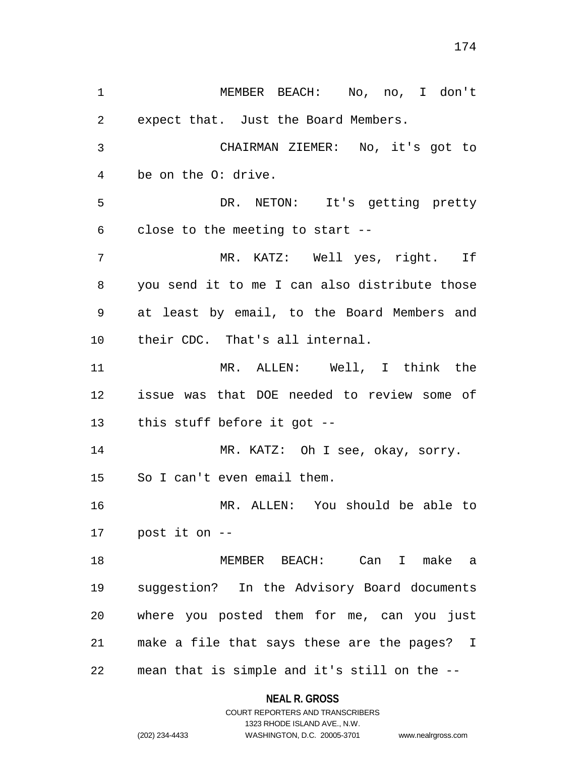MEMBER BEACH: No, no, I don't expect that. Just the Board Members.

CHAIRMAN ZIEMER: No, it's got to be on the O: drive.

DR. NETON: It's getting pretty close to the meeting to start --

MR. KATZ: Well yes, right. If you send it to me I can also distribute those at least by email, to the Board Members and their CDC. That's all internal.

MR. ALLEN: Well, I think the issue was that DOE needed to review some of this stuff before it got --

MR. KATZ: Oh I see, okay, sorry. So I can't even email them.

MR. ALLEN: You should be able to post it on --

MEMBER BEACH: Can I make a suggestion? In the Advisory Board documents where you posted them for me, can you just make a file that says these are the pages? I mean that is simple and it's still on the --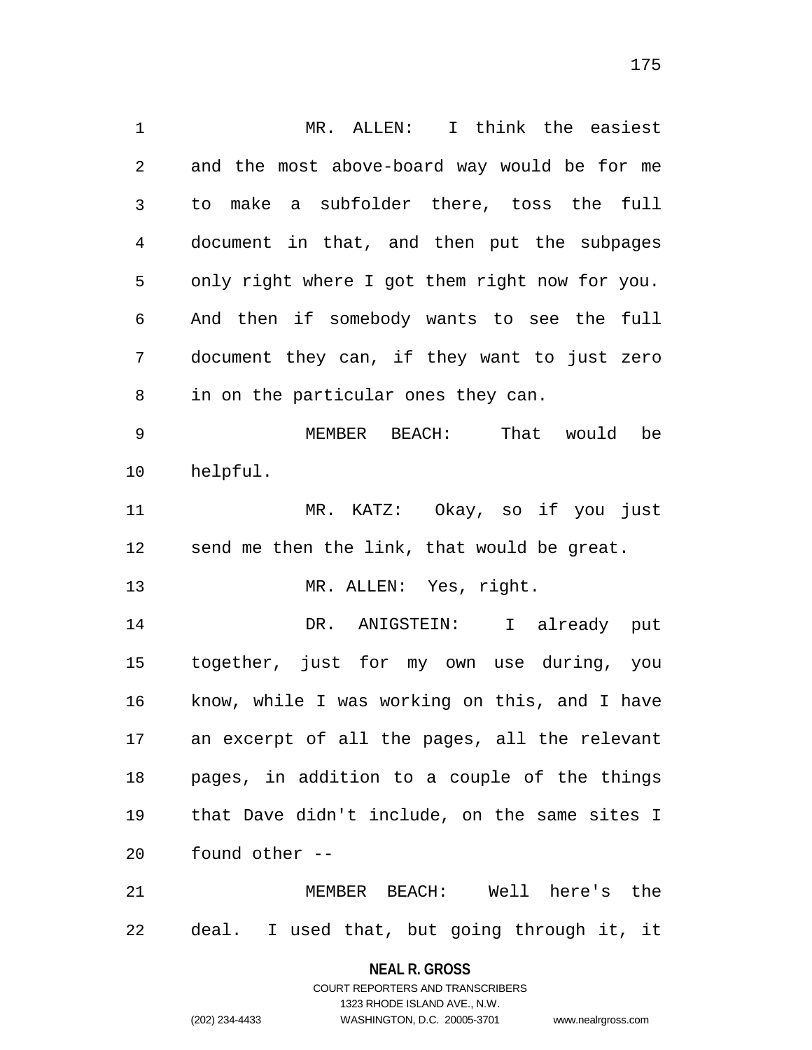MR. ALLEN: I think the easiest and the most above-board way would be for me to make a subfolder there, toss the full document in that, and then put the subpages only right where I got them right now for you. And then if somebody wants to see the full document they can, if they want to just zero in on the particular ones they can.

MEMBER BEACH: That would be helpful.

MR. KATZ: Okay, so if you just send me then the link, that would be great.

MR. ALLEN: Yes, right.

DR. ANIGSTEIN: I already put together, just for my own use during, you know, while I was working on this, and I have an excerpt of all the pages, all the relevant pages, in addition to a couple of the things that Dave didn't include, on the same sites I found other --

MEMBER BEACH: Well here's the deal. I used that, but going through it, it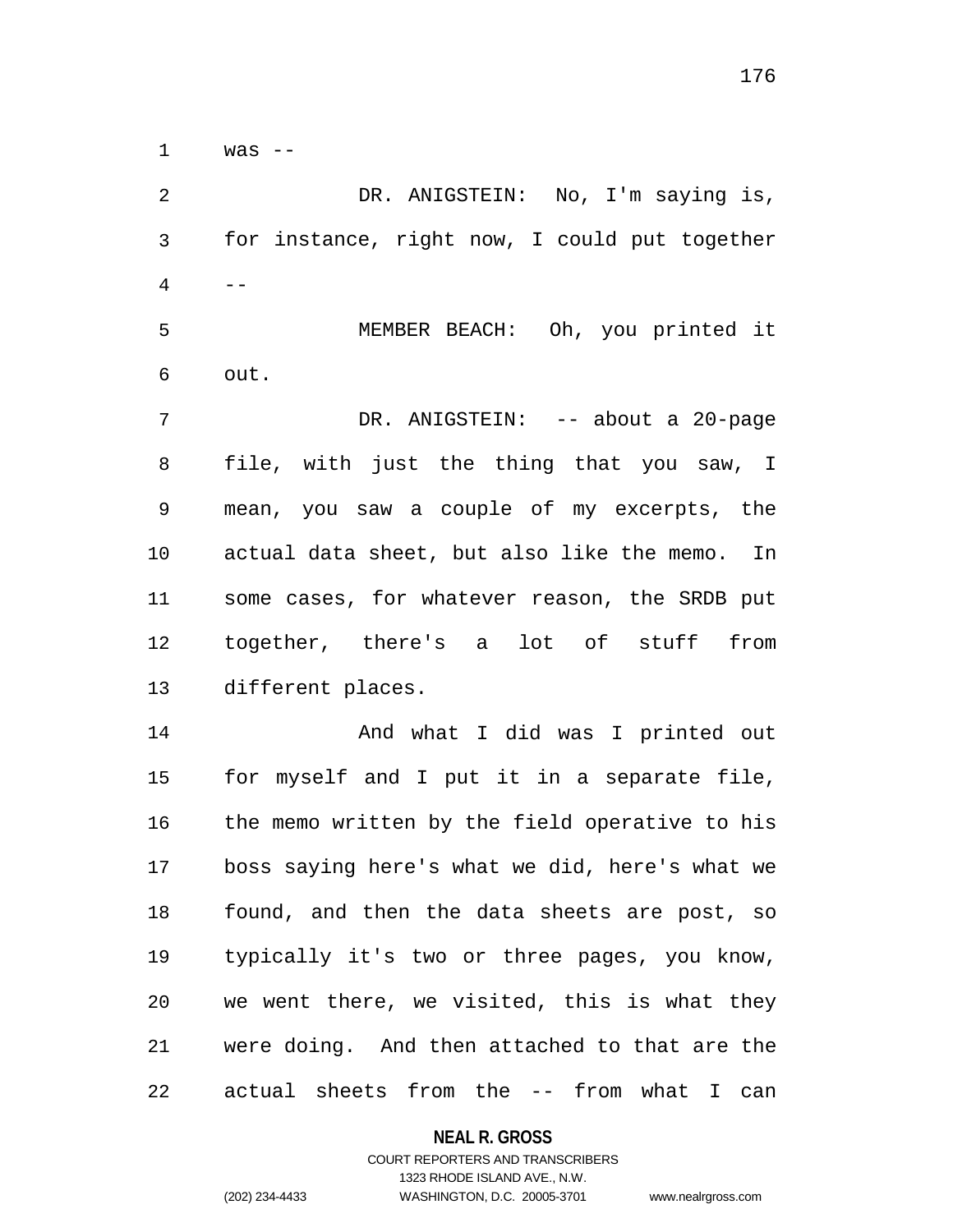was --

DR. ANIGSTEIN: No, I'm saying is, for instance, right now, I could put together --

MEMBER BEACH: Oh, you printed it out.

DR. ANIGSTEIN: -- about a 20-page file, with just the thing that you saw, I mean, you saw a couple of my excerpts, the actual data sheet, but also like the memo. In some cases, for whatever reason, the SRDB put together, there's a lot of stuff from different places.

And what I did was I printed out for myself and I put it in a separate file, the memo written by the field operative to his boss saying here's what we did, here's what we found, and then the data sheets are post, so typically it's two or three pages, you know, we went there, we visited, this is what they were doing. And then attached to that are the actual sheets from the -- from what I can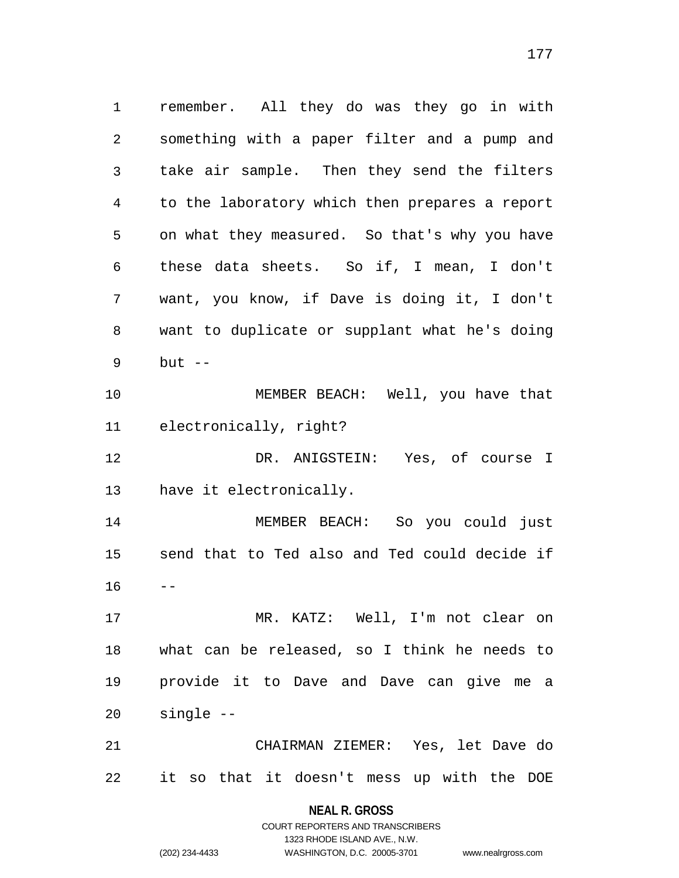remember. All they do was they go in with something with a paper filter and a pump and take air sample. Then they send the filters to the laboratory which then prepares a report on what they measured. So that's why you have these data sheets. So if, I mean, I don't want, you know, if Dave is doing it, I don't want to duplicate or supplant what he's doing but --

MEMBER BEACH: Well, you have that electronically, right?

DR. ANIGSTEIN: Yes, of course I have it electronically.

MEMBER BEACH: So you could just send that to Ted also and Ted could decide if --

MR. KATZ: Well, I'm not clear on what can be released, so I think he needs to provide it to Dave and Dave can give me a single --

CHAIRMAN ZIEMER: Yes, let Dave do it so that it doesn't mess up with the DOE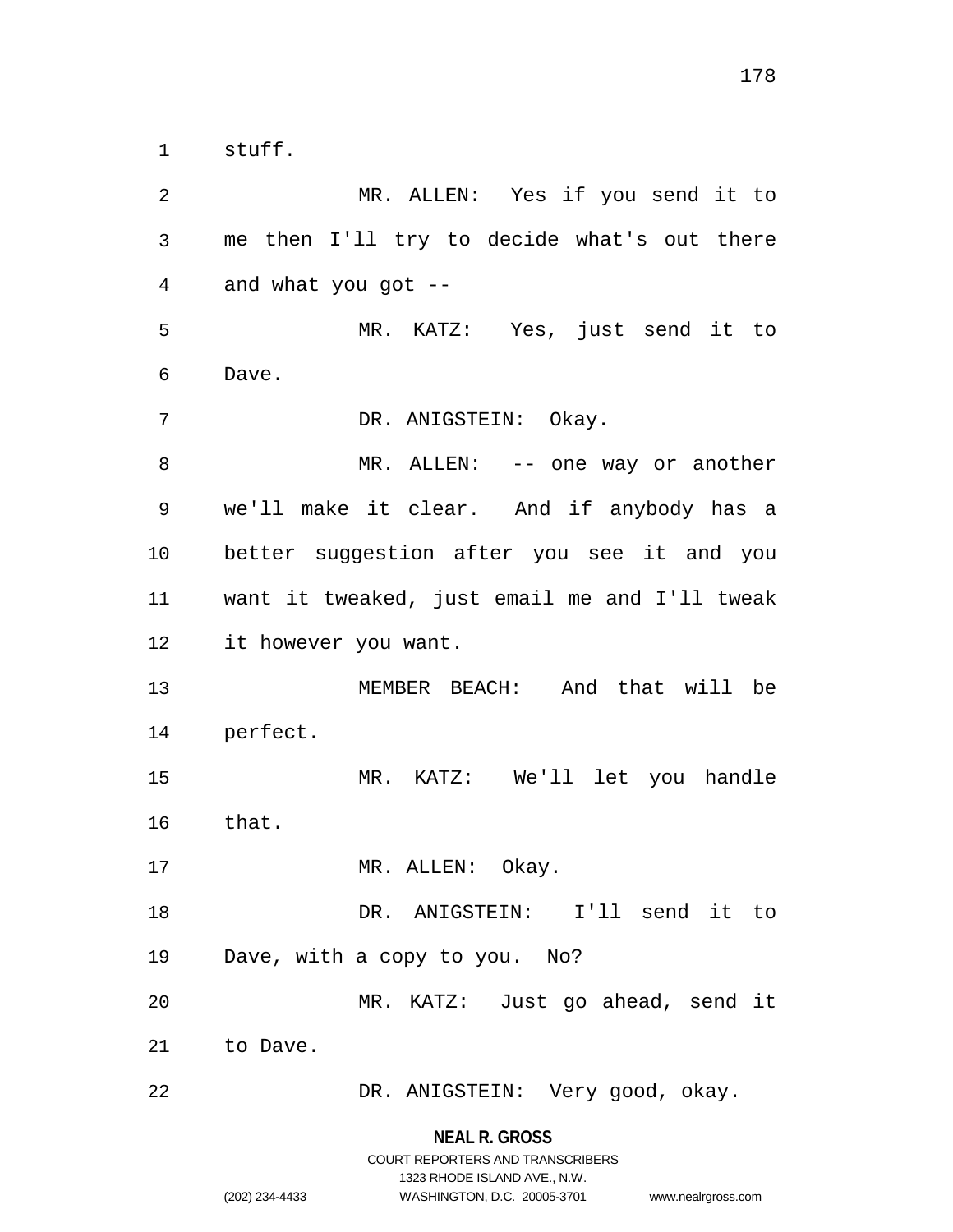stuff.

MR. ALLEN: Yes if you send it to me then I'll try to decide what's out there and what you got --

MR. KATZ: Yes, just send it to Dave.

DR. ANIGSTEIN: Okay.

MR. ALLEN: -- one way or another we'll make it clear. And if anybody has a better suggestion after you see it and you want it tweaked, just email me and I'll tweak it however you want.

MEMBER BEACH: And that will be perfect.

MR. KATZ: We'll let you handle that.

MR. ALLEN: Okay.

DR. ANIGSTEIN: I'll send it to Dave, with a copy to you. No?

MR. KATZ: Just go ahead, send it to Dave.

DR. ANIGSTEIN: Very good, okay.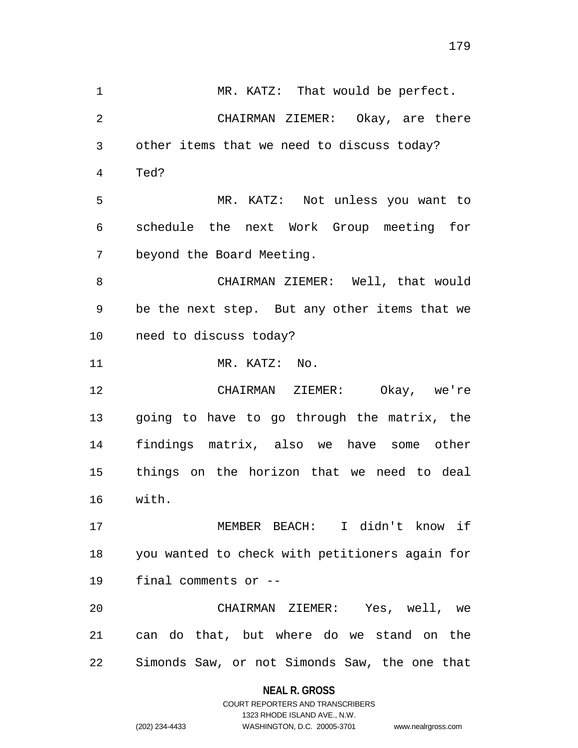MR. KATZ: That would be perfect.

CHAIRMAN ZIEMER: Okay, are there other items that we need to discuss today? Ted?

MR. KATZ: Not unless you want to schedule the next Work Group meeting for beyond the Board Meeting.

CHAIRMAN ZIEMER: Well, that would be the next step. But any other items that we need to discuss today?

MR. KATZ: No.

CHAIRMAN ZIEMER: Okay, we're going to have to go through the matrix, the findings matrix, also we have some other things on the horizon that we need to deal with.

MEMBER BEACH: I didn't know if you wanted to check with petitioners again for final comments or --

CHAIRMAN ZIEMER: Yes, well, we can do that, but where do we stand on the Simonds Saw, or not Simonds Saw, the one that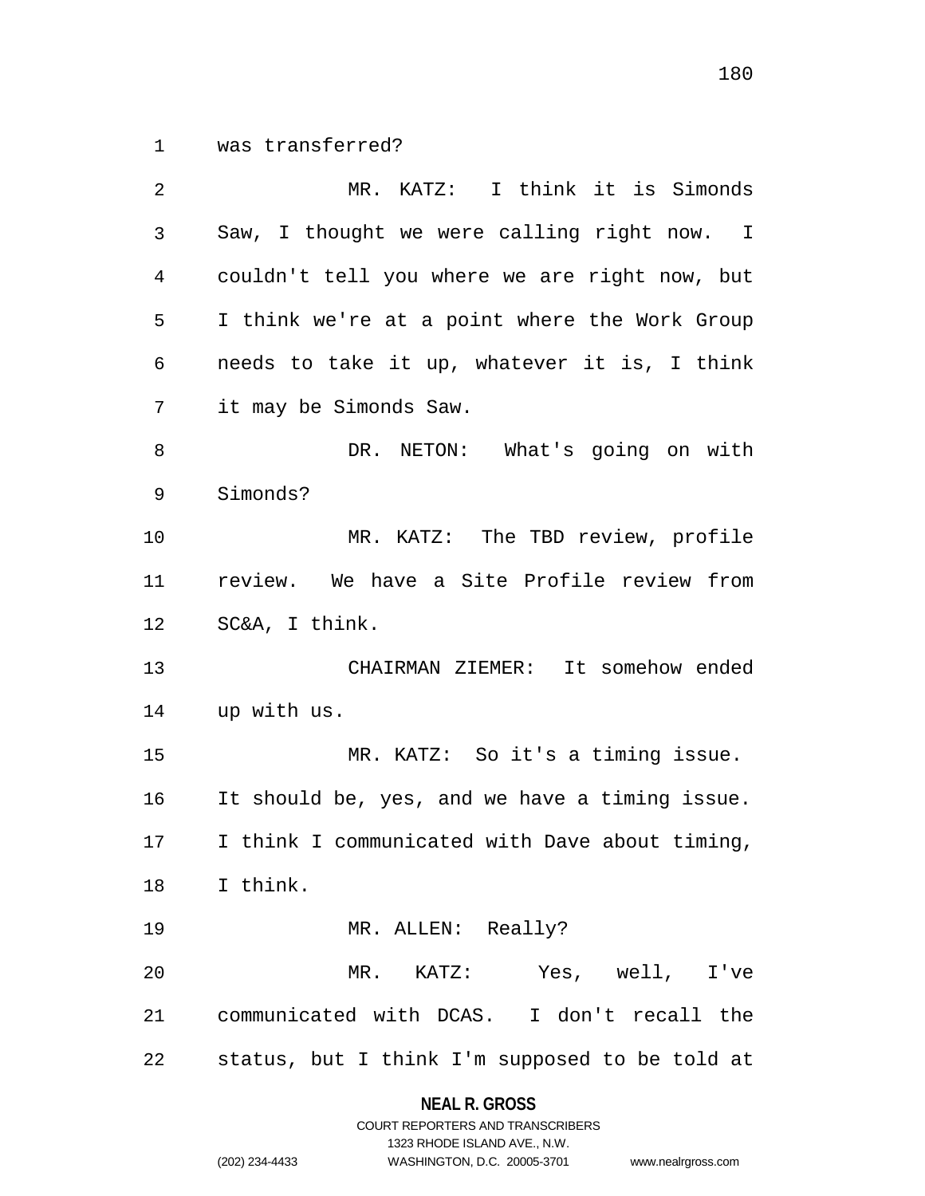was transferred?

MR. KATZ: I think it is Simonds Saw, I thought we were calling right now. I couldn't tell you where we are right now, but I think we're at a point where the Work Group needs to take it up, whatever it is, I think it may be Simonds Saw.

DR. NETON: What's going on with Simonds?

MR. KATZ: The TBD review, profile review. We have a Site Profile review from SC&A, I think.

CHAIRMAN ZIEMER: It somehow ended up with us.

MR. KATZ: So it's a timing issue. It should be, yes, and we have a timing issue. I think I communicated with Dave about timing, I think.

MR. ALLEN: Really?

MR. KATZ: Yes, well, I've communicated with DCAS. I don't recall the status, but I think I'm supposed to be told at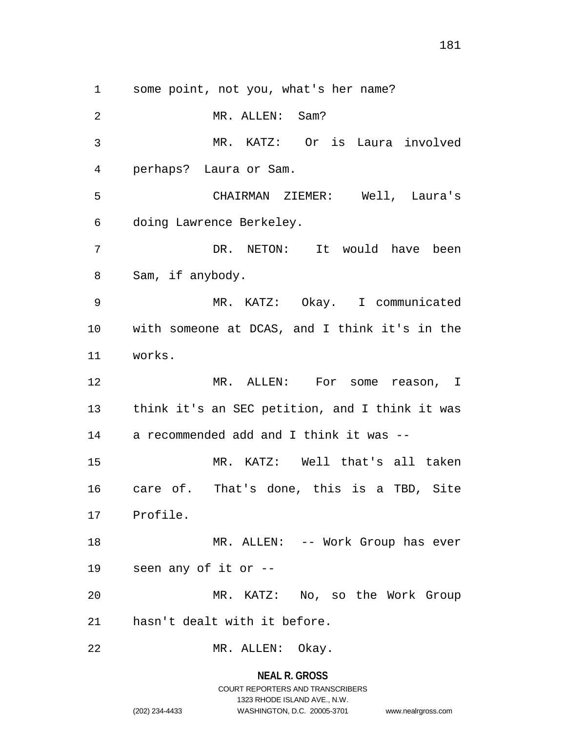some point, not you, what's her name?

MR. ALLEN: Sam?

MR. KATZ: Or is Laura involved perhaps? Laura or Sam.

CHAIRMAN ZIEMER: Well, Laura's doing Lawrence Berkeley.

DR. NETON: It would have been Sam, if anybody.

MR. KATZ: Okay. I communicated with someone at DCAS, and I think it's in the works.

MR. ALLEN: For some reason, I think it's an SEC petition, and I think it was a recommended add and I think it was --

MR. KATZ: Well that's all taken care of. That's done, this is a TBD, Site Profile.

MR. ALLEN: -- Work Group has ever seen any of it or --

MR. KATZ: No, so the Work Group hasn't dealt with it before.

MR. ALLEN: Okay.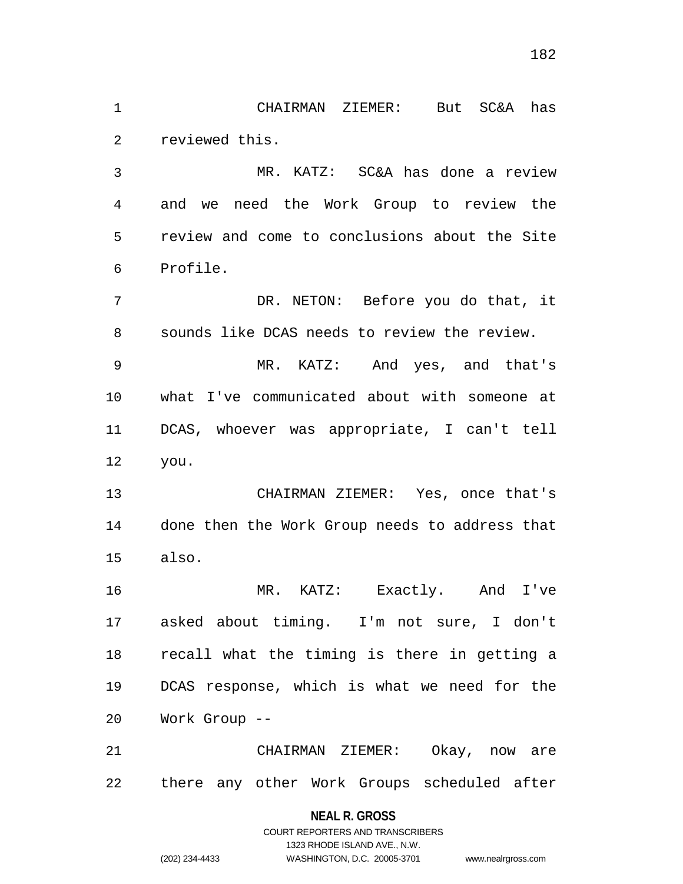CHAIRMAN ZIEMER: But SC&A has reviewed this.

MR. KATZ: SC&A has done a review and we need the Work Group to review the review and come to conclusions about the Site Profile.

DR. NETON: Before you do that, it sounds like DCAS needs to review the review.

MR. KATZ: And yes, and that's what I've communicated about with someone at DCAS, whoever was appropriate, I can't tell you.

CHAIRMAN ZIEMER: Yes, once that's done then the Work Group needs to address that also.

MR. KATZ: Exactly. And I've asked about timing. I'm not sure, I don't recall what the timing is there in getting a DCAS response, which is what we need for the Work Group --

CHAIRMAN ZIEMER: Okay, now are there any other Work Groups scheduled after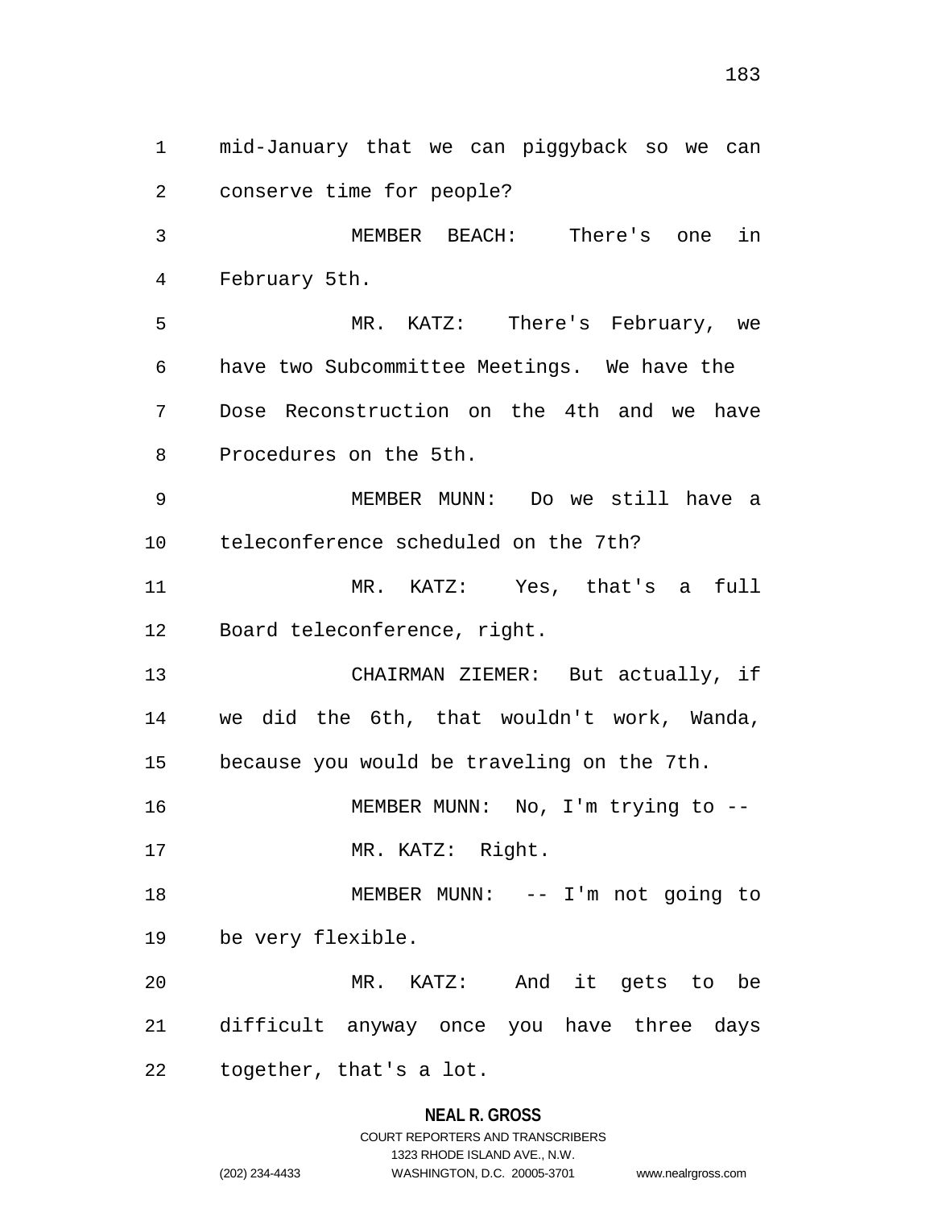mid-January that we can piggyback so we can conserve time for people?

MEMBER BEACH: There's one in February 5th.

MR. KATZ: There's February, we have two Subcommittee Meetings. We have the Dose Reconstruction on the 4th and we have Procedures on the 5th.

MEMBER MUNN: Do we still have a teleconference scheduled on the 7th?

MR. KATZ: Yes, that's a full Board teleconference, right.

CHAIRMAN ZIEMER: But actually, if we did the 6th, that wouldn't work, Wanda, because you would be traveling on the 7th.

MEMBER MUNN: No, I'm trying to --

MR. KATZ: Right.

MEMBER MUNN: -- I'm not going to be very flexible.

MR. KATZ: And it gets to be difficult anyway once you have three days together, that's a lot.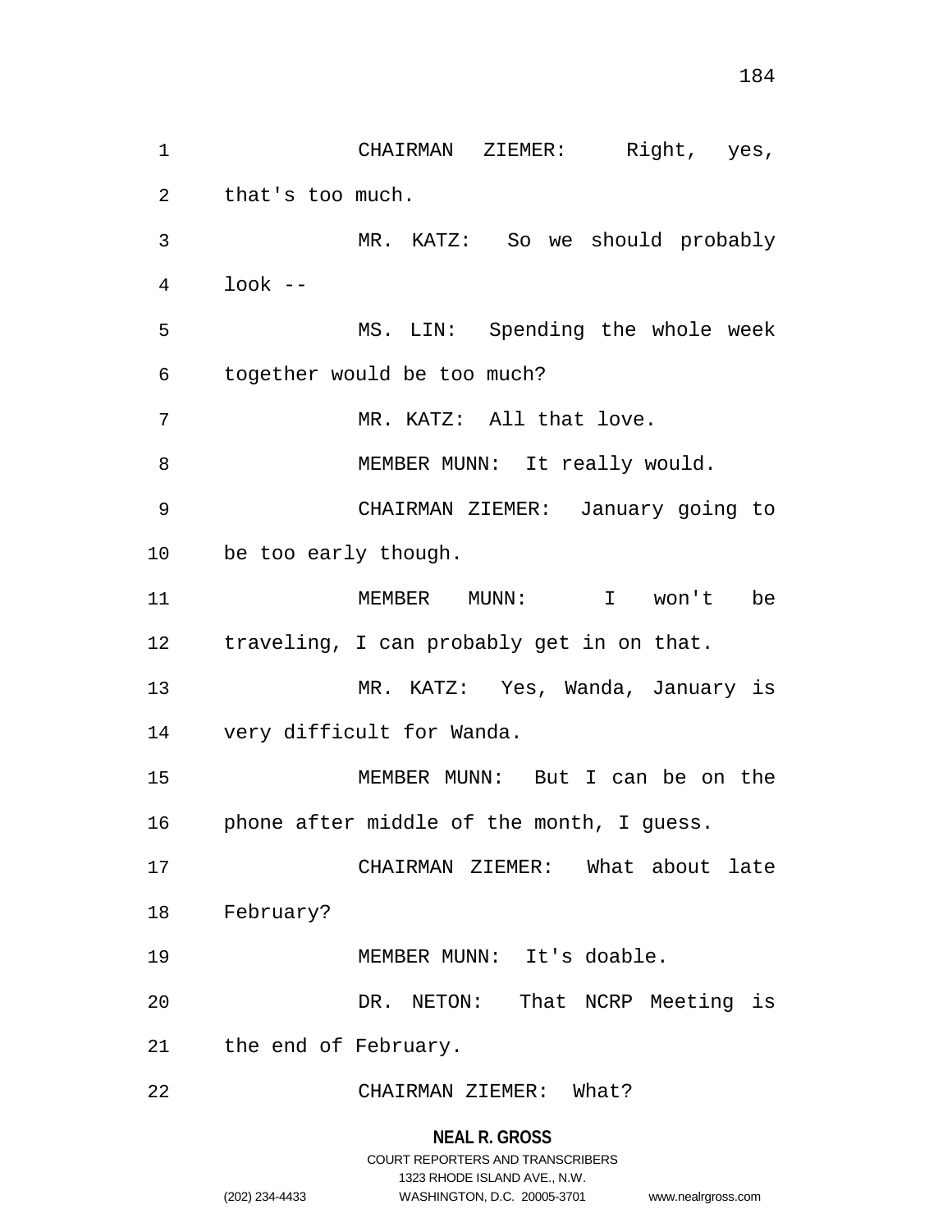CHAIRMAN ZIEMER: Right, yes, that's too much.

MR. KATZ: So we should probably look --

MS. LIN: Spending the whole week together would be too much?

MR. KATZ: All that love.

MEMBER MUNN: It really would.

CHAIRMAN ZIEMER: January going to be too early though.

MEMBER MUNN: I won't be traveling, I can probably get in on that.

MR. KATZ: Yes, Wanda, January is very difficult for Wanda.

MEMBER MUNN: But I can be on the phone after middle of the month, I guess.

CHAIRMAN ZIEMER: What about late February?

MEMBER MUNN: It's doable.

DR. NETON: That NCRP Meeting is the end of February.

CHAIRMAN ZIEMER: What?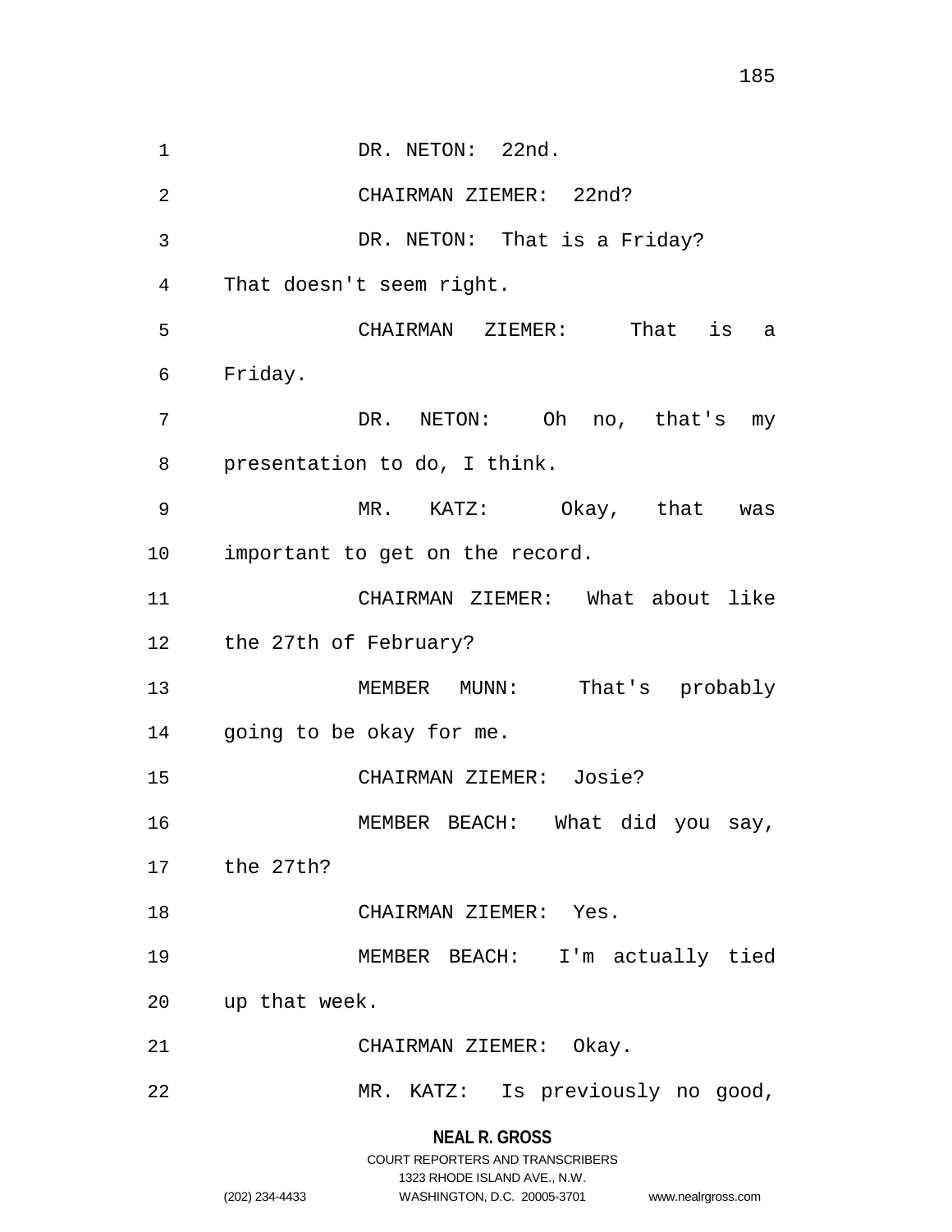DR. NETON: 22nd.

CHAIRMAN ZIEMER: 22nd?

DR. NETON: That is a Friday? That doesn't seem right.

CHAIRMAN ZIEMER: That is a Friday.

DR. NETON: Oh no, that's my presentation to do, I think.

MR. KATZ: Okay, that was important to get on the record.

CHAIRMAN ZIEMER: What about like the 27th of February?

MEMBER MUNN: That's probably going to be okay for me.

CHAIRMAN ZIEMER: Josie?

MEMBER BEACH: What did you say, the 27th?

CHAIRMAN ZIEMER: Yes.

MEMBER BEACH: I'm actually tied up that week.

CHAIRMAN ZIEMER: Okay.

MR. KATZ: Is previously no good,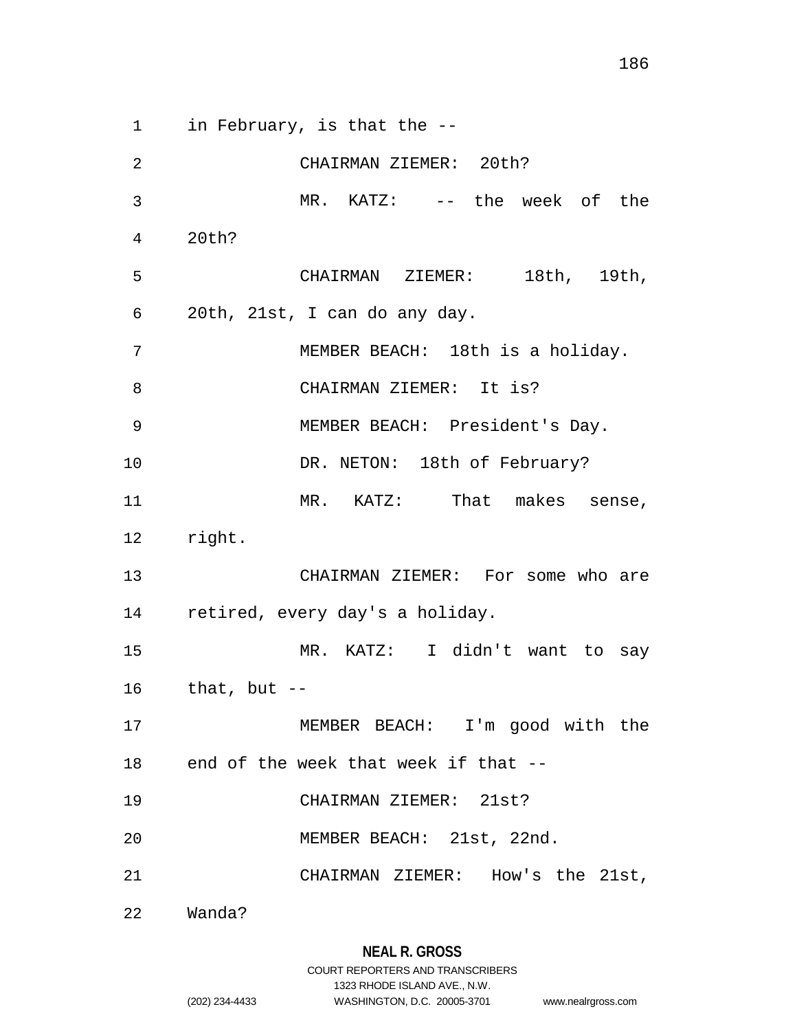in February, is that the --

CHAIRMAN ZIEMER: 20th?

MR. KATZ: -- the week of the 20th?

CHAIRMAN ZIEMER: 18th, 19th, 20th, 21st, I can do any day.

MEMBER BEACH: 18th is a holiday.

CHAIRMAN ZIEMER: It is?

MEMBER BEACH: President's Day.

DR. NETON: 18th of February?

MR. KATZ: That makes sense, right.

CHAIRMAN ZIEMER: For some who are retired, every day's a holiday.

MR. KATZ: I didn't want to say that, but --

MEMBER BEACH: I'm good with the end of the week that week if that --

CHAIRMAN ZIEMER: 21st?

MEMBER BEACH: 21st, 22nd.

CHAIRMAN ZIEMER: How's the 21st, Wanda?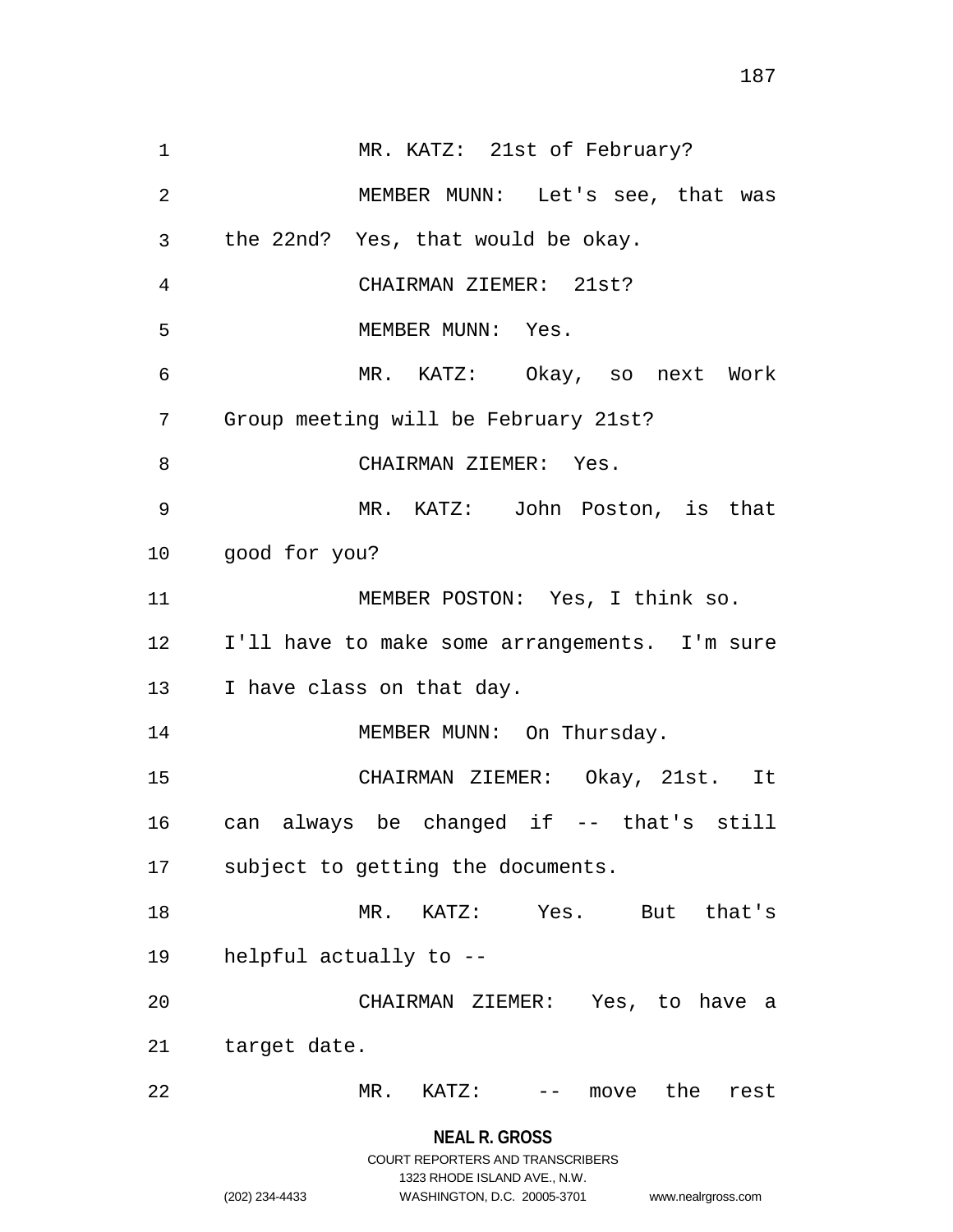MR. KATZ: 21st of February?

MEMBER MUNN: Let's see, that was the 22nd? Yes, that would be okay.

CHAIRMAN ZIEMER: 21st?

MEMBER MUNN: Yes.

MR. KATZ: Okay, so next Work Group meeting will be February 21st?

CHAIRMAN ZIEMER: Yes.

MR. KATZ: John Poston, is that good for you?

MEMBER POSTON: Yes, I think so. I'll have to make some arrangements. I'm sure I have class on that day.

MEMBER MUNN: On Thursday.

CHAIRMAN ZIEMER: Okay, 21st. It can always be changed if -- that's still subject to getting the documents.

MR. KATZ: Yes. But that's helpful actually to --

CHAIRMAN ZIEMER: Yes, to have a target date.

MR. KATZ: -- move the rest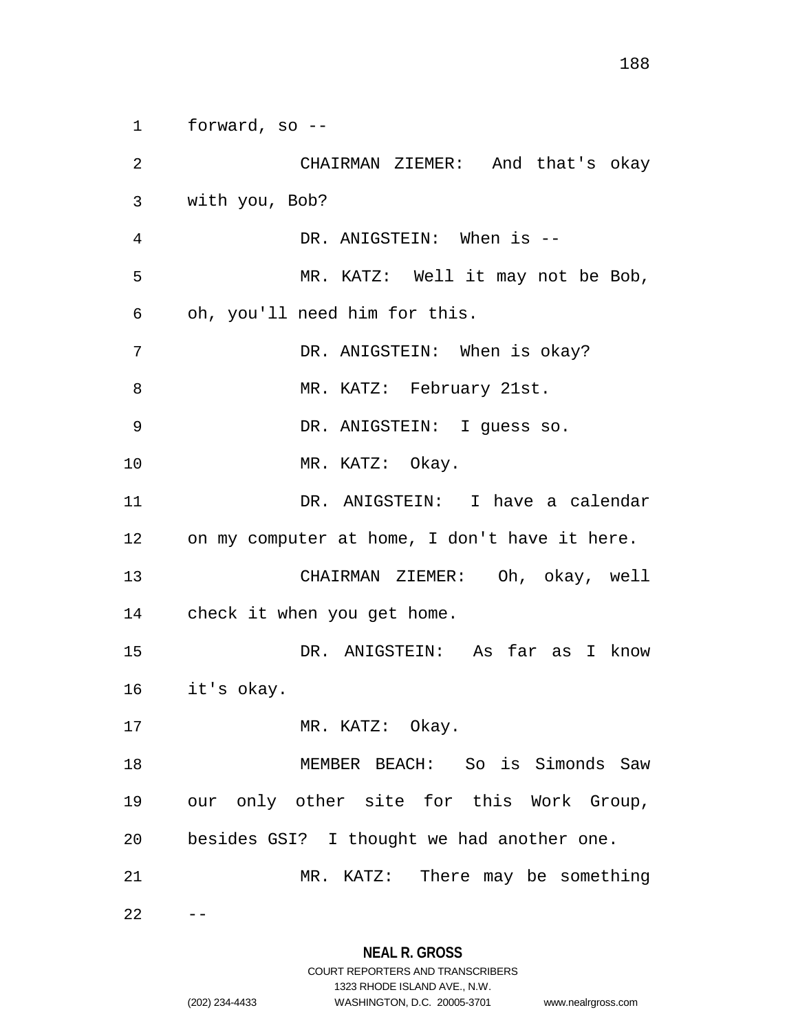forward, so --

CHAIRMAN ZIEMER: And that's okay with you, Bob?

DR. ANIGSTEIN: When is --

MR. KATZ: Well it may not be Bob, oh, you'll need him for this.

DR. ANIGSTEIN: When is okay?

MR. KATZ: February 21st.

DR. ANIGSTEIN: I guess so.

MR. KATZ: Okay.

DR. ANIGSTEIN: I have a calendar on my computer at home, I don't have it here.

CHAIRMAN ZIEMER: Oh, okay, well check it when you get home.

DR. ANIGSTEIN: As far as I know it's okay.

MR. KATZ: Okay.

MEMBER BEACH: So is Simonds Saw our only other site for this Work Group, besides GSI? I thought we had another one.

MR. KATZ: There may be something --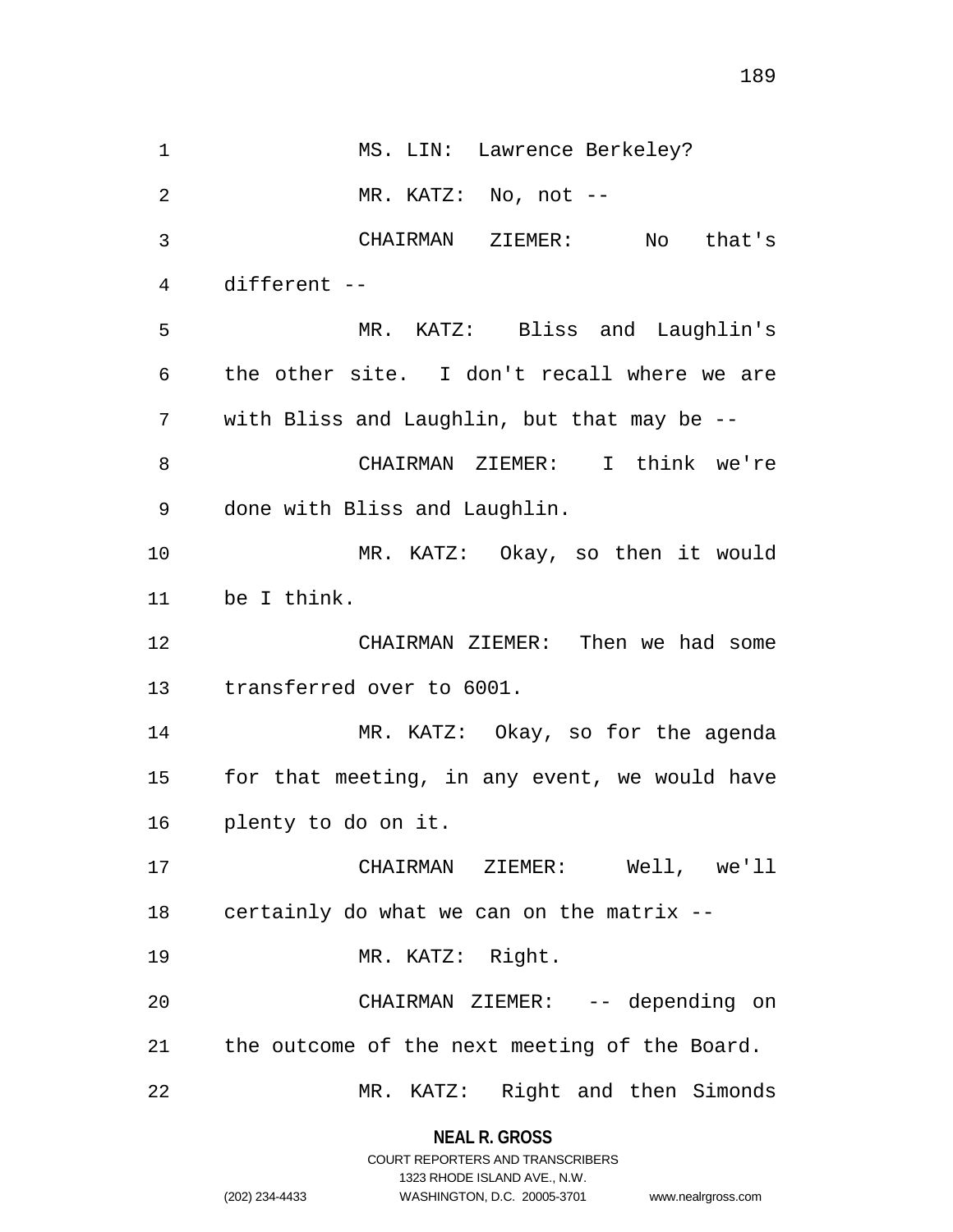MS. LIN: Lawrence Berkeley?

MR. KATZ: No, not --

CHAIRMAN ZIEMER: No that's different --

MR. KATZ: Bliss and Laughlin's the other site. I don't recall where we are with Bliss and Laughlin, but that may be --

CHAIRMAN ZIEMER: I think we're done with Bliss and Laughlin.

MR. KATZ: Okay, so then it would be I think.

CHAIRMAN ZIEMER: Then we had some transferred over to 6001.

MR. KATZ: Okay, so for the agenda for that meeting, in any event, we would have plenty to do on it.

CHAIRMAN ZIEMER: Well, we'll certainly do what we can on the matrix --

MR. KATZ: Right.

CHAIRMAN ZIEMER: -- depending on the outcome of the next meeting of the Board.

MR. KATZ: Right and then Simonds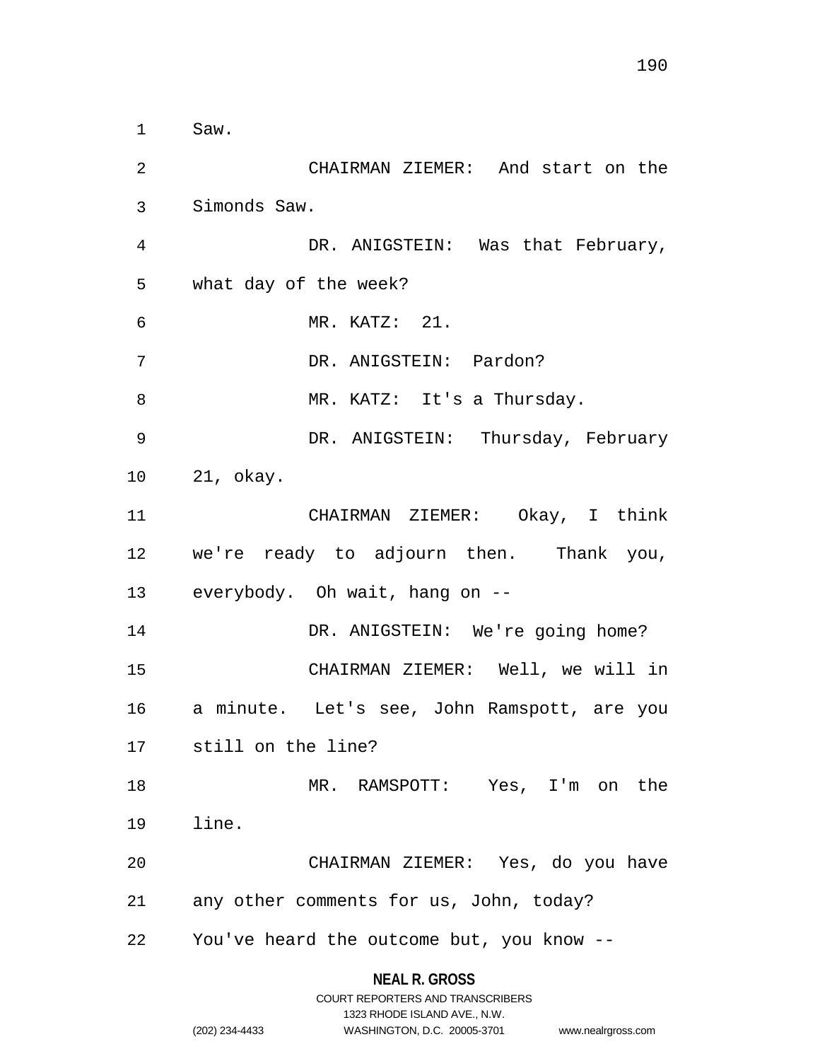Saw.

CHAIRMAN ZIEMER: And start on the Simonds Saw.

DR. ANIGSTEIN: Was that February, what day of the week?

MR. KATZ: 21.

DR. ANIGSTEIN: Pardon?

MR. KATZ: It's a Thursday.

DR. ANIGSTEIN: Thursday, February 21, okay.

CHAIRMAN ZIEMER: Okay, I think we're ready to adjourn then. Thank you, everybody. Oh wait, hang on --

DR. ANIGSTEIN: We're going home?

CHAIRMAN ZIEMER: Well, we will in a minute. Let's see, John Ramspott, are you still on the line?

MR. RAMSPOTT: Yes, I'm on the line.

CHAIRMAN ZIEMER: Yes, do you have any other comments for us, John, today? You've heard the outcome but, you know --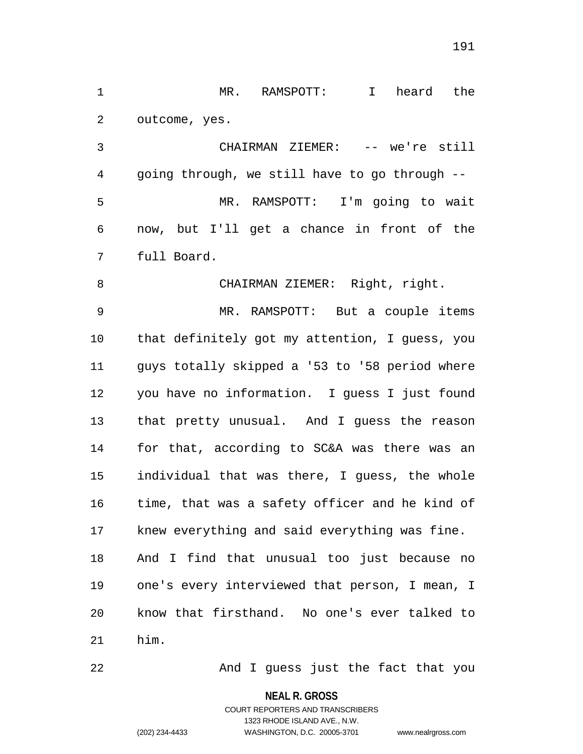MR. RAMSPOTT: I heard the outcome, yes.

CHAIRMAN ZIEMER: -- we're still going through, we still have to go through --

MR. RAMSPOTT: I'm going to wait now, but I'll get a chance in front of the full Board.

CHAIRMAN ZIEMER: Right, right.

MR. RAMSPOTT: But a couple items that definitely got my attention, I guess, you guys totally skipped a '53 to '58 period where you have no information. I guess I just found that pretty unusual. And I guess the reason for that, according to SC&A was there was an individual that was there, I guess, the whole time, that was a safety officer and he kind of knew everything and said everything was fine. And I find that unusual too just because no one's every interviewed that person, I mean, I know that firsthand. No one's ever talked to him.

And I guess just the fact that you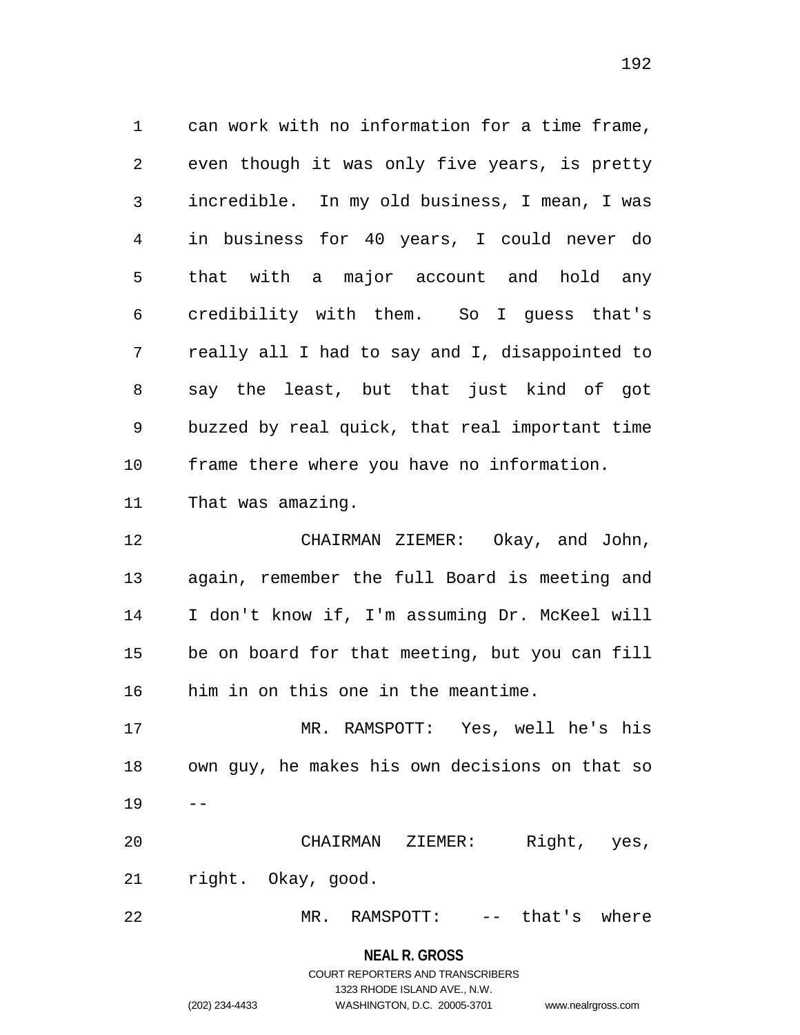can work with no information for a time frame, even though it was only five years, is pretty incredible. In my old business, I mean, I was in business for 40 years, I could never do that with a major account and hold any credibility with them. So I guess that's really all I had to say and I, disappointed to say the least, but that just kind of got buzzed by real quick, that real important time frame there where you have no information. That was amazing.

CHAIRMAN ZIEMER: Okay, and John, again, remember the full Board is meeting and I don't know if, I'm assuming Dr. McKeel will be on board for that meeting, but you can fill him in on this one in the meantime.

MR. RAMSPOTT: Yes, well he's his own guy, he makes his own decisions on that so --

CHAIRMAN ZIEMER: Right, yes, right. Okay, good.

MR. RAMSPOTT: -- that's where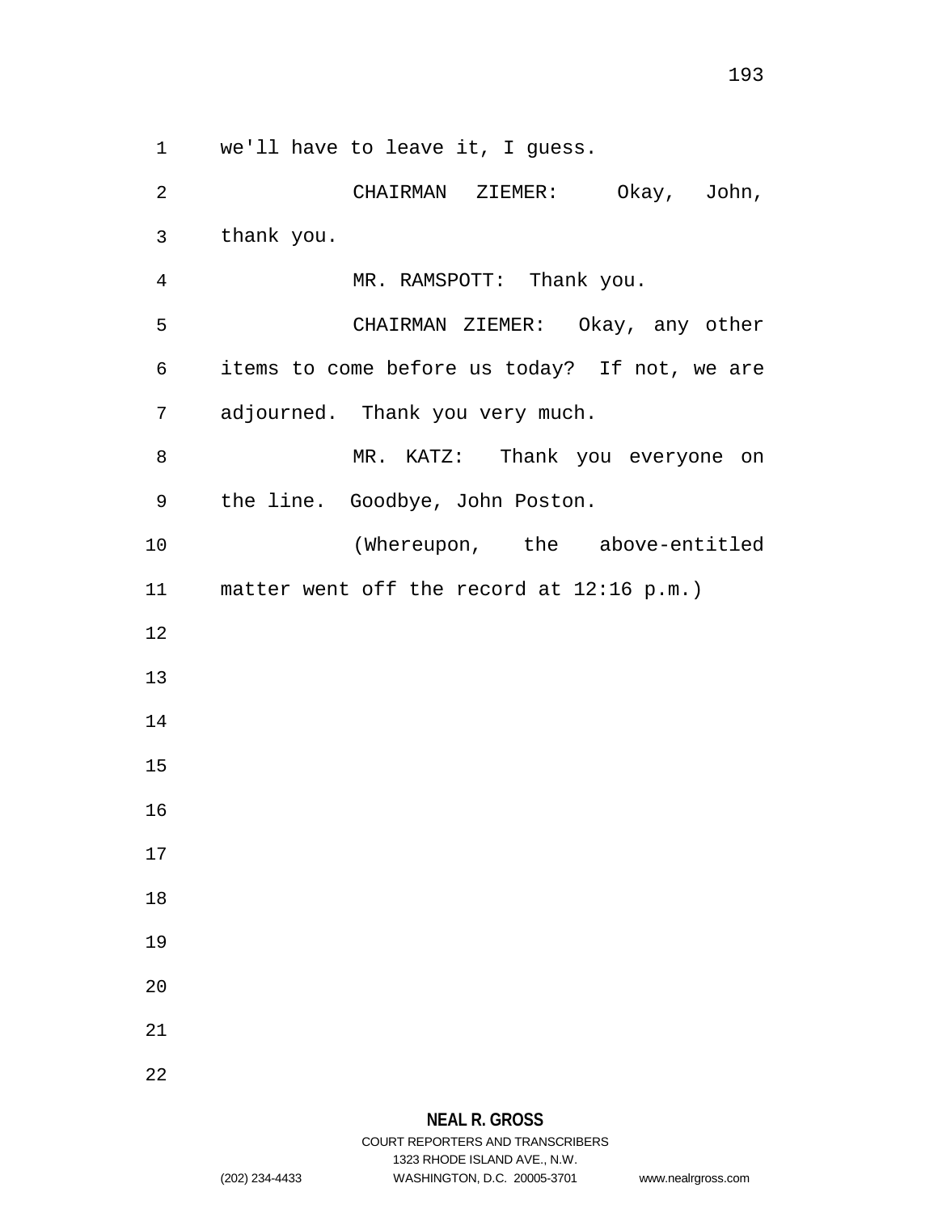we'll have to leave it, I guess.

CHAIRMAN ZIEMER: Okay, John, thank you.

MR. RAMSPOTT: Thank you.

CHAIRMAN ZIEMER: Okay, any other items to come before us today? If not, we are adjourned. Thank you very much.

MR. KATZ: Thank you everyone on the line. Goodbye, John Poston.

(Whereupon, the above-entitled matter went off the record at 12:16 p.m.)